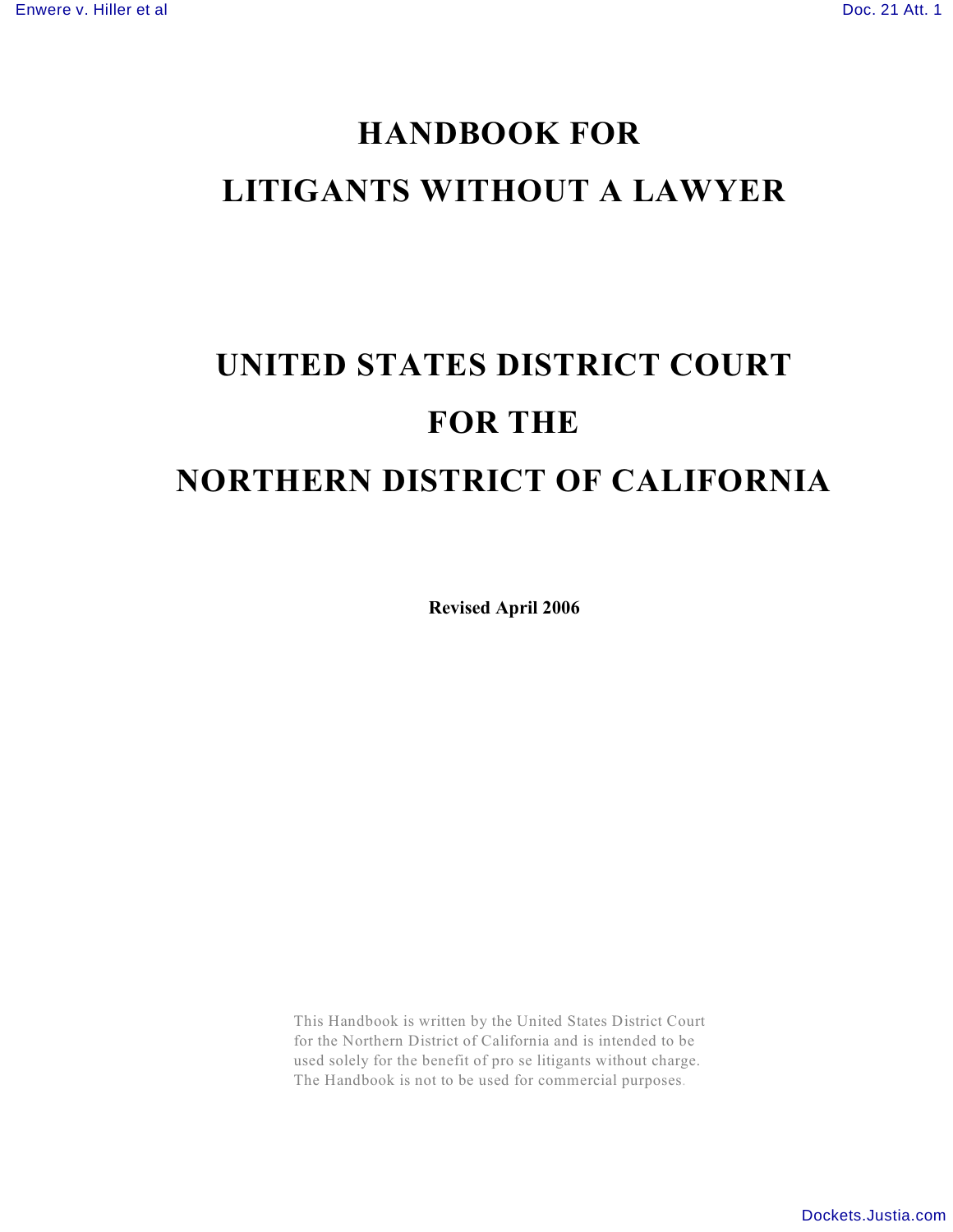# HANDBOOK FOR LITIGANTS WITHOUT A LAWYER

# UNITED STATES DISTRICT COURT FOR THE NORTHERN DISTRICT OF CALIFORNIA

**Revised April 2006**

This Handbook is written by the United States District Court for the Northern District of California and is intended to be used solely for the benefit of pro se litigants without charge. The Handbook is not to be used for commercial purposes.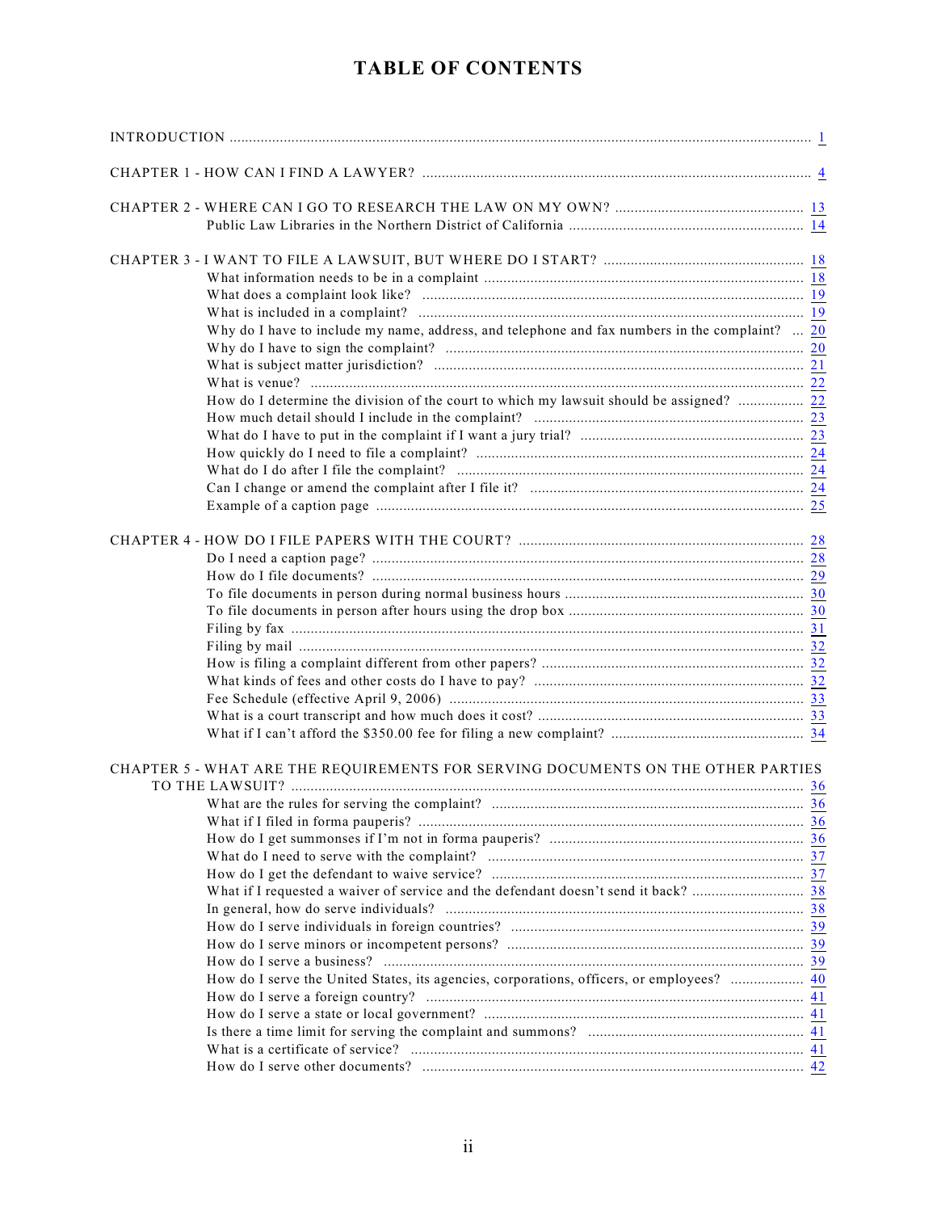# TABLE OF CONTENTS

INTRODUCTION ... 1

CHAPTER 1 - HOW CAN I FIND A LAWYER? ... 4

CHAPTER 2 - WHERE CAN I GO TO RESEARCH THE LAW ON MY OWN? ... 13
- Public Law Libraries in the Northern District of California ... 14

CHAPTER 3 - I WANT TO FILE A LAWSUIT, BUT WHERE DO I START? ... 18
- What information needs to be in a complaint ... 18
- What does a complaint look like? ... 19
- What is included in a complaint? ... 19
- Why do I have to include my name, address, and telephone and fax numbers in the complaint? ... 20
- Why do I have to sign the complaint? ... 20
- What is subject matter jurisdiction? ... 21
- What is venue? ... 22
- How do I determine the division of the court to which my lawsuit should be assigned? ... 22
- How much detail should I include in the complaint? ... 23
- What do I have to put in the complaint if I want a jury trial? ... 23
- How quickly do I need to file a complaint? ... 24
- What do I do after I file the complaint? ... 24
- Can I change or amend the complaint after I file it? ... 24
- Example of a caption page ... 25

CHAPTER 4 - HOW DO I FILE PAPERS WITH THE COURT? ... 28
- Do I need a caption page? ... 28
- How do I file documents? ... 29
- To file documents in person during normal business hours ... 30
- To file documents in person after hours using the drop box ... 30
- Filing by fax ... 31
- Filing by mail ... 32
- How is filing a complaint different from other papers? ... 32
- What kinds of fees and other costs do I have to pay? ... 32
- Fee Schedule (effective April 9, 2006) ... 33
- What is a court transcript and how much does it cost? ... 33
- What if I can't afford the $350.00 fee for filing a new complaint? ... 34

CHAPTER 5 - WHAT ARE THE REQUIREMENTS FOR SERVING DOCUMENTS ON THE OTHER PARTIES TO THE LAWSUIT? ... 36
- What are the rules for serving the complaint? ... 36
- What if I filed in forma pauperis? ... 36
- How do I get summonses if I'm not in forma pauperis? ... 36
- What do I need to serve with the complaint? ... 37
- How do I get the defendant to waive service? ... 37
- What if I requested a waiver of service and the defendant doesn't send it back? ... 38
- In general, how do serve individuals? ... 38
- How do I serve individuals in foreign countries? ... 39
- How do I serve minors or incompetent persons? ... 39
- How do I serve a business? ... 39
- How do I serve the United States, its agencies, corporations, officers, or employees? ... 40
- How do I serve a foreign country? ... 41
- How do I serve a state or local government? ... 41
- Is there a time limit for serving the complaint and summons? ... 41
- What is a certificate of service? ... 41
- How do I serve other documents? ... 42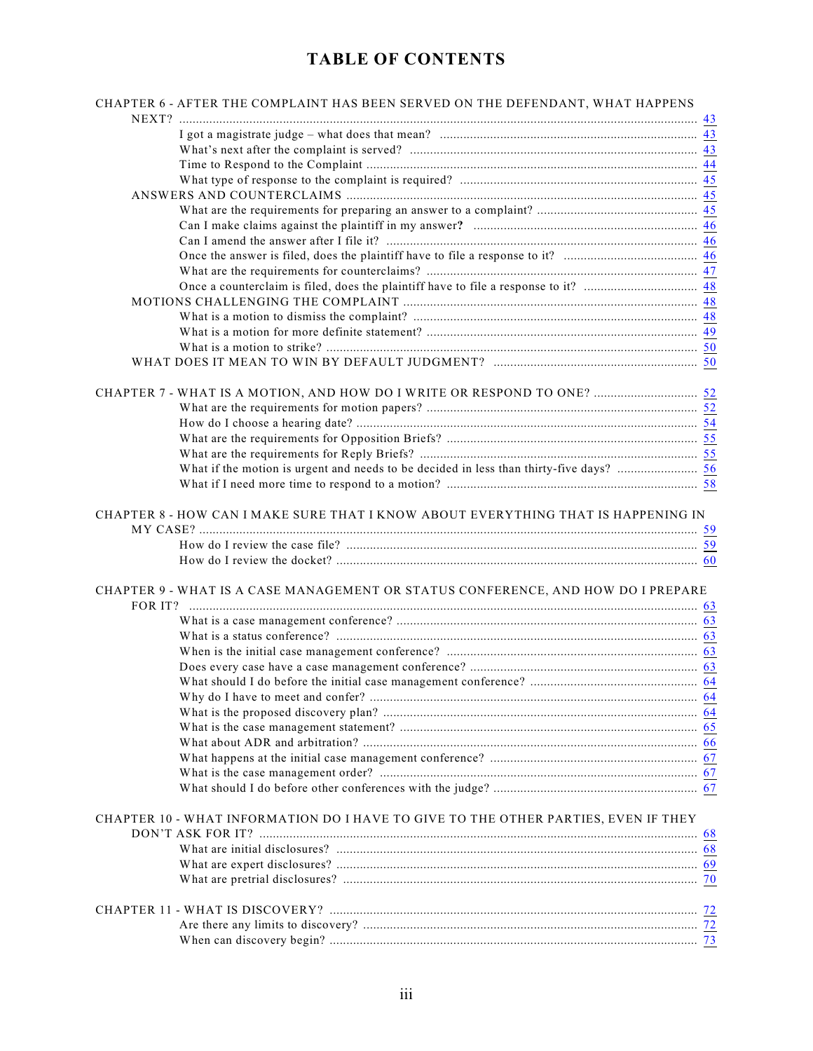# TABLE OF CONTENTS

CHAPTER 6 - AFTER THE COMPLAINT HAS BEEN SERVED ON THE DEFENDANT, WHAT HAPPENS NEXT? ..... 43
- I got a magistrate judge – what does that mean? ..... 43
- What's next after the complaint is served? ..... 43
- Time to Respond to the Complaint ..... 44
- What type of response to the complaint is required? ..... 45

ANSWERS AND COUNTERCLAIMS ..... 45
- What are the requirements for preparing an answer to a complaint? ..... 45
- Can I make claims against the plaintiff in my answer? ..... 46
- Can I amend the answer after I file it? ..... 46
- Once the answer is filed, does the plaintiff have to file a response to it? ..... 46
- What are the requirements for counterclaims? ..... 47
- Once a counterclaim is filed, does the plaintiff have to file a response to it? ..... 48

MOTIONS CHALLENGING THE COMPLAINT ..... 48
- What is a motion to dismiss the complaint? ..... 48
- What is a motion for more definite statement? ..... 49
- What is a motion to strike? ..... 50

WHAT DOES IT MEAN TO WIN BY DEFAULT JUDGMENT? ..... 50

CHAPTER 7 - WHAT IS A MOTION, AND HOW DO I WRITE OR RESPOND TO ONE? ..... 52
- What are the requirements for motion papers? ..... 52
- How do I choose a hearing date? ..... 54
- What are the requirements for Opposition Briefs? ..... 55
- What are the requirements for Reply Briefs? ..... 55
- What if the motion is urgent and needs to be decided in less than thirty-five days? ..... 56
- What if I need more time to respond to a motion? ..... 58

CHAPTER 8 - HOW CAN I MAKE SURE THAT I KNOW ABOUT EVERYTHING THAT IS HAPPENING IN MY CASE? ..... 59
- How do I review the case file? ..... 59
- How do I review the docket? ..... 60

CHAPTER 9 - WHAT IS A CASE MANAGEMENT OR STATUS CONFERENCE, AND HOW DO I PREPARE FOR IT? ..... 63
- What is a case management conference? ..... 63
- What is a status conference? ..... 63
- When is the initial case management conference? ..... 63
- Does every case have a case management conference? ..... 63
- What should I do before the initial case management conference? ..... 64
- Why do I have to meet and confer? ..... 64
- What is the proposed discovery plan? ..... 64
- What is the case management statement? ..... 65
- What about ADR and arbitration? ..... 66
- What happens at the initial case management conference? ..... 67
- What is the case management order? ..... 67
- What should I do before other conferences with the judge? ..... 67

CHAPTER 10 - WHAT INFORMATION DO I HAVE TO GIVE TO THE OTHER PARTIES, EVEN IF THEY DON'T ASK FOR IT? ..... 68
- What are initial disclosures? ..... 68
- What are expert disclosures? ..... 69
- What are pretrial disclosures? ..... 70

CHAPTER 11 - WHAT IS DISCOVERY? ..... 72
- Are there any limits to discovery? ..... 72
- When can discovery begin? ..... 73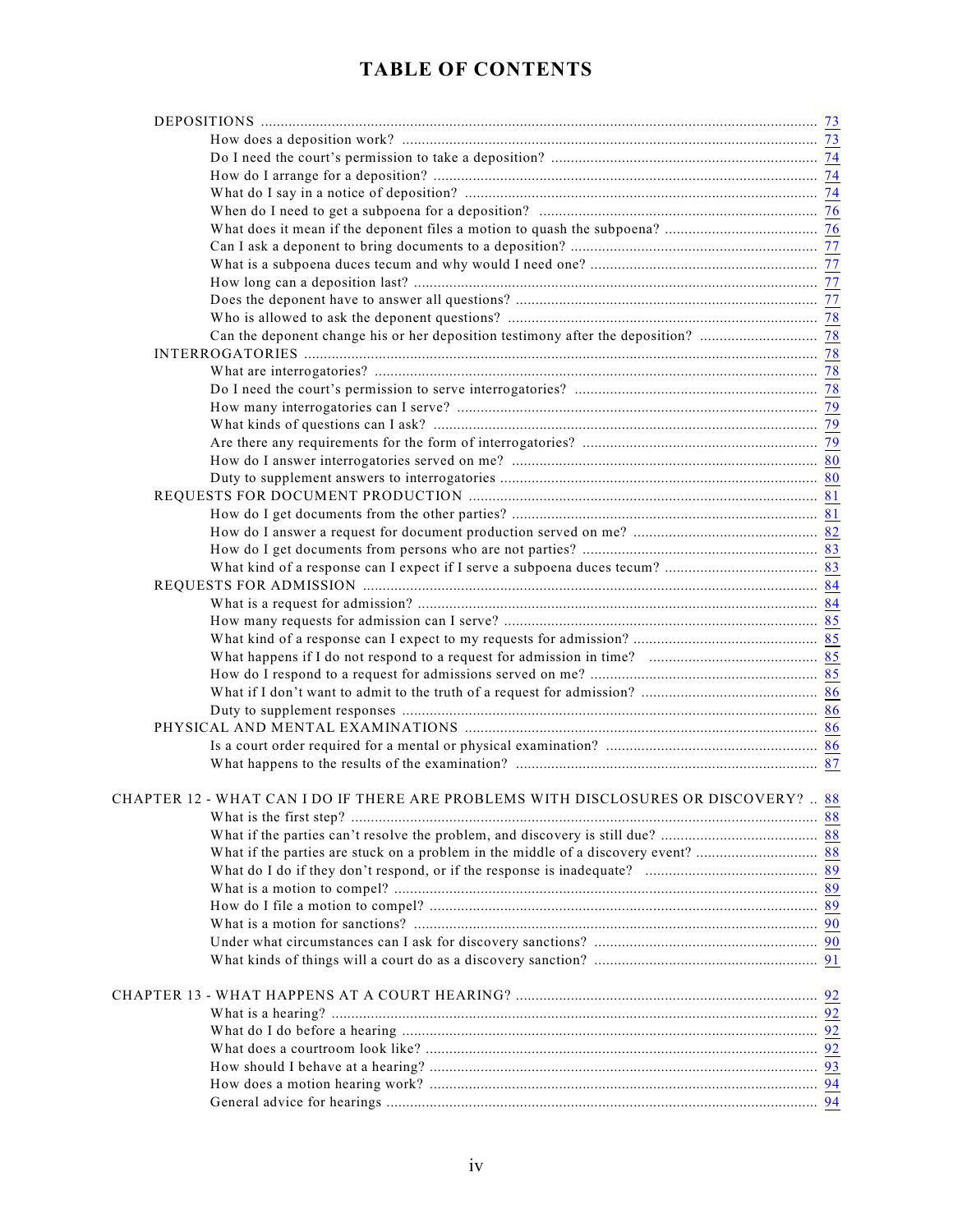# TABLE OF CONTENTS

- DEPOSITIONS ... 73
  - How does a deposition work? ... 73
  - Do I need the court's permission to take a deposition? ... 74
  - How do I arrange for a deposition? ... 74
  - What do I say in a notice of deposition? ... 74
  - When do I need to get a subpoena for a deposition? ... 76
  - What does it mean if the deponent files a motion to quash the subpoena? ... 76
  - Can I ask a deponent to bring documents to a deposition? ... 77
  - What is a subpoena duces tecum and why would I need one? ... 77
  - How long can a deposition last? ... 77
  - Does the deponent have to answer all questions? ... 77
  - Who is allowed to ask the deponent questions? ... 78
  - Can the deponent change his or her deposition testimony after the deposition? ... 78
- INTERROGATORIES ... 78
  - What are interrogatories? ... 78
  - Do I need the court's permission to serve interrogatories? ... 78
  - How many interrogatories can I serve? ... 79
  - What kinds of questions can I ask? ... 79
  - Are there any requirements for the form of interrogatories? ... 79
  - How do I answer interrogatories served on me? ... 80
  - Duty to supplement answers to interrogatories ... 80
- REQUESTS FOR DOCUMENT PRODUCTION ... 81
  - How do I get documents from the other parties? ... 81
  - How do I answer a request for document production served on me? ... 82
  - How do I get documents from persons who are not parties? ... 83
  - What kind of a response can I expect if I serve a subpoena duces tecum? ... 83
- REQUESTS FOR ADMISSION ... 84
  - What is a request for admission? ... 84
  - How many requests for admission can I serve? ... 85
  - What kind of a response can I expect to my requests for admission? ... 85
  - What happens if I do not respond to a request for admission in time? ... 85
  - How do I respond to a request for admissions served on me? ... 85
  - What if I don't want to admit to the truth of a request for admission? ... 86
  - Duty to supplement responses ... 86
- PHYSICAL AND MENTAL EXAMINATIONS ... 86
  - Is a court order required for a mental or physical examination? ... 86
  - What happens to the results of the examination? ... 87

CHAPTER 12 - WHAT CAN I DO IF THERE ARE PROBLEMS WITH DISCLOSURES OR DISCOVERY? ... 88
  - What is the first step? ... 88
  - What if the parties can't resolve the problem, and discovery is still due? ... 88
  - What if the parties are stuck on a problem in the middle of a discovery event? ... 88
  - What do I do if they don't respond, or if the response is inadequate? ... 89
  - What is a motion to compel? ... 89
  - How do I file a motion to compel? ... 89
  - What is a motion for sanctions? ... 90
  - Under what circumstances can I ask for discovery sanctions? ... 90
  - What kinds of things will a court do as a discovery sanction? ... 91

CHAPTER 13 - WHAT HAPPENS AT A COURT HEARING? ... 92
  - What is a hearing? ... 92
  - What do I do before a hearing ... 92
  - What does a courtroom look like? ... 92
  - How should I behave at a hearing? ... 93
  - How does a motion hearing work? ... 94
  - General advice for hearings ... 94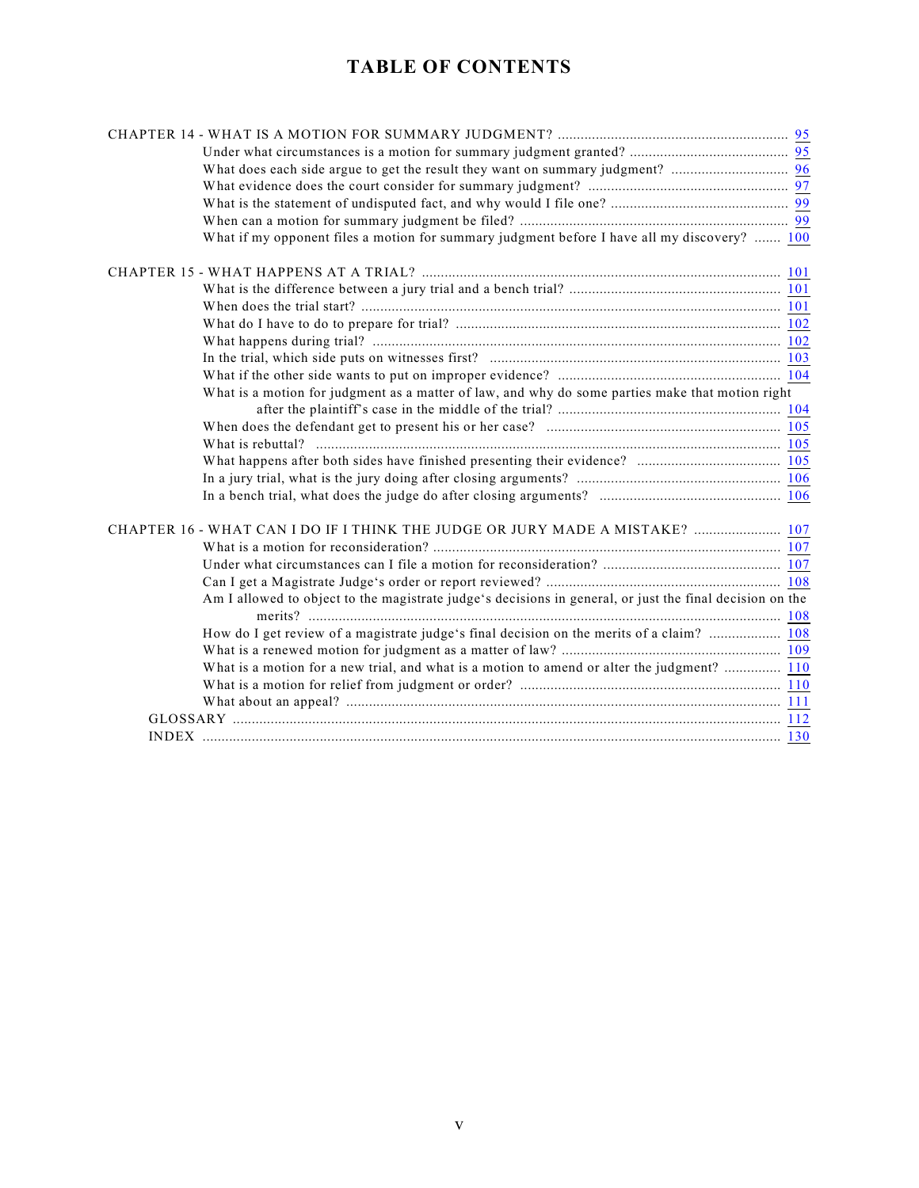# TABLE OF CONTENTS

CHAPTER 14 - WHAT IS A MOTION FOR SUMMARY JUDGMENT? ... 95
- Under what circumstances is a motion for summary judgment granted? ... 95
- What does each side argue to get the result they want on summary judgment? ... 96
- What evidence does the court consider for summary judgment? ... 97
- What is the statement of undisputed fact, and why would I file one? ... 99
- When can a motion for summary judgment be filed? ... 99
- What if my opponent files a motion for summary judgment before I have all my discovery? ... 100

CHAPTER 15 - WHAT HAPPENS AT A TRIAL? ... 101
- What is the difference between a jury trial and a bench trial? ... 101
- When does the trial start? ... 101
- What do I have to do to prepare for trial? ... 102
- What happens during trial? ... 102
- In the trial, which side puts on witnesses first? ... 103
- What if the other side wants to put on improper evidence? ... 104
- What is a motion for judgment as a matter of law, and why do some parties make that motion right after the plaintiff's case in the middle of the trial? ... 104
- When does the defendant get to present his or her case? ... 105
- What is rebuttal? ... 105
- What happens after both sides have finished presenting their evidence? ... 105
- In a jury trial, what is the jury doing after closing arguments? ... 106
- In a bench trial, what does the judge do after closing arguments? ... 106

CHAPTER 16 - WHAT CAN I DO IF I THINK THE JUDGE OR JURY MADE A MISTAKE? ... 107
- What is a motion for reconsideration? ... 107
- Under what circumstances can I file a motion for reconsideration? ... 107
- Can I get a Magistrate Judge's order or report reviewed? ... 108
- Am I allowed to object to the magistrate judge's decisions in general, or just the final decision on the merits? ... 108
- How do I get review of a magistrate judge's final decision on the merits of a claim? ... 108
- What is a renewed motion for judgment as a matter of law? ... 109
- What is a motion for a new trial, and what is a motion to amend or alter the judgment? ... 110
- What is a motion for relief from judgment or order? ... 110
- What about an appeal? ... 111

GLOSSARY ... 112

INDEX ... 130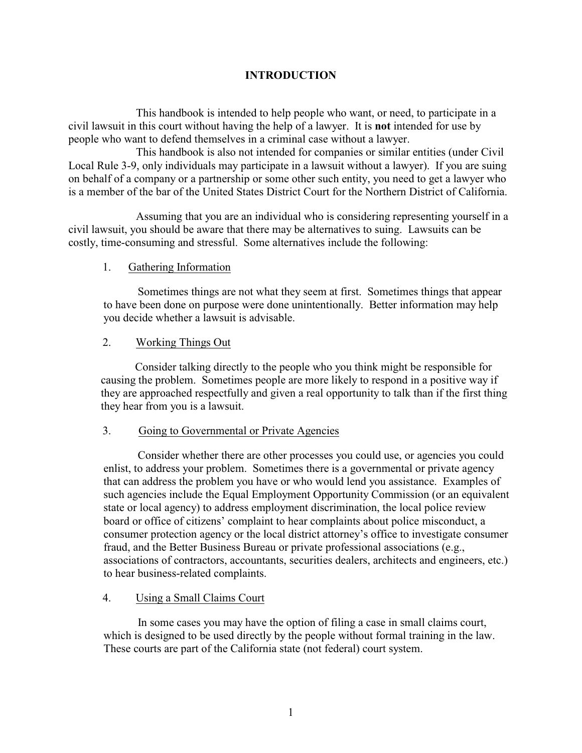# INTRODUCTION

This handbook is intended to help people who want, or need, to participate in a civil lawsuit in this court without having the help of a lawyer. It is **not** intended for use by people who want to defend themselves in a criminal case without a lawyer.

This handbook is also not intended for companies or similar entities (under Civil Local Rule 3-9, only individuals may participate in a lawsuit without a lawyer). If you are suing on behalf of a company or a partnership or some other such entity, you need to get a lawyer who is a member of the bar of the United States District Court for the Northern District of California.

Assuming that you are an individual who is considering representing yourself in a civil lawsuit, you should be aware that there may be alternatives to suing. Lawsuits can be costly, time-consuming and stressful. Some alternatives include the following:

1. Gathering Information

   Sometimes things are not what they seem at first. Sometimes things that appear to have been done on purpose were done unintentionally. Better information may help you decide whether a lawsuit is advisable.

2. Working Things Out

   Consider talking directly to the people who you think might be responsible for causing the problem. Sometimes people are more likely to respond in a positive way if they are approached respectfully and given a real opportunity to talk than if the first thing they hear from you is a lawsuit.

3. Going to Governmental or Private Agencies

   Consider whether there are other processes you could use, or agencies you could enlist, to address your problem. Sometimes there is a governmental or private agency that can address the problem you have or who would lend you assistance. Examples of such agencies include the Equal Employment Opportunity Commission (or an equivalent state or local agency) to address employment discrimination, the local police review board or office of citizens' complaint to hear complaints about police misconduct, a consumer protection agency or the local district attorney's office to investigate consumer fraud, and the Better Business Bureau or private professional associations (e.g., associations of contractors, accountants, securities dealers, architects and engineers, etc.) to hear business-related complaints.

4. Using a Small Claims Court

   In some cases you may have the option of filing a case in small claims court, which is designed to be used directly by the people without formal training in the law. These courts are part of the California state (not federal) court system.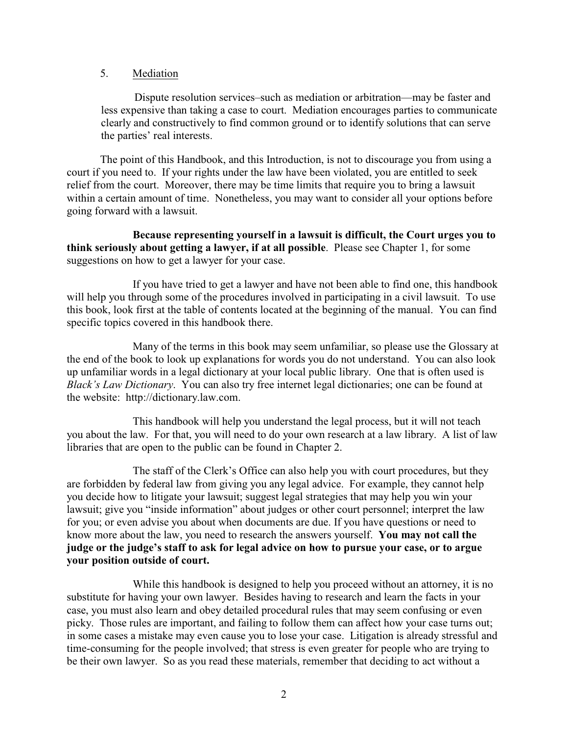5. Mediation

Dispute resolution services–such as mediation or arbitration—may be faster and less expensive than taking a case to court. Mediation encourages parties to communicate clearly and constructively to find common ground or to identify solutions that can serve the parties' real interests.

The point of this Handbook, and this Introduction, is not to discourage you from using a court if you need to. If your rights under the law have been violated, you are entitled to seek relief from the court. Moreover, there may be time limits that require you to bring a lawsuit within a certain amount of time. Nonetheless, you may want to consider all your options before going forward with a lawsuit.

**Because representing yourself in a lawsuit is difficult, the Court urges you to think seriously about getting a lawyer, if at all possible**. Please see Chapter 1, for some suggestions on how to get a lawyer for your case.

If you have tried to get a lawyer and have not been able to find one, this handbook will help you through some of the procedures involved in participating in a civil lawsuit. To use this book, look first at the table of contents located at the beginning of the manual. You can find specific topics covered in this handbook there.

Many of the terms in this book may seem unfamiliar, so please use the Glossary at the end of the book to look up explanations for words you do not understand. You can also look up unfamiliar words in a legal dictionary at your local public library. One that is often used is *Black's Law Dictionary*. You can also try free internet legal dictionaries; one can be found at the website: http://dictionary.law.com.

This handbook will help you understand the legal process, but it will not teach you about the law. For that, you will need to do your own research at a law library. A list of law libraries that are open to the public can be found in Chapter 2.

The staff of the Clerk's Office can also help you with court procedures, but they are forbidden by federal law from giving you any legal advice. For example, they cannot help you decide how to litigate your lawsuit; suggest legal strategies that may help you win your lawsuit; give you "inside information" about judges or other court personnel; interpret the law for you; or even advise you about when documents are due. If you have questions or need to know more about the law, you need to research the answers yourself. **You may not call the judge or the judge's staff to ask for legal advice on how to pursue your case, or to argue your position outside of court.**

While this handbook is designed to help you proceed without an attorney, it is no substitute for having your own lawyer. Besides having to research and learn the facts in your case, you must also learn and obey detailed procedural rules that may seem confusing or even picky. Those rules are important, and failing to follow them can affect how your case turns out; in some cases a mistake may even cause you to lose your case. Litigation is already stressful and time-consuming for the people involved; that stress is even greater for people who are trying to be their own lawyer. So as you read these materials, remember that deciding to act without a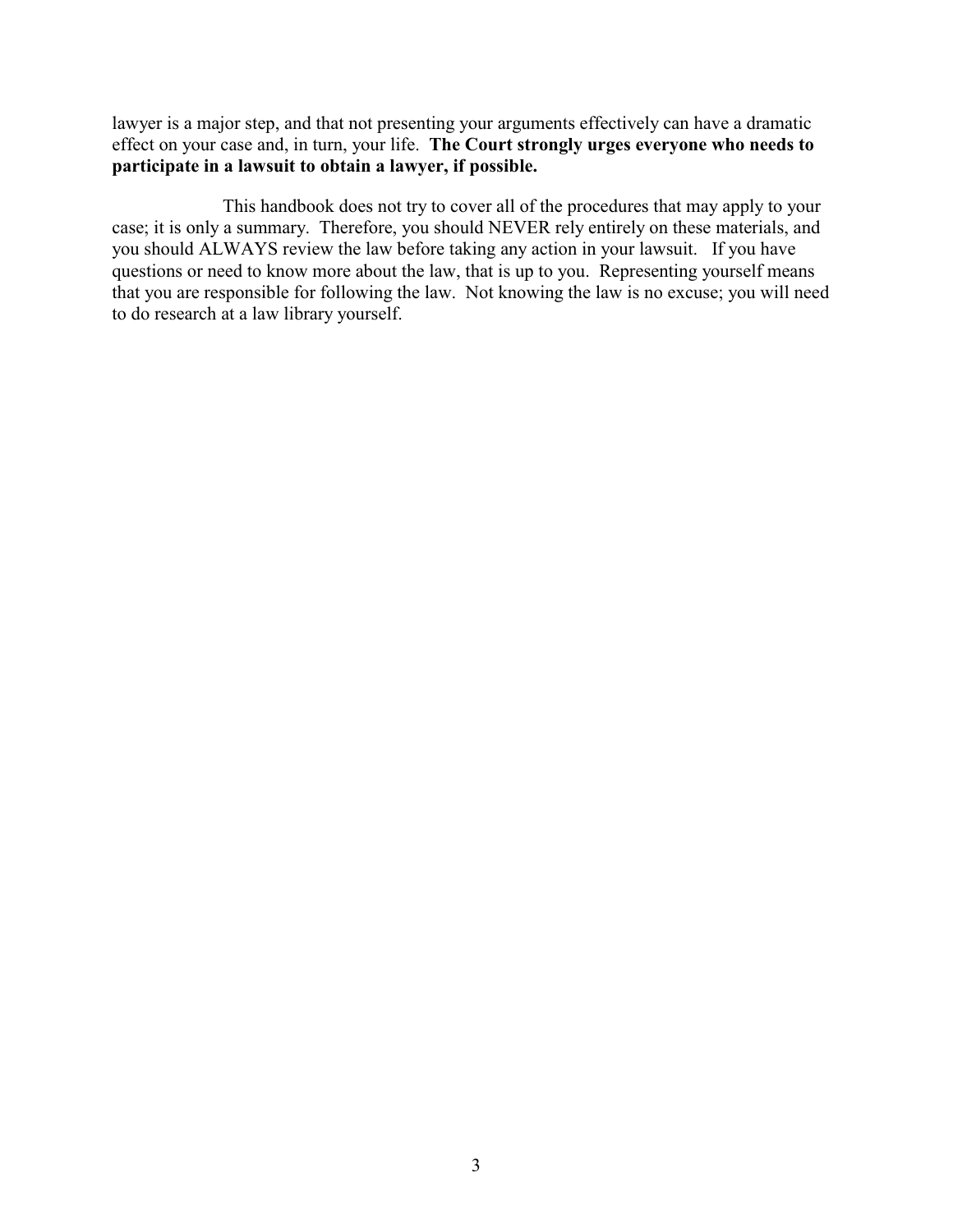lawyer is a major step, and that not presenting your arguments effectively can have a dramatic effect on your case and, in turn, your life. **The Court strongly urges everyone who needs to participate in a lawsuit to obtain a lawyer, if possible.**

This handbook does not try to cover all of the procedures that may apply to your case; it is only a summary. Therefore, you should NEVER rely entirely on these materials, and you should ALWAYS review the law before taking any action in your lawsuit. If you have questions or need to know more about the law, that is up to you. Representing yourself means that you are responsible for following the law. Not knowing the law is no excuse; you will need to do research at a law library yourself.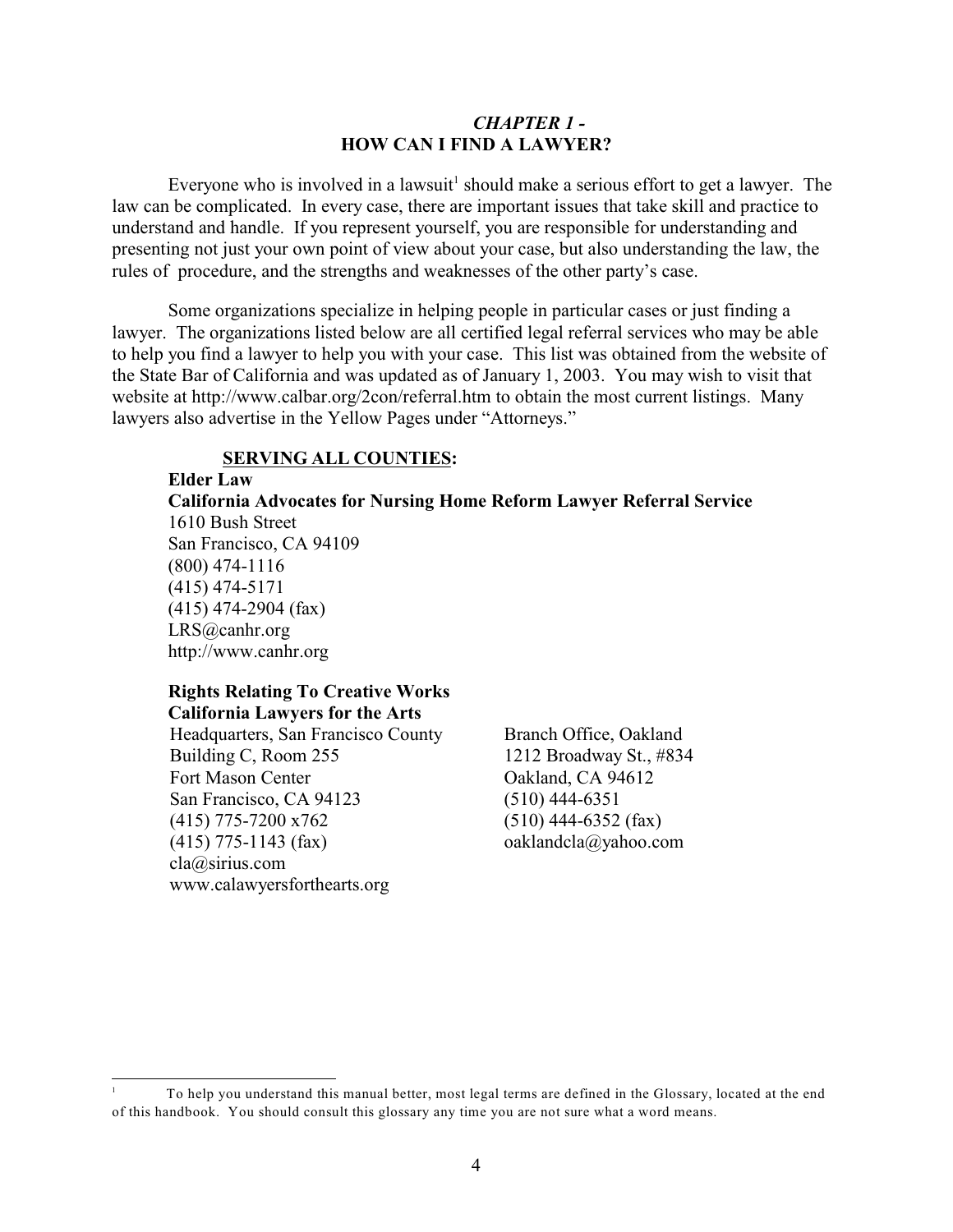## *CHAPTER 1 -*
## HOW CAN I FIND A LAWYER?

Everyone who is involved in a lawsuit[1] should make a serious effort to get a lawyer. The law can be complicated. In every case, there are important issues that take skill and practice to understand and handle. If you represent yourself, you are responsible for understanding and presenting not just your own point of view about your case, but also understanding the law, the rules of procedure, and the strengths and weaknesses of the other party's case.

Some organizations specialize in helping people in particular cases or just finding a lawyer. The organizations listed below are all certified legal referral services who may be able to help you find a lawyer to help you with your case. This list was obtained from the website of the State Bar of California and was updated as of January 1, 2003. You may wish to visit that website at http://www.calbar.org/2con/referral.htm to obtain the most current listings. Many lawyers also advertise in the Yellow Pages under "Attorneys."

**SERVING ALL COUNTIES:**

**Elder Law**
**California Advocates for Nursing Home Reform Lawyer Referral Service**
1610 Bush Street
San Francisco, CA 94109
(800) 474-1116
(415) 474-5171
(415) 474-2904 (fax)
LRS@canhr.org
http://www.canhr.org

**Rights Relating To Creative Works**
**California Lawyers for the Arts**

Headquarters, San Francisco County
Building C, Room 255
Fort Mason Center
San Francisco, CA 94123
(415) 775-7200 x762
(415) 775-1143 (fax)
cla@sirius.com
www.calawyersforthearts.org

Branch Office, Oakland
1212 Broadway St., #834
Oakland, CA 94612
(510) 444-6351
(510) 444-6352 (fax)
oaklandcla@yahoo.com

---

[1] To help you understand this manual better, most legal terms are defined in the Glossary, located at the end of this handbook. You should consult this glossary any time you are not sure what a word means.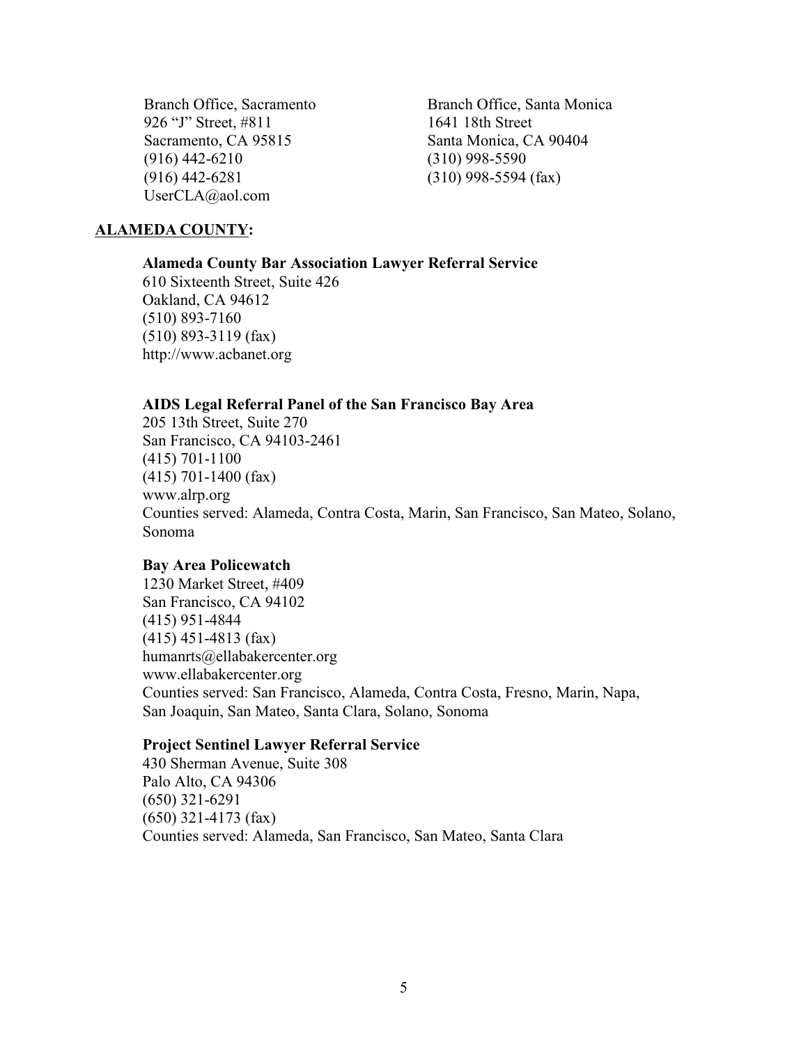Branch Office, Sacramento
926 "J" Street, #811
Sacramento, CA 95815
(916) 442-6210
(916) 442-6281
UserCLA@aol.com

Branch Office, Santa Monica
1641 18th Street
Santa Monica, CA 90404
(310) 998-5590
(310) 998-5594 (fax)

## ALAMEDA COUNTY:

**Alameda County Bar Association Lawyer Referral Service**
610 Sixteenth Street, Suite 426
Oakland, CA 94612
(510) 893-7160
(510) 893-3119 (fax)
http://www.acbanet.org

**AIDS Legal Referral Panel of the San Francisco Bay Area**
205 13th Street, Suite 270
San Francisco, CA 94103-2461
(415) 701-1100
(415) 701-1400 (fax)
www.alrp.org
Counties served: Alameda, Contra Costa, Marin, San Francisco, San Mateo, Solano, Sonoma

**Bay Area Policewatch**
1230 Market Street, #409
San Francisco, CA 94102
(415) 951-4844
(415) 451-4813 (fax)
humanrts@ellabakercenter.org
www.ellabakercenter.org
Counties served: San Francisco, Alameda, Contra Costa, Fresno, Marin, Napa, San Joaquin, San Mateo, Santa Clara, Solano, Sonoma

**Project Sentinel Lawyer Referral Service**
430 Sherman Avenue, Suite 308
Palo Alto, CA 94306
(650) 321-6291
(650) 321-4173 (fax)
Counties served: Alameda, San Francisco, San Mateo, Santa Clara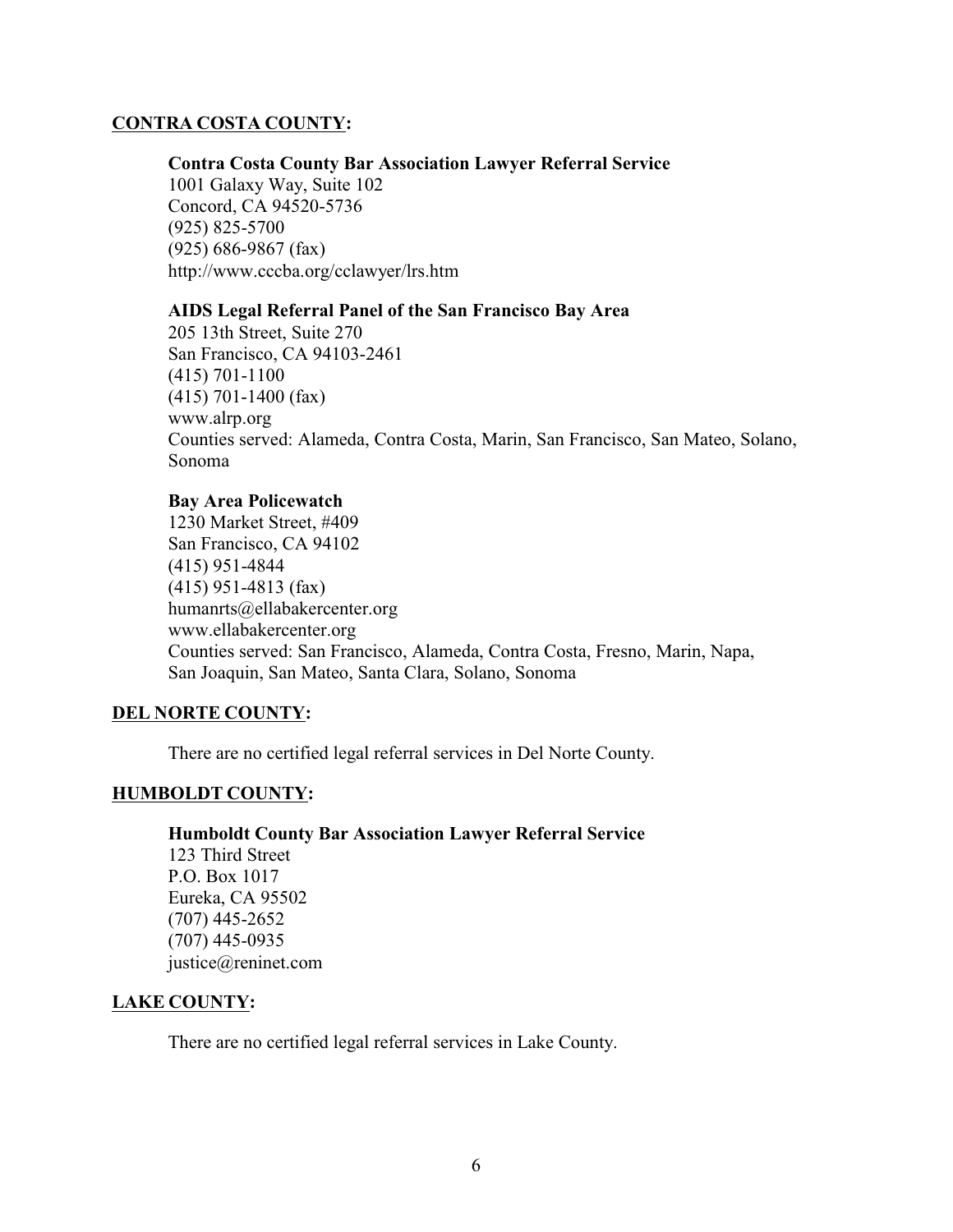**CONTRA COSTA COUNTY:**

**Contra Costa County Bar Association Lawyer Referral Service**
1001 Galaxy Way, Suite 102
Concord, CA 94520-5736
(925) 825-5700
(925) 686-9867 (fax)
http://www.cccba.org/cclawyer/lrs.htm

**AIDS Legal Referral Panel of the San Francisco Bay Area**
205 13th Street, Suite 270
San Francisco, CA 94103-2461
(415) 701-1100
(415) 701-1400 (fax)
www.alrp.org
Counties served: Alameda, Contra Costa, Marin, San Francisco, San Mateo, Solano, Sonoma

**Bay Area Policewatch**
1230 Market Street, #409
San Francisco, CA 94102
(415) 951-4844
(415) 951-4813 (fax)
humanrts@ellabakercenter.org
www.ellabakercenter.org
Counties served: San Francisco, Alameda, Contra Costa, Fresno, Marin, Napa, San Joaquin, San Mateo, Santa Clara, Solano, Sonoma

**DEL NORTE COUNTY:**

There are no certified legal referral services in Del Norte County.

**HUMBOLDT COUNTY:**

**Humboldt County Bar Association Lawyer Referral Service**
123 Third Street
P.O. Box 1017
Eureka, CA 95502
(707) 445-2652
(707) 445-0935
justice@reninet.com

**LAKE COUNTY:**

There are no certified legal referral services in Lake County.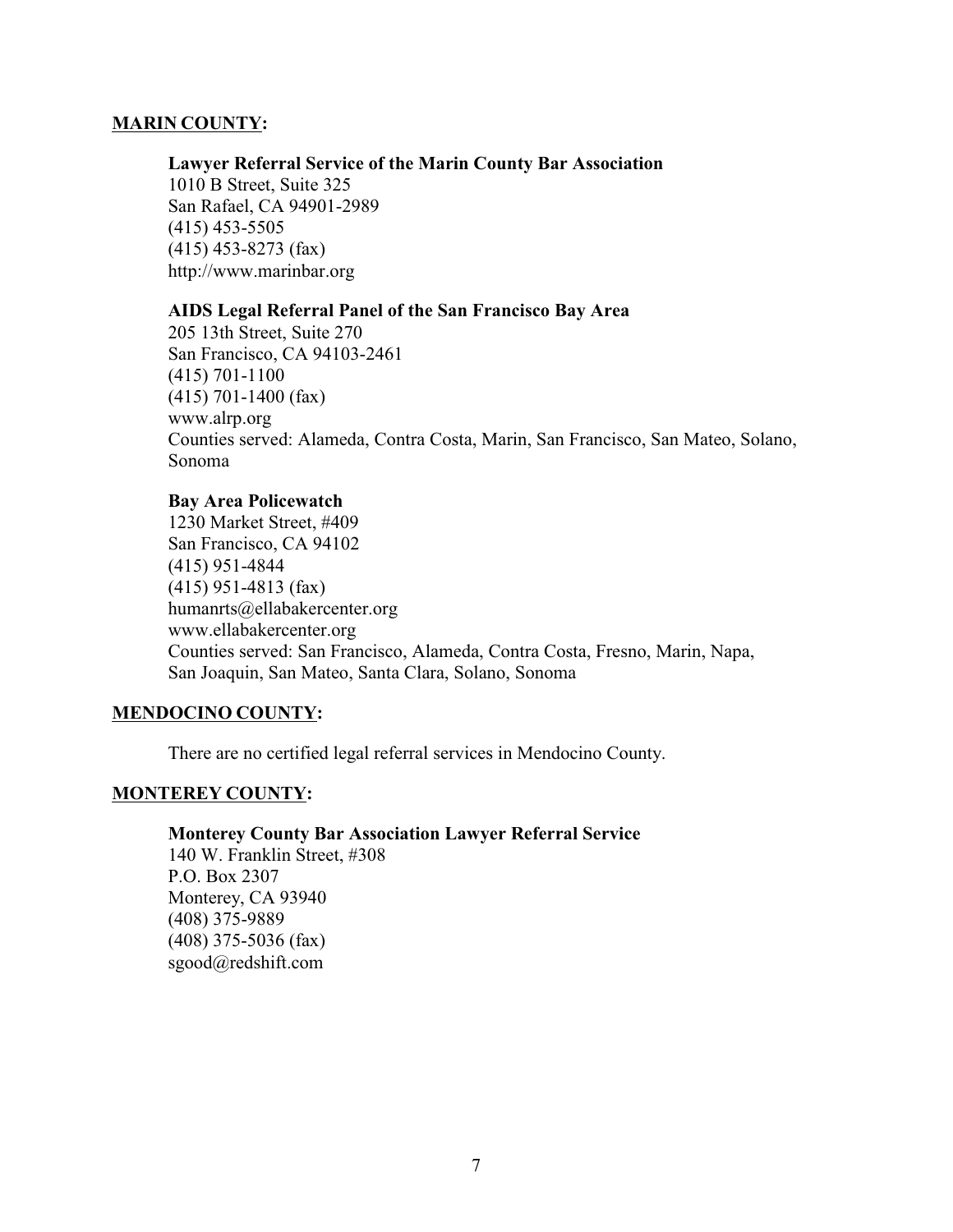## **MARIN COUNTY:**

**Lawyer Referral Service of the Marin County Bar Association**
1010 B Street, Suite 325
San Rafael, CA 94901-2989
(415) 453-5505
(415) 453-8273 (fax)
http://www.marinbar.org

**AIDS Legal Referral Panel of the San Francisco Bay Area**
205 13th Street, Suite 270
San Francisco, CA 94103-2461
(415) 701-1100
(415) 701-1400 (fax)
www.alrp.org
Counties served: Alameda, Contra Costa, Marin, San Francisco, San Mateo, Solano, Sonoma

**Bay Area Policewatch**
1230 Market Street, #409
San Francisco, CA 94102
(415) 951-4844
(415) 951-4813 (fax)
humanrts@ellabakercenter.org
www.ellabakercenter.org
Counties served: San Francisco, Alameda, Contra Costa, Fresno, Marin, Napa, San Joaquin, San Mateo, Santa Clara, Solano, Sonoma

## **MENDOCINO COUNTY:**

There are no certified legal referral services in Mendocino County.

## **MONTEREY COUNTY:**

**Monterey County Bar Association Lawyer Referral Service**
140 W. Franklin Street, #308
P.O. Box 2307
Monterey, CA 93940
(408) 375-9889
(408) 375-5036 (fax)
sgood@redshift.com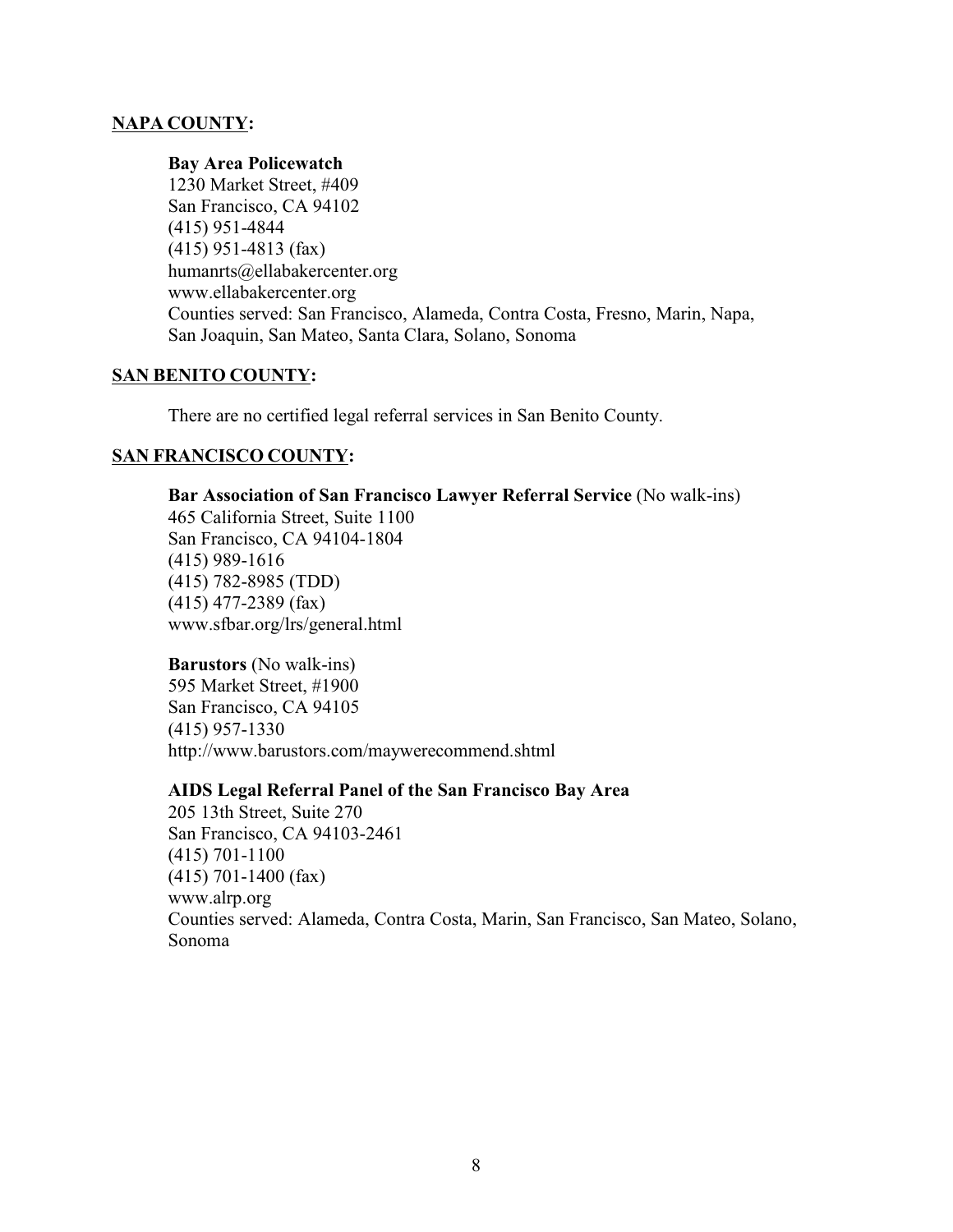**NAPA COUNTY:**

**Bay Area Policewatch**
1230 Market Street, #409
San Francisco, CA 94102
(415) 951-4844
(415) 951-4813 (fax)
humanrts@ellabakercenter.org
www.ellabakercenter.org
Counties served: San Francisco, Alameda, Contra Costa, Fresno, Marin, Napa, San Joaquin, San Mateo, Santa Clara, Solano, Sonoma

**SAN BENITO COUNTY:**

There are no certified legal referral services in San Benito County.

**SAN FRANCISCO COUNTY:**

**Bar Association of San Francisco Lawyer Referral Service** (No walk-ins)
465 California Street, Suite 1100
San Francisco, CA 94104-1804
(415) 989-1616
(415) 782-8985 (TDD)
(415) 477-2389 (fax)
www.sfbar.org/lrs/general.html

**Barustors** (No walk-ins)
595 Market Street, #1900
San Francisco, CA 94105
(415) 957-1330
http://www.barustors.com/maywerecommend.shtml

**AIDS Legal Referral Panel of the San Francisco Bay Area**
205 13th Street, Suite 270
San Francisco, CA 94103-2461
(415) 701-1100
(415) 701-1400 (fax)
www.alrp.org
Counties served: Alameda, Contra Costa, Marin, San Francisco, San Mateo, Solano, Sonoma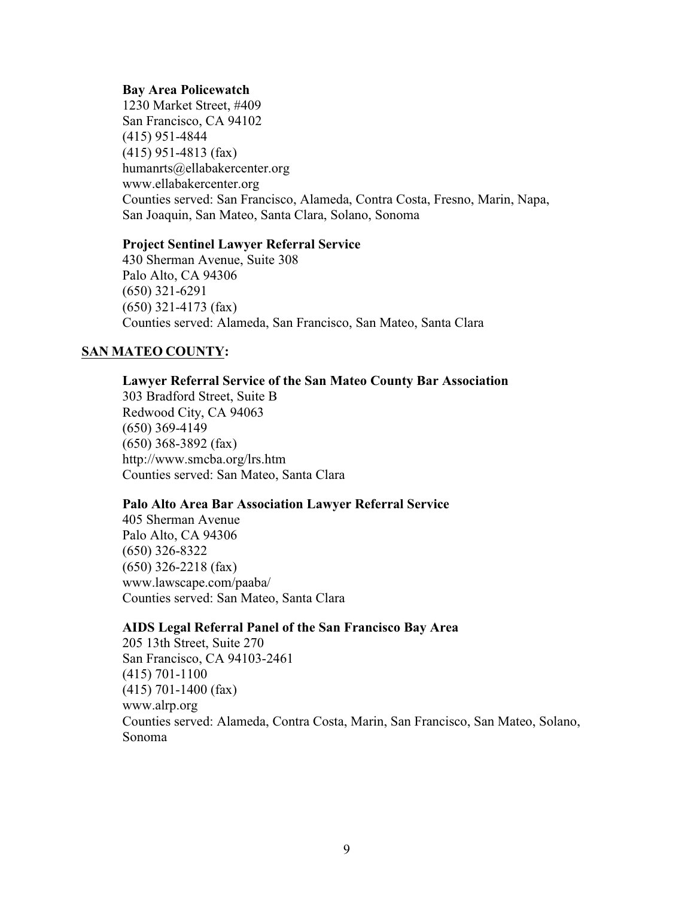**Bay Area Policewatch**
1230 Market Street, #409
San Francisco, CA 94102
(415) 951-4844
(415) 951-4813 (fax)
humanrts@ellabakercenter.org
www.ellabakercenter.org
Counties served: San Francisco, Alameda, Contra Costa, Fresno, Marin, Napa, San Joaquin, San Mateo, Santa Clara, Solano, Sonoma

**Project Sentinel Lawyer Referral Service**
430 Sherman Avenue, Suite 308
Palo Alto, CA 94306
(650) 321-6291
(650) 321-4173 (fax)
Counties served: Alameda, San Francisco, San Mateo, Santa Clara

## SAN MATEO COUNTY:

**Lawyer Referral Service of the San Mateo County Bar Association**
303 Bradford Street, Suite B
Redwood City, CA 94063
(650) 369-4149
(650) 368-3892 (fax)
http://www.smcba.org/lrs.htm
Counties served: San Mateo, Santa Clara

**Palo Alto Area Bar Association Lawyer Referral Service**
405 Sherman Avenue
Palo Alto, CA 94306
(650) 326-8322
(650) 326-2218 (fax)
www.lawscape.com/paaba/
Counties served: San Mateo, Santa Clara

**AIDS Legal Referral Panel of the San Francisco Bay Area**
205 13th Street, Suite 270
San Francisco, CA 94103-2461
(415) 701-1100
(415) 701-1400 (fax)
www.alrp.org
Counties served: Alameda, Contra Costa, Marin, San Francisco, San Mateo, Solano, Sonoma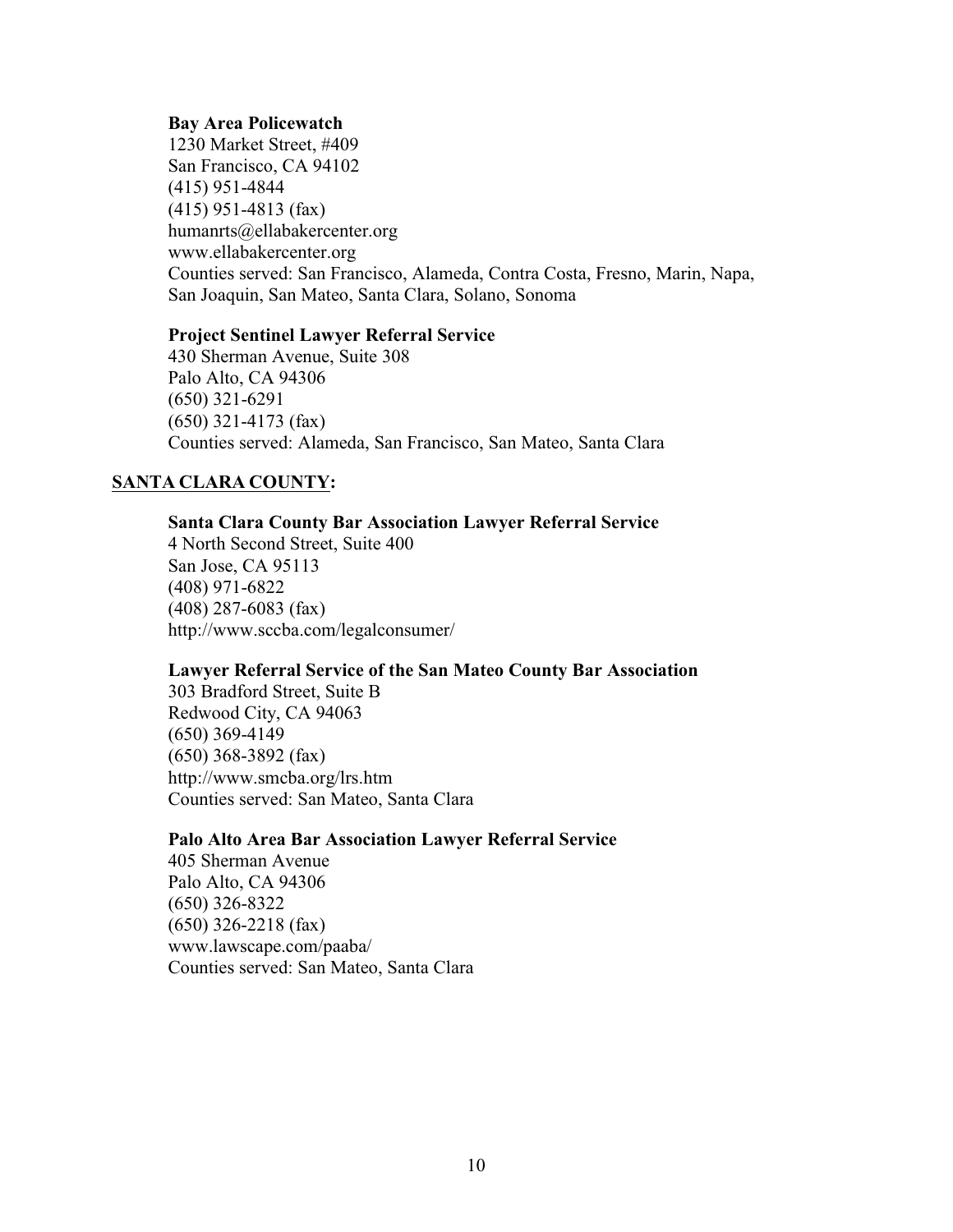**Bay Area Policewatch**
1230 Market Street, #409
San Francisco, CA 94102
(415) 951-4844
(415) 951-4813 (fax)
humanrts@ellabakercenter.org
www.ellabakercenter.org
Counties served: San Francisco, Alameda, Contra Costa, Fresno, Marin, Napa, San Joaquin, San Mateo, Santa Clara, Solano, Sonoma

**Project Sentinel Lawyer Referral Service**
430 Sherman Avenue, Suite 308
Palo Alto, CA 94306
(650) 321-6291
(650) 321-4173 (fax)
Counties served: Alameda, San Francisco, San Mateo, Santa Clara

## <u>SANTA CLARA COUNTY</u>:

**Santa Clara County Bar Association Lawyer Referral Service**
4 North Second Street, Suite 400
San Jose, CA 95113
(408) 971-6822
(408) 287-6083 (fax)
http://www.sccba.com/legalconsumer/

**Lawyer Referral Service of the San Mateo County Bar Association**
303 Bradford Street, Suite B
Redwood City, CA 94063
(650) 369-4149
(650) 368-3892 (fax)
http://www.smcba.org/lrs.htm
Counties served: San Mateo, Santa Clara

**Palo Alto Area Bar Association Lawyer Referral Service**
405 Sherman Avenue
Palo Alto, CA 94306
(650) 326-8322
(650) 326-2218 (fax)
www.lawscape.com/paaba/
Counties served: San Mateo, Santa Clara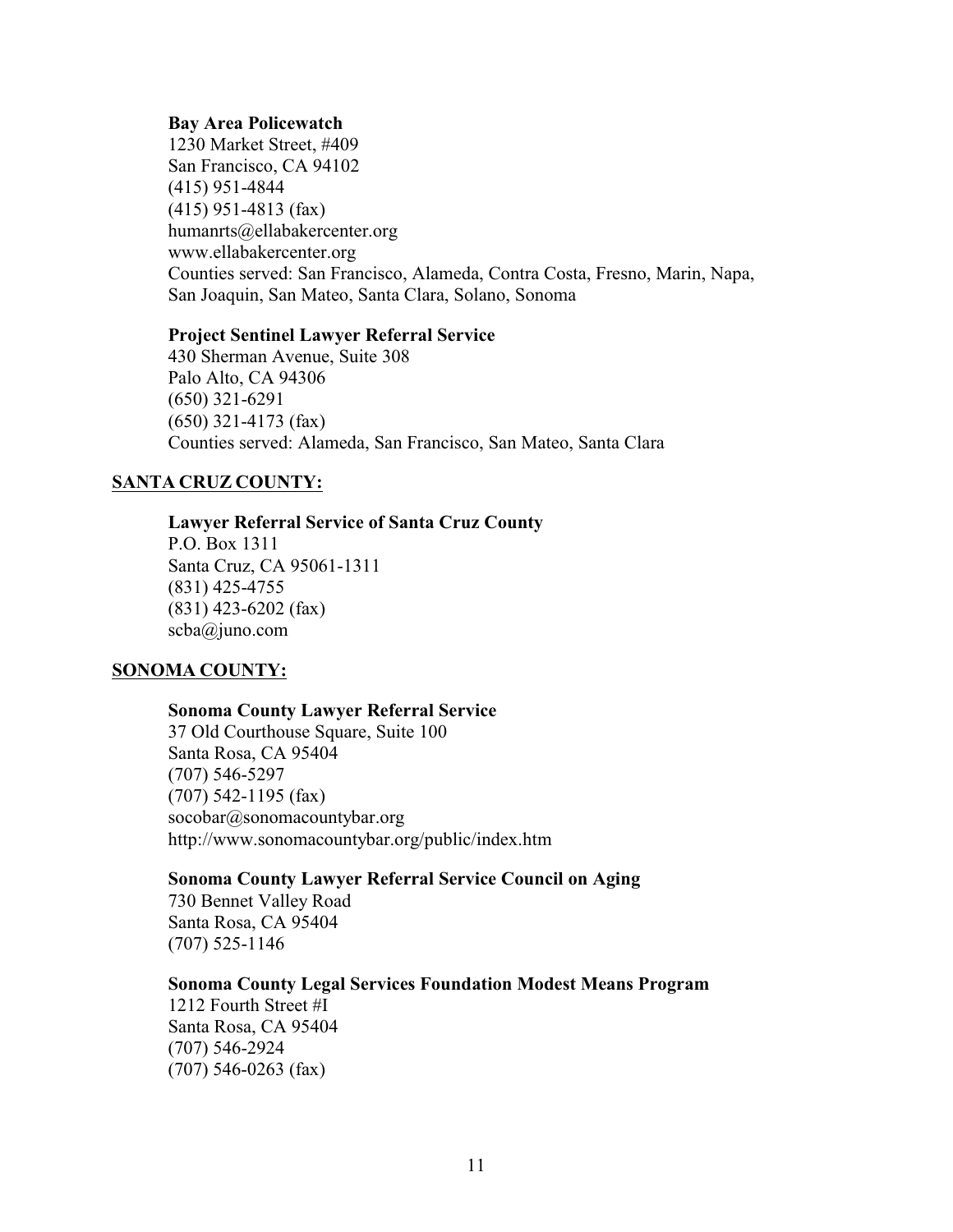**Bay Area Policewatch**
1230 Market Street, #409
San Francisco, CA 94102
(415) 951-4844
(415) 951-4813 (fax)
humanrts@ellabakercenter.org
www.ellabakercenter.org
Counties served: San Francisco, Alameda, Contra Costa, Fresno, Marin, Napa, San Joaquin, San Mateo, Santa Clara, Solano, Sonoma

**Project Sentinel Lawyer Referral Service**
430 Sherman Avenue, Suite 308
Palo Alto, CA 94306
(650) 321-6291
(650) 321-4173 (fax)
Counties served: Alameda, San Francisco, San Mateo, Santa Clara

## SANTA CRUZ COUNTY:

**Lawyer Referral Service of Santa Cruz County**
P.O. Box 1311
Santa Cruz, CA 95061-1311
(831) 425-4755
(831) 423-6202 (fax)
scba@juno.com

## SONOMA COUNTY:

**Sonoma County Lawyer Referral Service**
37 Old Courthouse Square, Suite 100
Santa Rosa, CA 95404
(707) 546-5297
(707) 542-1195 (fax)
socobar@sonomacountybar.org
http://www.sonomacountybar.org/public/index.htm

**Sonoma County Lawyer Referral Service Council on Aging**
730 Bennet Valley Road
Santa Rosa, CA 95404
(707) 525-1146

**Sonoma County Legal Services Foundation Modest Means Program**
1212 Fourth Street #I
Santa Rosa, CA 95404
(707) 546-2924
(707) 546-0263 (fax)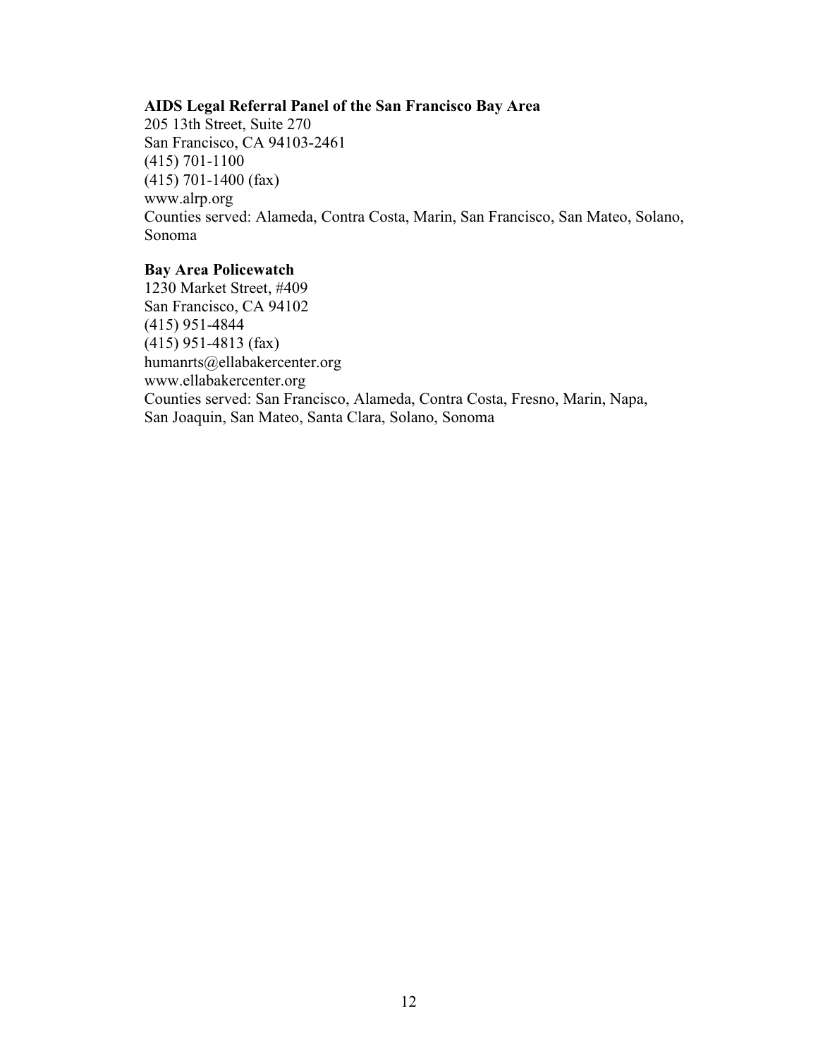**AIDS Legal Referral Panel of the San Francisco Bay Area**
205 13th Street, Suite 270
San Francisco, CA 94103-2461
(415) 701-1100
(415) 701-1400 (fax)
www.alrp.org
Counties served: Alameda, Contra Costa, Marin, San Francisco, San Mateo, Solano, Sonoma

**Bay Area Policewatch**
1230 Market Street, #409
San Francisco, CA 94102
(415) 951-4844
(415) 951-4813 (fax)
humanrts@ellabakercenter.org
www.ellabakercenter.org
Counties served: San Francisco, Alameda, Contra Costa, Fresno, Marin, Napa, San Joaquin, San Mateo, Santa Clara, Solano, Sonoma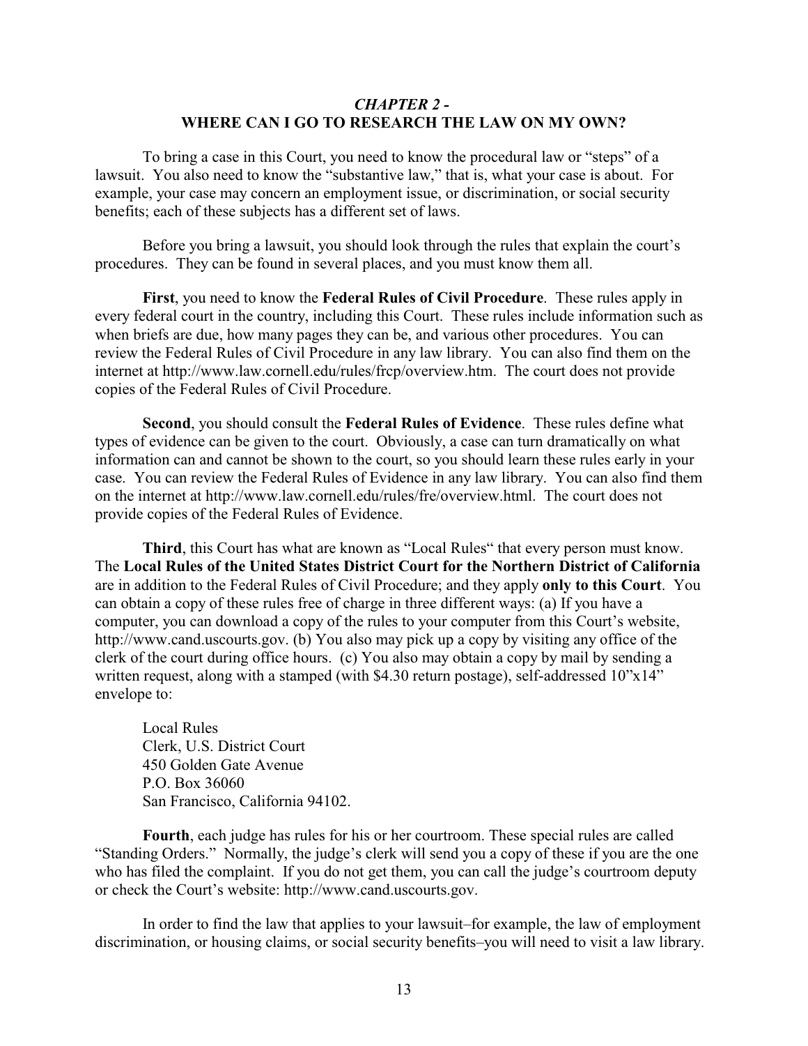## *CHAPTER 2 -*
## WHERE CAN I GO TO RESEARCH THE LAW ON MY OWN?

To bring a case in this Court, you need to know the procedural law or "steps" of a lawsuit. You also need to know the "substantive law," that is, what your case is about. For example, your case may concern an employment issue, or discrimination, or social security benefits; each of these subjects has a different set of laws.

Before you bring a lawsuit, you should look through the rules that explain the court's procedures. They can be found in several places, and you must know them all.

**First**, you need to know the **Federal Rules of Civil Procedure**. These rules apply in every federal court in the country, including this Court. These rules include information such as when briefs are due, how many pages they can be, and various other procedures. You can review the Federal Rules of Civil Procedure in any law library. You can also find them on the internet at http://www.law.cornell.edu/rules/frcp/overview.htm. The court does not provide copies of the Federal Rules of Civil Procedure.

**Second**, you should consult the **Federal Rules of Evidence**. These rules define what types of evidence can be given to the court. Obviously, a case can turn dramatically on what information can and cannot be shown to the court, so you should learn these rules early in your case. You can review the Federal Rules of Evidence in any law library. You can also find them on the internet at http://www.law.cornell.edu/rules/fre/overview.html. The court does not provide copies of the Federal Rules of Evidence.

**Third**, this Court has what are known as "Local Rules" that every person must know. The **Local Rules of the United States District Court for the Northern District of California** are in addition to the Federal Rules of Civil Procedure; and they apply **only to this Court**. You can obtain a copy of these rules free of charge in three different ways: (a) If you have a computer, you can download a copy of the rules to your computer from this Court's website, http://www.cand.uscourts.gov. (b) You also may pick up a copy by visiting any office of the clerk of the court during office hours. (c) You also may obtain a copy by mail by sending a written request, along with a stamped (with $4.30 return postage), self-addressed 10"x14" envelope to:

Local Rules
Clerk, U.S. District Court
450 Golden Gate Avenue
P.O. Box 36060
San Francisco, California 94102.

**Fourth**, each judge has rules for his or her courtroom. These special rules are called "Standing Orders." Normally, the judge's clerk will send you a copy of these if you are the one who has filed the complaint. If you do not get them, you can call the judge's courtroom deputy or check the Court's website: http://www.cand.uscourts.gov.

In order to find the law that applies to your lawsuit–for example, the law of employment discrimination, or housing claims, or social security benefits–you will need to visit a law library.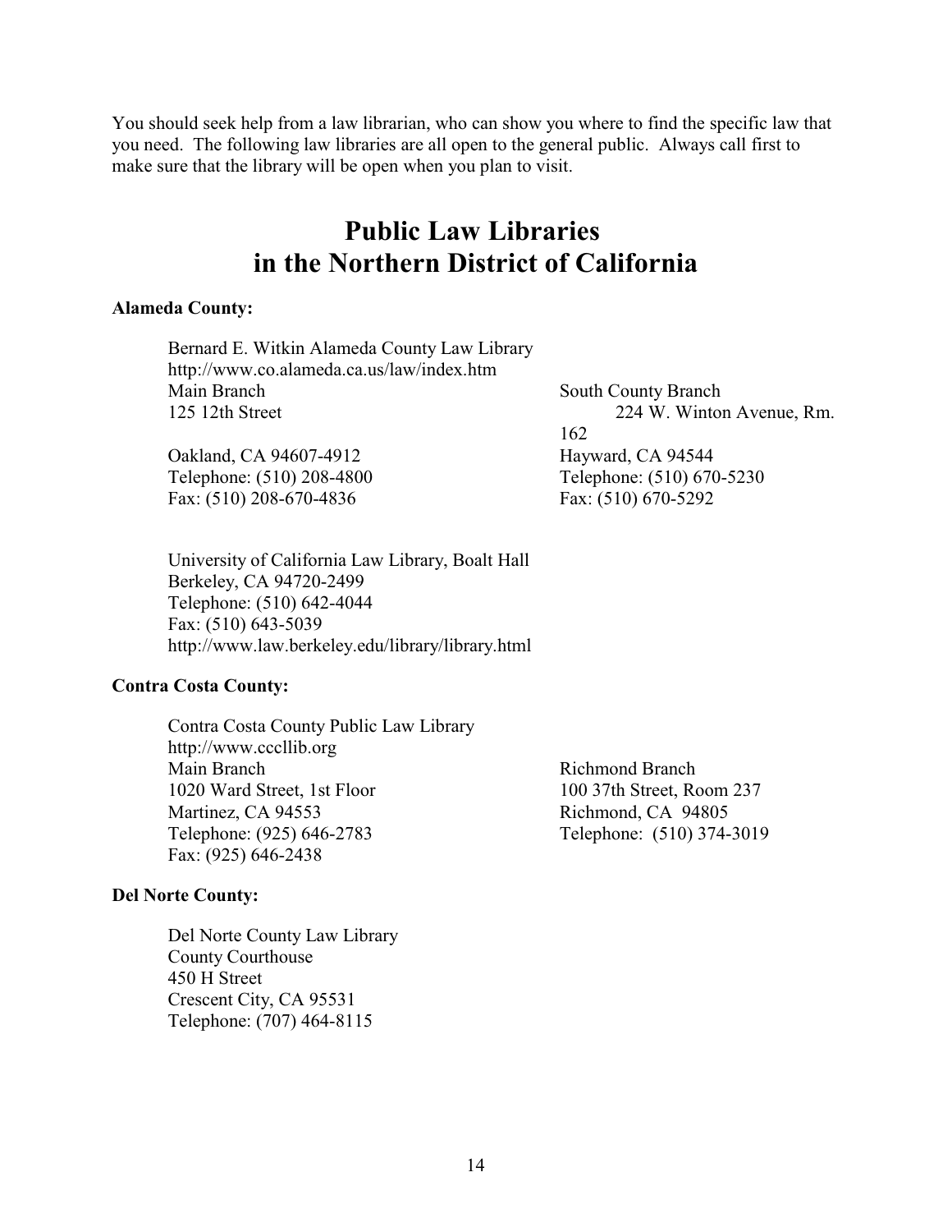You should seek help from a law librarian, who can show you where to find the specific law that you need. The following law libraries are all open to the general public. Always call first to make sure that the library will be open when you plan to visit.

# Public Law Libraries in the Northern District of California

**Alameda County:**

Bernard E. Witkin Alameda County Law Library
http://www.co.alameda.ca.us/law/index.htm

Main Branch
125 12th Street
Oakland, CA 94607-4912
Telephone: (510) 208-4800
Fax: (510) 208-670-4836

South County Branch
224 W. Winton Avenue, Rm. 162
Hayward, CA 94544
Telephone: (510) 670-5230
Fax: (510) 670-5292

University of California Law Library, Boalt Hall
Berkeley, CA 94720-2499
Telephone: (510) 642-4044
Fax: (510) 643-5039
http://www.law.berkeley.edu/library/library.html

**Contra Costa County:**

Contra Costa County Public Law Library
http://www.cccllib.org

Main Branch
1020 Ward Street, 1st Floor
Martinez, CA 94553
Telephone: (925) 646-2783
Fax: (925) 646-2438

Richmond Branch
100 37th Street, Room 237
Richmond, CA 94805
Telephone: (510) 374-3019

**Del Norte County:**

Del Norte County Law Library
County Courthouse
450 H Street
Crescent City, CA 95531
Telephone: (707) 464-8115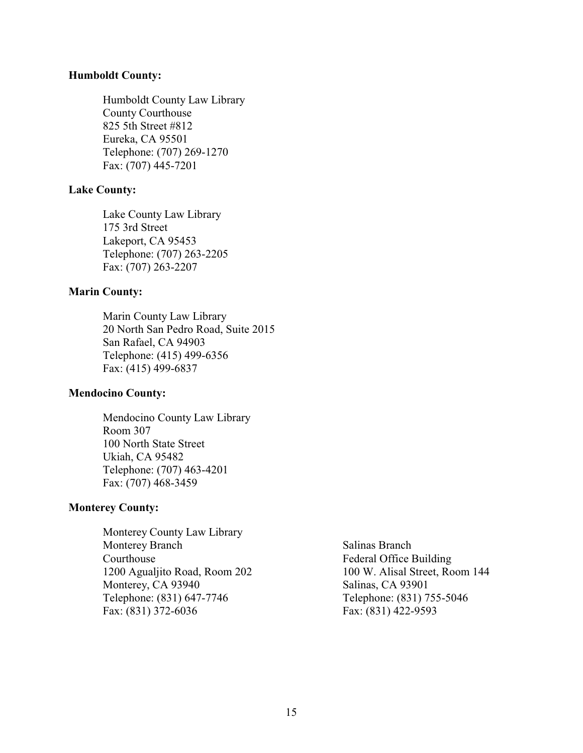**Humboldt County:**

Humboldt County Law Library
County Courthouse
825 5th Street #812
Eureka, CA 95501
Telephone: (707) 269-1270
Fax: (707) 445-7201

**Lake County:**

Lake County Law Library
175 3rd Street
Lakeport, CA 95453
Telephone: (707) 263-2205
Fax: (707) 263-2207

**Marin County:**

Marin County Law Library
20 North San Pedro Road, Suite 2015
San Rafael, CA 94903
Telephone: (415) 499-6356
Fax: (415) 499-6837

**Mendocino County:**

Mendocino County Law Library
Room 307
100 North State Street
Ukiah, CA 95482
Telephone: (707) 463-4201
Fax: (707) 468-3459

**Monterey County:**

Monterey County Law Library

Monterey Branch
Courthouse
1200 Agualjito Road, Room 202
Monterey, CA 93940
Telephone: (831) 647-7746
Fax: (831) 372-6036

Salinas Branch
Federal Office Building
100 W. Alisal Street, Room 144
Salinas, CA 93901
Telephone: (831) 755-5046
Fax: (831) 422-9593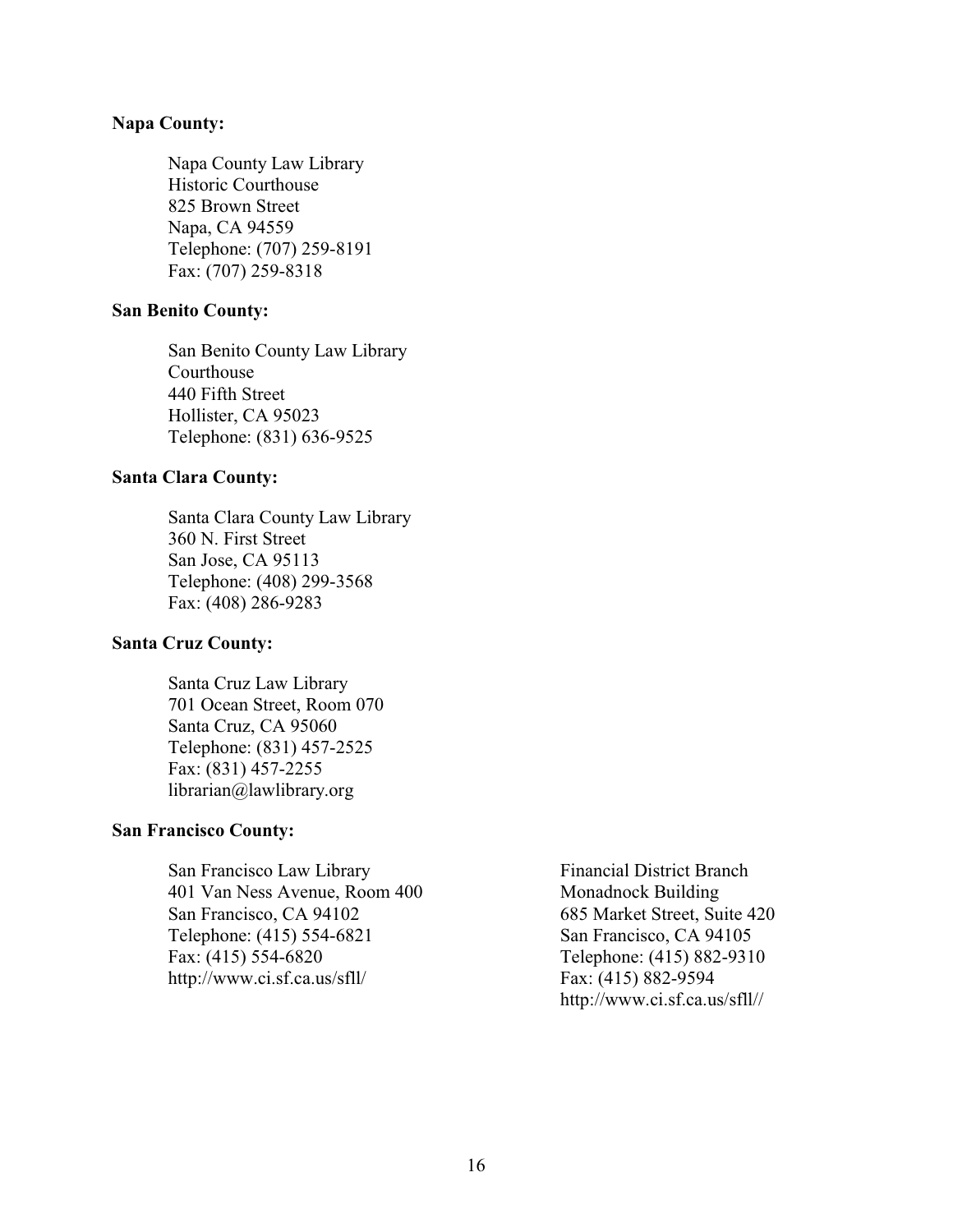**Napa County:**

Napa County Law Library
Historic Courthouse
825 Brown Street
Napa, CA 94559
Telephone: (707) 259-8191
Fax: (707) 259-8318

**San Benito County:**

San Benito County Law Library
Courthouse
440 Fifth Street
Hollister, CA 95023
Telephone: (831) 636-9525

**Santa Clara County:**

Santa Clara County Law Library
360 N. First Street
San Jose, CA 95113
Telephone: (408) 299-3568
Fax: (408) 286-9283

**Santa Cruz County:**

Santa Cruz Law Library
701 Ocean Street, Room 070
Santa Cruz, CA 95060
Telephone: (831) 457-2525
Fax: (831) 457-2255
librarian@lawlibrary.org

**San Francisco County:**

San Francisco Law Library
401 Van Ness Avenue, Room 400
San Francisco, CA 94102
Telephone: (415) 554-6821
Fax: (415) 554-6820
http://www.ci.sf.ca.us/sfll/

Financial District Branch
Monadnock Building
685 Market Street, Suite 420
San Francisco, CA 94105
Telephone: (415) 882-9310
Fax: (415) 882-9594
http://www.ci.sf.ca.us/sfll//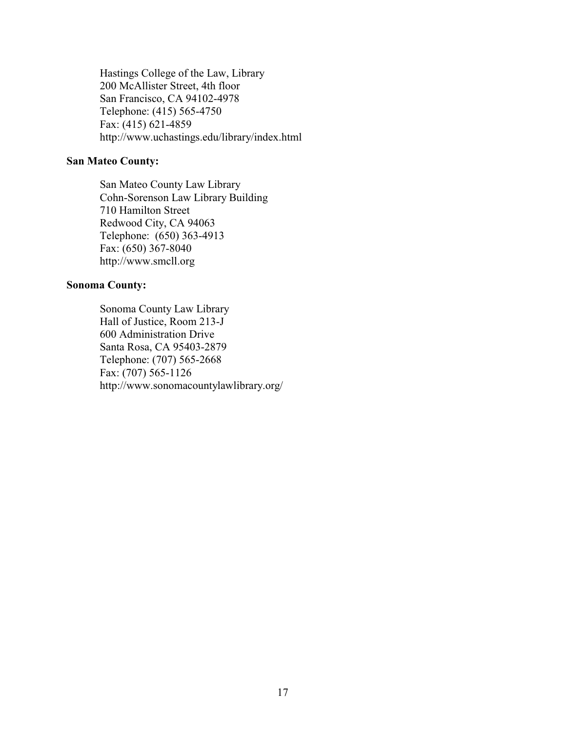Hastings College of the Law, Library
200 McAllister Street, 4th floor
San Francisco, CA 94102-4978
Telephone: (415) 565-4750
Fax: (415) 621-4859
http://www.uchastings.edu/library/index.html

**San Mateo County:**

San Mateo County Law Library
Cohn-Sorenson Law Library Building
710 Hamilton Street
Redwood City, CA 94063
Telephone: (650) 363-4913
Fax: (650) 367-8040
http://www.smcll.org

**Sonoma County:**

Sonoma County Law Library
Hall of Justice, Room 213-J
600 Administration Drive
Santa Rosa, CA 95403-2879
Telephone: (707) 565-2668
Fax: (707) 565-1126
http://www.sonomacountylawlibrary.org/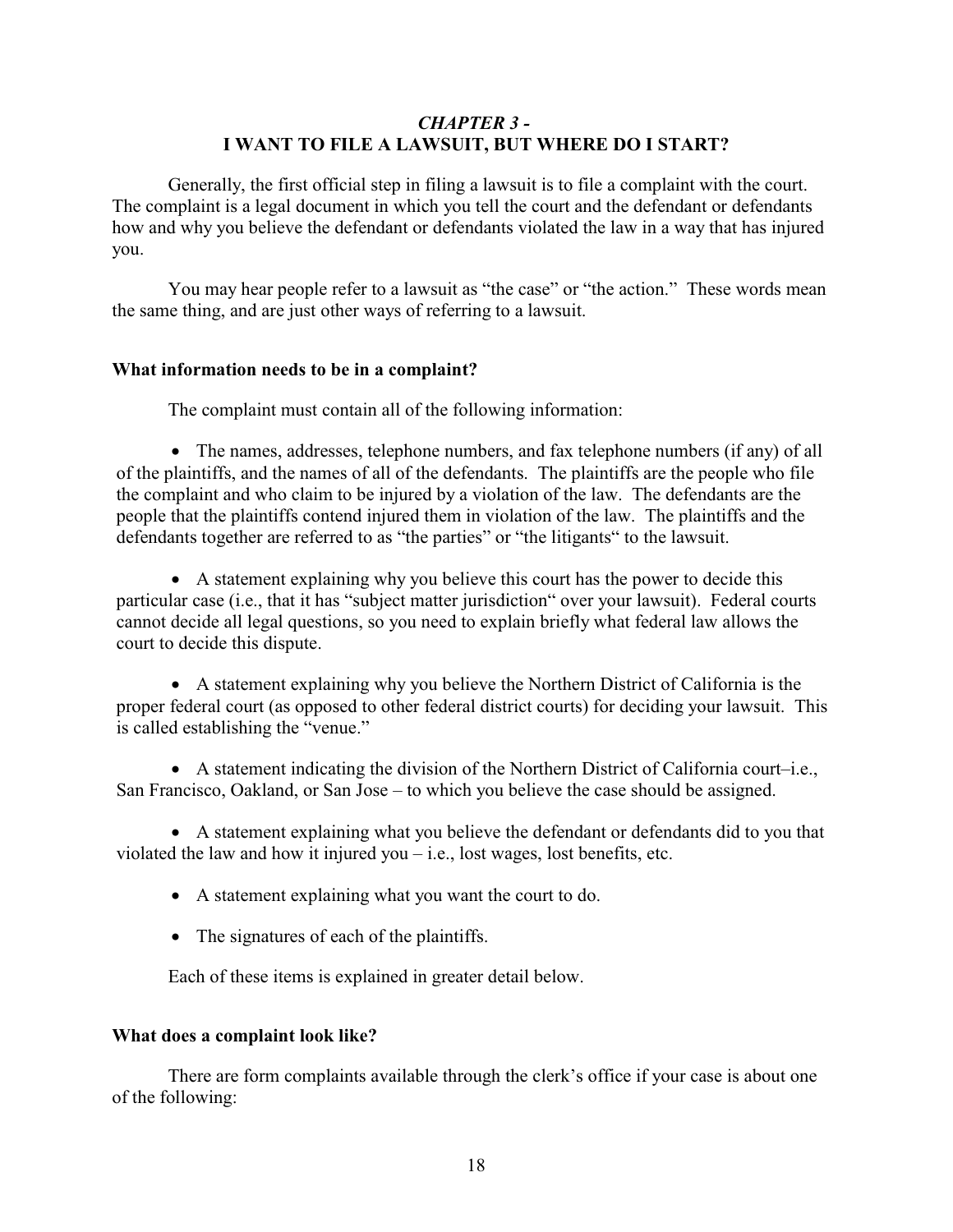## *CHAPTER 3 -*
## I WANT TO FILE A LAWSUIT, BUT WHERE DO I START?

Generally, the first official step in filing a lawsuit is to file a complaint with the court. The complaint is a legal document in which you tell the court and the defendant or defendants how and why you believe the defendant or defendants violated the law in a way that has injured you.

You may hear people refer to a lawsuit as "the case" or "the action." These words mean the same thing, and are just other ways of referring to a lawsuit.

### What information needs to be in a complaint?

The complaint must contain all of the following information:

- The names, addresses, telephone numbers, and fax telephone numbers (if any) of all of the plaintiffs, and the names of all of the defendants. The plaintiffs are the people who file the complaint and who claim to be injured by a violation of the law. The defendants are the people that the plaintiffs contend injured them in violation of the law. The plaintiffs and the defendants together are referred to as "the parties" or "the litigants" to the lawsuit.

- A statement explaining why you believe this court has the power to decide this particular case (i.e., that it has "subject matter jurisdiction" over your lawsuit). Federal courts cannot decide all legal questions, so you need to explain briefly what federal law allows the court to decide this dispute.

- A statement explaining why you believe the Northern District of California is the proper federal court (as opposed to other federal district courts) for deciding your lawsuit. This is called establishing the "venue."

- A statement indicating the division of the Northern District of California court–i.e., San Francisco, Oakland, or San Jose – to which you believe the case should be assigned.

- A statement explaining what you believe the defendant or defendants did to you that violated the law and how it injured you – i.e., lost wages, lost benefits, etc.

- A statement explaining what you want the court to do.

- The signatures of each of the plaintiffs.

Each of these items is explained in greater detail below.

### What does a complaint look like?

There are form complaints available through the clerk's office if your case is about one of the following: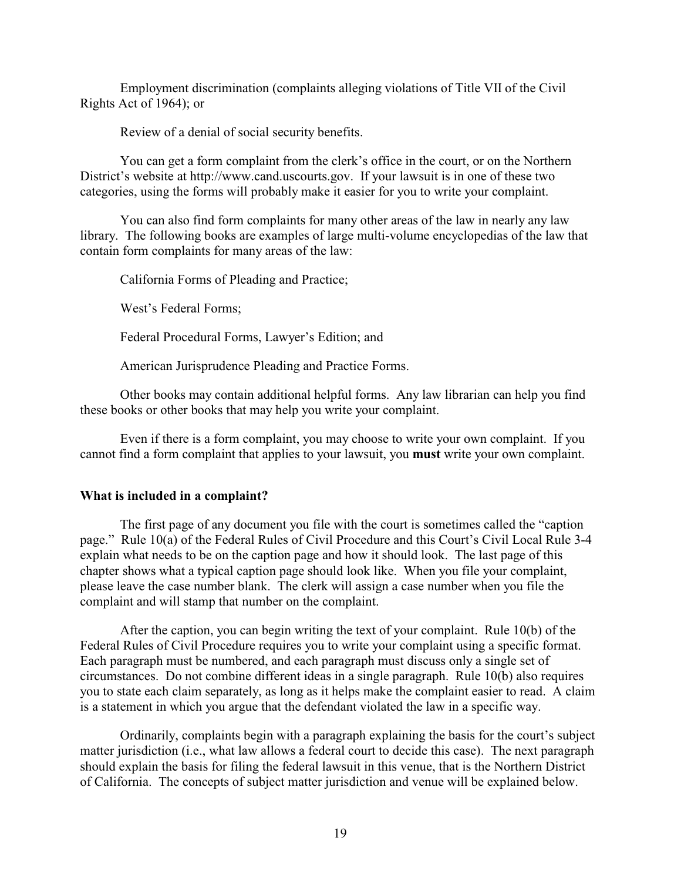Employment discrimination (complaints alleging violations of Title VII of the Civil Rights Act of 1964); or

Review of a denial of social security benefits.

You can get a form complaint from the clerk's office in the court, or on the Northern District's website at http://www.cand.uscourts.gov. If your lawsuit is in one of these two categories, using the forms will probably make it easier for you to write your complaint.

You can also find form complaints for many other areas of the law in nearly any law library. The following books are examples of large multi-volume encyclopedias of the law that contain form complaints for many areas of the law:

California Forms of Pleading and Practice;

West's Federal Forms;

Federal Procedural Forms, Lawyer's Edition; and

American Jurisprudence Pleading and Practice Forms.

Other books may contain additional helpful forms. Any law librarian can help you find these books or other books that may help you write your complaint.

Even if there is a form complaint, you may choose to write your own complaint. If you cannot find a form complaint that applies to your lawsuit, you **must** write your own complaint.

**What is included in a complaint?**

The first page of any document you file with the court is sometimes called the "caption page." Rule 10(a) of the Federal Rules of Civil Procedure and this Court's Civil Local Rule 3-4 explain what needs to be on the caption page and how it should look. The last page of this chapter shows what a typical caption page should look like. When you file your complaint, please leave the case number blank. The clerk will assign a case number when you file the complaint and will stamp that number on the complaint.

After the caption, you can begin writing the text of your complaint. Rule 10(b) of the Federal Rules of Civil Procedure requires you to write your complaint using a specific format. Each paragraph must be numbered, and each paragraph must discuss only a single set of circumstances. Do not combine different ideas in a single paragraph. Rule 10(b) also requires you to state each claim separately, as long as it helps make the complaint easier to read. A claim is a statement in which you argue that the defendant violated the law in a specific way.

Ordinarily, complaints begin with a paragraph explaining the basis for the court's subject matter jurisdiction (i.e., what law allows a federal court to decide this case). The next paragraph should explain the basis for filing the federal lawsuit in this venue, that is the Northern District of California. The concepts of subject matter jurisdiction and venue will be explained below.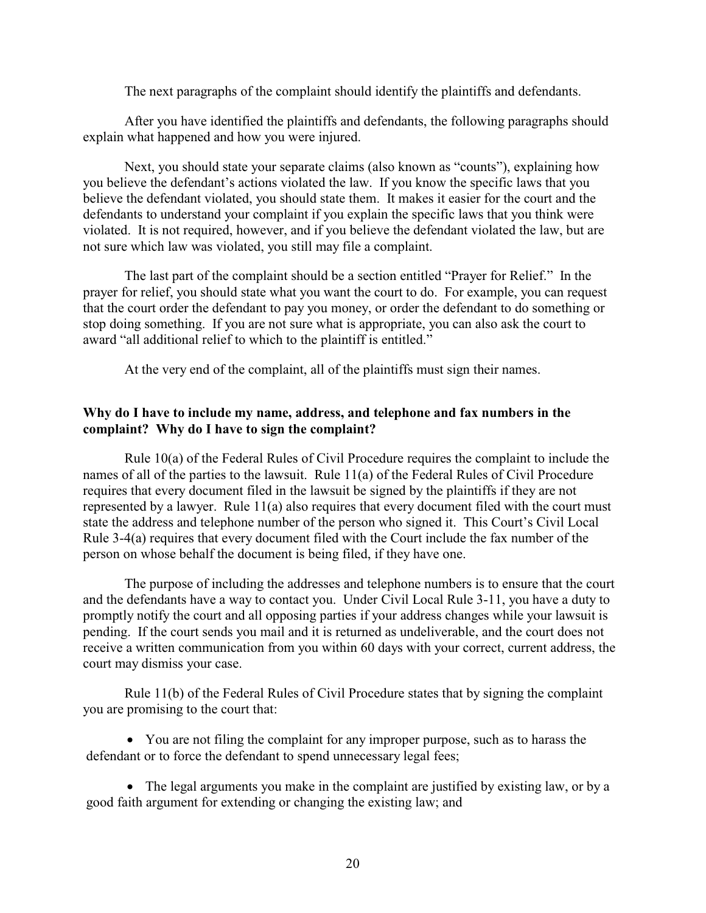The next paragraphs of the complaint should identify the plaintiffs and defendants.

After you have identified the plaintiffs and defendants, the following paragraphs should explain what happened and how you were injured.

Next, you should state your separate claims (also known as "counts"), explaining how you believe the defendant's actions violated the law. If you know the specific laws that you believe the defendant violated, you should state them. It makes it easier for the court and the defendants to understand your complaint if you explain the specific laws that you think were violated. It is not required, however, and if you believe the defendant violated the law, but are not sure which law was violated, you still may file a complaint.

The last part of the complaint should be a section entitled "Prayer for Relief." In the prayer for relief, you should state what you want the court to do. For example, you can request that the court order the defendant to pay you money, or order the defendant to do something or stop doing something. If you are not sure what is appropriate, you can also ask the court to award "all additional relief to which to the plaintiff is entitled."

At the very end of the complaint, all of the plaintiffs must sign their names.

**Why do I have to include my name, address, and telephone and fax numbers in the complaint? Why do I have to sign the complaint?**

Rule 10(a) of the Federal Rules of Civil Procedure requires the complaint to include the names of all of the parties to the lawsuit. Rule 11(a) of the Federal Rules of Civil Procedure requires that every document filed in the lawsuit be signed by the plaintiffs if they are not represented by a lawyer. Rule 11(a) also requires that every document filed with the court must state the address and telephone number of the person who signed it. This Court's Civil Local Rule 3-4(a) requires that every document filed with the Court include the fax number of the person on whose behalf the document is being filed, if they have one.

The purpose of including the addresses and telephone numbers is to ensure that the court and the defendants have a way to contact you. Under Civil Local Rule 3-11, you have a duty to promptly notify the court and all opposing parties if your address changes while your lawsuit is pending. If the court sends you mail and it is returned as undeliverable, and the court does not receive a written communication from you within 60 days with your correct, current address, the court may dismiss your case.

Rule 11(b) of the Federal Rules of Civil Procedure states that by signing the complaint you are promising to the court that:

- You are not filing the complaint for any improper purpose, such as to harass the defendant or to force the defendant to spend unnecessary legal fees;

- The legal arguments you make in the complaint are justified by existing law, or by a good faith argument for extending or changing the existing law; and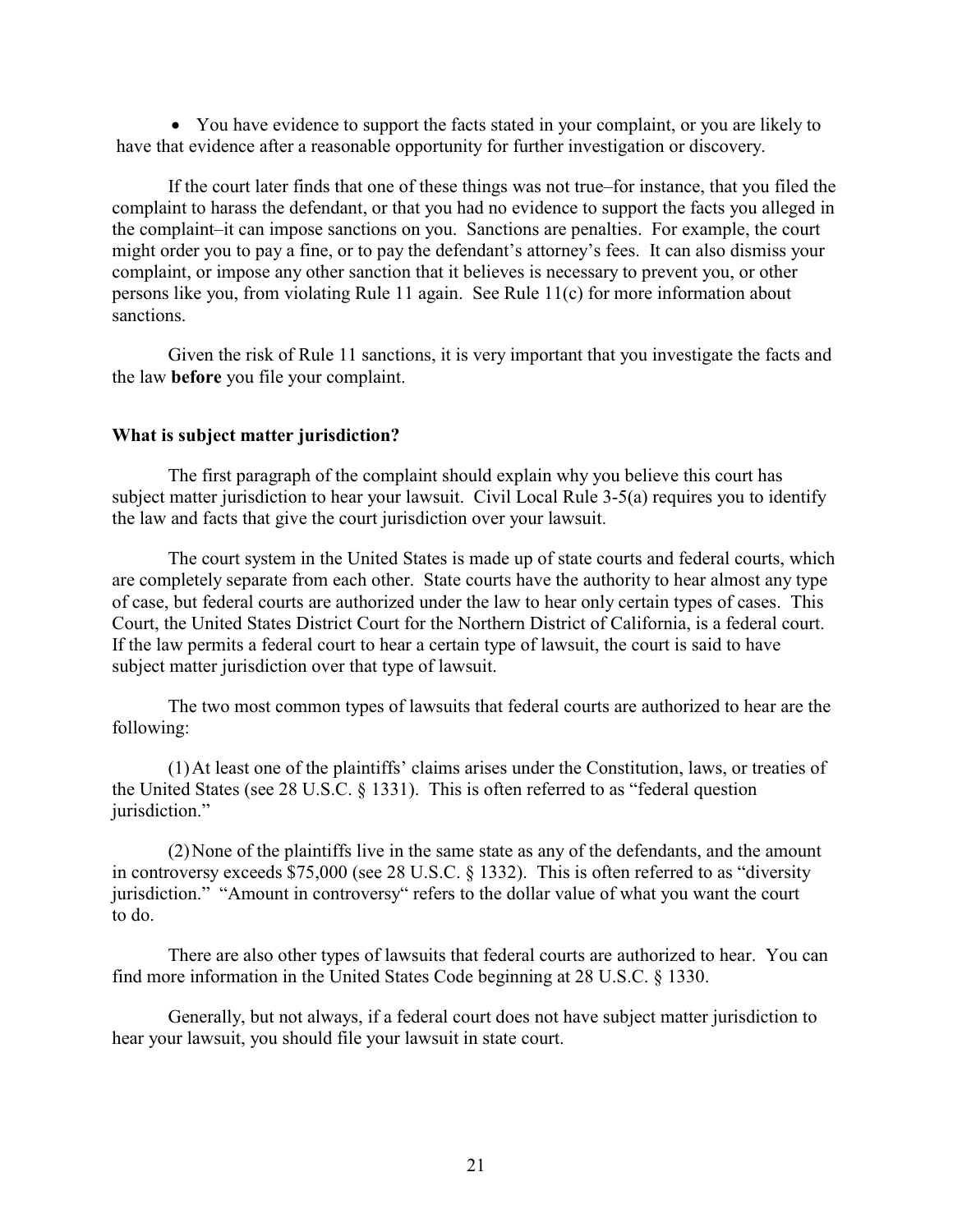- You have evidence to support the facts stated in your complaint, or you are likely to have that evidence after a reasonable opportunity for further investigation or discovery.

If the court later finds that one of these things was not true–for instance, that you filed the complaint to harass the defendant, or that you had no evidence to support the facts you alleged in the complaint–it can impose sanctions on you. Sanctions are penalties. For example, the court might order you to pay a fine, or to pay the defendant's attorney's fees. It can also dismiss your complaint, or impose any other sanction that it believes is necessary to prevent you, or other persons like you, from violating Rule 11 again. See Rule 11(c) for more information about sanctions.

Given the risk of Rule 11 sanctions, it is very important that you investigate the facts and the law **before** you file your complaint.

### What is subject matter jurisdiction?

The first paragraph of the complaint should explain why you believe this court has subject matter jurisdiction to hear your lawsuit. Civil Local Rule 3-5(a) requires you to identify the law and facts that give the court jurisdiction over your lawsuit.

The court system in the United States is made up of state courts and federal courts, which are completely separate from each other. State courts have the authority to hear almost any type of case, but federal courts are authorized under the law to hear only certain types of cases. This Court, the United States District Court for the Northern District of California, is a federal court. If the law permits a federal court to hear a certain type of lawsuit, the court is said to have subject matter jurisdiction over that type of lawsuit.

The two most common types of lawsuits that federal courts are authorized to hear are the following:

(1) At least one of the plaintiffs' claims arises under the Constitution, laws, or treaties of the United States (see 28 U.S.C. § 1331). This is often referred to as "federal question jurisdiction."

(2) None of the plaintiffs live in the same state as any of the defendants, and the amount in controversy exceeds $75,000 (see 28 U.S.C. § 1332). This is often referred to as "diversity jurisdiction." "Amount in controversy" refers to the dollar value of what you want the court to do.

There are also other types of lawsuits that federal courts are authorized to hear. You can find more information in the United States Code beginning at 28 U.S.C. § 1330.

Generally, but not always, if a federal court does not have subject matter jurisdiction to hear your lawsuit, you should file your lawsuit in state court.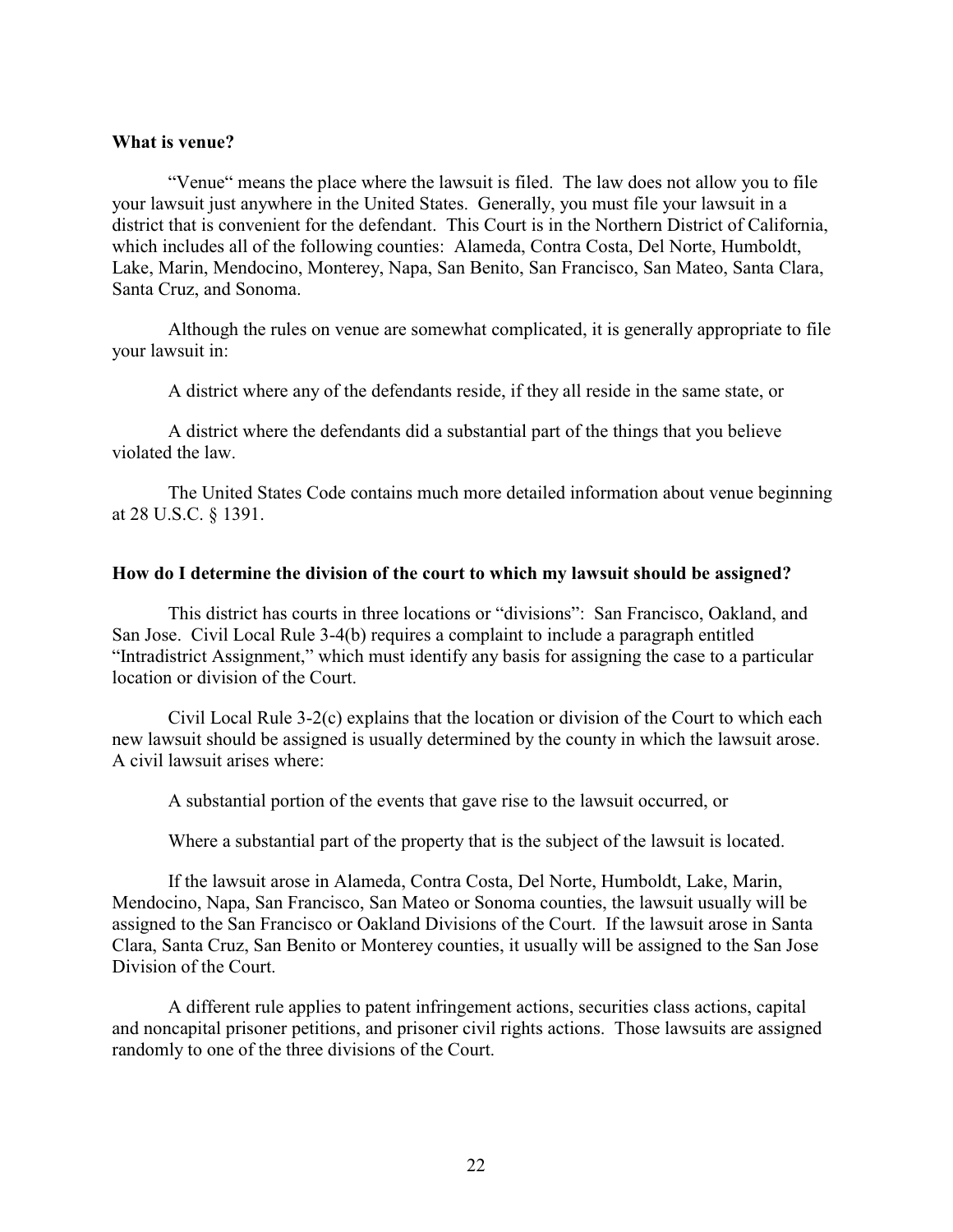**What is venue?**

"Venue" means the place where the lawsuit is filed. The law does not allow you to file your lawsuit just anywhere in the United States. Generally, you must file your lawsuit in a district that is convenient for the defendant. This Court is in the Northern District of California, which includes all of the following counties: Alameda, Contra Costa, Del Norte, Humboldt, Lake, Marin, Mendocino, Monterey, Napa, San Benito, San Francisco, San Mateo, Santa Clara, Santa Cruz, and Sonoma.

Although the rules on venue are somewhat complicated, it is generally appropriate to file your lawsuit in:

A district where any of the defendants reside, if they all reside in the same state, or

A district where the defendants did a substantial part of the things that you believe violated the law.

The United States Code contains much more detailed information about venue beginning at 28 U.S.C. § 1391.

**How do I determine the division of the court to which my lawsuit should be assigned?**

This district has courts in three locations or "divisions": San Francisco, Oakland, and San Jose. Civil Local Rule 3-4(b) requires a complaint to include a paragraph entitled "Intradistrict Assignment," which must identify any basis for assigning the case to a particular location or division of the Court.

Civil Local Rule 3-2(c) explains that the location or division of the Court to which each new lawsuit should be assigned is usually determined by the county in which the lawsuit arose. A civil lawsuit arises where:

A substantial portion of the events that gave rise to the lawsuit occurred, or

Where a substantial part of the property that is the subject of the lawsuit is located.

If the lawsuit arose in Alameda, Contra Costa, Del Norte, Humboldt, Lake, Marin, Mendocino, Napa, San Francisco, San Mateo or Sonoma counties, the lawsuit usually will be assigned to the San Francisco or Oakland Divisions of the Court. If the lawsuit arose in Santa Clara, Santa Cruz, San Benito or Monterey counties, it usually will be assigned to the San Jose Division of the Court.

A different rule applies to patent infringement actions, securities class actions, capital and noncapital prisoner petitions, and prisoner civil rights actions. Those lawsuits are assigned randomly to one of the three divisions of the Court.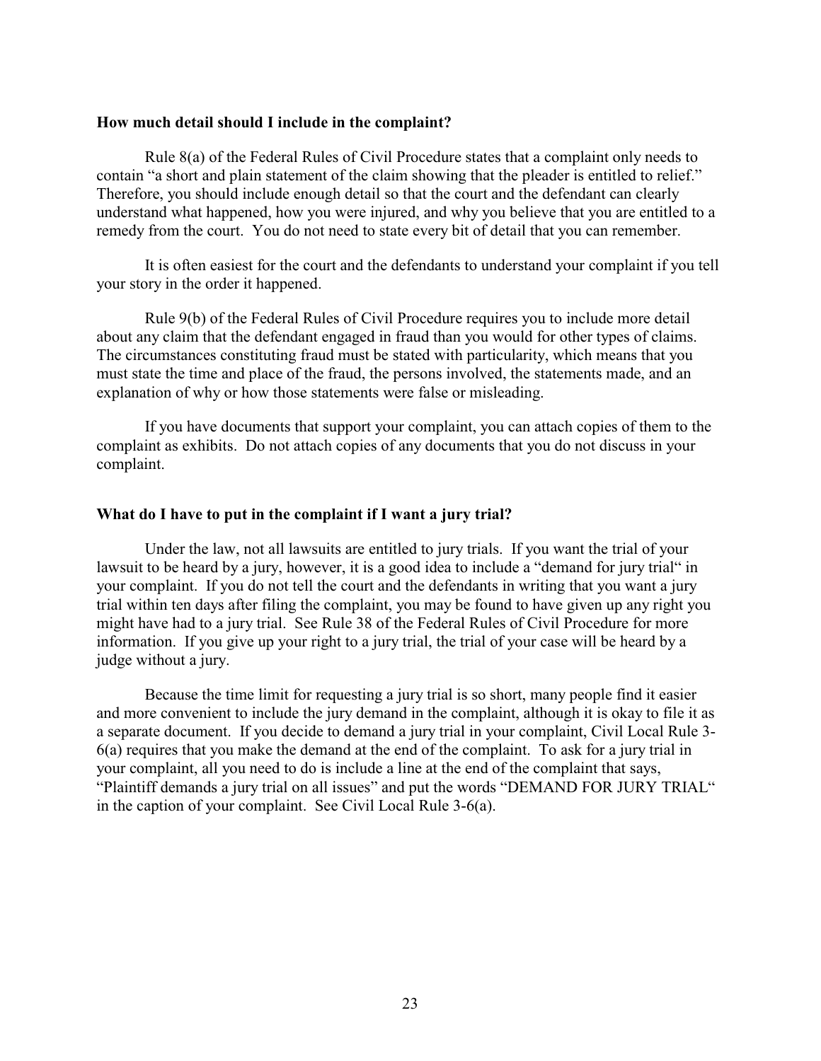### How much detail should I include in the complaint?

Rule 8(a) of the Federal Rules of Civil Procedure states that a complaint only needs to contain "a short and plain statement of the claim showing that the pleader is entitled to relief." Therefore, you should include enough detail so that the court and the defendant can clearly understand what happened, how you were injured, and why you believe that you are entitled to a remedy from the court. You do not need to state every bit of detail that you can remember.

It is often easiest for the court and the defendants to understand your complaint if you tell your story in the order it happened.

Rule 9(b) of the Federal Rules of Civil Procedure requires you to include more detail about any claim that the defendant engaged in fraud than you would for other types of claims. The circumstances constituting fraud must be stated with particularity, which means that you must state the time and place of the fraud, the persons involved, the statements made, and an explanation of why or how those statements were false or misleading.

If you have documents that support your complaint, you can attach copies of them to the complaint as exhibits. Do not attach copies of any documents that you do not discuss in your complaint.

### What do I have to put in the complaint if I want a jury trial?

Under the law, not all lawsuits are entitled to jury trials. If you want the trial of your lawsuit to be heard by a jury, however, it is a good idea to include a "demand for jury trial" in your complaint. If you do not tell the court and the defendants in writing that you want a jury trial within ten days after filing the complaint, you may be found to have given up any right you might have had to a jury trial. See Rule 38 of the Federal Rules of Civil Procedure for more information. If you give up your right to a jury trial, the trial of your case will be heard by a judge without a jury.

Because the time limit for requesting a jury trial is so short, many people find it easier and more convenient to include the jury demand in the complaint, although it is okay to file it as a separate document. If you decide to demand a jury trial in your complaint, Civil Local Rule 3-6(a) requires that you make the demand at the end of the complaint. To ask for a jury trial in your complaint, all you need to do is include a line at the end of the complaint that says, "Plaintiff demands a jury trial on all issues" and put the words "DEMAND FOR JURY TRIAL" in the caption of your complaint. See Civil Local Rule 3-6(a).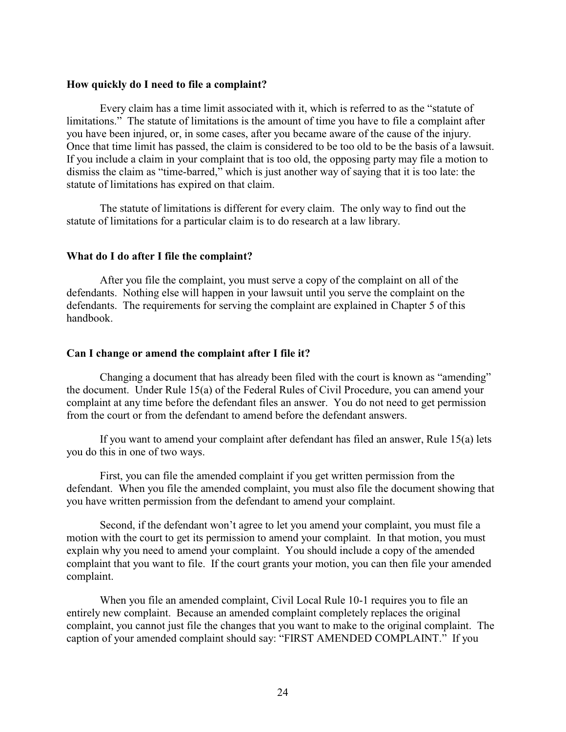### How quickly do I need to file a complaint?

Every claim has a time limit associated with it, which is referred to as the "statute of limitations." The statute of limitations is the amount of time you have to file a complaint after you have been injured, or, in some cases, after you became aware of the cause of the injury. Once that time limit has passed, the claim is considered to be too old to be the basis of a lawsuit. If you include a claim in your complaint that is too old, the opposing party may file a motion to dismiss the claim as "time-barred," which is just another way of saying that it is too late: the statute of limitations has expired on that claim.

The statute of limitations is different for every claim. The only way to find out the statute of limitations for a particular claim is to do research at a law library.

### What do I do after I file the complaint?

After you file the complaint, you must serve a copy of the complaint on all of the defendants. Nothing else will happen in your lawsuit until you serve the complaint on the defendants. The requirements for serving the complaint are explained in Chapter 5 of this handbook.

### Can I change or amend the complaint after I file it?

Changing a document that has already been filed with the court is known as "amending" the document. Under Rule 15(a) of the Federal Rules of Civil Procedure, you can amend your complaint at any time before the defendant files an answer. You do not need to get permission from the court or from the defendant to amend before the defendant answers.

If you want to amend your complaint after defendant has filed an answer, Rule 15(a) lets you do this in one of two ways.

First, you can file the amended complaint if you get written permission from the defendant. When you file the amended complaint, you must also file the document showing that you have written permission from the defendant to amend your complaint.

Second, if the defendant won't agree to let you amend your complaint, you must file a motion with the court to get its permission to amend your complaint. In that motion, you must explain why you need to amend your complaint. You should include a copy of the amended complaint that you want to file. If the court grants your motion, you can then file your amended complaint.

When you file an amended complaint, Civil Local Rule 10-1 requires you to file an entirely new complaint. Because an amended complaint completely replaces the original complaint, you cannot just file the changes that you want to make to the original complaint. The caption of your amended complaint should say: "FIRST AMENDED COMPLAINT." If you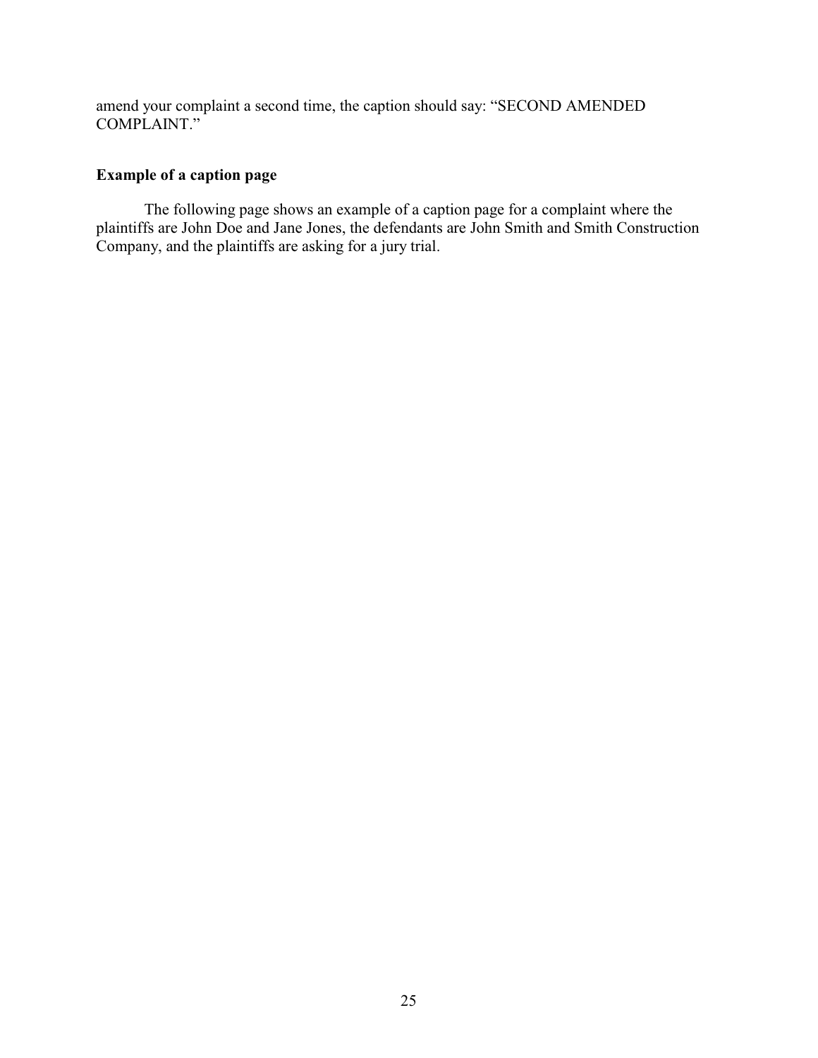amend your complaint a second time, the caption should say: "SECOND AMENDED COMPLAINT."

### Example of a caption page

The following page shows an example of a caption page for a complaint where the plaintiffs are John Doe and Jane Jones, the defendants are John Smith and Smith Construction Company, and the plaintiffs are asking for a jury trial.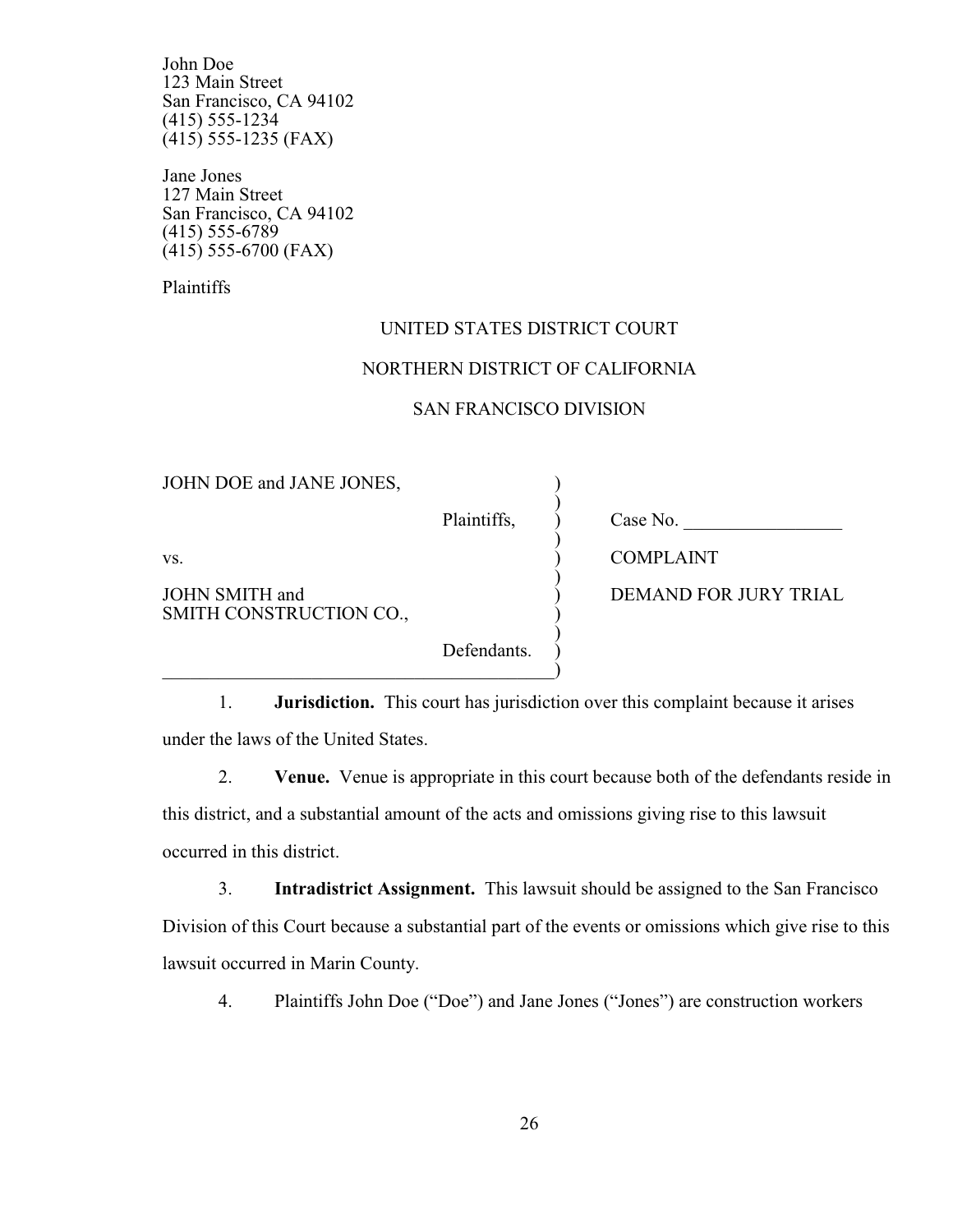John Doe
123 Main Street
San Francisco, CA 94102
(415) 555-1234
(415) 555-1235 (FAX)

Jane Jones
127 Main Street
San Francisco, CA 94102
(415) 555-6789
(415) 555-6700 (FAX)

Plaintiffs

UNITED STATES DISTRICT COURT

NORTHERN DISTRICT OF CALIFORNIA

SAN FRANCISCO DIVISION

| | |
|---|---|
| JOHN DOE and JANE JONES, Plaintiffs, | Case No. _________________ |
| vs. | COMPLAINT |
| JOHN SMITH and SMITH CONSTRUCTION CO., Defendants. | DEMAND FOR JURY TRIAL |

1. **Jurisdiction.** This court has jurisdiction over this complaint because it arises under the laws of the United States.

2. **Venue.** Venue is appropriate in this court because both of the defendants reside in this district, and a substantial amount of the acts and omissions giving rise to this lawsuit occurred in this district.

3. **Intradistrict Assignment.** This lawsuit should be assigned to the San Francisco Division of this Court because a substantial part of the events or omissions which give rise to this lawsuit occurred in Marin County.

4. Plaintiffs John Doe ("Doe") and Jane Jones ("Jones") are construction workers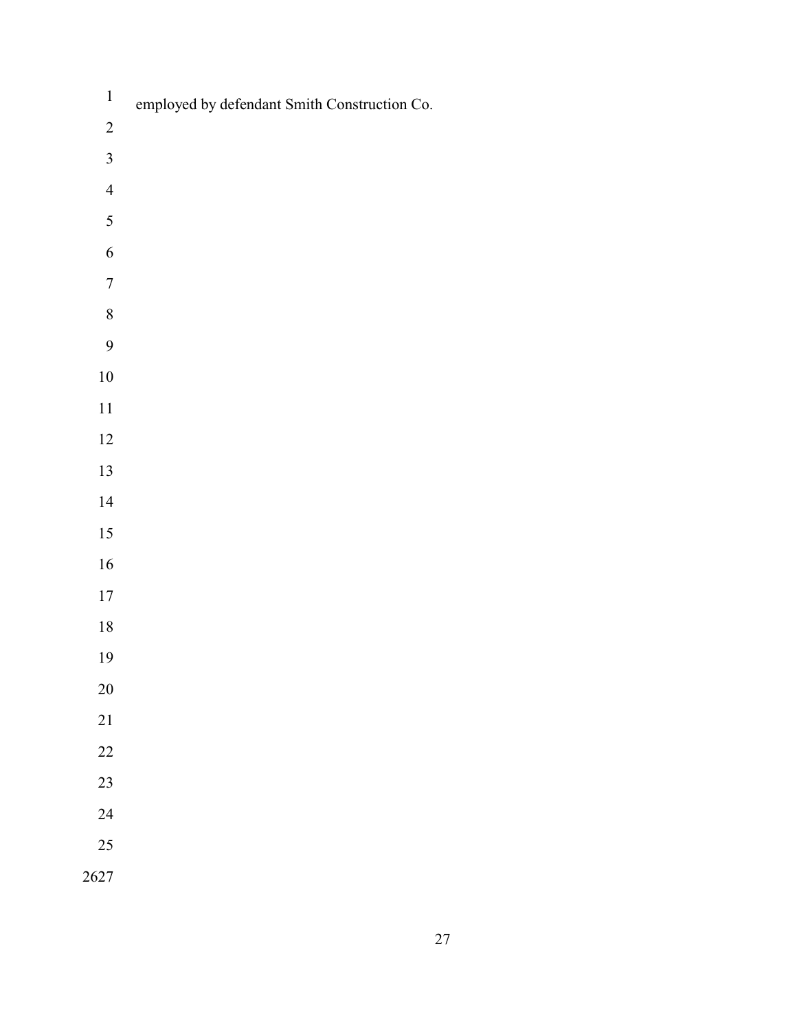employed by defendant Smith Construction Co.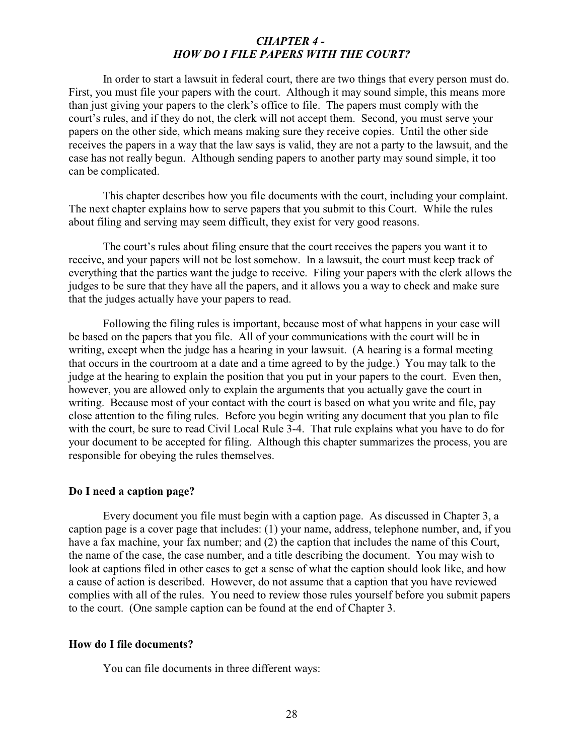# *CHAPTER 4 - HOW DO I FILE PAPERS WITH THE COURT?*

In order to start a lawsuit in federal court, there are two things that every person must do. First, you must file your papers with the court. Although it may sound simple, this means more than just giving your papers to the clerk's office to file. The papers must comply with the court's rules, and if they do not, the clerk will not accept them. Second, you must serve your papers on the other side, which means making sure they receive copies. Until the other side receives the papers in a way that the law says is valid, they are not a party to the lawsuit, and the case has not really begun. Although sending papers to another party may sound simple, it too can be complicated.

This chapter describes how you file documents with the court, including your complaint. The next chapter explains how to serve papers that you submit to this Court. While the rules about filing and serving may seem difficult, they exist for very good reasons.

The court's rules about filing ensure that the court receives the papers you want it to receive, and your papers will not be lost somehow. In a lawsuit, the court must keep track of everything that the parties want the judge to receive. Filing your papers with the clerk allows the judges to be sure that they have all the papers, and it allows you a way to check and make sure that the judges actually have your papers to read.

Following the filing rules is important, because most of what happens in your case will be based on the papers that you file. All of your communications with the court will be in writing, except when the judge has a hearing in your lawsuit. (A hearing is a formal meeting that occurs in the courtroom at a date and a time agreed to by the judge.) You may talk to the judge at the hearing to explain the position that you put in your papers to the court. Even then, however, you are allowed only to explain the arguments that you actually gave the court in writing. Because most of your contact with the court is based on what you write and file, pay close attention to the filing rules. Before you begin writing any document that you plan to file with the court, be sure to read Civil Local Rule 3-4. That rule explains what you have to do for your document to be accepted for filing. Although this chapter summarizes the process, you are responsible for obeying the rules themselves.

**Do I need a caption page?**

Every document you file must begin with a caption page. As discussed in Chapter 3, a caption page is a cover page that includes: (1) your name, address, telephone number, and, if you have a fax machine, your fax number; and (2) the caption that includes the name of this Court, the name of the case, the case number, and a title describing the document. You may wish to look at captions filed in other cases to get a sense of what the caption should look like, and how a cause of action is described. However, do not assume that a caption that you have reviewed complies with all of the rules. You need to review those rules yourself before you submit papers to the court. (One sample caption can be found at the end of Chapter 3.

**How do I file documents?**

You can file documents in three different ways: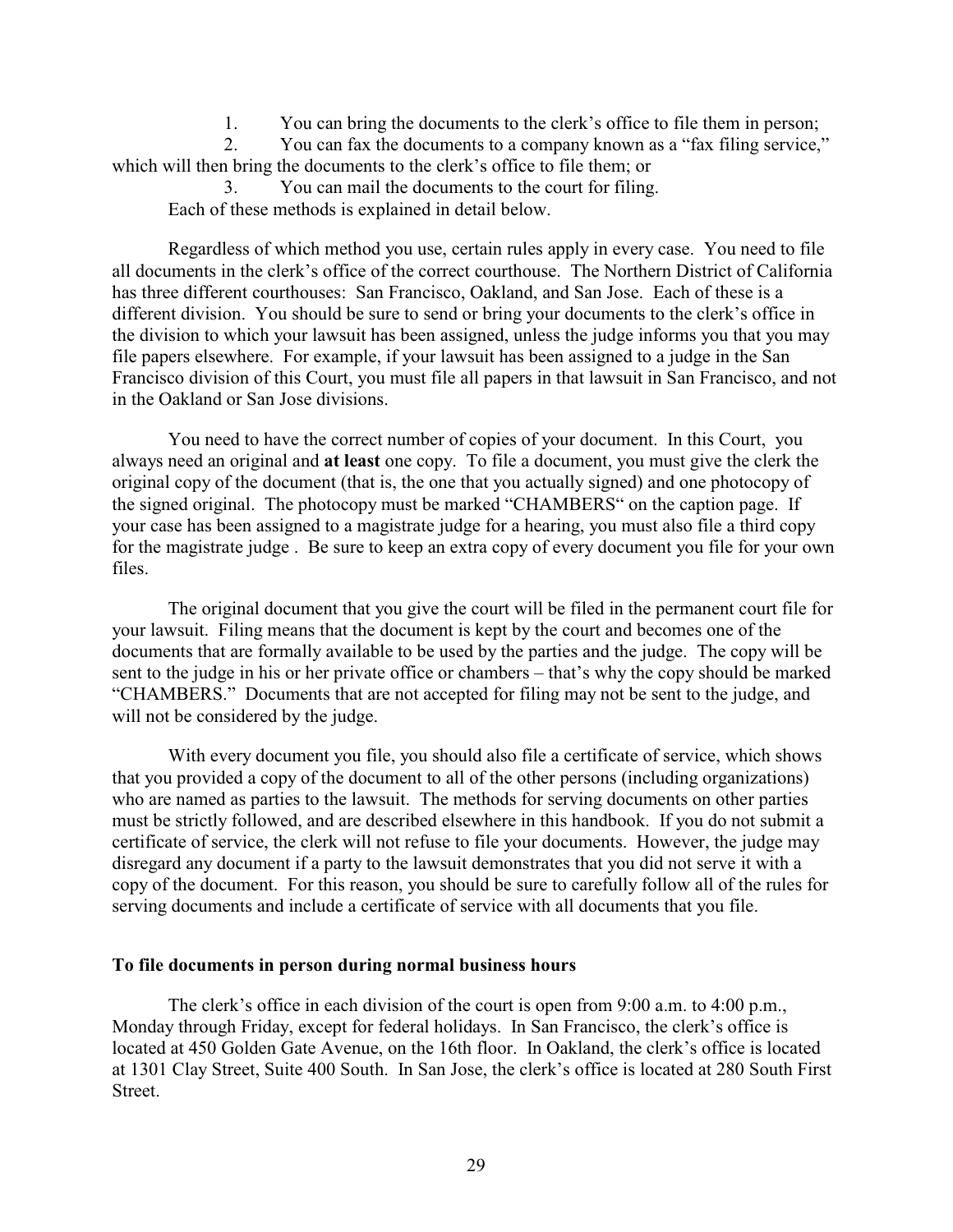1. You can bring the documents to the clerk's office to file them in person;
2. You can fax the documents to a company known as a "fax filing service," which will then bring the documents to the clerk's office to file them; or
3. You can mail the documents to the court for filing.

Each of these methods is explained in detail below.

Regardless of which method you use, certain rules apply in every case. You need to file all documents in the clerk's office of the correct courthouse. The Northern District of California has three different courthouses: San Francisco, Oakland, and San Jose. Each of these is a different division. You should be sure to send or bring your documents to the clerk's office in the division to which your lawsuit has been assigned, unless the judge informs you that you may file papers elsewhere. For example, if your lawsuit has been assigned to a judge in the San Francisco division of this Court, you must file all papers in that lawsuit in San Francisco, and not in the Oakland or San Jose divisions.

You need to have the correct number of copies of your document. In this Court, you always need an original and **at least** one copy. To file a document, you must give the clerk the original copy of the document (that is, the one that you actually signed) and one photocopy of the signed original. The photocopy must be marked "CHAMBERS" on the caption page. If your case has been assigned to a magistrate judge for a hearing, you must also file a third copy for the magistrate judge . Be sure to keep an extra copy of every document you file for your own files.

The original document that you give the court will be filed in the permanent court file for your lawsuit. Filing means that the document is kept by the court and becomes one of the documents that are formally available to be used by the parties and the judge. The copy will be sent to the judge in his or her private office or chambers – that's why the copy should be marked "CHAMBERS." Documents that are not accepted for filing may not be sent to the judge, and will not be considered by the judge.

With every document you file, you should also file a certificate of service, which shows that you provided a copy of the document to all of the other persons (including organizations) who are named as parties to the lawsuit. The methods for serving documents on other parties must be strictly followed, and are described elsewhere in this handbook. If you do not submit a certificate of service, the clerk will not refuse to file your documents. However, the judge may disregard any document if a party to the lawsuit demonstrates that you did not serve it with a copy of the document. For this reason, you should be sure to carefully follow all of the rules for serving documents and include a certificate of service with all documents that you file.

**To file documents in person during normal business hours**

The clerk's office in each division of the court is open from 9:00 a.m. to 4:00 p.m., Monday through Friday, except for federal holidays. In San Francisco, the clerk's office is located at 450 Golden Gate Avenue, on the 16th floor. In Oakland, the clerk's office is located at 1301 Clay Street, Suite 400 South. In San Jose, the clerk's office is located at 280 South First Street.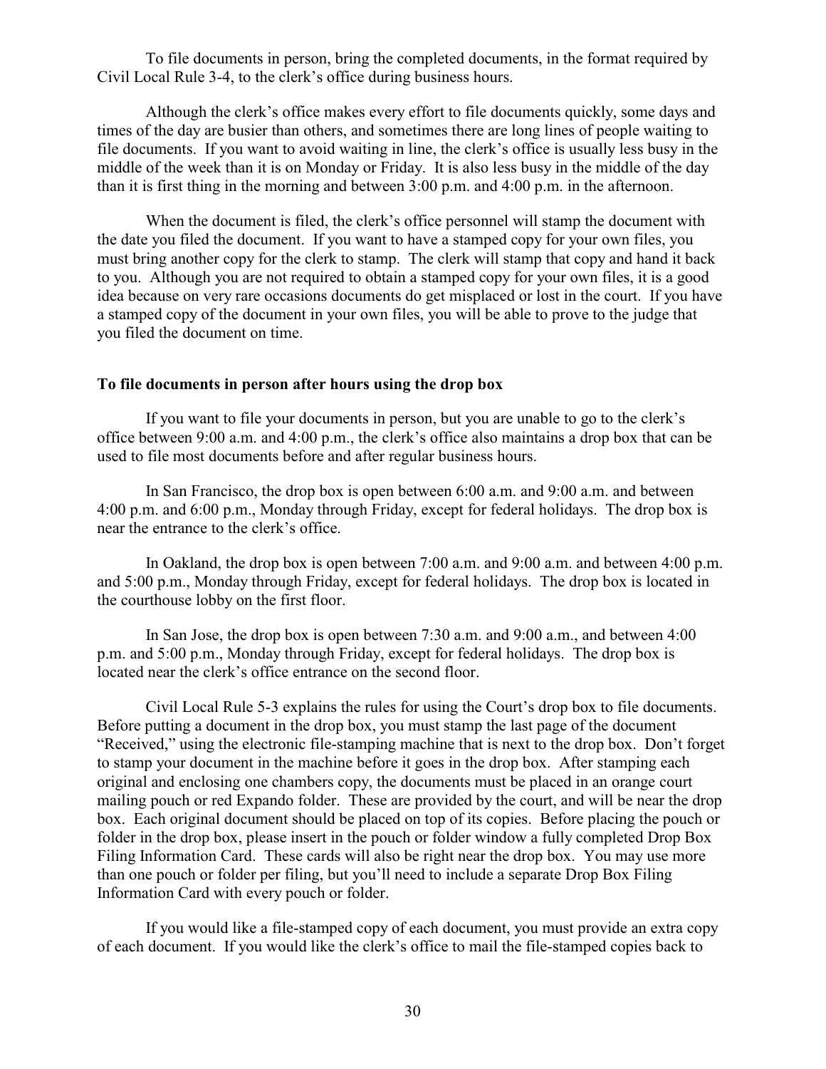To file documents in person, bring the completed documents, in the format required by Civil Local Rule 3-4, to the clerk's office during business hours.

Although the clerk's office makes every effort to file documents quickly, some days and times of the day are busier than others, and sometimes there are long lines of people waiting to file documents. If you want to avoid waiting in line, the clerk's office is usually less busy in the middle of the week than it is on Monday or Friday. It is also less busy in the middle of the day than it is first thing in the morning and between 3:00 p.m. and 4:00 p.m. in the afternoon.

When the document is filed, the clerk's office personnel will stamp the document with the date you filed the document. If you want to have a stamped copy for your own files, you must bring another copy for the clerk to stamp. The clerk will stamp that copy and hand it back to you. Although you are not required to obtain a stamped copy for your own files, it is a good idea because on very rare occasions documents do get misplaced or lost in the court. If you have a stamped copy of the document in your own files, you will be able to prove to the judge that you filed the document on time.

**To file documents in person after hours using the drop box**

If you want to file your documents in person, but you are unable to go to the clerk's office between 9:00 a.m. and 4:00 p.m., the clerk's office also maintains a drop box that can be used to file most documents before and after regular business hours.

In San Francisco, the drop box is open between 6:00 a.m. and 9:00 a.m. and between 4:00 p.m. and 6:00 p.m., Monday through Friday, except for federal holidays. The drop box is near the entrance to the clerk's office.

In Oakland, the drop box is open between 7:00 a.m. and 9:00 a.m. and between 4:00 p.m. and 5:00 p.m., Monday through Friday, except for federal holidays. The drop box is located in the courthouse lobby on the first floor.

In San Jose, the drop box is open between 7:30 a.m. and 9:00 a.m., and between 4:00 p.m. and 5:00 p.m., Monday through Friday, except for federal holidays. The drop box is located near the clerk's office entrance on the second floor.

Civil Local Rule 5-3 explains the rules for using the Court's drop box to file documents. Before putting a document in the drop box, you must stamp the last page of the document "Received," using the electronic file-stamping machine that is next to the drop box. Don't forget to stamp your document in the machine before it goes in the drop box. After stamping each original and enclosing one chambers copy, the documents must be placed in an orange court mailing pouch or red Expando folder. These are provided by the court, and will be near the drop box. Each original document should be placed on top of its copies. Before placing the pouch or folder in the drop box, please insert in the pouch or folder window a fully completed Drop Box Filing Information Card. These cards will also be right near the drop box. You may use more than one pouch or folder per filing, but you'll need to include a separate Drop Box Filing Information Card with every pouch or folder.

If you would like a file-stamped copy of each document, you must provide an extra copy of each document. If you would like the clerk's office to mail the file-stamped copies back to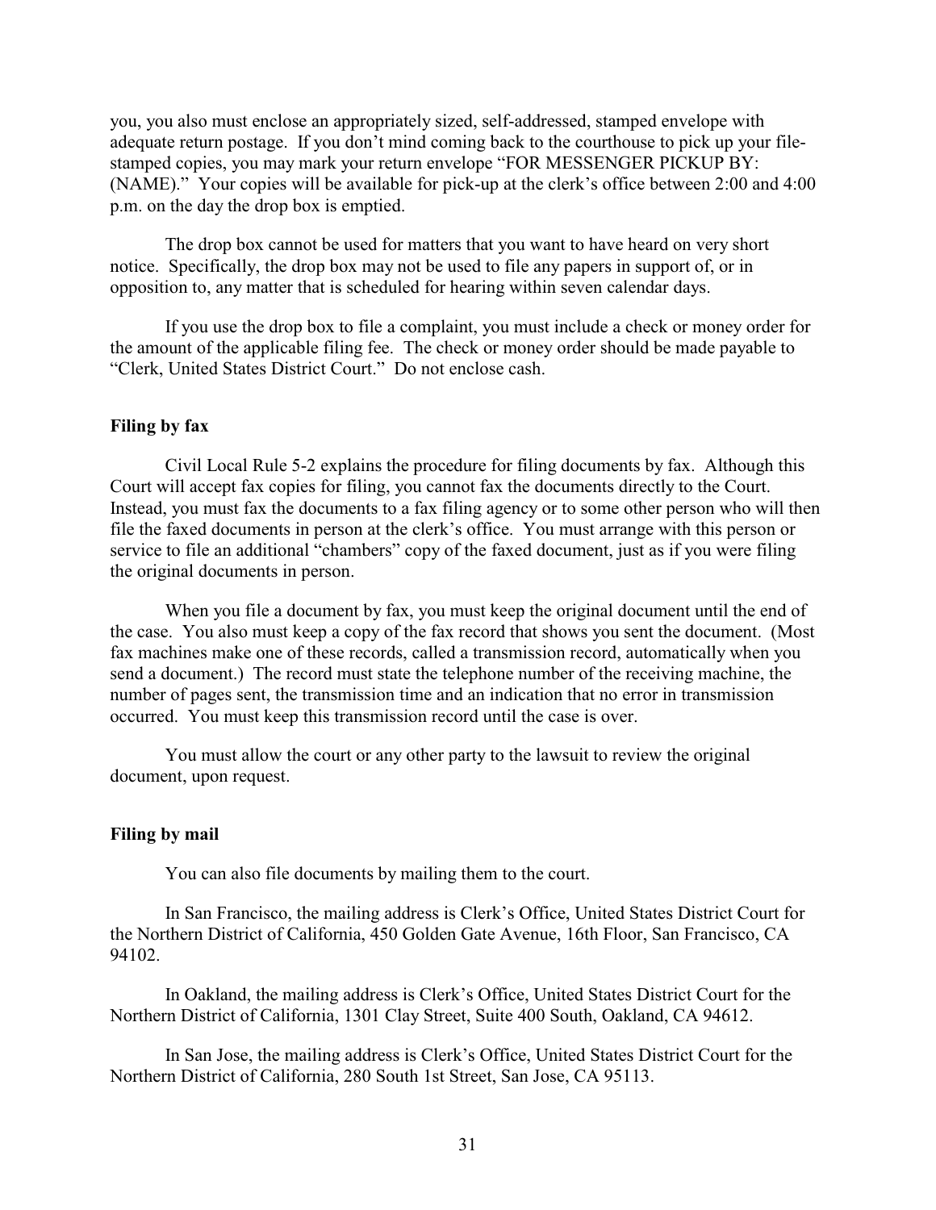you, you also must enclose an appropriately sized, self-addressed, stamped envelope with adequate return postage. If you don't mind coming back to the courthouse to pick up your file-stamped copies, you may mark your return envelope "FOR MESSENGER PICKUP BY: (NAME)." Your copies will be available for pick-up at the clerk's office between 2:00 and 4:00 p.m. on the day the drop box is emptied.

The drop box cannot be used for matters that you want to have heard on very short notice. Specifically, the drop box may not be used to file any papers in support of, or in opposition to, any matter that is scheduled for hearing within seven calendar days.

If you use the drop box to file a complaint, you must include a check or money order for the amount of the applicable filing fee. The check or money order should be made payable to "Clerk, United States District Court." Do not enclose cash.

**Filing by fax**

Civil Local Rule 5-2 explains the procedure for filing documents by fax. Although this Court will accept fax copies for filing, you cannot fax the documents directly to the Court. Instead, you must fax the documents to a fax filing agency or to some other person who will then file the faxed documents in person at the clerk's office. You must arrange with this person or service to file an additional "chambers" copy of the faxed document, just as if you were filing the original documents in person.

When you file a document by fax, you must keep the original document until the end of the case. You also must keep a copy of the fax record that shows you sent the document. (Most fax machines make one of these records, called a transmission record, automatically when you send a document.) The record must state the telephone number of the receiving machine, the number of pages sent, the transmission time and an indication that no error in transmission occurred. You must keep this transmission record until the case is over.

You must allow the court or any other party to the lawsuit to review the original document, upon request.

**Filing by mail**

You can also file documents by mailing them to the court.

In San Francisco, the mailing address is Clerk's Office, United States District Court for the Northern District of California, 450 Golden Gate Avenue, 16th Floor, San Francisco, CA 94102.

In Oakland, the mailing address is Clerk's Office, United States District Court for the Northern District of California, 1301 Clay Street, Suite 400 South, Oakland, CA 94612.

In San Jose, the mailing address is Clerk's Office, United States District Court for the Northern District of California, 280 South 1st Street, San Jose, CA 95113.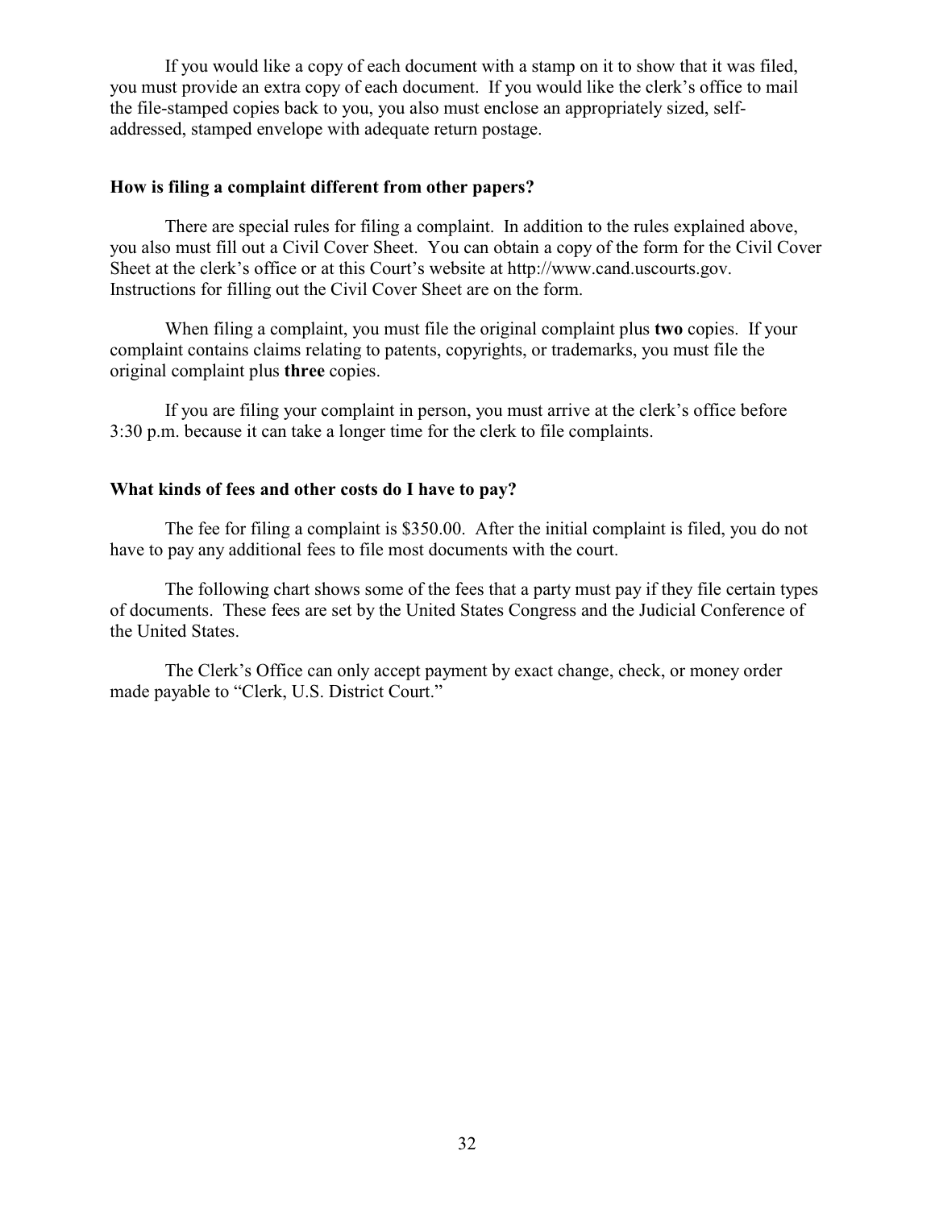If you would like a copy of each document with a stamp on it to show that it was filed, you must provide an extra copy of each document. If you would like the clerk's office to mail the file-stamped copies back to you, you also must enclose an appropriately sized, self-addressed, stamped envelope with adequate return postage.

### How is filing a complaint different from other papers?

There are special rules for filing a complaint. In addition to the rules explained above, you also must fill out a Civil Cover Sheet. You can obtain a copy of the form for the Civil Cover Sheet at the clerk's office or at this Court's website at http://www.cand.uscourts.gov. Instructions for filling out the Civil Cover Sheet are on the form.

When filing a complaint, you must file the original complaint plus **two** copies. If your complaint contains claims relating to patents, copyrights, or trademarks, you must file the original complaint plus **three** copies.

If you are filing your complaint in person, you must arrive at the clerk's office before 3:30 p.m. because it can take a longer time for the clerk to file complaints.

### What kinds of fees and other costs do I have to pay?

The fee for filing a complaint is $350.00. After the initial complaint is filed, you do not have to pay any additional fees to file most documents with the court.

The following chart shows some of the fees that a party must pay if they file certain types of documents. These fees are set by the United States Congress and the Judicial Conference of the United States.

The Clerk's Office can only accept payment by exact change, check, or money order made payable to "Clerk, U.S. District Court."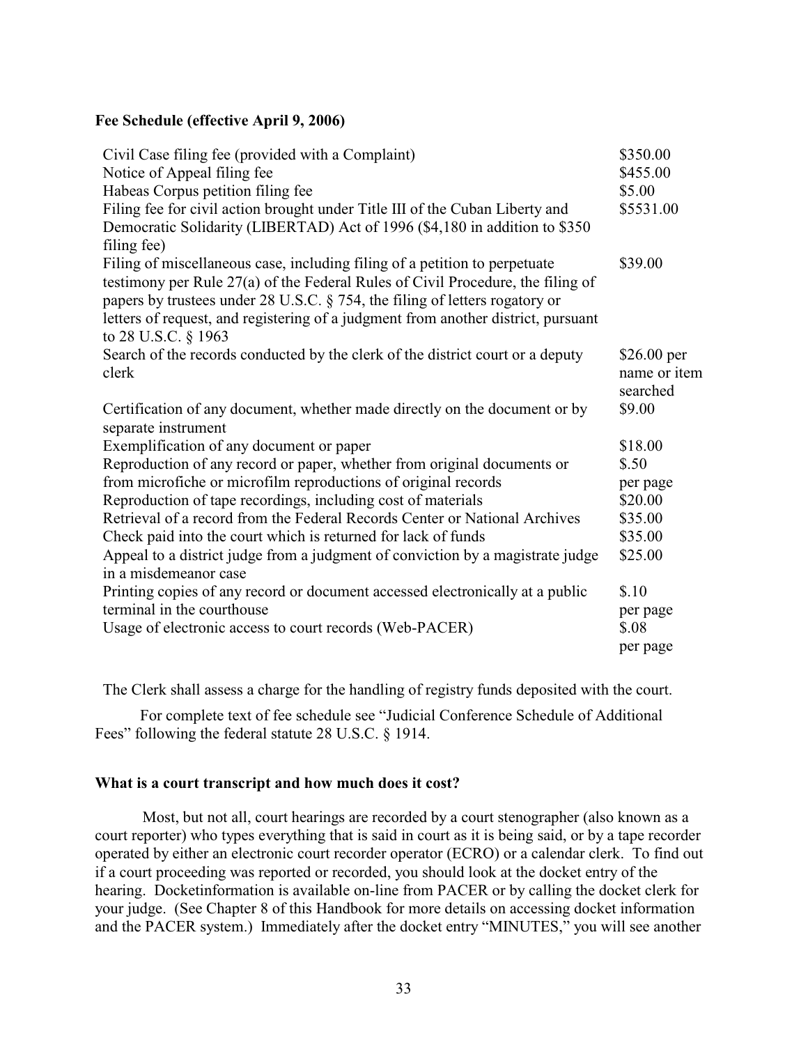**Fee Schedule (effective April 9, 2006)**

| | |
|---|---|
| Civil Case filing fee (provided with a Complaint) | $350.00 |
| Notice of Appeal filing fee | $455.00 |
| Habeas Corpus petition filing fee | $5.00 |
| Filing fee for civil action brought under Title III of the Cuban Liberty and Democratic Solidarity (LIBERTAD) Act of 1996 ($4,180 in addition to $350 filing fee) | $5531.00 |
| Filing of miscellaneous case, including filing of a petition to perpetuate testimony per Rule 27(a) of the Federal Rules of Civil Procedure, the filing of papers by trustees under 28 U.S.C. § 754, the filing of letters rogatory or letters of request, and registering of a judgment from another district, pursuant to 28 U.S.C. § 1963 | $39.00 |
| Search of the records conducted by the clerk of the district court or a deputy clerk | $26.00 per name or item searched |
| Certification of any document, whether made directly on the document or by separate instrument | $9.00 |
| Exemplification of any document or paper | $18.00 |
| Reproduction of any record or paper, whether from original documents or from microfiche or microfilm reproductions of original records | $.50 per page |
| Reproduction of tape recordings, including cost of materials | $20.00 |
| Retrieval of a record from the Federal Records Center or National Archives | $35.00 |
| Check paid into the court which is returned for lack of funds | $35.00 |
| Appeal to a district judge from a judgment of conviction by a magistrate judge in a misdemeanor case | $25.00 |
| Printing copies of any record or document accessed electronically at a public terminal in the courthouse | $.10 per page |
| Usage of electronic access to court records (Web-PACER) | $.08 per page |

The Clerk shall assess a charge for the handling of registry funds deposited with the court.

For complete text of fee schedule see "Judicial Conference Schedule of Additional Fees" following the federal statute 28 U.S.C. § 1914.

**What is a court transcript and how much does it cost?**

Most, but not all, court hearings are recorded by a court stenographer (also known as a court reporter) who types everything that is said in court as it is being said, or by a tape recorder operated by either an electronic court recorder operator (ECRO) or a calendar clerk. To find out if a court proceeding was reported or recorded, you should look at the docket entry of the hearing. Docketinformation is available on-line from PACER or by calling the docket clerk for your judge. (See Chapter 8 of this Handbook for more details on accessing docket information and the PACER system.) Immediately after the docket entry "MINUTES," you will see another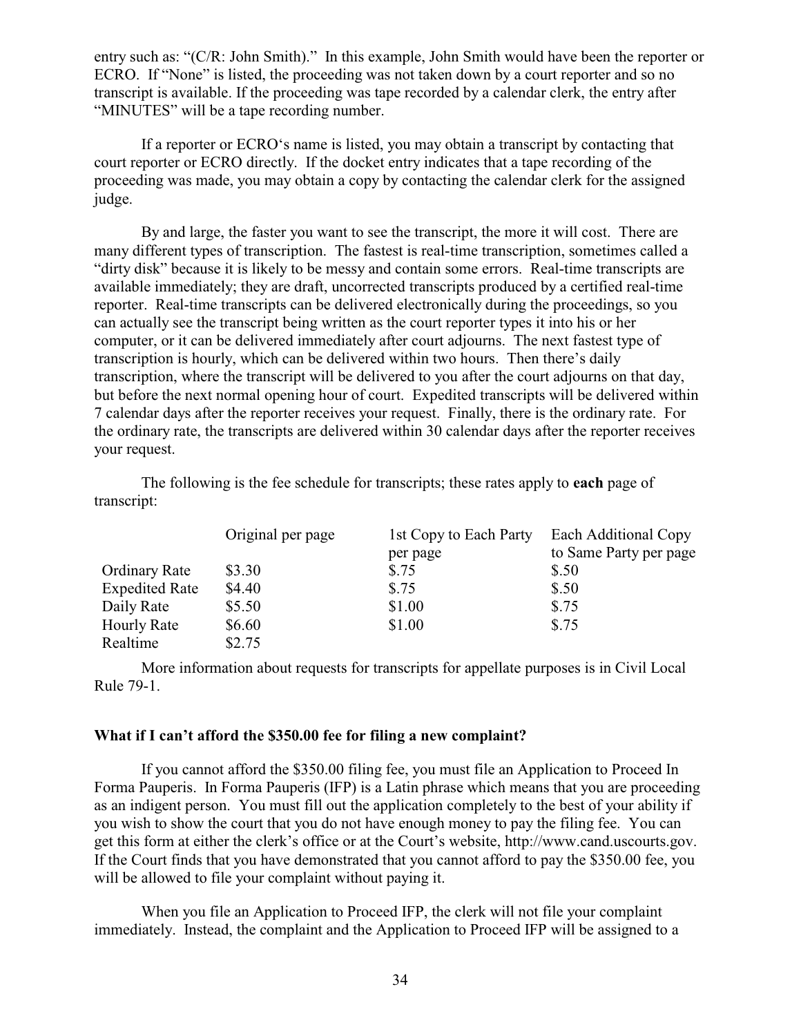entry such as: "(C/R: John Smith)." In this example, John Smith would have been the reporter or ECRO. If "None" is listed, the proceeding was not taken down by a court reporter and so no transcript is available. If the proceeding was tape recorded by a calendar clerk, the entry after "MINUTES" will be a tape recording number.

If a reporter or ECRO's name is listed, you may obtain a transcript by contacting that court reporter or ECRO directly. If the docket entry indicates that a tape recording of the proceeding was made, you may obtain a copy by contacting the calendar clerk for the assigned judge.

By and large, the faster you want to see the transcript, the more it will cost. There are many different types of transcription. The fastest is real-time transcription, sometimes called a "dirty disk" because it is likely to be messy and contain some errors. Real-time transcripts are available immediately; they are draft, uncorrected transcripts produced by a certified real-time reporter. Real-time transcripts can be delivered electronically during the proceedings, so you can actually see the transcript being written as the court reporter types it into his or her computer, or it can be delivered immediately after court adjourns. The next fastest type of transcription is hourly, which can be delivered within two hours. Then there's daily transcription, where the transcript will be delivered to you after the court adjourns on that day, but before the next normal opening hour of court. Expedited transcripts will be delivered within 7 calendar days after the reporter receives your request. Finally, there is the ordinary rate. For the ordinary rate, the transcripts are delivered within 30 calendar days after the reporter receives your request.

The following is the fee schedule for transcripts; these rates apply to **each** page of transcript:

| | Original per page | 1st Copy to Each Party per page | Each Additional Copy to Same Party per page |
|---|---|---|---|
| Ordinary Rate | $3.30 | $.75 | $.50 |
| Expedited Rate | $4.40 | $.75 | $.50 |
| Daily Rate | $5.50 | $1.00 | $.75 |
| Hourly Rate | $6.60 | $1.00 | $.75 |
| Realtime | $2.75 | | |

More information about requests for transcripts for appellate purposes is in Civil Local Rule 79-1.

**What if I can't afford the $350.00 fee for filing a new complaint?**

If you cannot afford the $350.00 filing fee, you must file an Application to Proceed In Forma Pauperis. In Forma Pauperis (IFP) is a Latin phrase which means that you are proceeding as an indigent person. You must fill out the application completely to the best of your ability if you wish to show the court that you do not have enough money to pay the filing fee. You can get this form at either the clerk's office or at the Court's website, http://www.cand.uscourts.gov. If the Court finds that you have demonstrated that you cannot afford to pay the $350.00 fee, you will be allowed to file your complaint without paying it.

When you file an Application to Proceed IFP, the clerk will not file your complaint immediately. Instead, the complaint and the Application to Proceed IFP will be assigned to a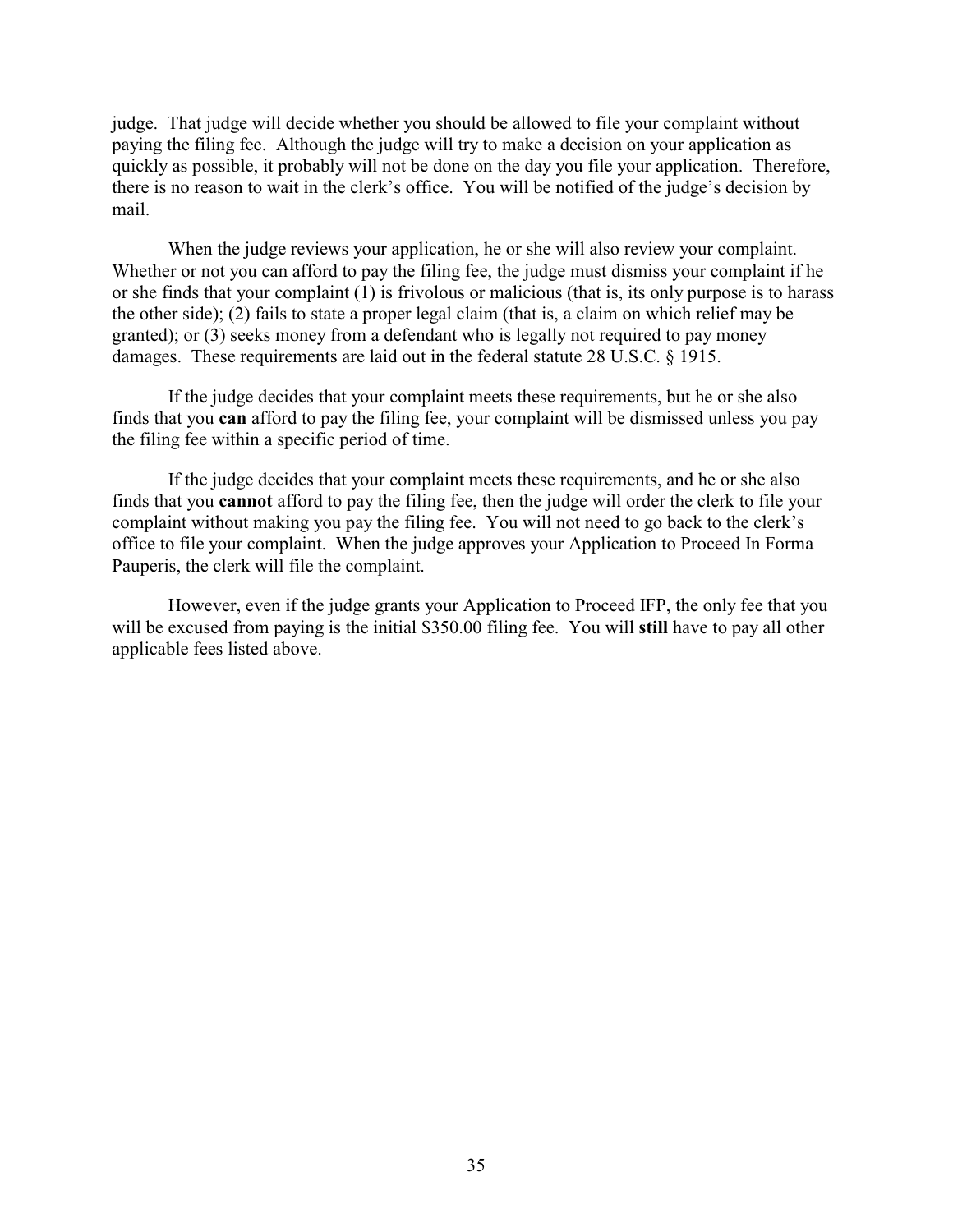judge. That judge will decide whether you should be allowed to file your complaint without paying the filing fee. Although the judge will try to make a decision on your application as quickly as possible, it probably will not be done on the day you file your application. Therefore, there is no reason to wait in the clerk's office. You will be notified of the judge's decision by mail.

When the judge reviews your application, he or she will also review your complaint. Whether or not you can afford to pay the filing fee, the judge must dismiss your complaint if he or she finds that your complaint (1) is frivolous or malicious (that is, its only purpose is to harass the other side); (2) fails to state a proper legal claim (that is, a claim on which relief may be granted); or (3) seeks money from a defendant who is legally not required to pay money damages. These requirements are laid out in the federal statute 28 U.S.C. § 1915.

If the judge decides that your complaint meets these requirements, but he or she also finds that you **can** afford to pay the filing fee, your complaint will be dismissed unless you pay the filing fee within a specific period of time.

If the judge decides that your complaint meets these requirements, and he or she also finds that you **cannot** afford to pay the filing fee, then the judge will order the clerk to file your complaint without making you pay the filing fee. You will not need to go back to the clerk's office to file your complaint. When the judge approves your Application to Proceed In Forma Pauperis, the clerk will file the complaint.

However, even if the judge grants your Application to Proceed IFP, the only fee that you will be excused from paying is the initial $350.00 filing fee. You will **still** have to pay all other applicable fees listed above.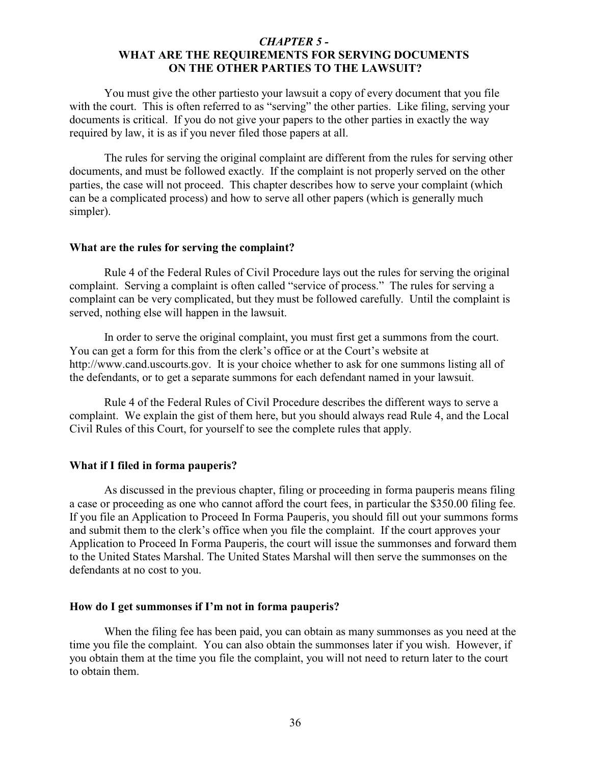## *CHAPTER 5 -* WHAT ARE THE REQUIREMENTS FOR SERVING DOCUMENTS ON THE OTHER PARTIES TO THE LAWSUIT?

You must give the other partiesto your lawsuit a copy of every document that you file with the court. This is often referred to as "serving" the other parties. Like filing, serving your documents is critical. If you do not give your papers to the other parties in exactly the way required by law, it is as if you never filed those papers at all.

The rules for serving the original complaint are different from the rules for serving other documents, and must be followed exactly. If the complaint is not properly served on the other parties, the case will not proceed. This chapter describes how to serve your complaint (which can be a complicated process) and how to serve all other papers (which is generally much simpler).

### What are the rules for serving the complaint?

Rule 4 of the Federal Rules of Civil Procedure lays out the rules for serving the original complaint. Serving a complaint is often called "service of process." The rules for serving a complaint can be very complicated, but they must be followed carefully. Until the complaint is served, nothing else will happen in the lawsuit.

In order to serve the original complaint, you must first get a summons from the court. You can get a form for this from the clerk's office or at the Court's website at http://www.cand.uscourts.gov. It is your choice whether to ask for one summons listing all of the defendants, or to get a separate summons for each defendant named in your lawsuit.

Rule 4 of the Federal Rules of Civil Procedure describes the different ways to serve a complaint. We explain the gist of them here, but you should always read Rule 4, and the Local Civil Rules of this Court, for yourself to see the complete rules that apply.

### What if I filed in forma pauperis?

As discussed in the previous chapter, filing or proceeding in forma pauperis means filing a case or proceeding as one who cannot afford the court fees, in particular the $350.00 filing fee. If you file an Application to Proceed In Forma Pauperis, you should fill out your summons forms and submit them to the clerk's office when you file the complaint. If the court approves your Application to Proceed In Forma Pauperis, the court will issue the summonses and forward them to the United States Marshal. The United States Marshal will then serve the summonses on the defendants at no cost to you.

### How do I get summonses if I'm not in forma pauperis?

When the filing fee has been paid, you can obtain as many summonses as you need at the time you file the complaint. You can also obtain the summonses later if you wish. However, if you obtain them at the time you file the complaint, you will not need to return later to the court to obtain them.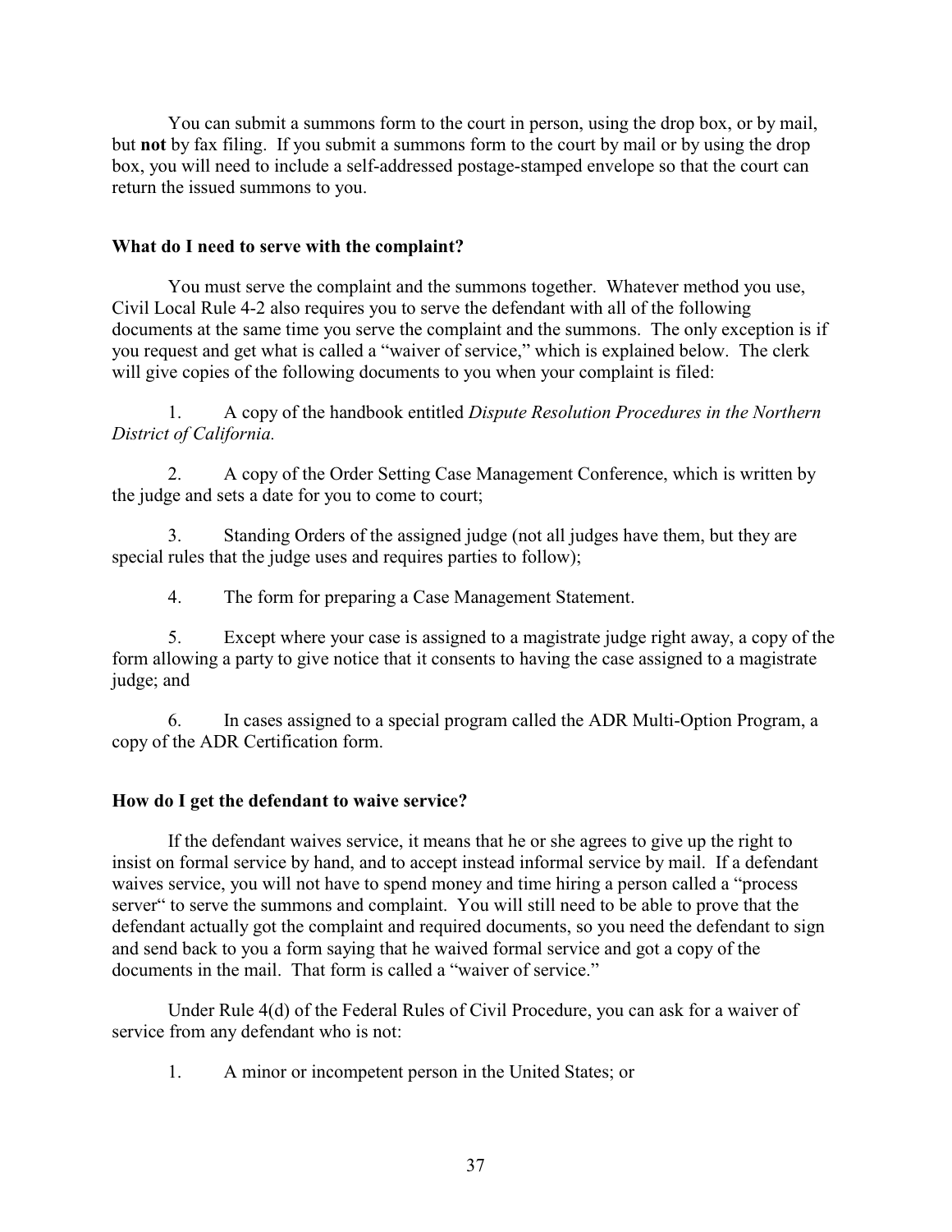You can submit a summons form to the court in person, using the drop box, or by mail, but **not** by fax filing. If you submit a summons form to the court by mail or by using the drop box, you will need to include a self-addressed postage-stamped envelope so that the court can return the issued summons to you.

### What do I need to serve with the complaint?

You must serve the complaint and the summons together. Whatever method you use, Civil Local Rule 4-2 also requires you to serve the defendant with all of the following documents at the same time you serve the complaint and the summons. The only exception is if you request and get what is called a "waiver of service," which is explained below. The clerk will give copies of the following documents to you when your complaint is filed:

1. A copy of the handbook entitled *Dispute Resolution Procedures in the Northern District of California.*

2. A copy of the Order Setting Case Management Conference, which is written by the judge and sets a date for you to come to court;

3. Standing Orders of the assigned judge (not all judges have them, but they are special rules that the judge uses and requires parties to follow);

4. The form for preparing a Case Management Statement.

5. Except where your case is assigned to a magistrate judge right away, a copy of the form allowing a party to give notice that it consents to having the case assigned to a magistrate judge; and

6. In cases assigned to a special program called the ADR Multi-Option Program, a copy of the ADR Certification form.

### How do I get the defendant to waive service?

If the defendant waives service, it means that he or she agrees to give up the right to insist on formal service by hand, and to accept instead informal service by mail. If a defendant waives service, you will not have to spend money and time hiring a person called a "process server" to serve the summons and complaint. You will still need to be able to prove that the defendant actually got the complaint and required documents, so you need the defendant to sign and send back to you a form saying that he waived formal service and got a copy of the documents in the mail. That form is called a "waiver of service."

Under Rule 4(d) of the Federal Rules of Civil Procedure, you can ask for a waiver of service from any defendant who is not:

1. A minor or incompetent person in the United States; or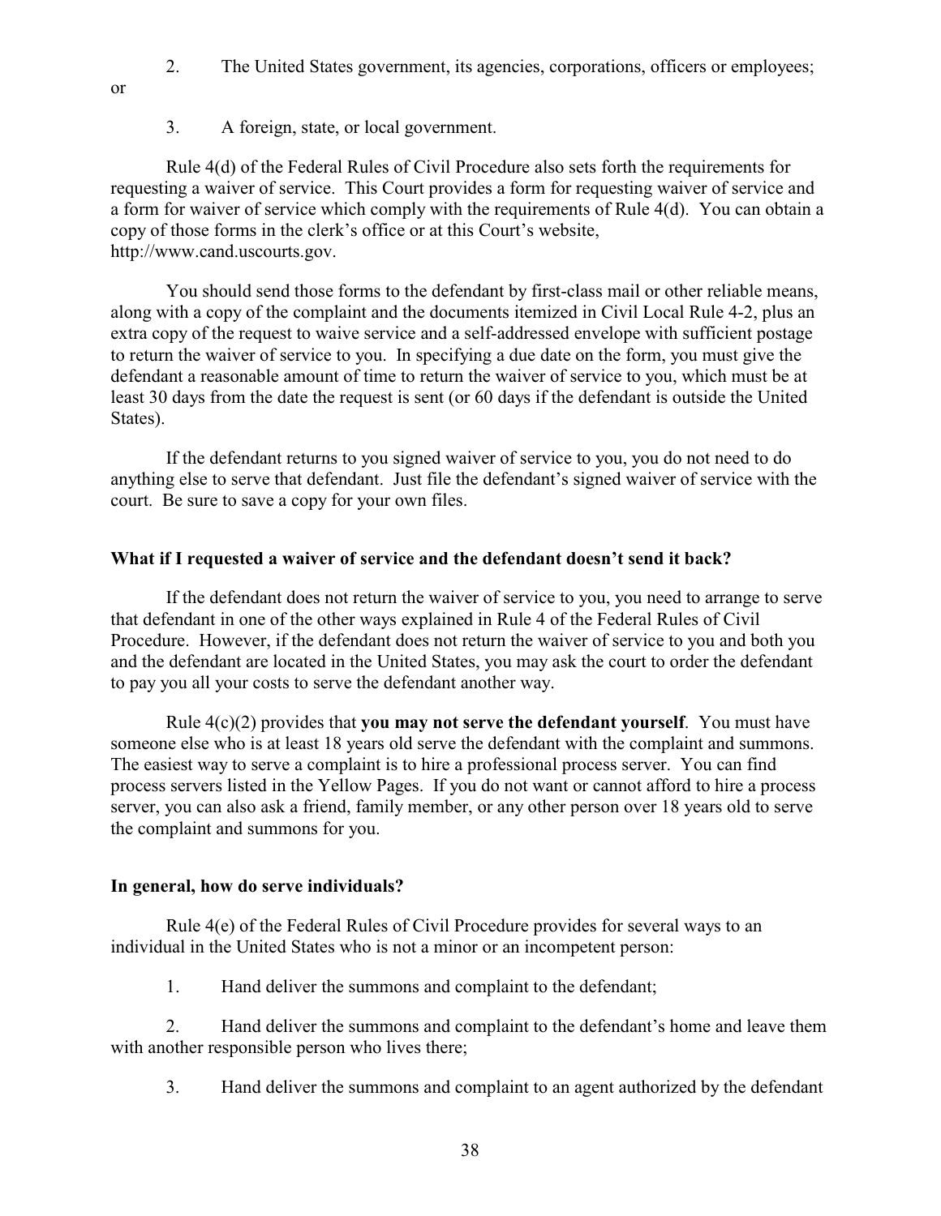2. The United States government, its agencies, corporations, officers or employees; or

3. A foreign, state, or local government.

Rule 4(d) of the Federal Rules of Civil Procedure also sets forth the requirements for requesting a waiver of service. This Court provides a form for requesting waiver of service and a form for waiver of service which comply with the requirements of Rule 4(d). You can obtain a copy of those forms in the clerk's office or at this Court's website, http://www.cand.uscourts.gov.

You should send those forms to the defendant by first-class mail or other reliable means, along with a copy of the complaint and the documents itemized in Civil Local Rule 4-2, plus an extra copy of the request to waive service and a self-addressed envelope with sufficient postage to return the waiver of service to you. In specifying a due date on the form, you must give the defendant a reasonable amount of time to return the waiver of service to you, which must be at least 30 days from the date the request is sent (or 60 days if the defendant is outside the United States).

If the defendant returns to you signed waiver of service to you, you do not need to do anything else to serve that defendant. Just file the defendant's signed waiver of service with the court. Be sure to save a copy for your own files.

**What if I requested a waiver of service and the defendant doesn't send it back?**

If the defendant does not return the waiver of service to you, you need to arrange to serve that defendant in one of the other ways explained in Rule 4 of the Federal Rules of Civil Procedure. However, if the defendant does not return the waiver of service to you and both you and the defendant are located in the United States, you may ask the court to order the defendant to pay you all your costs to serve the defendant another way.

Rule 4(c)(2) provides that **you may not serve the defendant yourself**. You must have someone else who is at least 18 years old serve the defendant with the complaint and summons. The easiest way to serve a complaint is to hire a professional process server. You can find process servers listed in the Yellow Pages. If you do not want or cannot afford to hire a process server, you can also ask a friend, family member, or any other person over 18 years old to serve the complaint and summons for you.

**In general, how do serve individuals?**

Rule 4(e) of the Federal Rules of Civil Procedure provides for several ways to an individual in the United States who is not a minor or an incompetent person:

1. Hand deliver the summons and complaint to the defendant;

2. Hand deliver the summons and complaint to the defendant's home and leave them with another responsible person who lives there;

3. Hand deliver the summons and complaint to an agent authorized by the defendant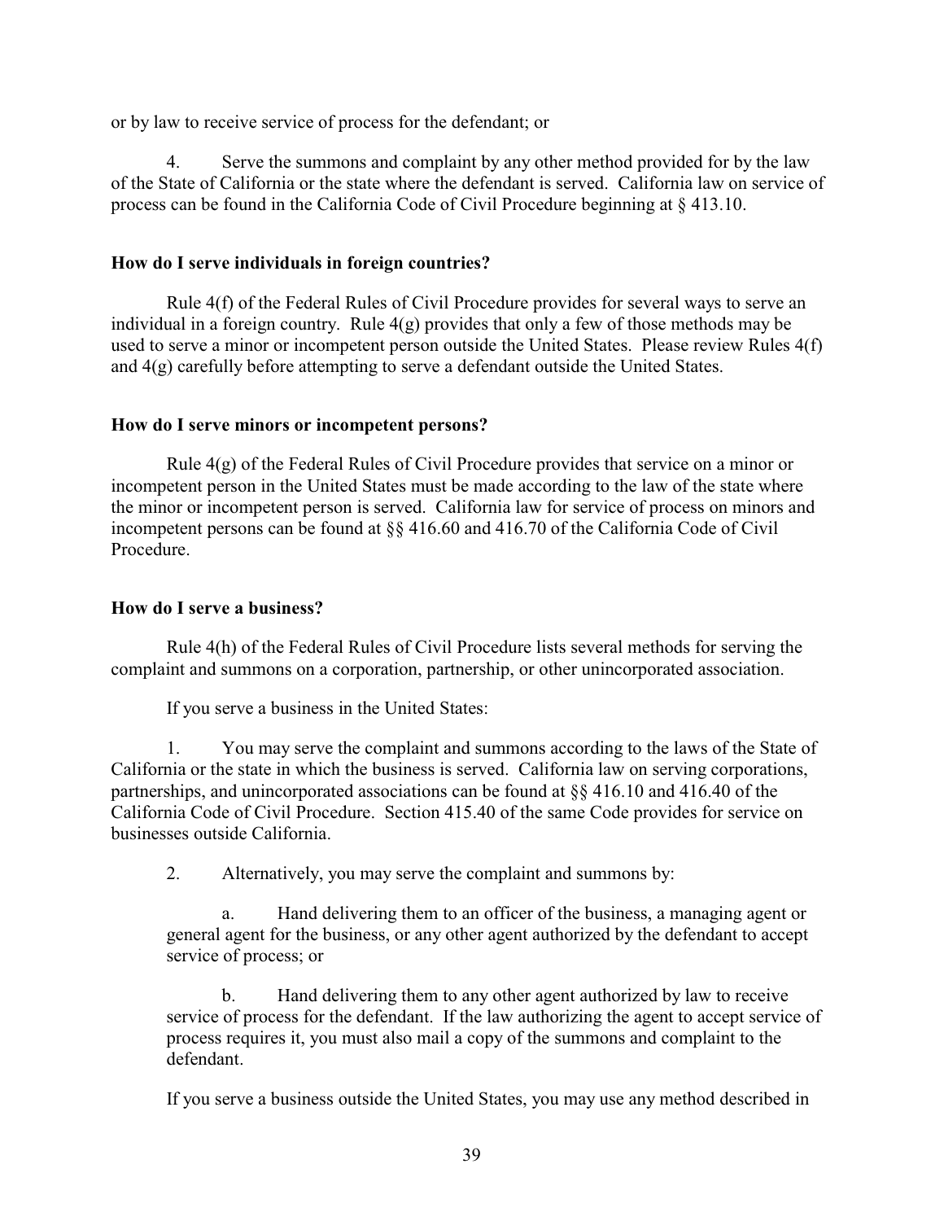or by law to receive service of process for the defendant; or

4. Serve the summons and complaint by any other method provided for by the law of the State of California or the state where the defendant is served. California law on service of process can be found in the California Code of Civil Procedure beginning at § 413.10.

**How do I serve individuals in foreign countries?**

Rule 4(f) of the Federal Rules of Civil Procedure provides for several ways to serve an individual in a foreign country. Rule 4(g) provides that only a few of those methods may be used to serve a minor or incompetent person outside the United States. Please review Rules 4(f) and 4(g) carefully before attempting to serve a defendant outside the United States.

**How do I serve minors or incompetent persons?**

Rule 4(g) of the Federal Rules of Civil Procedure provides that service on a minor or incompetent person in the United States must be made according to the law of the state where the minor or incompetent person is served. California law for service of process on minors and incompetent persons can be found at §§ 416.60 and 416.70 of the California Code of Civil Procedure.

**How do I serve a business?**

Rule 4(h) of the Federal Rules of Civil Procedure lists several methods for serving the complaint and summons on a corporation, partnership, or other unincorporated association.

If you serve a business in the United States:

1. You may serve the complaint and summons according to the laws of the State of California or the state in which the business is served. California law on serving corporations, partnerships, and unincorporated associations can be found at §§ 416.10 and 416.40 of the California Code of Civil Procedure. Section 415.40 of the same Code provides for service on businesses outside California.

2. Alternatively, you may serve the complaint and summons by:

   a. Hand delivering them to an officer of the business, a managing agent or general agent for the business, or any other agent authorized by the defendant to accept service of process; or

   b. Hand delivering them to any other agent authorized by law to receive service of process for the defendant. If the law authorizing the agent to accept service of process requires it, you must also mail a copy of the summons and complaint to the defendant.

If you serve a business outside the United States, you may use any method described in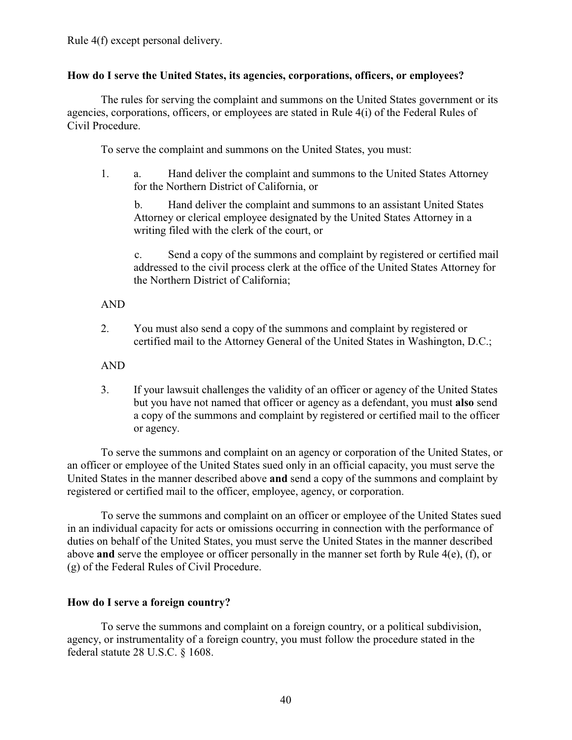Rule 4(f) except personal delivery.

### How do I serve the United States, its agencies, corporations, officers, or employees?

The rules for serving the complaint and summons on the United States government or its agencies, corporations, officers, or employees are stated in Rule 4(i) of the Federal Rules of Civil Procedure.

To serve the complaint and summons on the United States, you must:

1. a. Hand deliver the complaint and summons to the United States Attorney for the Northern District of California, or

   b. Hand deliver the complaint and summons to an assistant United States Attorney or clerical employee designated by the United States Attorney in a writing filed with the clerk of the court, or

   c. Send a copy of the summons and complaint by registered or certified mail addressed to the civil process clerk at the office of the United States Attorney for the Northern District of California;

AND

2. You must also send a copy of the summons and complaint by registered or certified mail to the Attorney General of the United States in Washington, D.C.;

AND

3. If your lawsuit challenges the validity of an officer or agency of the United States but you have not named that officer or agency as a defendant, you must **also** send a copy of the summons and complaint by registered or certified mail to the officer or agency.

To serve the summons and complaint on an agency or corporation of the United States, or an officer or employee of the United States sued only in an official capacity, you must serve the United States in the manner described above **and** send a copy of the summons and complaint by registered or certified mail to the officer, employee, agency, or corporation.

To serve the summons and complaint on an officer or employee of the United States sued in an individual capacity for acts or omissions occurring in connection with the performance of duties on behalf of the United States, you must serve the United States in the manner described above **and** serve the employee or officer personally in the manner set forth by Rule 4(e), (f), or (g) of the Federal Rules of Civil Procedure.

### How do I serve a foreign country?

To serve the summons and complaint on a foreign country, or a political subdivision, agency, or instrumentality of a foreign country, you must follow the procedure stated in the federal statute 28 U.S.C. § 1608.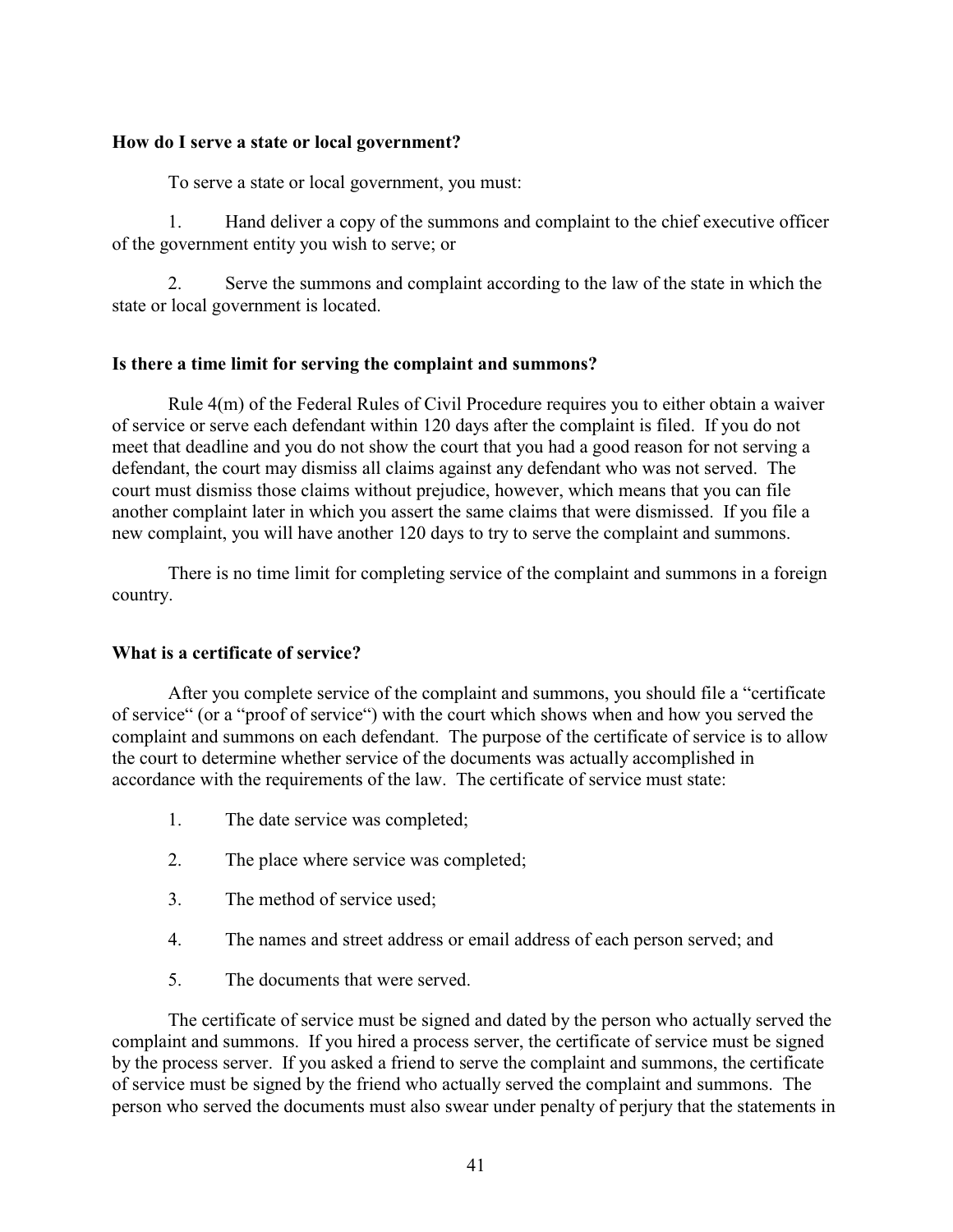**How do I serve a state or local government?**

To serve a state or local government, you must:

1. Hand deliver a copy of the summons and complaint to the chief executive officer of the government entity you wish to serve; or

2. Serve the summons and complaint according to the law of the state in which the state or local government is located.

**Is there a time limit for serving the complaint and summons?**

Rule 4(m) of the Federal Rules of Civil Procedure requires you to either obtain a waiver of service or serve each defendant within 120 days after the complaint is filed. If you do not meet that deadline and you do not show the court that you had a good reason for not serving a defendant, the court may dismiss all claims against any defendant who was not served. The court must dismiss those claims without prejudice, however, which means that you can file another complaint later in which you assert the same claims that were dismissed. If you file a new complaint, you will have another 120 days to try to serve the complaint and summons.

There is no time limit for completing service of the complaint and summons in a foreign country.

**What is a certificate of service?**

After you complete service of the complaint and summons, you should file a "certificate of service" (or a "proof of service") with the court which shows when and how you served the complaint and summons on each defendant. The purpose of the certificate of service is to allow the court to determine whether service of the documents was actually accomplished in accordance with the requirements of the law. The certificate of service must state:

1. The date service was completed;
2. The place where service was completed;
3. The method of service used;
4. The names and street address or email address of each person served; and
5. The documents that were served.

The certificate of service must be signed and dated by the person who actually served the complaint and summons. If you hired a process server, the certificate of service must be signed by the process server. If you asked a friend to serve the complaint and summons, the certificate of service must be signed by the friend who actually served the complaint and summons. The person who served the documents must also swear under penalty of perjury that the statements in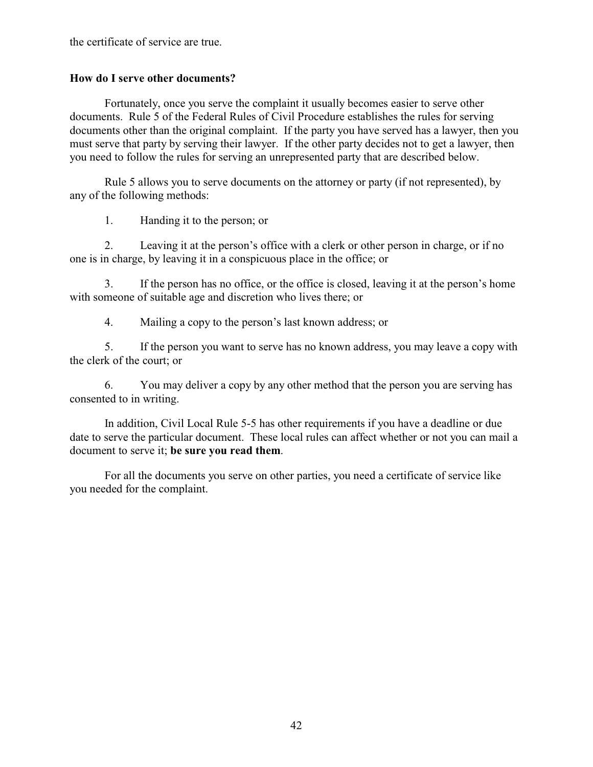the certificate of service are true.

**How do I serve other documents?**

Fortunately, once you serve the complaint it usually becomes easier to serve other documents. Rule 5 of the Federal Rules of Civil Procedure establishes the rules for serving documents other than the original complaint. If the party you have served has a lawyer, then you must serve that party by serving their lawyer. If the other party decides not to get a lawyer, then you need to follow the rules for serving an unrepresented party that are described below.

Rule 5 allows you to serve documents on the attorney or party (if not represented), by any of the following methods:

1. Handing it to the person; or

2. Leaving it at the person's office with a clerk or other person in charge, or if no one is in charge, by leaving it in a conspicuous place in the office; or

3. If the person has no office, or the office is closed, leaving it at the person's home with someone of suitable age and discretion who lives there; or

4. Mailing a copy to the person's last known address; or

5. If the person you want to serve has no known address, you may leave a copy with the clerk of the court; or

6. You may deliver a copy by any other method that the person you are serving has consented to in writing.

In addition, Civil Local Rule 5-5 has other requirements if you have a deadline or due date to serve the particular document. These local rules can affect whether or not you can mail a document to serve it; **be sure you read them**.

For all the documents you serve on other parties, you need a certificate of service like you needed for the complaint.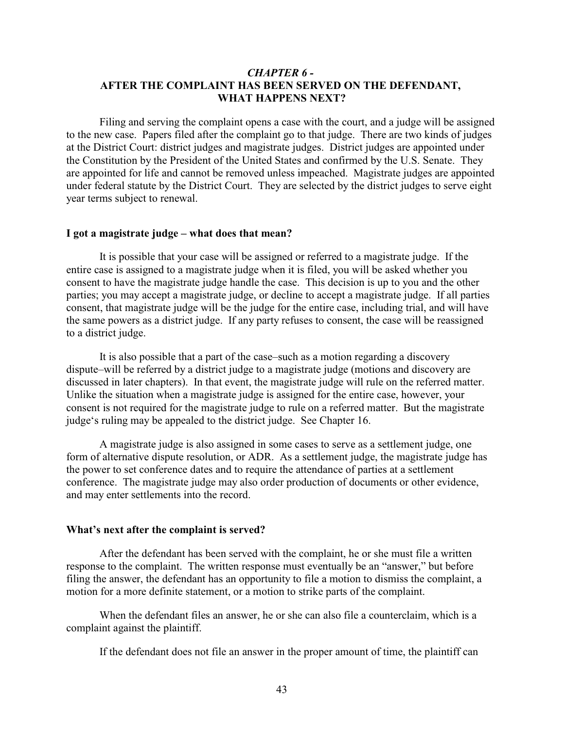## *CHAPTER 6 -*
## AFTER THE COMPLAINT HAS BEEN SERVED ON THE DEFENDANT, WHAT HAPPENS NEXT?

Filing and serving the complaint opens a case with the court, and a judge will be assigned to the new case. Papers filed after the complaint go to that judge. There are two kinds of judges at the District Court: district judges and magistrate judges. District judges are appointed under the Constitution by the President of the United States and confirmed by the U.S. Senate. They are appointed for life and cannot be removed unless impeached. Magistrate judges are appointed under federal statute by the District Court. They are selected by the district judges to serve eight year terms subject to renewal.

### I got a magistrate judge – what does that mean?

It is possible that your case will be assigned or referred to a magistrate judge. If the entire case is assigned to a magistrate judge when it is filed, you will be asked whether you consent to have the magistrate judge handle the case. This decision is up to you and the other parties; you may accept a magistrate judge, or decline to accept a magistrate judge. If all parties consent, that magistrate judge will be the judge for the entire case, including trial, and will have the same powers as a district judge. If any party refuses to consent, the case will be reassigned to a district judge.

It is also possible that a part of the case–such as a motion regarding a discovery dispute–will be referred by a district judge to a magistrate judge (motions and discovery are discussed in later chapters). In that event, the magistrate judge will rule on the referred matter. Unlike the situation when a magistrate judge is assigned for the entire case, however, your consent is not required for the magistrate judge to rule on a referred matter. But the magistrate judge's ruling may be appealed to the district judge. See Chapter 16.

A magistrate judge is also assigned in some cases to serve as a settlement judge, one form of alternative dispute resolution, or ADR. As a settlement judge, the magistrate judge has the power to set conference dates and to require the attendance of parties at a settlement conference. The magistrate judge may also order production of documents or other evidence, and may enter settlements into the record.

### What's next after the complaint is served?

After the defendant has been served with the complaint, he or she must file a written response to the complaint. The written response must eventually be an "answer," but before filing the answer, the defendant has an opportunity to file a motion to dismiss the complaint, a motion for a more definite statement, or a motion to strike parts of the complaint.

When the defendant files an answer, he or she can also file a counterclaim, which is a complaint against the plaintiff.

If the defendant does not file an answer in the proper amount of time, the plaintiff can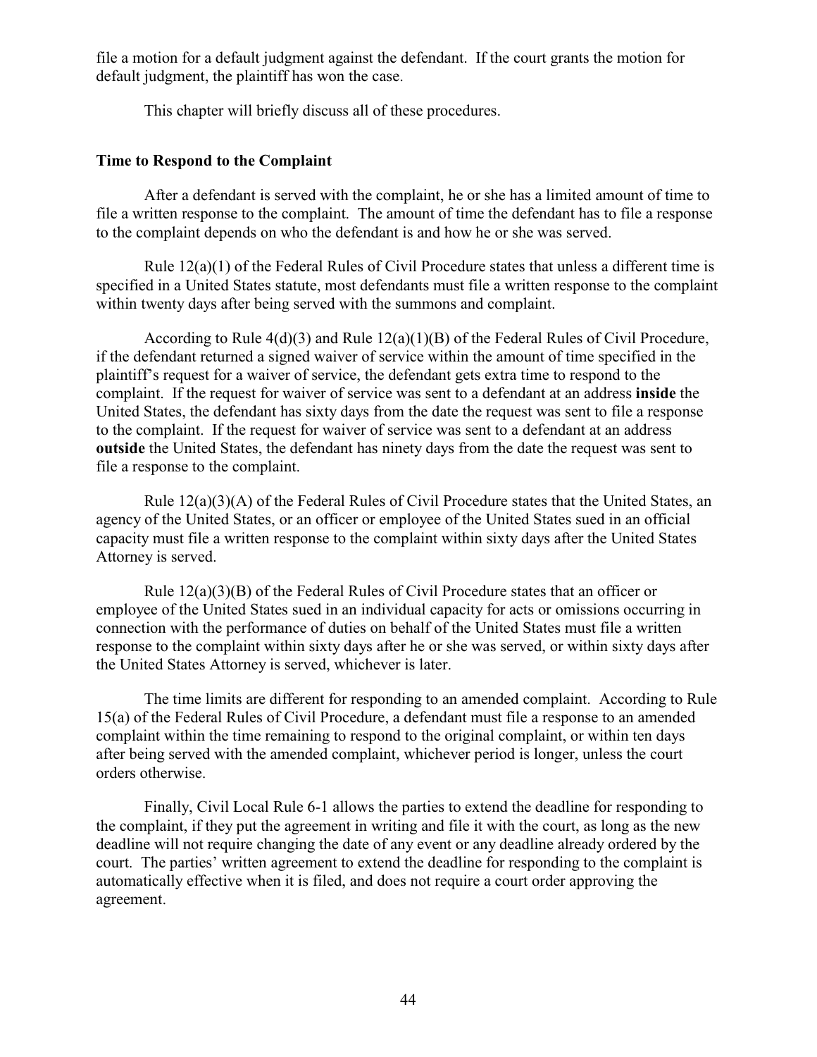file a motion for a default judgment against the defendant. If the court grants the motion for default judgment, the plaintiff has won the case.

This chapter will briefly discuss all of these procedures.

### Time to Respond to the Complaint

After a defendant is served with the complaint, he or she has a limited amount of time to file a written response to the complaint. The amount of time the defendant has to file a response to the complaint depends on who the defendant is and how he or she was served.

Rule 12(a)(1) of the Federal Rules of Civil Procedure states that unless a different time is specified in a United States statute, most defendants must file a written response to the complaint within twenty days after being served with the summons and complaint.

According to Rule 4(d)(3) and Rule 12(a)(1)(B) of the Federal Rules of Civil Procedure, if the defendant returned a signed waiver of service within the amount of time specified in the plaintiff's request for a waiver of service, the defendant gets extra time to respond to the complaint. If the request for waiver of service was sent to a defendant at an address **inside** the United States, the defendant has sixty days from the date the request was sent to file a response to the complaint. If the request for waiver of service was sent to a defendant at an address **outside** the United States, the defendant has ninety days from the date the request was sent to file a response to the complaint.

Rule 12(a)(3)(A) of the Federal Rules of Civil Procedure states that the United States, an agency of the United States, or an officer or employee of the United States sued in an official capacity must file a written response to the complaint within sixty days after the United States Attorney is served.

Rule 12(a)(3)(B) of the Federal Rules of Civil Procedure states that an officer or employee of the United States sued in an individual capacity for acts or omissions occurring in connection with the performance of duties on behalf of the United States must file a written response to the complaint within sixty days after he or she was served, or within sixty days after the United States Attorney is served, whichever is later.

The time limits are different for responding to an amended complaint. According to Rule 15(a) of the Federal Rules of Civil Procedure, a defendant must file a response to an amended complaint within the time remaining to respond to the original complaint, or within ten days after being served with the amended complaint, whichever period is longer, unless the court orders otherwise.

Finally, Civil Local Rule 6-1 allows the parties to extend the deadline for responding to the complaint, if they put the agreement in writing and file it with the court, as long as the new deadline will not require changing the date of any event or any deadline already ordered by the court. The parties' written agreement to extend the deadline for responding to the complaint is automatically effective when it is filed, and does not require a court order approving the agreement.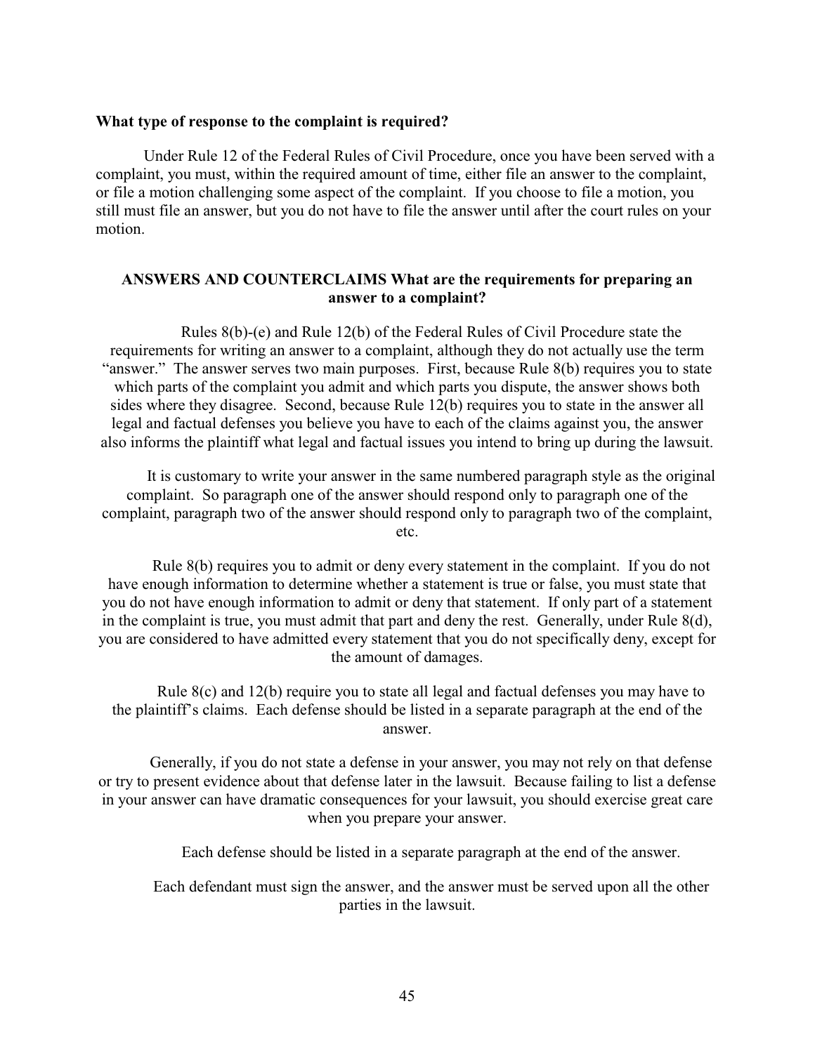**What type of response to the complaint is required?**

Under Rule 12 of the Federal Rules of Civil Procedure, once you have been served with a complaint, you must, within the required amount of time, either file an answer to the complaint, or file a motion challenging some aspect of the complaint. If you choose to file a motion, you still must file an answer, but you do not have to file the answer until after the court rules on your motion.

## ANSWERS AND COUNTERCLAIMS What are the requirements for preparing an answer to a complaint?

Rules 8(b)-(e) and Rule 12(b) of the Federal Rules of Civil Procedure state the requirements for writing an answer to a complaint, although they do not actually use the term "answer." The answer serves two main purposes. First, because Rule 8(b) requires you to state which parts of the complaint you admit and which parts you dispute, the answer shows both sides where they disagree. Second, because Rule 12(b) requires you to state in the answer all legal and factual defenses you believe you have to each of the claims against you, the answer also informs the plaintiff what legal and factual issues you intend to bring up during the lawsuit.

It is customary to write your answer in the same numbered paragraph style as the original complaint. So paragraph one of the answer should respond only to paragraph one of the complaint, paragraph two of the answer should respond only to paragraph two of the complaint, etc.

Rule 8(b) requires you to admit or deny every statement in the complaint. If you do not have enough information to determine whether a statement is true or false, you must state that you do not have enough information to admit or deny that statement. If only part of a statement in the complaint is true, you must admit that part and deny the rest. Generally, under Rule 8(d), you are considered to have admitted every statement that you do not specifically deny, except for the amount of damages.

Rule 8(c) and 12(b) require you to state all legal and factual defenses you may have to the plaintiff's claims. Each defense should be listed in a separate paragraph at the end of the answer.

Generally, if you do not state a defense in your answer, you may not rely on that defense or try to present evidence about that defense later in the lawsuit. Because failing to list a defense in your answer can have dramatic consequences for your lawsuit, you should exercise great care when you prepare your answer.

Each defense should be listed in a separate paragraph at the end of the answer.

Each defendant must sign the answer, and the answer must be served upon all the other parties in the lawsuit.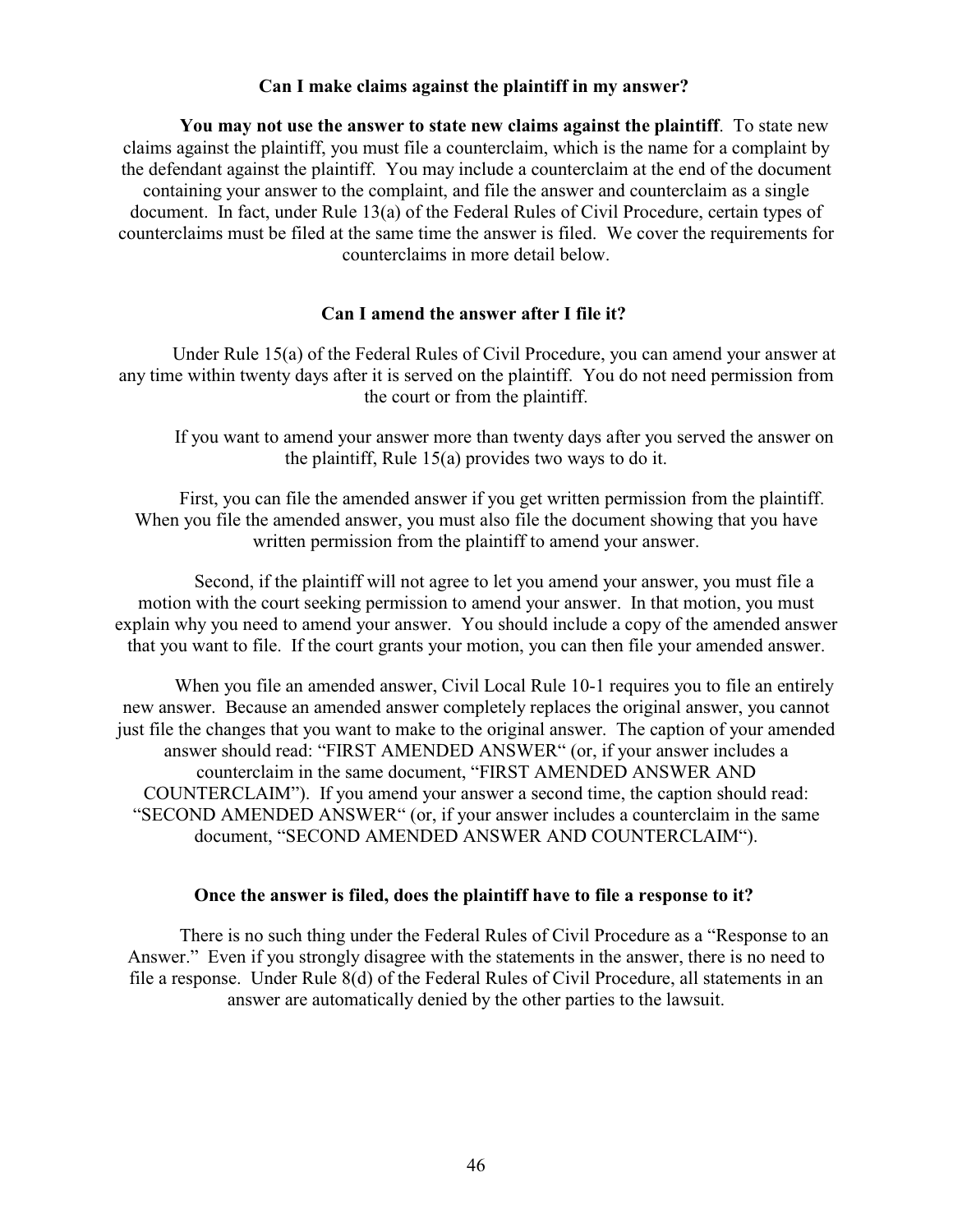### Can I make claims against the plaintiff in my answer?

**You may not use the answer to state new claims against the plaintiff**. To state new claims against the plaintiff, you must file a counterclaim, which is the name for a complaint by the defendant against the plaintiff. You may include a counterclaim at the end of the document containing your answer to the complaint, and file the answer and counterclaim as a single document. In fact, under Rule 13(a) of the Federal Rules of Civil Procedure, certain types of counterclaims must be filed at the same time the answer is filed. We cover the requirements for counterclaims in more detail below.

### Can I amend the answer after I file it?

Under Rule 15(a) of the Federal Rules of Civil Procedure, you can amend your answer at any time within twenty days after it is served on the plaintiff. You do not need permission from the court or from the plaintiff.

If you want to amend your answer more than twenty days after you served the answer on the plaintiff, Rule 15(a) provides two ways to do it.

First, you can file the amended answer if you get written permission from the plaintiff. When you file the amended answer, you must also file the document showing that you have written permission from the plaintiff to amend your answer.

Second, if the plaintiff will not agree to let you amend your answer, you must file a motion with the court seeking permission to amend your answer. In that motion, you must explain why you need to amend your answer. You should include a copy of the amended answer that you want to file. If the court grants your motion, you can then file your amended answer.

When you file an amended answer, Civil Local Rule 10-1 requires you to file an entirely new answer. Because an amended answer completely replaces the original answer, you cannot just file the changes that you want to make to the original answer. The caption of your amended answer should read: "FIRST AMENDED ANSWER" (or, if your answer includes a counterclaim in the same document, "FIRST AMENDED ANSWER AND COUNTERCLAIM"). If you amend your answer a second time, the caption should read: "SECOND AMENDED ANSWER" (or, if your answer includes a counterclaim in the same document, "SECOND AMENDED ANSWER AND COUNTERCLAIM").

### Once the answer is filed, does the plaintiff have to file a response to it?

There is no such thing under the Federal Rules of Civil Procedure as a "Response to an Answer." Even if you strongly disagree with the statements in the answer, there is no need to file a response. Under Rule 8(d) of the Federal Rules of Civil Procedure, all statements in an answer are automatically denied by the other parties to the lawsuit.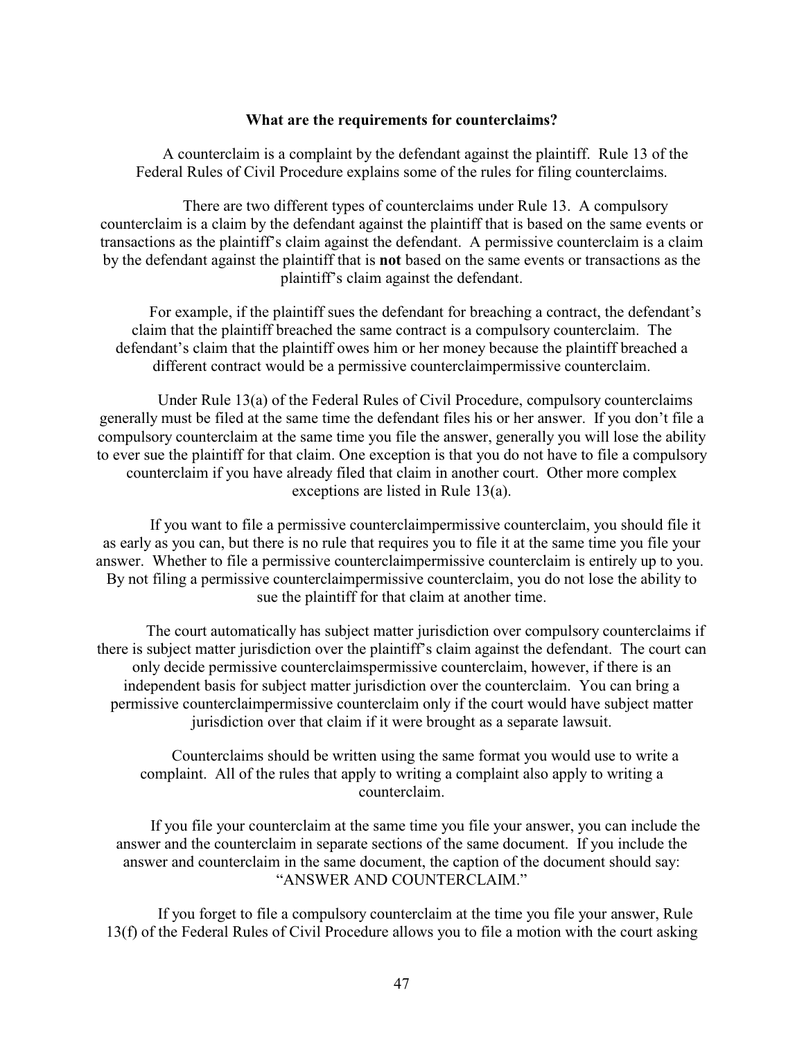**What are the requirements for counterclaims?**

A counterclaim is a complaint by the defendant against the plaintiff. Rule 13 of the Federal Rules of Civil Procedure explains some of the rules for filing counterclaims.

There are two different types of counterclaims under Rule 13. A compulsory counterclaim is a claim by the defendant against the plaintiff that is based on the same events or transactions as the plaintiff's claim against the defendant. A permissive counterclaim is a claim by the defendant against the plaintiff that is **not** based on the same events or transactions as the plaintiff's claim against the defendant.

For example, if the plaintiff sues the defendant for breaching a contract, the defendant's claim that the plaintiff breached the same contract is a compulsory counterclaim. The defendant's claim that the plaintiff owes him or her money because the plaintiff breached a different contract would be a permissive counterclaimpermissive counterclaim.

Under Rule 13(a) of the Federal Rules of Civil Procedure, compulsory counterclaims generally must be filed at the same time the defendant files his or her answer. If you don't file a compulsory counterclaim at the same time you file the answer, generally you will lose the ability to ever sue the plaintiff for that claim. One exception is that you do not have to file a compulsory counterclaim if you have already filed that claim in another court. Other more complex exceptions are listed in Rule 13(a).

If you want to file a permissive counterclaimpermissive counterclaim, you should file it as early as you can, but there is no rule that requires you to file it at the same time you file your answer. Whether to file a permissive counterclaimpermissive counterclaim is entirely up to you. By not filing a permissive counterclaimpermissive counterclaim, you do not lose the ability to sue the plaintiff for that claim at another time.

The court automatically has subject matter jurisdiction over compulsory counterclaims if there is subject matter jurisdiction over the plaintiff's claim against the defendant. The court can only decide permissive counterclaimspermissive counterclaim, however, if there is an independent basis for subject matter jurisdiction over the counterclaim. You can bring a permissive counterclaimpermissive counterclaim only if the court would have subject matter jurisdiction over that claim if it were brought as a separate lawsuit.

Counterclaims should be written using the same format you would use to write a complaint. All of the rules that apply to writing a complaint also apply to writing a counterclaim.

If you file your counterclaim at the same time you file your answer, you can include the answer and the counterclaim in separate sections of the same document. If you include the answer and counterclaim in the same document, the caption of the document should say: "ANSWER AND COUNTERCLAIM."

If you forget to file a compulsory counterclaim at the time you file your answer, Rule 13(f) of the Federal Rules of Civil Procedure allows you to file a motion with the court asking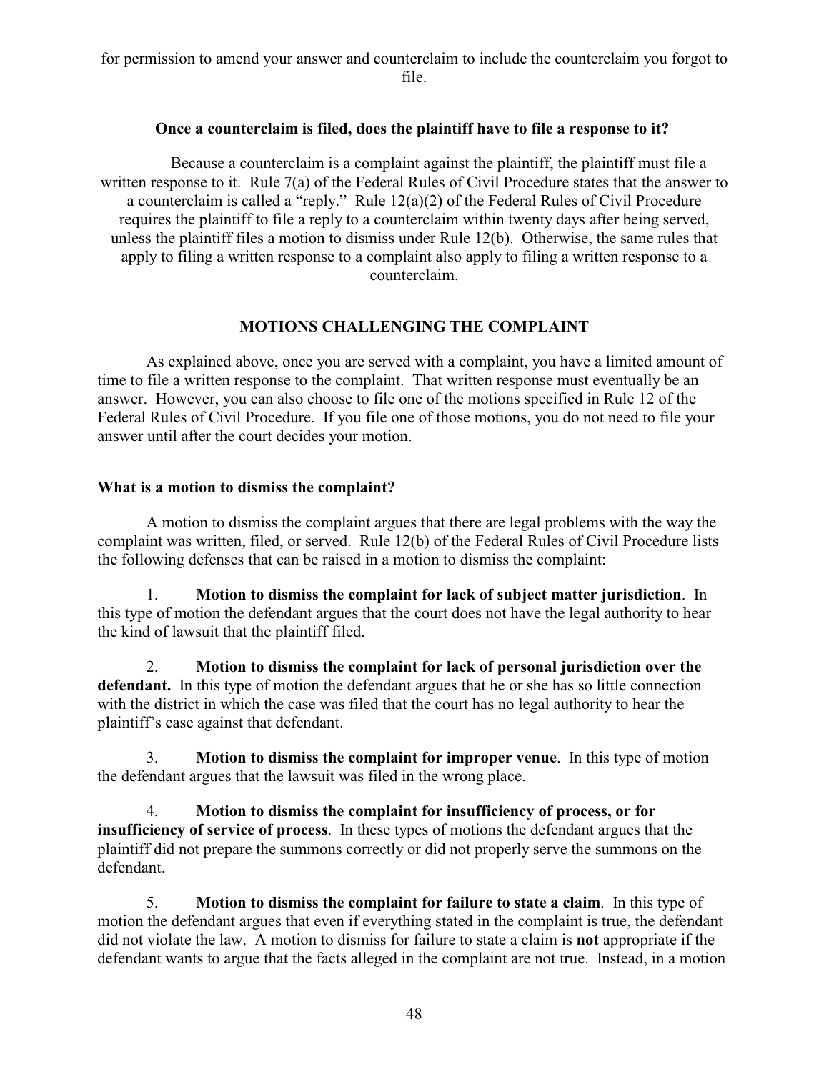for permission to amend your answer and counterclaim to include the counterclaim you forgot to file.

### Once a counterclaim is filed, does the plaintiff have to file a response to it?

Because a counterclaim is a complaint against the plaintiff, the plaintiff must file a written response to it. Rule 7(a) of the Federal Rules of Civil Procedure states that the answer to a counterclaim is called a "reply." Rule 12(a)(2) of the Federal Rules of Civil Procedure requires the plaintiff to file a reply to a counterclaim within twenty days after being served, unless the plaintiff files a motion to dismiss under Rule 12(b). Otherwise, the same rules that apply to filing a written response to a complaint also apply to filing a written response to a counterclaim.

## MOTIONS CHALLENGING THE COMPLAINT

As explained above, once you are served with a complaint, you have a limited amount of time to file a written response to the complaint. That written response must eventually be an answer. However, you can also choose to file one of the motions specified in Rule 12 of the Federal Rules of Civil Procedure. If you file one of those motions, you do not need to file your answer until after the court decides your motion.

### What is a motion to dismiss the complaint?

A motion to dismiss the complaint argues that there are legal problems with the way the complaint was written, filed, or served. Rule 12(b) of the Federal Rules of Civil Procedure lists the following defenses that can be raised in a motion to dismiss the complaint:

1. **Motion to dismiss the complaint for lack of subject matter jurisdiction**. In this type of motion the defendant argues that the court does not have the legal authority to hear the kind of lawsuit that the plaintiff filed.

2. **Motion to dismiss the complaint for lack of personal jurisdiction over the defendant.** In this type of motion the defendant argues that he or she has so little connection with the district in which the case was filed that the court has no legal authority to hear the plaintiff's case against that defendant.

3. **Motion to dismiss the complaint for improper venue**. In this type of motion the defendant argues that the lawsuit was filed in the wrong place.

4. **Motion to dismiss the complaint for insufficiency of process, or for insufficiency of service of process**. In these types of motions the defendant argues that the plaintiff did not prepare the summons correctly or did not properly serve the summons on the defendant.

5. **Motion to dismiss the complaint for failure to state a claim**. In this type of motion the defendant argues that even if everything stated in the complaint is true, the defendant did not violate the law. A motion to dismiss for failure to state a claim is **not** appropriate if the defendant wants to argue that the facts alleged in the complaint are not true. Instead, in a motion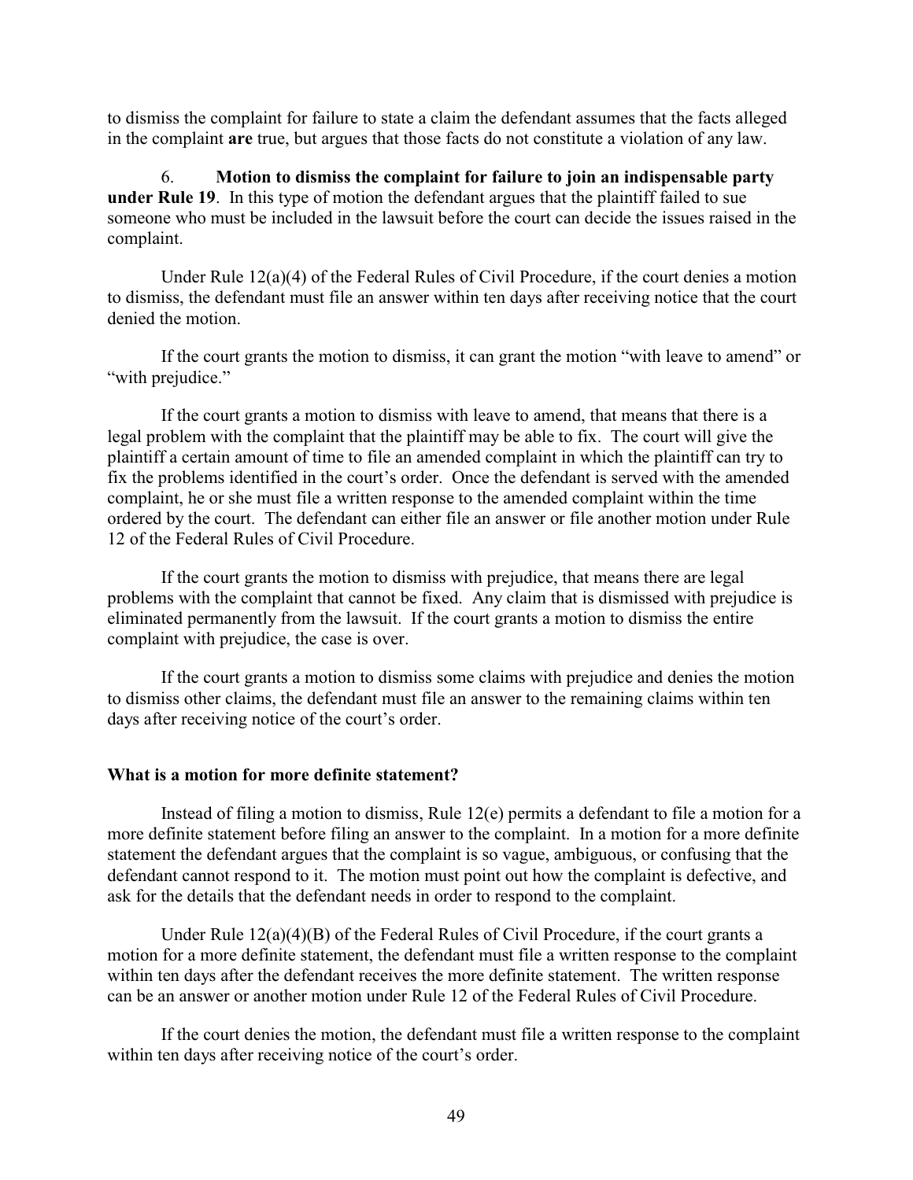to dismiss the complaint for failure to state a claim the defendant assumes that the facts alleged in the complaint **are** true, but argues that those facts do not constitute a violation of any law.

6. **Motion to dismiss the complaint for failure to join an indispensable party under Rule 19**. In this type of motion the defendant argues that the plaintiff failed to sue someone who must be included in the lawsuit before the court can decide the issues raised in the complaint.

Under Rule 12(a)(4) of the Federal Rules of Civil Procedure, if the court denies a motion to dismiss, the defendant must file an answer within ten days after receiving notice that the court denied the motion.

If the court grants the motion to dismiss, it can grant the motion "with leave to amend" or "with prejudice."

If the court grants a motion to dismiss with leave to amend, that means that there is a legal problem with the complaint that the plaintiff may be able to fix. The court will give the plaintiff a certain amount of time to file an amended complaint in which the plaintiff can try to fix the problems identified in the court's order. Once the defendant is served with the amended complaint, he or she must file a written response to the amended complaint within the time ordered by the court. The defendant can either file an answer or file another motion under Rule 12 of the Federal Rules of Civil Procedure.

If the court grants the motion to dismiss with prejudice, that means there are legal problems with the complaint that cannot be fixed. Any claim that is dismissed with prejudice is eliminated permanently from the lawsuit. If the court grants a motion to dismiss the entire complaint with prejudice, the case is over.

If the court grants a motion to dismiss some claims with prejudice and denies the motion to dismiss other claims, the defendant must file an answer to the remaining claims within ten days after receiving notice of the court's order.

### What is a motion for more definite statement?

Instead of filing a motion to dismiss, Rule 12(e) permits a defendant to file a motion for a more definite statement before filing an answer to the complaint. In a motion for a more definite statement the defendant argues that the complaint is so vague, ambiguous, or confusing that the defendant cannot respond to it. The motion must point out how the complaint is defective, and ask for the details that the defendant needs in order to respond to the complaint.

Under Rule 12(a)(4)(B) of the Federal Rules of Civil Procedure, if the court grants a motion for a more definite statement, the defendant must file a written response to the complaint within ten days after the defendant receives the more definite statement. The written response can be an answer or another motion under Rule 12 of the Federal Rules of Civil Procedure.

If the court denies the motion, the defendant must file a written response to the complaint within ten days after receiving notice of the court's order.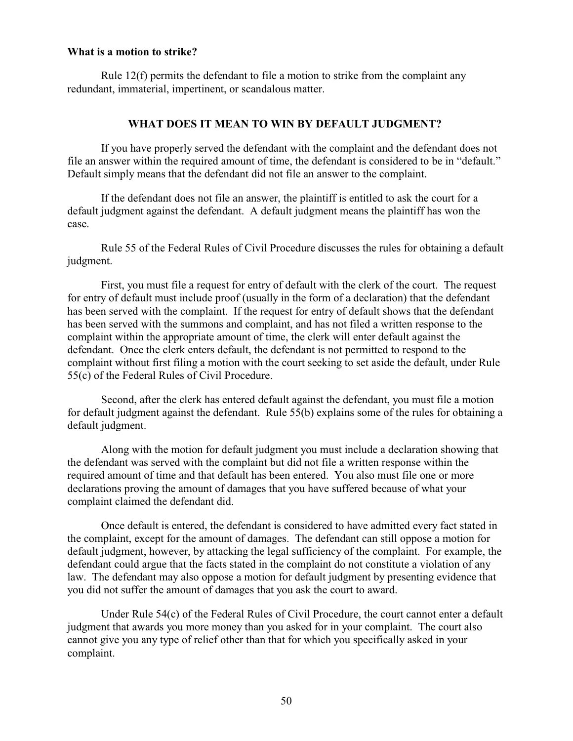**What is a motion to strike?**

Rule 12(f) permits the defendant to file a motion to strike from the complaint any redundant, immaterial, impertinent, or scandalous matter.

## WHAT DOES IT MEAN TO WIN BY DEFAULT JUDGMENT?

If you have properly served the defendant with the complaint and the defendant does not file an answer within the required amount of time, the defendant is considered to be in "default." Default simply means that the defendant did not file an answer to the complaint.

If the defendant does not file an answer, the plaintiff is entitled to ask the court for a default judgment against the defendant. A default judgment means the plaintiff has won the case.

Rule 55 of the Federal Rules of Civil Procedure discusses the rules for obtaining a default judgment.

First, you must file a request for entry of default with the clerk of the court. The request for entry of default must include proof (usually in the form of a declaration) that the defendant has been served with the complaint. If the request for entry of default shows that the defendant has been served with the summons and complaint, and has not filed a written response to the complaint within the appropriate amount of time, the clerk will enter default against the defendant. Once the clerk enters default, the defendant is not permitted to respond to the complaint without first filing a motion with the court seeking to set aside the default, under Rule 55(c) of the Federal Rules of Civil Procedure.

Second, after the clerk has entered default against the defendant, you must file a motion for default judgment against the defendant. Rule 55(b) explains some of the rules for obtaining a default judgment.

Along with the motion for default judgment you must include a declaration showing that the defendant was served with the complaint but did not file a written response within the required amount of time and that default has been entered. You also must file one or more declarations proving the amount of damages that you have suffered because of what your complaint claimed the defendant did.

Once default is entered, the defendant is considered to have admitted every fact stated in the complaint, except for the amount of damages. The defendant can still oppose a motion for default judgment, however, by attacking the legal sufficiency of the complaint. For example, the defendant could argue that the facts stated in the complaint do not constitute a violation of any law. The defendant may also oppose a motion for default judgment by presenting evidence that you did not suffer the amount of damages that you ask the court to award.

Under Rule 54(c) of the Federal Rules of Civil Procedure, the court cannot enter a default judgment that awards you more money than you asked for in your complaint. The court also cannot give you any type of relief other than that for which you specifically asked in your complaint.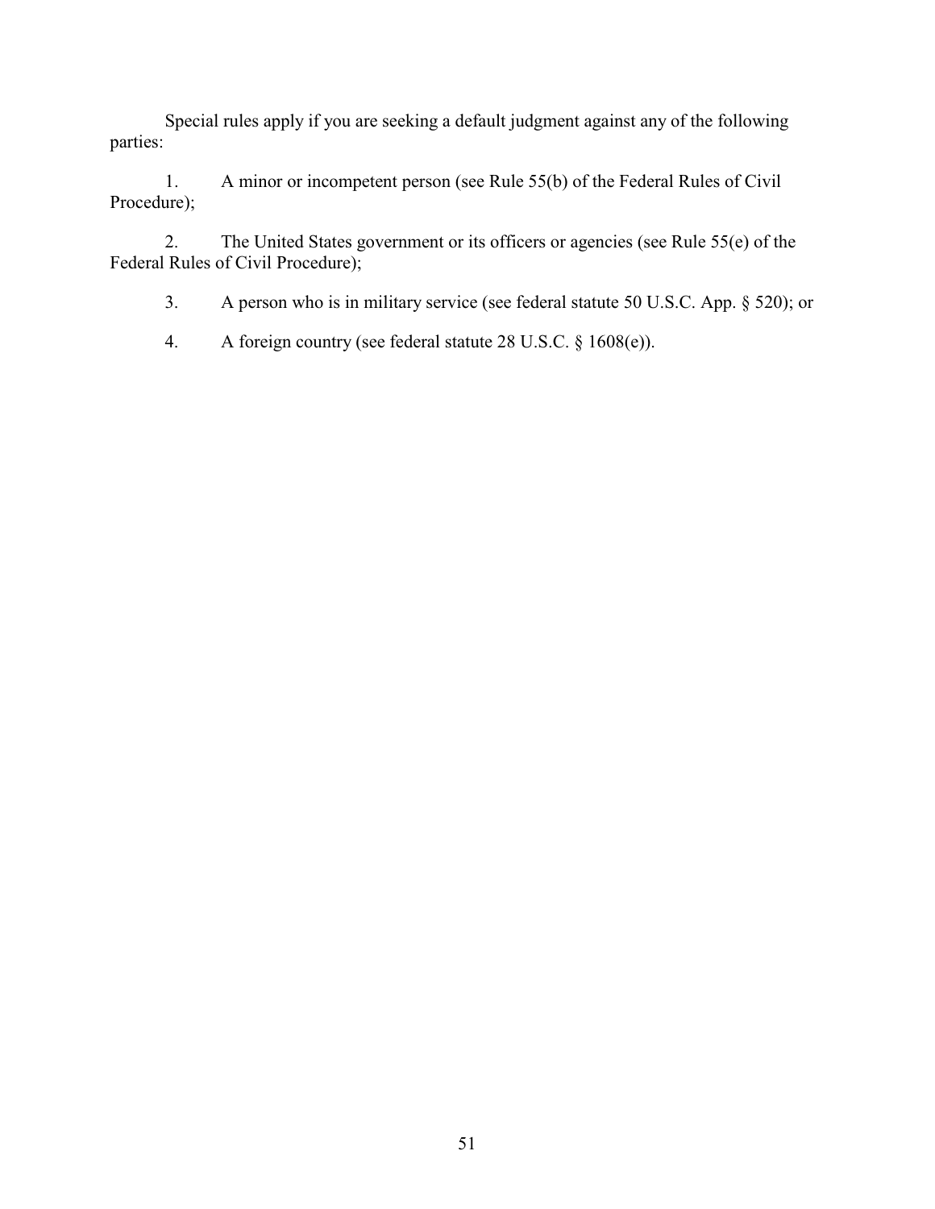Special rules apply if you are seeking a default judgment against any of the following parties:

1. A minor or incompetent person (see Rule 55(b) of the Federal Rules of Civil Procedure);

2. The United States government or its officers or agencies (see Rule 55(e) of the Federal Rules of Civil Procedure);

3. A person who is in military service (see federal statute 50 U.S.C. App. § 520); or

4. A foreign country (see federal statute 28 U.S.C. § 1608(e)).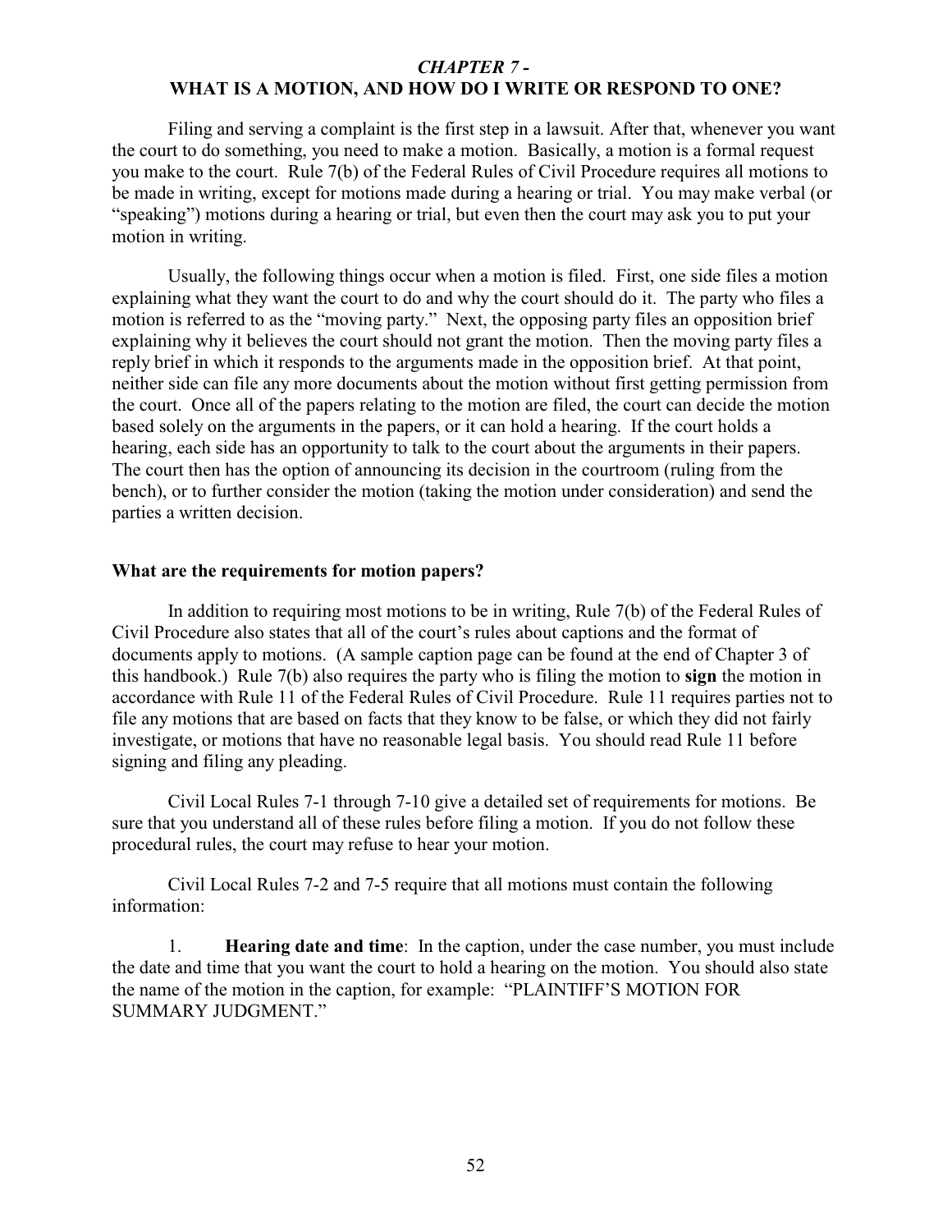## *CHAPTER 7 -* WHAT IS A MOTION, AND HOW DO I WRITE OR RESPOND TO ONE?

Filing and serving a complaint is the first step in a lawsuit. After that, whenever you want the court to do something, you need to make a motion. Basically, a motion is a formal request you make to the court. Rule 7(b) of the Federal Rules of Civil Procedure requires all motions to be made in writing, except for motions made during a hearing or trial. You may make verbal (or "speaking") motions during a hearing or trial, but even then the court may ask you to put your motion in writing.

Usually, the following things occur when a motion is filed. First, one side files a motion explaining what they want the court to do and why the court should do it. The party who files a motion is referred to as the "moving party." Next, the opposing party files an opposition brief explaining why it believes the court should not grant the motion. Then the moving party files a reply brief in which it responds to the arguments made in the opposition brief. At that point, neither side can file any more documents about the motion without first getting permission from the court. Once all of the papers relating to the motion are filed, the court can decide the motion based solely on the arguments in the papers, or it can hold a hearing. If the court holds a hearing, each side has an opportunity to talk to the court about the arguments in their papers. The court then has the option of announcing its decision in the courtroom (ruling from the bench), or to further consider the motion (taking the motion under consideration) and send the parties a written decision.

### What are the requirements for motion papers?

In addition to requiring most motions to be in writing, Rule 7(b) of the Federal Rules of Civil Procedure also states that all of the court's rules about captions and the format of documents apply to motions. (A sample caption page can be found at the end of Chapter 3 of this handbook.) Rule 7(b) also requires the party who is filing the motion to **sign** the motion in accordance with Rule 11 of the Federal Rules of Civil Procedure. Rule 11 requires parties not to file any motions that are based on facts that they know to be false, or which they did not fairly investigate, or motions that have no reasonable legal basis. You should read Rule 11 before signing and filing any pleading.

Civil Local Rules 7-1 through 7-10 give a detailed set of requirements for motions. Be sure that you understand all of these rules before filing a motion. If you do not follow these procedural rules, the court may refuse to hear your motion.

Civil Local Rules 7-2 and 7-5 require that all motions must contain the following information:

1. **Hearing date and time**: In the caption, under the case number, you must include the date and time that you want the court to hold a hearing on the motion. You should also state the name of the motion in the caption, for example: "PLAINTIFF'S MOTION FOR SUMMARY JUDGMENT."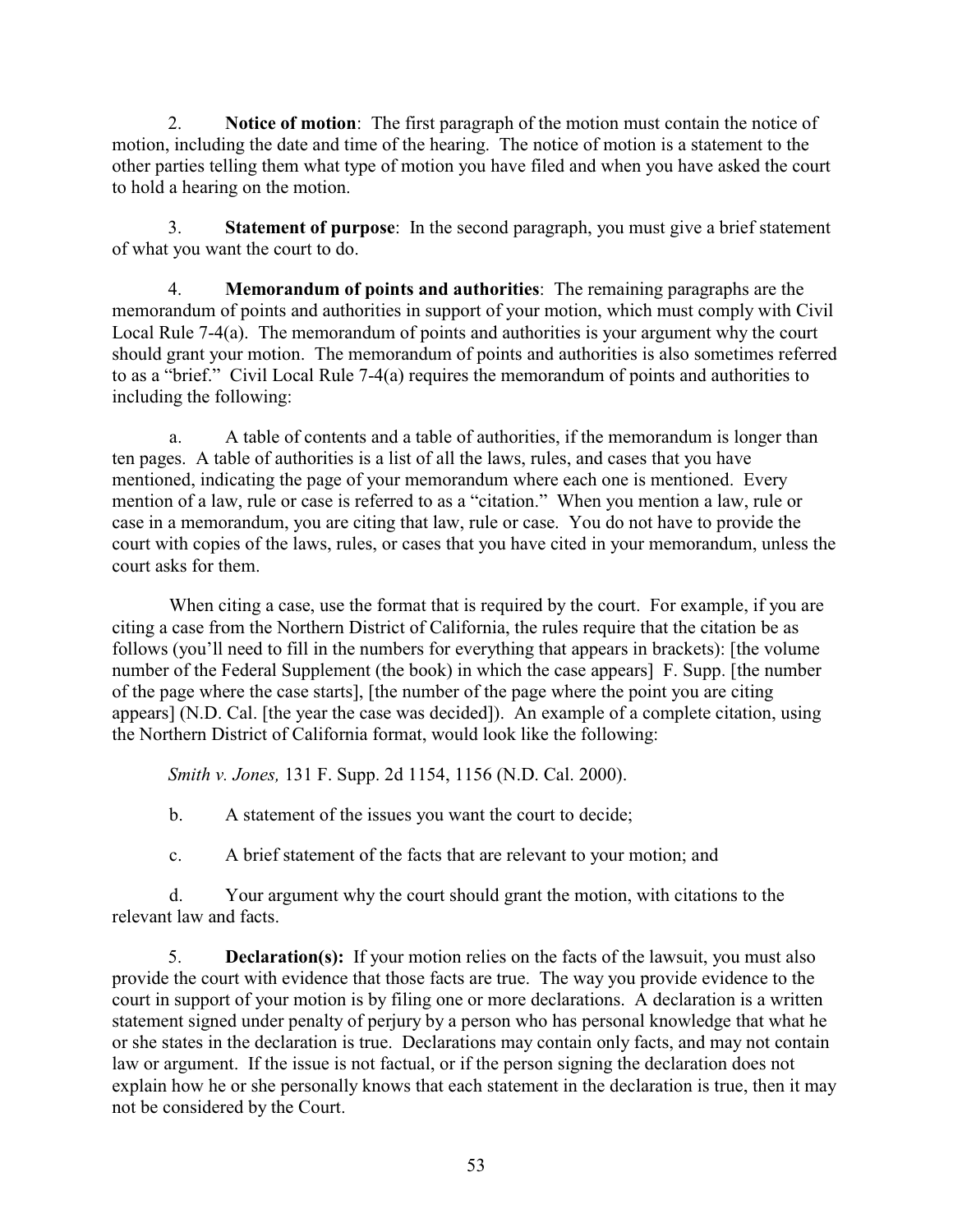2. **Notice of motion**: The first paragraph of the motion must contain the notice of motion, including the date and time of the hearing. The notice of motion is a statement to the other parties telling them what type of motion you have filed and when you have asked the court to hold a hearing on the motion.

3. **Statement of purpose**: In the second paragraph, you must give a brief statement of what you want the court to do.

4. **Memorandum of points and authorities**: The remaining paragraphs are the memorandum of points and authorities in support of your motion, which must comply with Civil Local Rule 7-4(a). The memorandum of points and authorities is your argument why the court should grant your motion. The memorandum of points and authorities is also sometimes referred to as a "brief." Civil Local Rule 7-4(a) requires the memorandum of points and authorities to including the following:

a. A table of contents and a table of authorities, if the memorandum is longer than ten pages. A table of authorities is a list of all the laws, rules, and cases that you have mentioned, indicating the page of your memorandum where each one is mentioned. Every mention of a law, rule or case is referred to as a "citation." When you mention a law, rule or case in a memorandum, you are citing that law, rule or case. You do not have to provide the court with copies of the laws, rules, or cases that you have cited in your memorandum, unless the court asks for them.

When citing a case, use the format that is required by the court. For example, if you are citing a case from the Northern District of California, the rules require that the citation be as follows (you'll need to fill in the numbers for everything that appears in brackets): [the volume number of the Federal Supplement (the book) in which the case appears] F. Supp. [the number of the page where the case starts], [the number of the page where the point you are citing appears] (N.D. Cal. [the year the case was decided]). An example of a complete citation, using the Northern District of California format, would look like the following:

*Smith v. Jones,* 131 F. Supp. 2d 1154, 1156 (N.D. Cal. 2000).

b. A statement of the issues you want the court to decide;

c. A brief statement of the facts that are relevant to your motion; and

d. Your argument why the court should grant the motion, with citations to the relevant law and facts.

5. **Declaration(s):** If your motion relies on the facts of the lawsuit, you must also provide the court with evidence that those facts are true. The way you provide evidence to the court in support of your motion is by filing one or more declarations. A declaration is a written statement signed under penalty of perjury by a person who has personal knowledge that what he or she states in the declaration is true. Declarations may contain only facts, and may not contain law or argument. If the issue is not factual, or if the person signing the declaration does not explain how he or she personally knows that each statement in the declaration is true, then it may not be considered by the Court.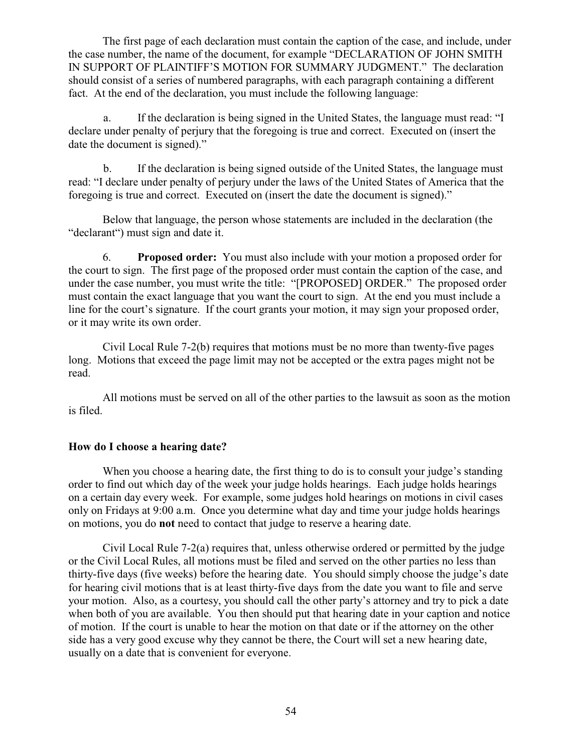The first page of each declaration must contain the caption of the case, and include, under the case number, the name of the document, for example "DECLARATION OF JOHN SMITH IN SUPPORT OF PLAINTIFF'S MOTION FOR SUMMARY JUDGMENT." The declaration should consist of a series of numbered paragraphs, with each paragraph containing a different fact. At the end of the declaration, you must include the following language:

a. If the declaration is being signed in the United States, the language must read: "I declare under penalty of perjury that the foregoing is true and correct. Executed on (insert the date the document is signed)."

b. If the declaration is being signed outside of the United States, the language must read: "I declare under penalty of perjury under the laws of the United States of America that the foregoing is true and correct. Executed on (insert the date the document is signed)."

Below that language, the person whose statements are included in the declaration (the "declarant") must sign and date it.

6. **Proposed order:** You must also include with your motion a proposed order for the court to sign. The first page of the proposed order must contain the caption of the case, and under the case number, you must write the title: "[PROPOSED] ORDER." The proposed order must contain the exact language that you want the court to sign. At the end you must include a line for the court's signature. If the court grants your motion, it may sign your proposed order, or it may write its own order.

Civil Local Rule 7-2(b) requires that motions must be no more than twenty-five pages long. Motions that exceed the page limit may not be accepted or the extra pages might not be read.

All motions must be served on all of the other parties to the lawsuit as soon as the motion is filed.

**How do I choose a hearing date?**

When you choose a hearing date, the first thing to do is to consult your judge's standing order to find out which day of the week your judge holds hearings. Each judge holds hearings on a certain day every week. For example, some judges hold hearings on motions in civil cases only on Fridays at 9:00 a.m. Once you determine what day and time your judge holds hearings on motions, you do **not** need to contact that judge to reserve a hearing date.

Civil Local Rule 7-2(a) requires that, unless otherwise ordered or permitted by the judge or the Civil Local Rules, all motions must be filed and served on the other parties no less than thirty-five days (five weeks) before the hearing date. You should simply choose the judge's date for hearing civil motions that is at least thirty-five days from the date you want to file and serve your motion. Also, as a courtesy, you should call the other party's attorney and try to pick a date when both of you are available. You then should put that hearing date in your caption and notice of motion. If the court is unable to hear the motion on that date or if the attorney on the other side has a very good excuse why they cannot be there, the Court will set a new hearing date, usually on a date that is convenient for everyone.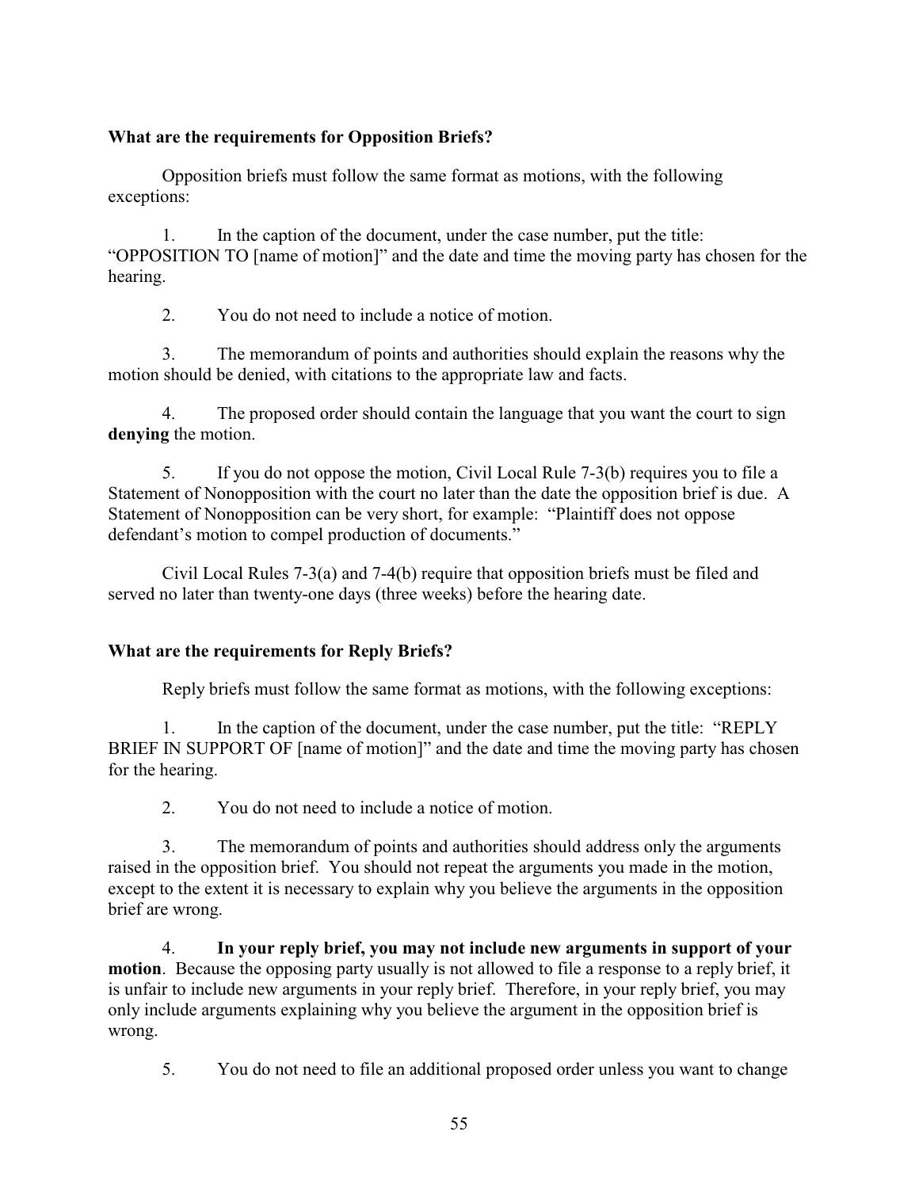**What are the requirements for Opposition Briefs?**

Opposition briefs must follow the same format as motions, with the following exceptions:

1. In the caption of the document, under the case number, put the title: "OPPOSITION TO [name of motion]" and the date and time the moving party has chosen for the hearing.

2. You do not need to include a notice of motion.

3. The memorandum of points and authorities should explain the reasons why the motion should be denied, with citations to the appropriate law and facts.

4. The proposed order should contain the language that you want the court to sign **denying** the motion.

5. If you do not oppose the motion, Civil Local Rule 7-3(b) requires you to file a Statement of Nonopposition with the court no later than the date the opposition brief is due. A Statement of Nonopposition can be very short, for example: "Plaintiff does not oppose defendant's motion to compel production of documents."

Civil Local Rules 7-3(a) and 7-4(b) require that opposition briefs must be filed and served no later than twenty-one days (three weeks) before the hearing date.

**What are the requirements for Reply Briefs?**

Reply briefs must follow the same format as motions, with the following exceptions:

1. In the caption of the document, under the case number, put the title: "REPLY BRIEF IN SUPPORT OF [name of motion]" and the date and time the moving party has chosen for the hearing.

2. You do not need to include a notice of motion.

3. The memorandum of points and authorities should address only the arguments raised in the opposition brief. You should not repeat the arguments you made in the motion, except to the extent it is necessary to explain why you believe the arguments in the opposition brief are wrong.

4. **In your reply brief, you may not include new arguments in support of your motion**. Because the opposing party usually is not allowed to file a response to a reply brief, it is unfair to include new arguments in your reply brief. Therefore, in your reply brief, you may only include arguments explaining why you believe the argument in the opposition brief is wrong.

5. You do not need to file an additional proposed order unless you want to change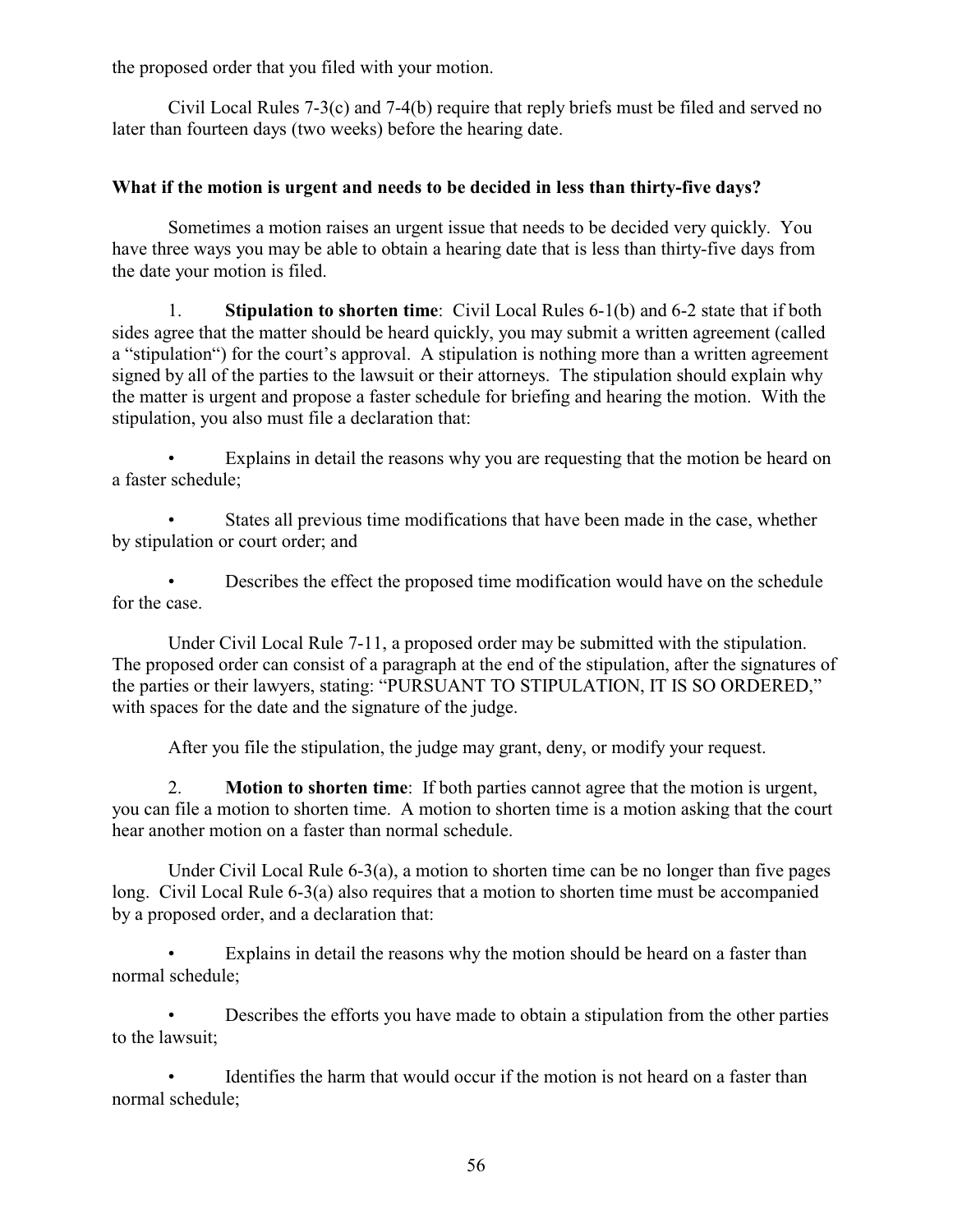the proposed order that you filed with your motion.

Civil Local Rules 7-3(c) and 7-4(b) require that reply briefs must be filed and served no later than fourteen days (two weeks) before the hearing date.

**What if the motion is urgent and needs to be decided in less than thirty-five days?**

Sometimes a motion raises an urgent issue that needs to be decided very quickly. You have three ways you may be able to obtain a hearing date that is less than thirty-five days from the date your motion is filed.

1. **Stipulation to shorten time**: Civil Local Rules 6-1(b) and 6-2 state that if both sides agree that the matter should be heard quickly, you may submit a written agreement (called a "stipulation") for the court's approval. A stipulation is nothing more than a written agreement signed by all of the parties to the lawsuit or their attorneys. The stipulation should explain why the matter is urgent and propose a faster schedule for briefing and hearing the motion. With the stipulation, you also must file a declaration that:

- Explains in detail the reasons why you are requesting that the motion be heard on a faster schedule;
- States all previous time modifications that have been made in the case, whether by stipulation or court order; and
- Describes the effect the proposed time modification would have on the schedule for the case.

Under Civil Local Rule 7-11, a proposed order may be submitted with the stipulation. The proposed order can consist of a paragraph at the end of the stipulation, after the signatures of the parties or their lawyers, stating: "PURSUANT TO STIPULATION, IT IS SO ORDERED," with spaces for the date and the signature of the judge.

After you file the stipulation, the judge may grant, deny, or modify your request.

2. **Motion to shorten time**: If both parties cannot agree that the motion is urgent, you can file a motion to shorten time. A motion to shorten time is a motion asking that the court hear another motion on a faster than normal schedule.

Under Civil Local Rule 6-3(a), a motion to shorten time can be no longer than five pages long. Civil Local Rule 6-3(a) also requires that a motion to shorten time must be accompanied by a proposed order, and a declaration that:

- Explains in detail the reasons why the motion should be heard on a faster than normal schedule;
- Describes the efforts you have made to obtain a stipulation from the other parties to the lawsuit;
- Identifies the harm that would occur if the motion is not heard on a faster than normal schedule;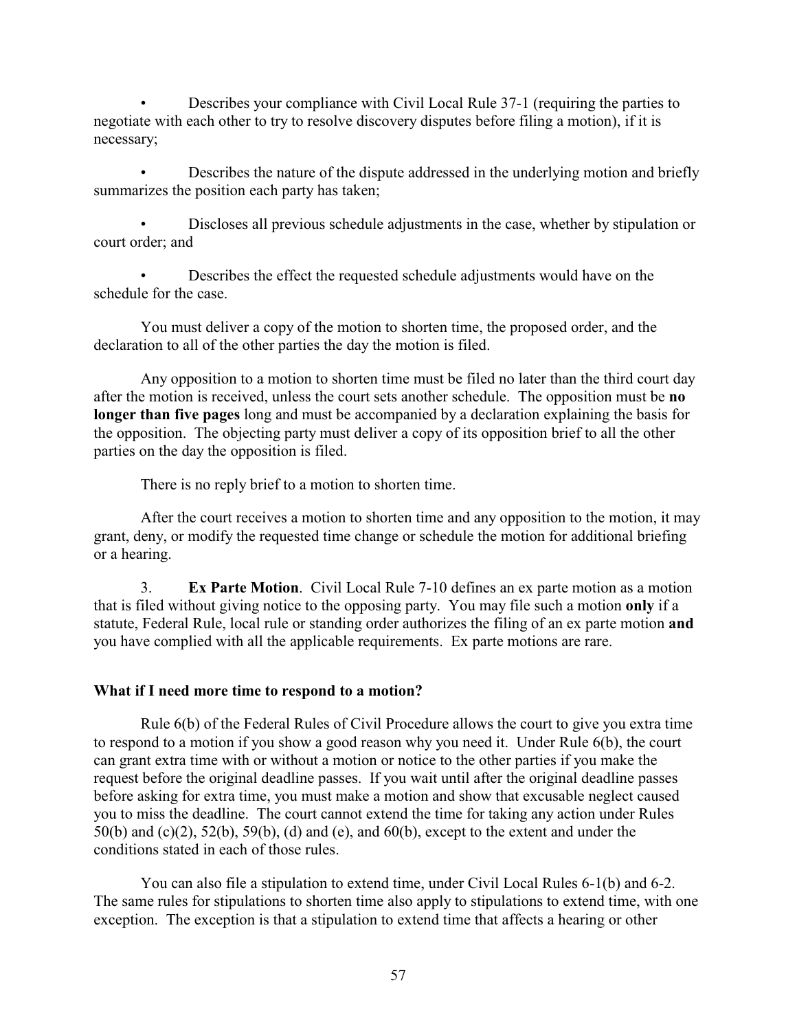- Describes your compliance with Civil Local Rule 37-1 (requiring the parties to negotiate with each other to try to resolve discovery disputes before filing a motion), if it is necessary;

- Describes the nature of the dispute addressed in the underlying motion and briefly summarizes the position each party has taken;

- Discloses all previous schedule adjustments in the case, whether by stipulation or court order; and

- Describes the effect the requested schedule adjustments would have on the schedule for the case.

You must deliver a copy of the motion to shorten time, the proposed order, and the declaration to all of the other parties the day the motion is filed.

Any opposition to a motion to shorten time must be filed no later than the third court day after the motion is received, unless the court sets another schedule. The opposition must be **no longer than five pages** long and must be accompanied by a declaration explaining the basis for the opposition. The objecting party must deliver a copy of its opposition brief to all the other parties on the day the opposition is filed.

There is no reply brief to a motion to shorten time.

After the court receives a motion to shorten time and any opposition to the motion, it may grant, deny, or modify the requested time change or schedule the motion for additional briefing or a hearing.

3. **Ex Parte Motion**. Civil Local Rule 7-10 defines an ex parte motion as a motion that is filed without giving notice to the opposing party. You may file such a motion **only** if a statute, Federal Rule, local rule or standing order authorizes the filing of an ex parte motion **and** you have complied with all the applicable requirements. Ex parte motions are rare.

**What if I need more time to respond to a motion?**

Rule 6(b) of the Federal Rules of Civil Procedure allows the court to give you extra time to respond to a motion if you show a good reason why you need it. Under Rule 6(b), the court can grant extra time with or without a motion or notice to the other parties if you make the request before the original deadline passes. If you wait until after the original deadline passes before asking for extra time, you must make a motion and show that excusable neglect caused you to miss the deadline. The court cannot extend the time for taking any action under Rules 50(b) and (c)(2), 52(b), 59(b), (d) and (e), and 60(b), except to the extent and under the conditions stated in each of those rules.

You can also file a stipulation to extend time, under Civil Local Rules 6-1(b) and 6-2. The same rules for stipulations to shorten time also apply to stipulations to extend time, with one exception. The exception is that a stipulation to extend time that affects a hearing or other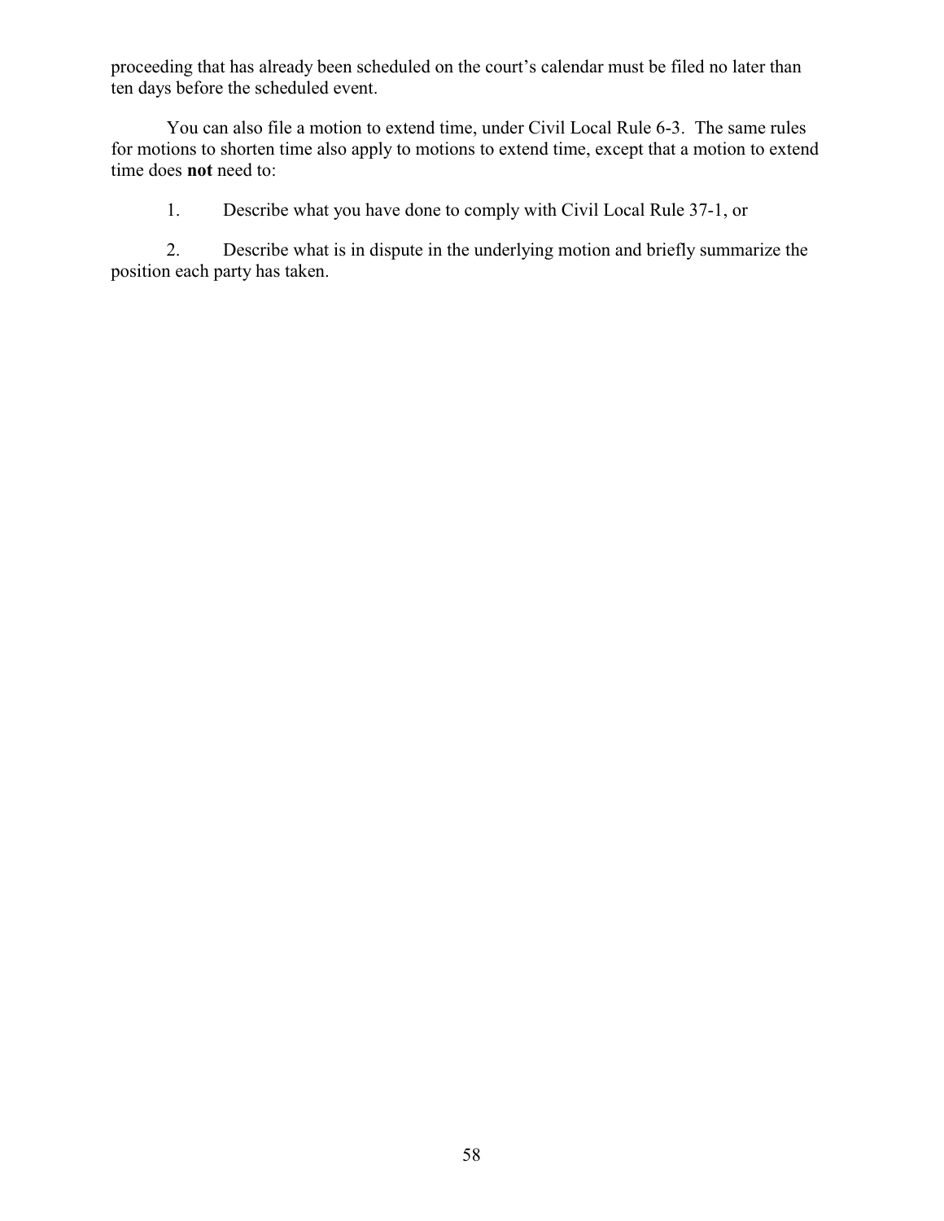proceeding that has already been scheduled on the court's calendar must be filed no later than ten days before the scheduled event.

You can also file a motion to extend time, under Civil Local Rule 6-3. The same rules for motions to shorten time also apply to motions to extend time, except that a motion to extend time does **not** need to:

1. Describe what you have done to comply with Civil Local Rule 37-1, or

2. Describe what is in dispute in the underlying motion and briefly summarize the position each party has taken.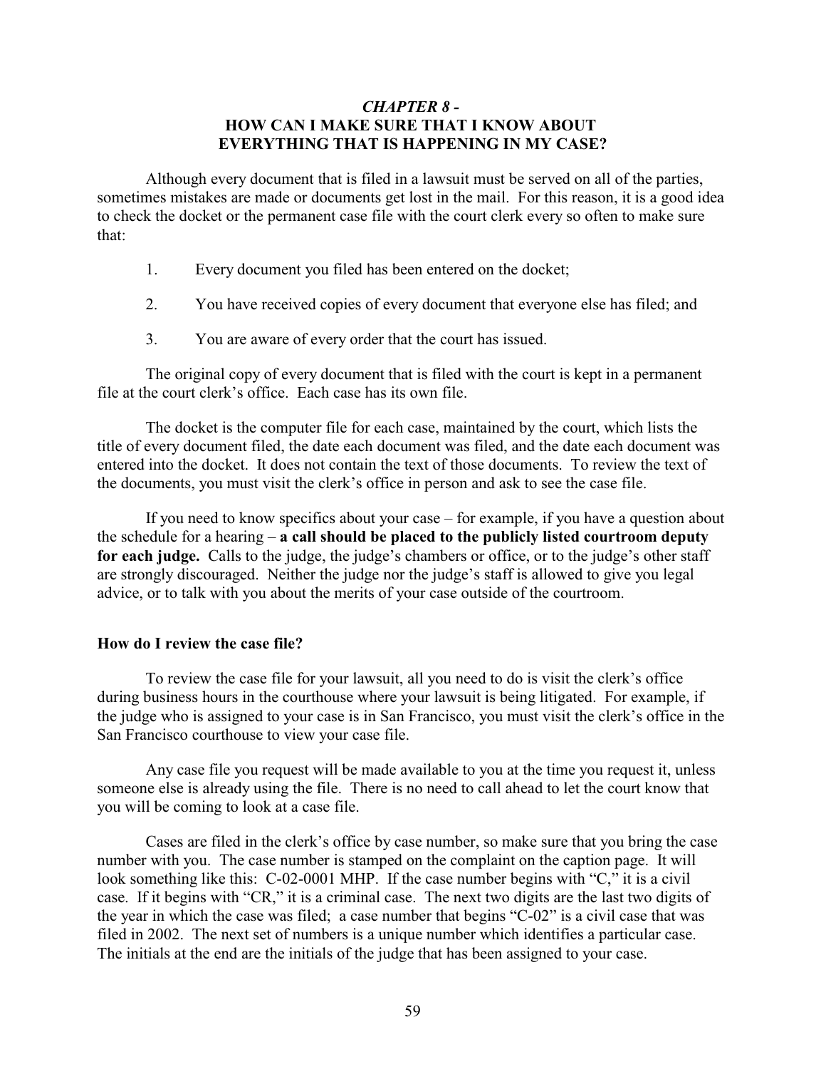## *CHAPTER 8 -* HOW CAN I MAKE SURE THAT I KNOW ABOUT EVERYTHING THAT IS HAPPENING IN MY CASE?

Although every document that is filed in a lawsuit must be served on all of the parties, sometimes mistakes are made or documents get lost in the mail. For this reason, it is a good idea to check the docket or the permanent case file with the court clerk every so often to make sure that:

1. Every document you filed has been entered on the docket;
2. You have received copies of every document that everyone else has filed; and
3. You are aware of every order that the court has issued.

The original copy of every document that is filed with the court is kept in a permanent file at the court clerk's office. Each case has its own file.

The docket is the computer file for each case, maintained by the court, which lists the title of every document filed, the date each document was filed, and the date each document was entered into the docket. It does not contain the text of those documents. To review the text of the documents, you must visit the clerk's office in person and ask to see the case file.

If you need to know specifics about your case – for example, if you have a question about the schedule for a hearing – **a call should be placed to the publicly listed courtroom deputy for each judge.** Calls to the judge, the judge's chambers or office, or to the judge's other staff are strongly discouraged. Neither the judge nor the judge's staff is allowed to give you legal advice, or to talk with you about the merits of your case outside of the courtroom.

### How do I review the case file?

To review the case file for your lawsuit, all you need to do is visit the clerk's office during business hours in the courthouse where your lawsuit is being litigated. For example, if the judge who is assigned to your case is in San Francisco, you must visit the clerk's office in the San Francisco courthouse to view your case file.

Any case file you request will be made available to you at the time you request it, unless someone else is already using the file. There is no need to call ahead to let the court know that you will be coming to look at a case file.

Cases are filed in the clerk's office by case number, so make sure that you bring the case number with you. The case number is stamped on the complaint on the caption page. It will look something like this: C-02-0001 MHP. If the case number begins with "C," it is a civil case. If it begins with "CR," it is a criminal case. The next two digits are the last two digits of the year in which the case was filed; a case number that begins "C-02" is a civil case that was filed in 2002. The next set of numbers is a unique number which identifies a particular case. The initials at the end are the initials of the judge that has been assigned to your case.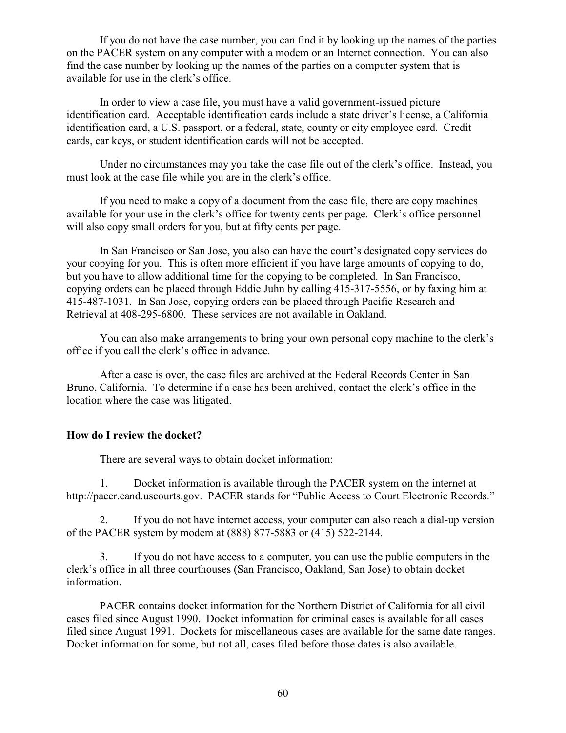If you do not have the case number, you can find it by looking up the names of the parties on the PACER system on any computer with a modem or an Internet connection. You can also find the case number by looking up the names of the parties on a computer system that is available for use in the clerk's office.

In order to view a case file, you must have a valid government-issued picture identification card. Acceptable identification cards include a state driver's license, a California identification card, a U.S. passport, or a federal, state, county or city employee card. Credit cards, car keys, or student identification cards will not be accepted.

Under no circumstances may you take the case file out of the clerk's office. Instead, you must look at the case file while you are in the clerk's office.

If you need to make a copy of a document from the case file, there are copy machines available for your use in the clerk's office for twenty cents per page. Clerk's office personnel will also copy small orders for you, but at fifty cents per page.

In San Francisco or San Jose, you also can have the court's designated copy services do your copying for you. This is often more efficient if you have large amounts of copying to do, but you have to allow additional time for the copying to be completed. In San Francisco, copying orders can be placed through Eddie Juhn by calling 415-317-5556, or by faxing him at 415-487-1031. In San Jose, copying orders can be placed through Pacific Research and Retrieval at 408-295-6800. These services are not available in Oakland.

You can also make arrangements to bring your own personal copy machine to the clerk's office if you call the clerk's office in advance.

After a case is over, the case files are archived at the Federal Records Center in San Bruno, California. To determine if a case has been archived, contact the clerk's office in the location where the case was litigated.

**How do I review the docket?**

There are several ways to obtain docket information:

1. Docket information is available through the PACER system on the internet at http://pacer.cand.uscourts.gov. PACER stands for "Public Access to Court Electronic Records."

2. If you do not have internet access, your computer can also reach a dial-up version of the PACER system by modem at (888) 877-5883 or (415) 522-2144.

3. If you do not have access to a computer, you can use the public computers in the clerk's office in all three courthouses (San Francisco, Oakland, San Jose) to obtain docket information.

PACER contains docket information for the Northern District of California for all civil cases filed since August 1990. Docket information for criminal cases is available for all cases filed since August 1991. Dockets for miscellaneous cases are available for the same date ranges. Docket information for some, but not all, cases filed before those dates is also available.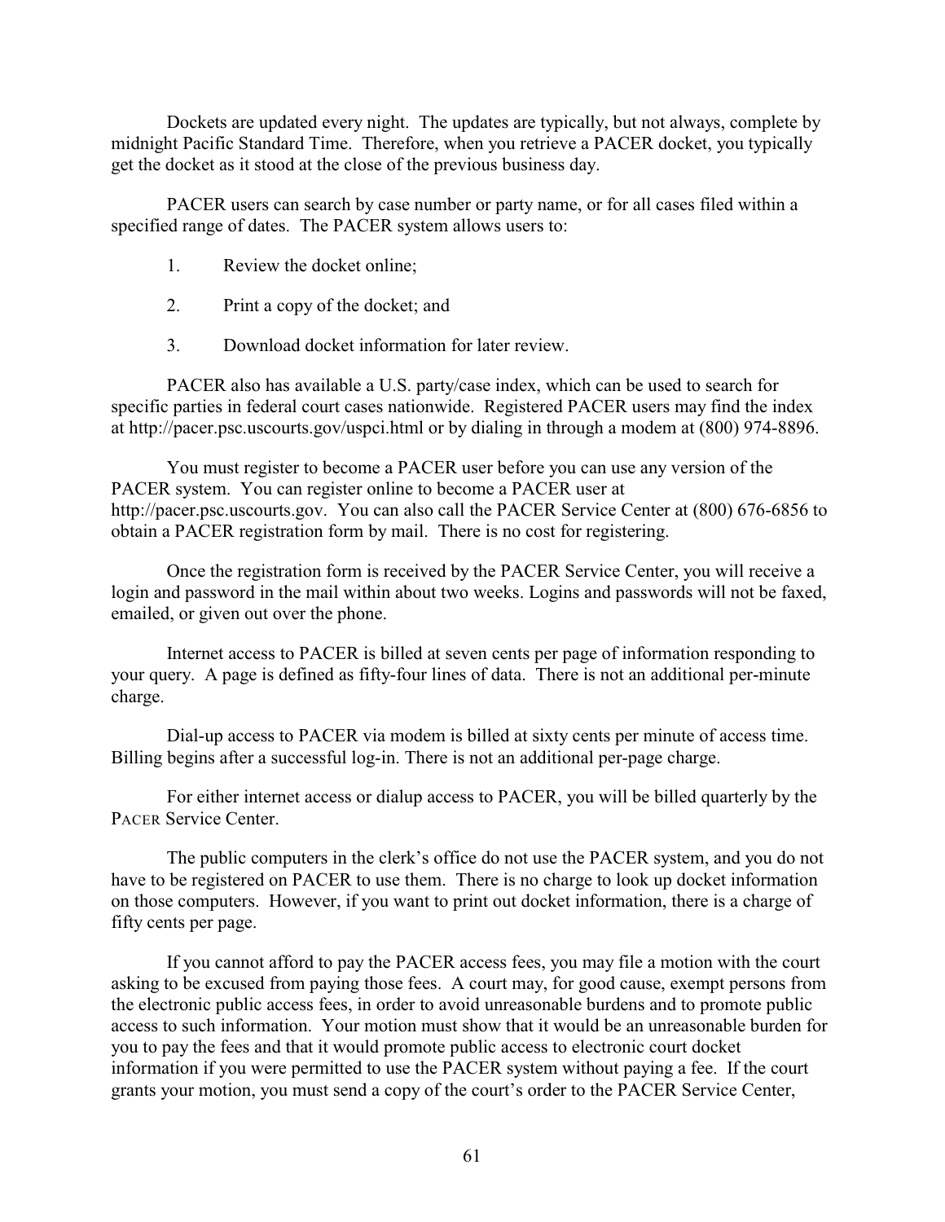Dockets are updated every night. The updates are typically, but not always, complete by midnight Pacific Standard Time. Therefore, when you retrieve a PACER docket, you typically get the docket as it stood at the close of the previous business day.

PACER users can search by case number or party name, or for all cases filed within a specified range of dates. The PACER system allows users to:

1. Review the docket online;

2. Print a copy of the docket; and

3. Download docket information for later review.

PACER also has available a U.S. party/case index, which can be used to search for specific parties in federal court cases nationwide. Registered PACER users may find the index at http://pacer.psc.uscourts.gov/uspci.html or by dialing in through a modem at (800) 974-8896.

You must register to become a PACER user before you can use any version of the PACER system. You can register online to become a PACER user at http://pacer.psc.uscourts.gov. You can also call the PACER Service Center at (800) 676-6856 to obtain a PACER registration form by mail. There is no cost for registering.

Once the registration form is received by the PACER Service Center, you will receive a login and password in the mail within about two weeks. Logins and passwords will not be faxed, emailed, or given out over the phone.

Internet access to PACER is billed at seven cents per page of information responding to your query. A page is defined as fifty-four lines of data. There is not an additional per-minute charge.

Dial-up access to PACER via modem is billed at sixty cents per minute of access time. Billing begins after a successful log-in. There is not an additional per-page charge.

For either internet access or dialup access to PACER, you will be billed quarterly by the PACER Service Center.

The public computers in the clerk's office do not use the PACER system, and you do not have to be registered on PACER to use them. There is no charge to look up docket information on those computers. However, if you want to print out docket information, there is a charge of fifty cents per page.

If you cannot afford to pay the PACER access fees, you may file a motion with the court asking to be excused from paying those fees. A court may, for good cause, exempt persons from the electronic public access fees, in order to avoid unreasonable burdens and to promote public access to such information. Your motion must show that it would be an unreasonable burden for you to pay the fees and that it would promote public access to electronic court docket information if you were permitted to use the PACER system without paying a fee. If the court grants your motion, you must send a copy of the court's order to the PACER Service Center,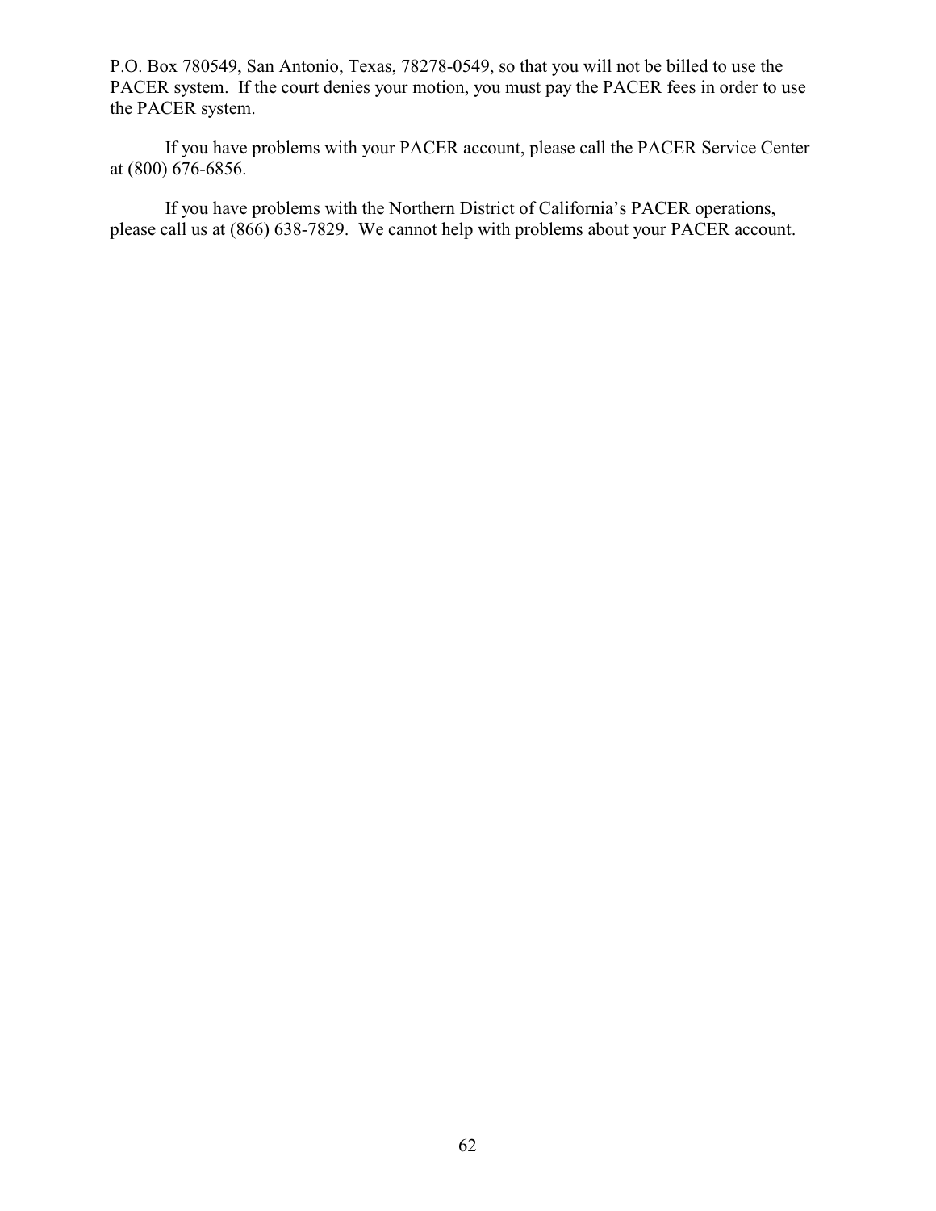P.O. Box 780549, San Antonio, Texas, 78278-0549, so that you will not be billed to use the PACER system. If the court denies your motion, you must pay the PACER fees in order to use the PACER system.

If you have problems with your PACER account, please call the PACER Service Center at (800) 676-6856.

If you have problems with the Northern District of California's PACER operations, please call us at (866) 638-7829. We cannot help with problems about your PACER account.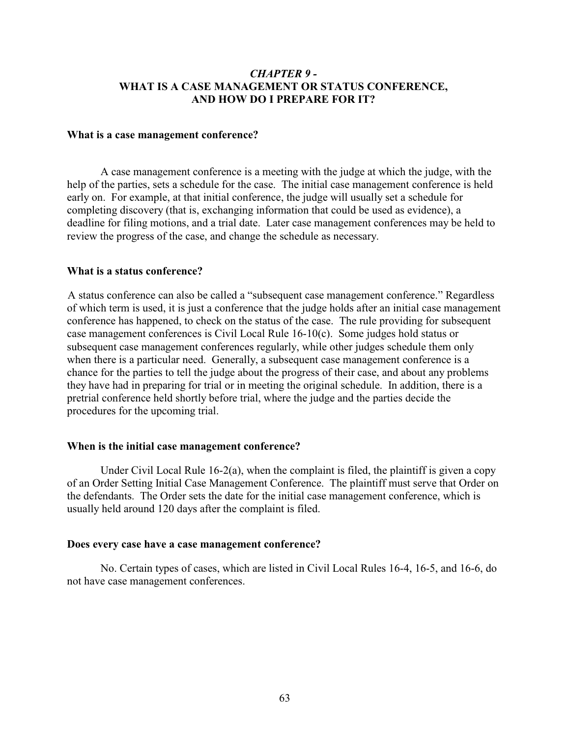## *CHAPTER 9 -*
## WHAT IS A CASE MANAGEMENT OR STATUS CONFERENCE, AND HOW DO I PREPARE FOR IT?

**What is a case management conference?**

A case management conference is a meeting with the judge at which the judge, with the help of the parties, sets a schedule for the case. The initial case management conference is held early on. For example, at that initial conference, the judge will usually set a schedule for completing discovery (that is, exchanging information that could be used as evidence), a deadline for filing motions, and a trial date. Later case management conferences may be held to review the progress of the case, and change the schedule as necessary.

**What is a status conference?**

A status conference can also be called a "subsequent case management conference." Regardless of which term is used, it is just a conference that the judge holds after an initial case management conference has happened, to check on the status of the case. The rule providing for subsequent case management conferences is Civil Local Rule 16-10(c). Some judges hold status or subsequent case management conferences regularly, while other judges schedule them only when there is a particular need. Generally, a subsequent case management conference is a chance for the parties to tell the judge about the progress of their case, and about any problems they have had in preparing for trial or in meeting the original schedule. In addition, there is a pretrial conference held shortly before trial, where the judge and the parties decide the procedures for the upcoming trial.

**When is the initial case management conference?**

Under Civil Local Rule 16-2(a), when the complaint is filed, the plaintiff is given a copy of an Order Setting Initial Case Management Conference. The plaintiff must serve that Order on the defendants. The Order sets the date for the initial case management conference, which is usually held around 120 days after the complaint is filed.

**Does every case have a case management conference?**

No. Certain types of cases, which are listed in Civil Local Rules 16-4, 16-5, and 16-6, do not have case management conferences.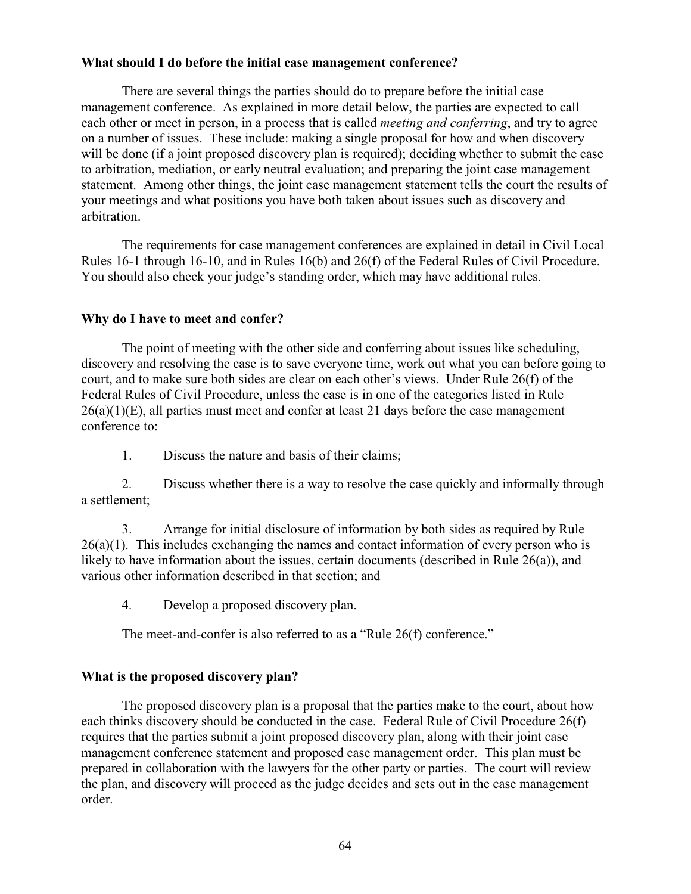**What should I do before the initial case management conference?**

There are several things the parties should do to prepare before the initial case management conference. As explained in more detail below, the parties are expected to call each other or meet in person, in a process that is called *meeting and conferring*, and try to agree on a number of issues. These include: making a single proposal for how and when discovery will be done (if a joint proposed discovery plan is required); deciding whether to submit the case to arbitration, mediation, or early neutral evaluation; and preparing the joint case management statement. Among other things, the joint case management statement tells the court the results of your meetings and what positions you have both taken about issues such as discovery and arbitration.

The requirements for case management conferences are explained in detail in Civil Local Rules 16-1 through 16-10, and in Rules 16(b) and 26(f) of the Federal Rules of Civil Procedure. You should also check your judge's standing order, which may have additional rules.

**Why do I have to meet and confer?**

The point of meeting with the other side and conferring about issues like scheduling, discovery and resolving the case is to save everyone time, work out what you can before going to court, and to make sure both sides are clear on each other's views. Under Rule 26(f) of the Federal Rules of Civil Procedure, unless the case is in one of the categories listed in Rule 26(a)(1)(E), all parties must meet and confer at least 21 days before the case management conference to:

1. Discuss the nature and basis of their claims;

2. Discuss whether there is a way to resolve the case quickly and informally through a settlement;

3. Arrange for initial disclosure of information by both sides as required by Rule 26(a)(1). This includes exchanging the names and contact information of every person who is likely to have information about the issues, certain documents (described in Rule 26(a)), and various other information described in that section; and

4. Develop a proposed discovery plan.

The meet-and-confer is also referred to as a "Rule 26(f) conference."

**What is the proposed discovery plan?**

The proposed discovery plan is a proposal that the parties make to the court, about how each thinks discovery should be conducted in the case. Federal Rule of Civil Procedure 26(f) requires that the parties submit a joint proposed discovery plan, along with their joint case management conference statement and proposed case management order. This plan must be prepared in collaboration with the lawyers for the other party or parties. The court will review the plan, and discovery will proceed as the judge decides and sets out in the case management order.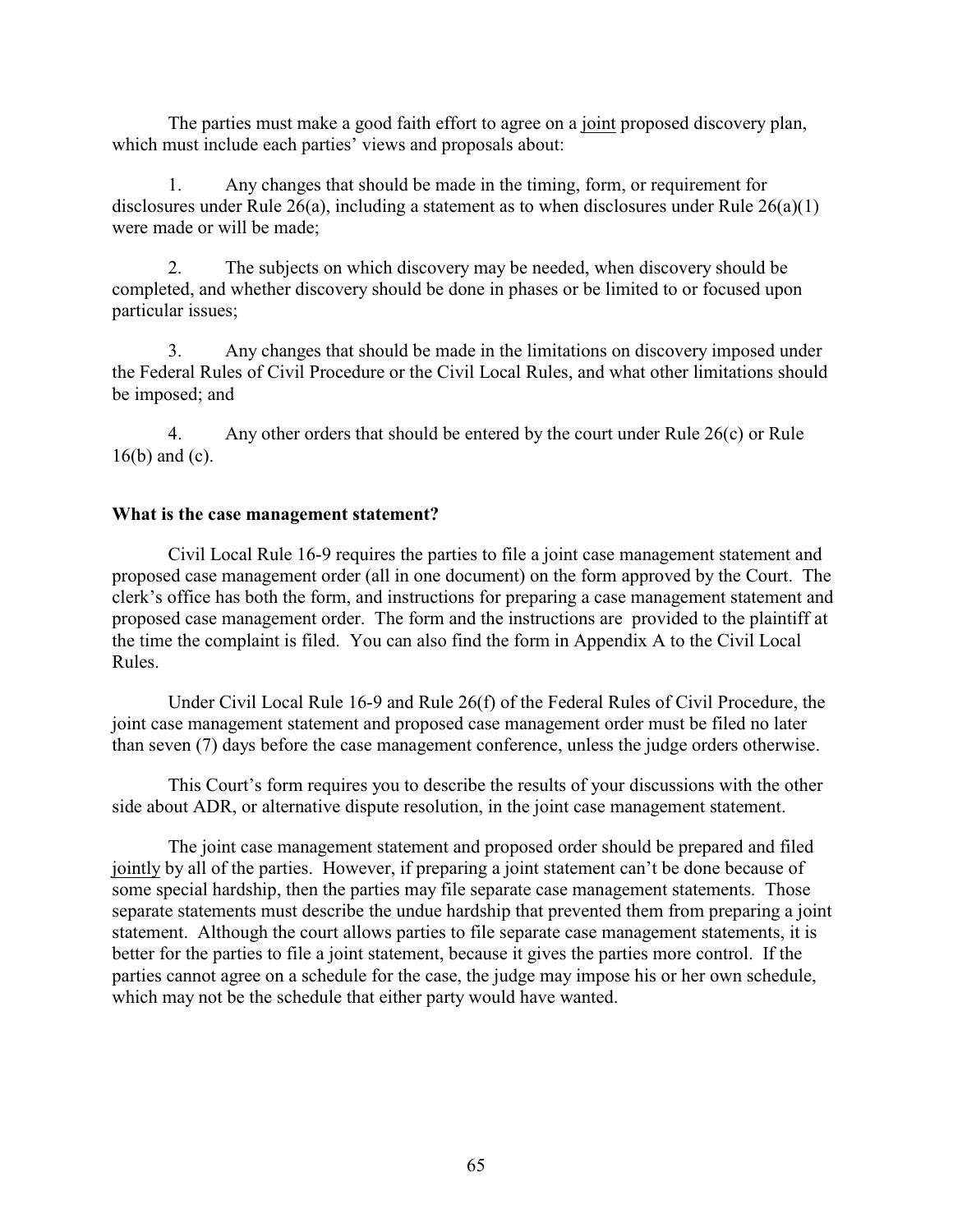The parties must make a good faith effort to agree on a joint proposed discovery plan, which must include each parties' views and proposals about:

1. Any changes that should be made in the timing, form, or requirement for disclosures under Rule 26(a), including a statement as to when disclosures under Rule 26(a)(1) were made or will be made;

2. The subjects on which discovery may be needed, when discovery should be completed, and whether discovery should be done in phases or be limited to or focused upon particular issues;

3. Any changes that should be made in the limitations on discovery imposed under the Federal Rules of Civil Procedure or the Civil Local Rules, and what other limitations should be imposed; and

4. Any other orders that should be entered by the court under Rule 26(c) or Rule 16(b) and (c).

**What is the case management statement?**

Civil Local Rule 16-9 requires the parties to file a joint case management statement and proposed case management order (all in one document) on the form approved by the Court. The clerk's office has both the form, and instructions for preparing a case management statement and proposed case management order. The form and the instructions are provided to the plaintiff at the time the complaint is filed. You can also find the form in Appendix A to the Civil Local Rules.

Under Civil Local Rule 16-9 and Rule 26(f) of the Federal Rules of Civil Procedure, the joint case management statement and proposed case management order must be filed no later than seven (7) days before the case management conference, unless the judge orders otherwise.

This Court's form requires you to describe the results of your discussions with the other side about ADR, or alternative dispute resolution, in the joint case management statement.

The joint case management statement and proposed order should be prepared and filed jointly by all of the parties. However, if preparing a joint statement can't be done because of some special hardship, then the parties may file separate case management statements. Those separate statements must describe the undue hardship that prevented them from preparing a joint statement. Although the court allows parties to file separate case management statements, it is better for the parties to file a joint statement, because it gives the parties more control. If the parties cannot agree on a schedule for the case, the judge may impose his or her own schedule, which may not be the schedule that either party would have wanted.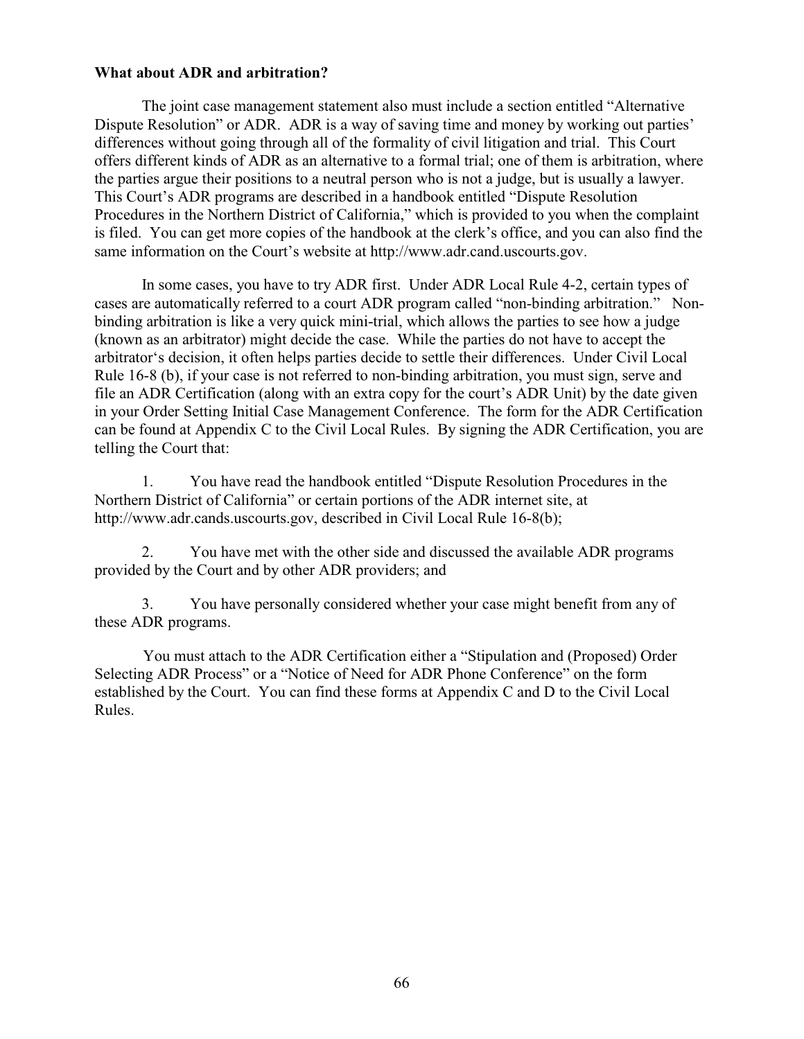**What about ADR and arbitration?**

The joint case management statement also must include a section entitled "Alternative Dispute Resolution" or ADR. ADR is a way of saving time and money by working out parties' differences without going through all of the formality of civil litigation and trial. This Court offers different kinds of ADR as an alternative to a formal trial; one of them is arbitration, where the parties argue their positions to a neutral person who is not a judge, but is usually a lawyer. This Court's ADR programs are described in a handbook entitled "Dispute Resolution Procedures in the Northern District of California," which is provided to you when the complaint is filed. You can get more copies of the handbook at the clerk's office, and you can also find the same information on the Court's website at http://www.adr.cand.uscourts.gov.

In some cases, you have to try ADR first. Under ADR Local Rule 4-2, certain types of cases are automatically referred to a court ADR program called "non-binding arbitration." Non-binding arbitration is like a very quick mini-trial, which allows the parties to see how a judge (known as an arbitrator) might decide the case. While the parties do not have to accept the arbitrator's decision, it often helps parties decide to settle their differences. Under Civil Local Rule 16-8 (b), if your case is not referred to non-binding arbitration, you must sign, serve and file an ADR Certification (along with an extra copy for the court's ADR Unit) by the date given in your Order Setting Initial Case Management Conference. The form for the ADR Certification can be found at Appendix C to the Civil Local Rules. By signing the ADR Certification, you are telling the Court that:

1. You have read the handbook entitled "Dispute Resolution Procedures in the Northern District of California" or certain portions of the ADR internet site, at http://www.adr.cands.uscourts.gov, described in Civil Local Rule 16-8(b);

2. You have met with the other side and discussed the available ADR programs provided by the Court and by other ADR providers; and

3. You have personally considered whether your case might benefit from any of these ADR programs.

You must attach to the ADR Certification either a "Stipulation and (Proposed) Order Selecting ADR Process" or a "Notice of Need for ADR Phone Conference" on the form established by the Court. You can find these forms at Appendix C and D to the Civil Local Rules.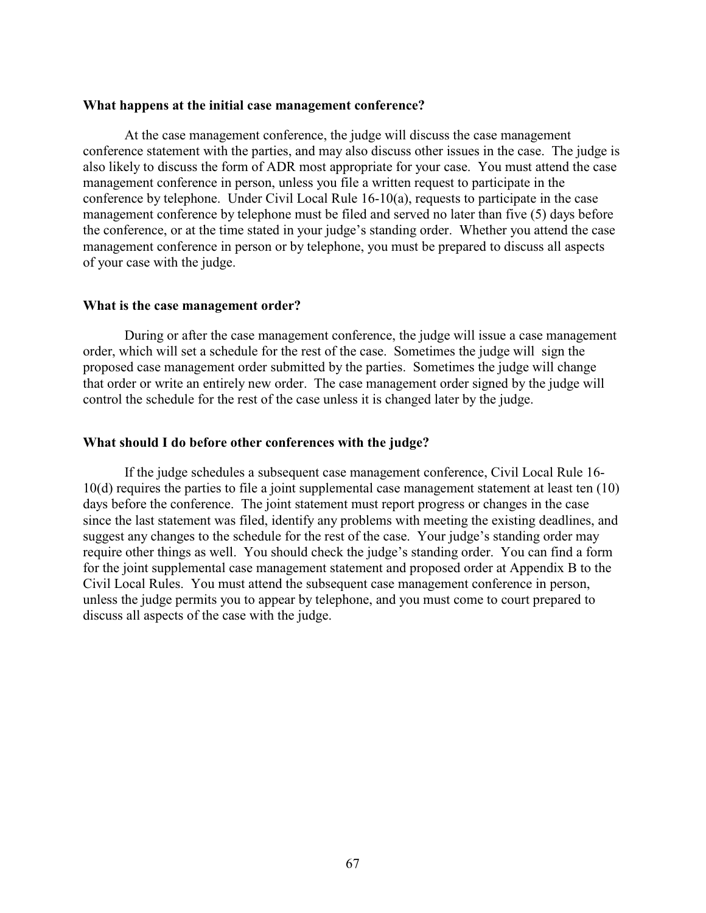**What happens at the initial case management conference?**

At the case management conference, the judge will discuss the case management conference statement with the parties, and may also discuss other issues in the case. The judge is also likely to discuss the form of ADR most appropriate for your case. You must attend the case management conference in person, unless you file a written request to participate in the conference by telephone. Under Civil Local Rule 16-10(a), requests to participate in the case management conference by telephone must be filed and served no later than five (5) days before the conference, or at the time stated in your judge's standing order. Whether you attend the case management conference in person or by telephone, you must be prepared to discuss all aspects of your case with the judge.

**What is the case management order?**

During or after the case management conference, the judge will issue a case management order, which will set a schedule for the rest of the case. Sometimes the judge will sign the proposed case management order submitted by the parties. Sometimes the judge will change that order or write an entirely new order. The case management order signed by the judge will control the schedule for the rest of the case unless it is changed later by the judge.

**What should I do before other conferences with the judge?**

If the judge schedules a subsequent case management conference, Civil Local Rule 16-10(d) requires the parties to file a joint supplemental case management statement at least ten (10) days before the conference. The joint statement must report progress or changes in the case since the last statement was filed, identify any problems with meeting the existing deadlines, and suggest any changes to the schedule for the rest of the case. Your judge's standing order may require other things as well. You should check the judge's standing order. You can find a form for the joint supplemental case management statement and proposed order at Appendix B to the Civil Local Rules. You must attend the subsequent case management conference in person, unless the judge permits you to appear by telephone, and you must come to court prepared to discuss all aspects of the case with the judge.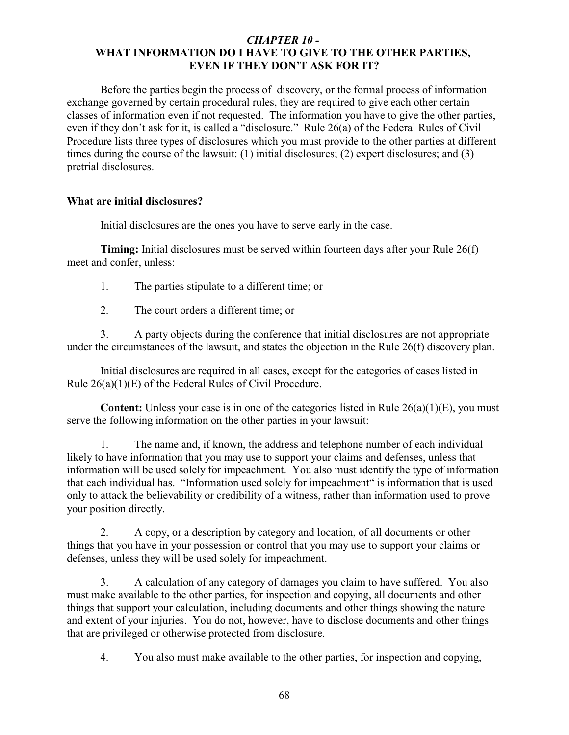### *CHAPTER 10 -*
### WHAT INFORMATION DO I HAVE TO GIVE TO THE OTHER PARTIES, EVEN IF THEY DON'T ASK FOR IT?

Before the parties begin the process of discovery, or the formal process of information exchange governed by certain procedural rules, they are required to give each other certain classes of information even if not requested. The information you have to give the other parties, even if they don't ask for it, is called a "disclosure." Rule 26(a) of the Federal Rules of Civil Procedure lists three types of disclosures which you must provide to the other parties at different times during the course of the lawsuit: (1) initial disclosures; (2) expert disclosures; and (3) pretrial disclosures.

**What are initial disclosures?**

Initial disclosures are the ones you have to serve early in the case.

**Timing:** Initial disclosures must be served within fourteen days after your Rule 26(f) meet and confer, unless:

1. The parties stipulate to a different time; or

2. The court orders a different time; or

3. A party objects during the conference that initial disclosures are not appropriate under the circumstances of the lawsuit, and states the objection in the Rule 26(f) discovery plan.

Initial disclosures are required in all cases, except for the categories of cases listed in Rule 26(a)(1)(E) of the Federal Rules of Civil Procedure.

**Content:** Unless your case is in one of the categories listed in Rule 26(a)(1)(E), you must serve the following information on the other parties in your lawsuit:

1. The name and, if known, the address and telephone number of each individual likely to have information that you may use to support your claims and defenses, unless that information will be used solely for impeachment. You also must identify the type of information that each individual has. "Information used solely for impeachment" is information that is used only to attack the believability or credibility of a witness, rather than information used to prove your position directly.

2. A copy, or a description by category and location, of all documents or other things that you have in your possession or control that you may use to support your claims or defenses, unless they will be used solely for impeachment.

3. A calculation of any category of damages you claim to have suffered. You also must make available to the other parties, for inspection and copying, all documents and other things that support your calculation, including documents and other things showing the nature and extent of your injuries. You do not, however, have to disclose documents and other things that are privileged or otherwise protected from disclosure.

4. You also must make available to the other parties, for inspection and copying,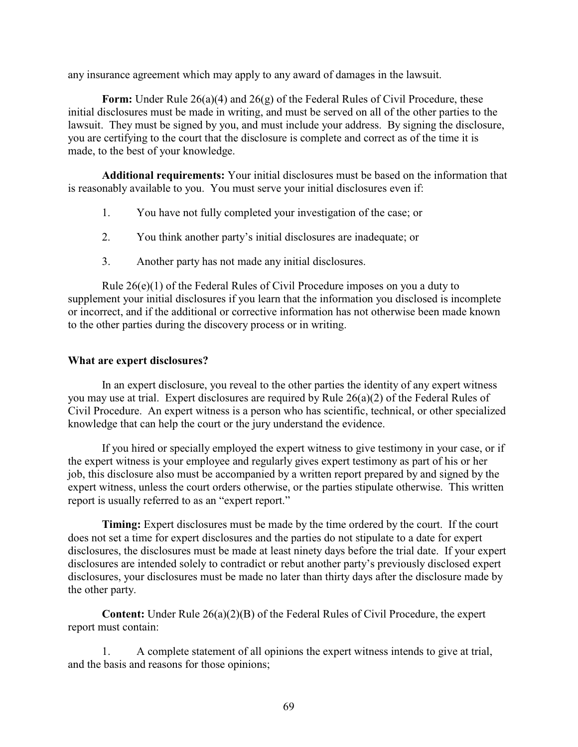any insurance agreement which may apply to any award of damages in the lawsuit.

**Form:** Under Rule 26(a)(4) and 26(g) of the Federal Rules of Civil Procedure, these initial disclosures must be made in writing, and must be served on all of the other parties to the lawsuit. They must be signed by you, and must include your address. By signing the disclosure, you are certifying to the court that the disclosure is complete and correct as of the time it is made, to the best of your knowledge.

**Additional requirements:** Your initial disclosures must be based on the information that is reasonably available to you. You must serve your initial disclosures even if:

1. You have not fully completed your investigation of the case; or
2. You think another party's initial disclosures are inadequate; or
3. Another party has not made any initial disclosures.

Rule 26(e)(1) of the Federal Rules of Civil Procedure imposes on you a duty to supplement your initial disclosures if you learn that the information you disclosed is incomplete or incorrect, and if the additional or corrective information has not otherwise been made known to the other parties during the discovery process or in writing.

### What are expert disclosures?

In an expert disclosure, you reveal to the other parties the identity of any expert witness you may use at trial. Expert disclosures are required by Rule 26(a)(2) of the Federal Rules of Civil Procedure. An expert witness is a person who has scientific, technical, or other specialized knowledge that can help the court or the jury understand the evidence.

If you hired or specially employed the expert witness to give testimony in your case, or if the expert witness is your employee and regularly gives expert testimony as part of his or her job, this disclosure also must be accompanied by a written report prepared by and signed by the expert witness, unless the court orders otherwise, or the parties stipulate otherwise. This written report is usually referred to as an "expert report."

**Timing:** Expert disclosures must be made by the time ordered by the court. If the court does not set a time for expert disclosures and the parties do not stipulate to a date for expert disclosures, the disclosures must be made at least ninety days before the trial date. If your expert disclosures are intended solely to contradict or rebut another party's previously disclosed expert disclosures, your disclosures must be made no later than thirty days after the disclosure made by the other party.

**Content:** Under Rule 26(a)(2)(B) of the Federal Rules of Civil Procedure, the expert report must contain:

1. A complete statement of all opinions the expert witness intends to give at trial, and the basis and reasons for those opinions;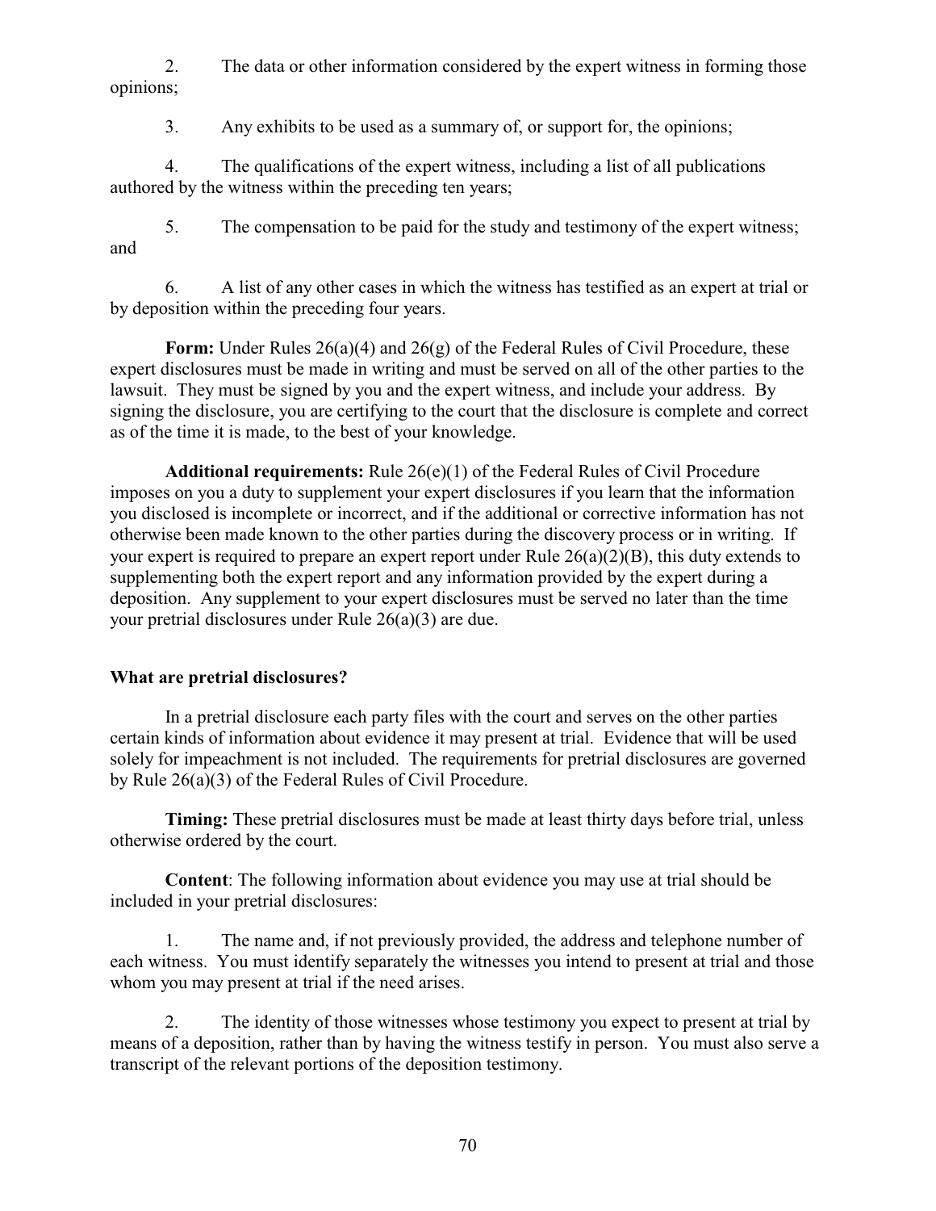2. The data or other information considered by the expert witness in forming those opinions;

3. Any exhibits to be used as a summary of, or support for, the opinions;

4. The qualifications of the expert witness, including a list of all publications authored by the witness within the preceding ten years;

5. The compensation to be paid for the study and testimony of the expert witness; and

6. A list of any other cases in which the witness has testified as an expert at trial or by deposition within the preceding four years.

**Form:** Under Rules 26(a)(4) and 26(g) of the Federal Rules of Civil Procedure, these expert disclosures must be made in writing and must be served on all of the other parties to the lawsuit. They must be signed by you and the expert witness, and include your address. By signing the disclosure, you are certifying to the court that the disclosure is complete and correct as of the time it is made, to the best of your knowledge.

**Additional requirements:** Rule 26(e)(1) of the Federal Rules of Civil Procedure imposes on you a duty to supplement your expert disclosures if you learn that the information you disclosed is incomplete or incorrect, and if the additional or corrective information has not otherwise been made known to the other parties during the discovery process or in writing. If your expert is required to prepare an expert report under Rule 26(a)(2)(B), this duty extends to supplementing both the expert report and any information provided by the expert during a deposition. Any supplement to your expert disclosures must be served no later than the time your pretrial disclosures under Rule 26(a)(3) are due.

**What are pretrial disclosures?**

In a pretrial disclosure each party files with the court and serves on the other parties certain kinds of information about evidence it may present at trial. Evidence that will be used solely for impeachment is not included. The requirements for pretrial disclosures are governed by Rule 26(a)(3) of the Federal Rules of Civil Procedure.

**Timing:** These pretrial disclosures must be made at least thirty days before trial, unless otherwise ordered by the court.

**Content**: The following information about evidence you may use at trial should be included in your pretrial disclosures:

1. The name and, if not previously provided, the address and telephone number of each witness. You must identify separately the witnesses you intend to present at trial and those whom you may present at trial if the need arises.

2. The identity of those witnesses whose testimony you expect to present at trial by means of a deposition, rather than by having the witness testify in person. You must also serve a transcript of the relevant portions of the deposition testimony.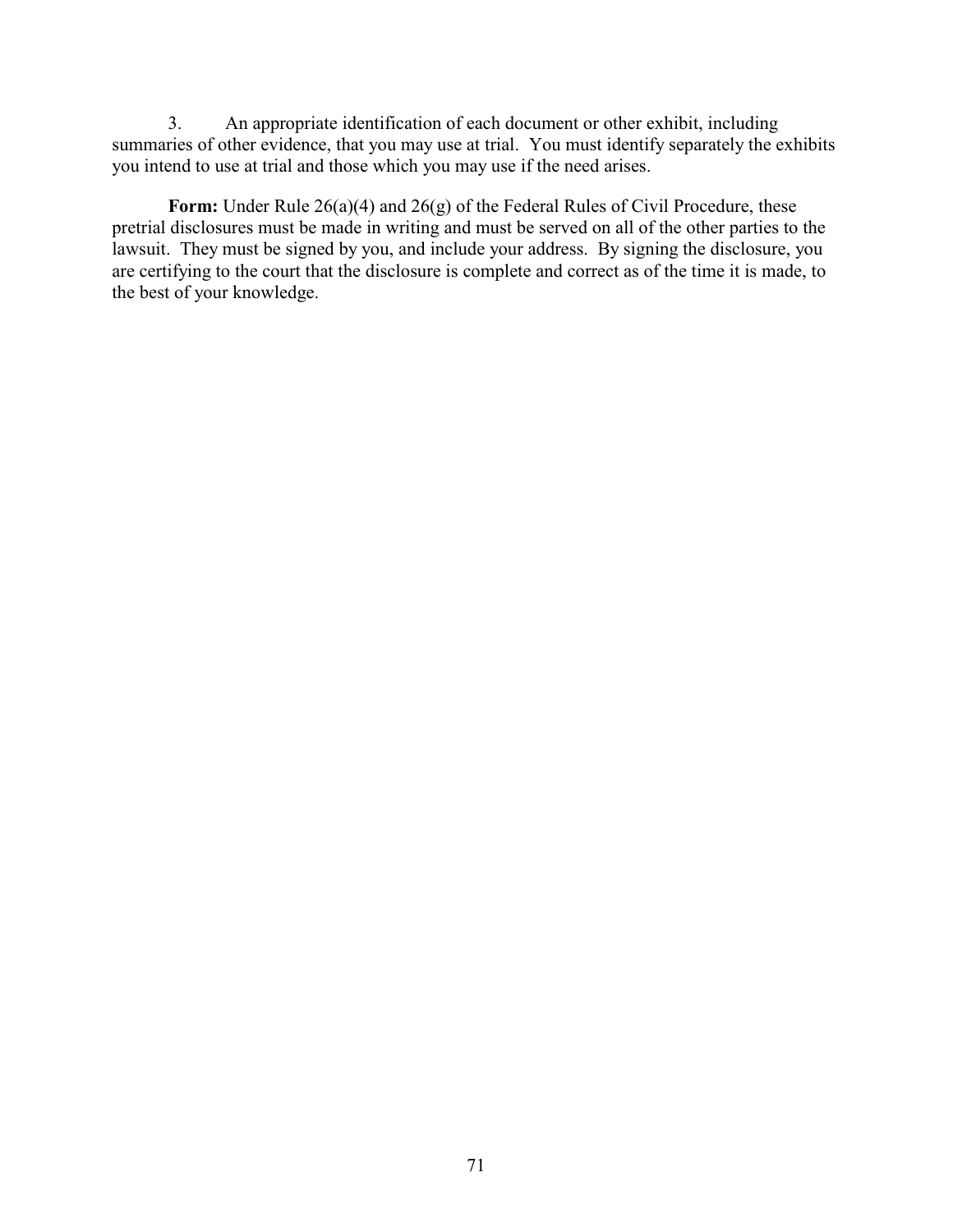3. An appropriate identification of each document or other exhibit, including summaries of other evidence, that you may use at trial. You must identify separately the exhibits you intend to use at trial and those which you may use if the need arises.

**Form:** Under Rule 26(a)(4) and 26(g) of the Federal Rules of Civil Procedure, these pretrial disclosures must be made in writing and must be served on all of the other parties to the lawsuit. They must be signed by you, and include your address. By signing the disclosure, you are certifying to the court that the disclosure is complete and correct as of the time it is made, to the best of your knowledge.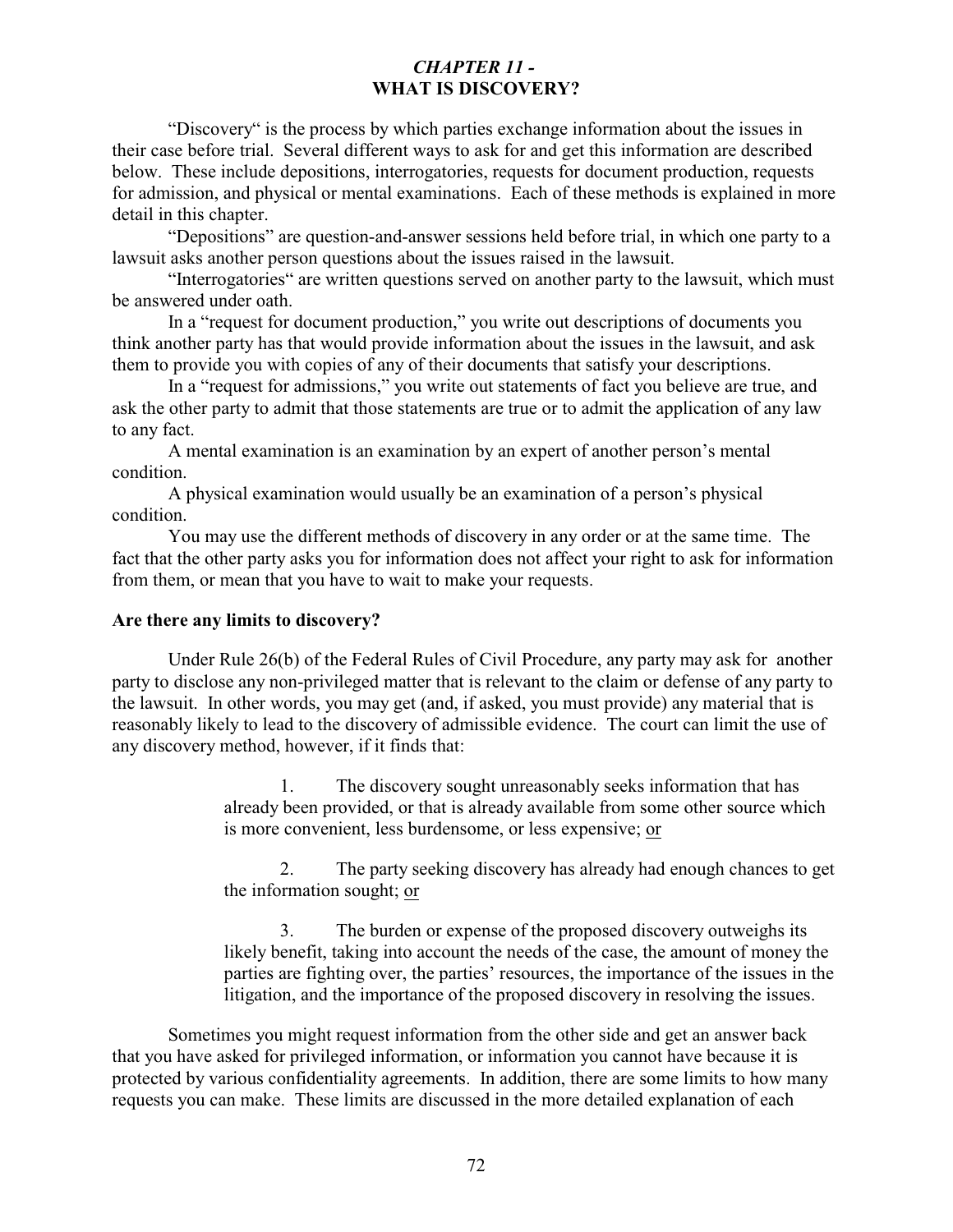## *CHAPTER 11 -* **WHAT IS DISCOVERY?**

"Discovery" is the process by which parties exchange information about the issues in their case before trial. Several different ways to ask for and get this information are described below. These include depositions, interrogatories, requests for document production, requests for admission, and physical or mental examinations. Each of these methods is explained in more detail in this chapter.

"Depositions" are question-and-answer sessions held before trial, in which one party to a lawsuit asks another person questions about the issues raised in the lawsuit.

"Interrogatories" are written questions served on another party to the lawsuit, which must be answered under oath.

In a "request for document production," you write out descriptions of documents you think another party has that would provide information about the issues in the lawsuit, and ask them to provide you with copies of any of their documents that satisfy your descriptions.

In a "request for admissions," you write out statements of fact you believe are true, and ask the other party to admit that those statements are true or to admit the application of any law to any fact.

A mental examination is an examination by an expert of another person's mental condition.

A physical examination would usually be an examination of a person's physical condition.

You may use the different methods of discovery in any order or at the same time. The fact that the other party asks you for information does not affect your right to ask for information from them, or mean that you have to wait to make your requests.

**Are there any limits to discovery?**

Under Rule 26(b) of the Federal Rules of Civil Procedure, any party may ask for another party to disclose any non-privileged matter that is relevant to the claim or defense of any party to the lawsuit. In other words, you may get (and, if asked, you must provide) any material that is reasonably likely to lead to the discovery of admissible evidence. The court can limit the use of any discovery method, however, if it finds that:

1. The discovery sought unreasonably seeks information that has already been provided, or that is already available from some other source which is more convenient, less burdensome, or less expensive; <u>or</u>

2. The party seeking discovery has already had enough chances to get the information sought; <u>or</u>

3. The burden or expense of the proposed discovery outweighs its likely benefit, taking into account the needs of the case, the amount of money the parties are fighting over, the parties' resources, the importance of the issues in the litigation, and the importance of the proposed discovery in resolving the issues.

Sometimes you might request information from the other side and get an answer back that you have asked for privileged information, or information you cannot have because it is protected by various confidentiality agreements. In addition, there are some limits to how many requests you can make. These limits are discussed in the more detailed explanation of each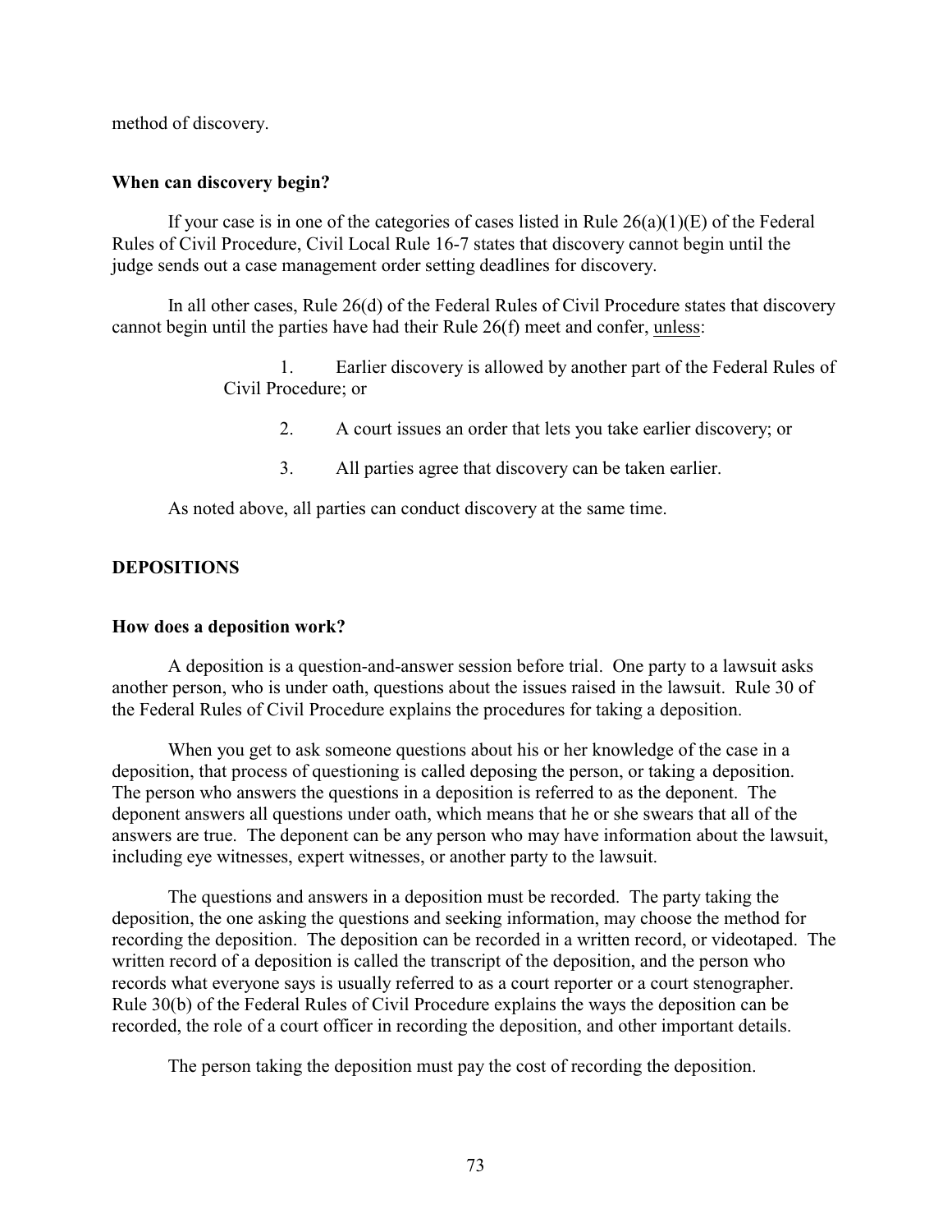method of discovery.

### When can discovery begin?

If your case is in one of the categories of cases listed in Rule 26(a)(1)(E) of the Federal Rules of Civil Procedure, Civil Local Rule 16-7 states that discovery cannot begin until the judge sends out a case management order setting deadlines for discovery.

In all other cases, Rule 26(d) of the Federal Rules of Civil Procedure states that discovery cannot begin until the parties have had their Rule 26(f) meet and confer, unless:

1. Earlier discovery is allowed by another part of the Federal Rules of Civil Procedure; or
2. A court issues an order that lets you take earlier discovery; or
3. All parties agree that discovery can be taken earlier.

As noted above, all parties can conduct discovery at the same time.

## DEPOSITIONS

### How does a deposition work?

A deposition is a question-and-answer session before trial. One party to a lawsuit asks another person, who is under oath, questions about the issues raised in the lawsuit. Rule 30 of the Federal Rules of Civil Procedure explains the procedures for taking a deposition.

When you get to ask someone questions about his or her knowledge of the case in a deposition, that process of questioning is called deposing the person, or taking a deposition. The person who answers the questions in a deposition is referred to as the deponent. The deponent answers all questions under oath, which means that he or she swears that all of the answers are true. The deponent can be any person who may have information about the lawsuit, including eye witnesses, expert witnesses, or another party to the lawsuit.

The questions and answers in a deposition must be recorded. The party taking the deposition, the one asking the questions and seeking information, may choose the method for recording the deposition. The deposition can be recorded in a written record, or videotaped. The written record of a deposition is called the transcript of the deposition, and the person who records what everyone says is usually referred to as a court reporter or a court stenographer. Rule 30(b) of the Federal Rules of Civil Procedure explains the ways the deposition can be recorded, the role of a court officer in recording the deposition, and other important details.

The person taking the deposition must pay the cost of recording the deposition.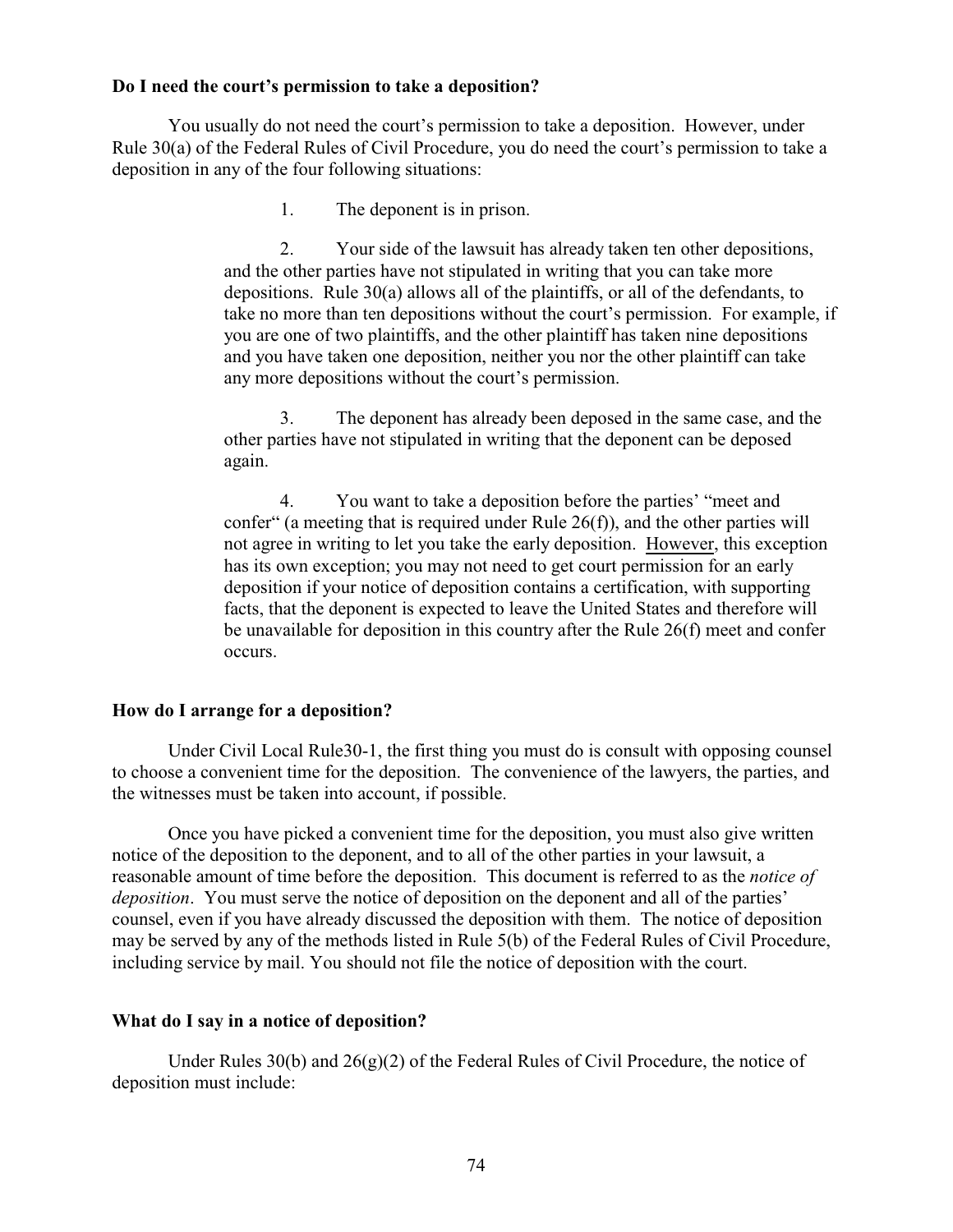**Do I need the court's permission to take a deposition?**

You usually do not need the court's permission to take a deposition. However, under Rule 30(a) of the Federal Rules of Civil Procedure, you do need the court's permission to take a deposition in any of the four following situations:

> 1. The deponent is in prison.
>
> 2. Your side of the lawsuit has already taken ten other depositions, and the other parties have not stipulated in writing that you can take more depositions. Rule 30(a) allows all of the plaintiffs, or all of the defendants, to take no more than ten depositions without the court's permission. For example, if you are one of two plaintiffs, and the other plaintiff has taken nine depositions and you have taken one deposition, neither you nor the other plaintiff can take any more depositions without the court's permission.
>
> 3. The deponent has already been deposed in the same case, and the other parties have not stipulated in writing that the deponent can be deposed again.
>
> 4. You want to take a deposition before the parties' "meet and confer" (a meeting that is required under Rule 26(f)), and the other parties will not agree in writing to let you take the early deposition. <u>However</u>, this exception has its own exception; you may not need to get court permission for an early deposition if your notice of deposition contains a certification, with supporting facts, that the deponent is expected to leave the United States and therefore will be unavailable for deposition in this country after the Rule 26(f) meet and confer occurs.

**How do I arrange for a deposition?**

Under Civil Local Rule30-1, the first thing you must do is consult with opposing counsel to choose a convenient time for the deposition. The convenience of the lawyers, the parties, and the witnesses must be taken into account, if possible.

Once you have picked a convenient time for the deposition, you must also give written notice of the deposition to the deponent, and to all of the other parties in your lawsuit, a reasonable amount of time before the deposition. This document is referred to as the *notice of deposition*. You must serve the notice of deposition on the deponent and all of the parties' counsel, even if you have already discussed the deposition with them. The notice of deposition may be served by any of the methods listed in Rule 5(b) of the Federal Rules of Civil Procedure, including service by mail. You should not file the notice of deposition with the court.

**What do I say in a notice of deposition?**

Under Rules 30(b) and 26(g)(2) of the Federal Rules of Civil Procedure, the notice of deposition must include: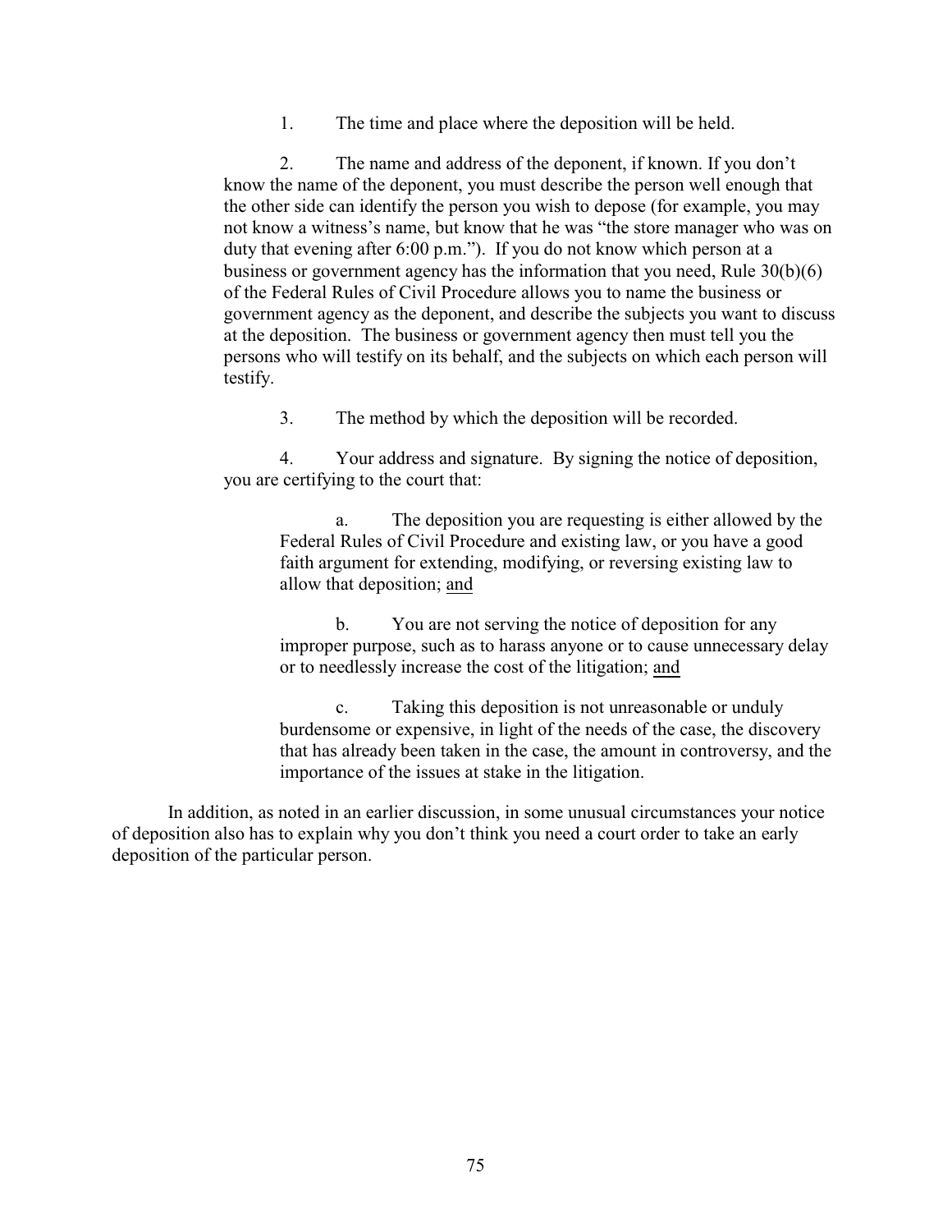1. The time and place where the deposition will be held.

2. The name and address of the deponent, if known. If you don't know the name of the deponent, you must describe the person well enough that the other side can identify the person you wish to depose (for example, you may not know a witness's name, but know that he was "the store manager who was on duty that evening after 6:00 p.m."). If you do not know which person at a business or government agency has the information that you need, Rule 30(b)(6) of the Federal Rules of Civil Procedure allows you to name the business or government agency as the deponent, and describe the subjects you want to discuss at the deposition. The business or government agency then must tell you the persons who will testify on its behalf, and the subjects on which each person will testify.

3. The method by which the deposition will be recorded.

4. Your address and signature. By signing the notice of deposition, you are certifying to the court that:

   a. The deposition you are requesting is either allowed by the Federal Rules of Civil Procedure and existing law, or you have a good faith argument for extending, modifying, or reversing existing law to allow that deposition; <u>and</u>

   b. You are not serving the notice of deposition for any improper purpose, such as to harass anyone or to cause unnecessary delay or to needlessly increase the cost of the litigation; <u>and</u>

   c. Taking this deposition is not unreasonable or unduly burdensome or expensive, in light of the needs of the case, the discovery that has already been taken in the case, the amount in controversy, and the importance of the issues at stake in the litigation.

In addition, as noted in an earlier discussion, in some unusual circumstances your notice of deposition also has to explain why you don't think you need a court order to take an early deposition of the particular person.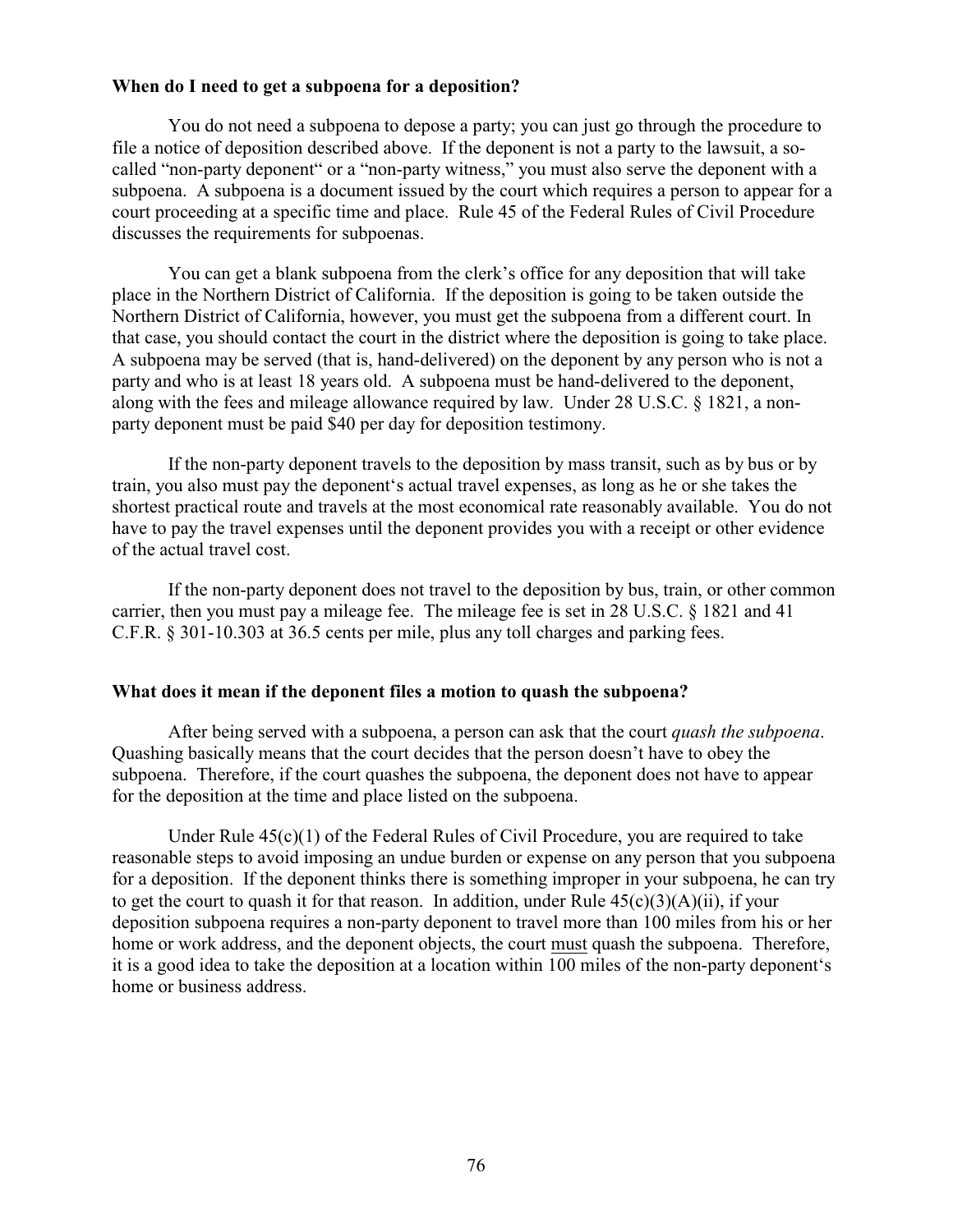**When do I need to get a subpoena for a deposition?**

You do not need a subpoena to depose a party; you can just go through the procedure to file a notice of deposition described above. If the deponent is not a party to the lawsuit, a so-called "non-party deponent" or a "non-party witness," you must also serve the deponent with a subpoena. A subpoena is a document issued by the court which requires a person to appear for a court proceeding at a specific time and place. Rule 45 of the Federal Rules of Civil Procedure discusses the requirements for subpoenas.

You can get a blank subpoena from the clerk's office for any deposition that will take place in the Northern District of California. If the deposition is going to be taken outside the Northern District of California, however, you must get the subpoena from a different court. In that case, you should contact the court in the district where the deposition is going to take place. A subpoena may be served (that is, hand-delivered) on the deponent by any person who is not a party and who is at least 18 years old. A subpoena must be hand-delivered to the deponent, along with the fees and mileage allowance required by law. Under 28 U.S.C. § 1821, a non-party deponent must be paid $40 per day for deposition testimony.

If the non-party deponent travels to the deposition by mass transit, such as by bus or by train, you also must pay the deponent's actual travel expenses, as long as he or she takes the shortest practical route and travels at the most economical rate reasonably available. You do not have to pay the travel expenses until the deponent provides you with a receipt or other evidence of the actual travel cost.

If the non-party deponent does not travel to the deposition by bus, train, or other common carrier, then you must pay a mileage fee. The mileage fee is set in 28 U.S.C. § 1821 and 41 C.F.R. § 301-10.303 at 36.5 cents per mile, plus any toll charges and parking fees.

**What does it mean if the deponent files a motion to quash the subpoena?**

After being served with a subpoena, a person can ask that the court *quash the subpoena*. Quashing basically means that the court decides that the person doesn't have to obey the subpoena. Therefore, if the court quashes the subpoena, the deponent does not have to appear for the deposition at the time and place listed on the subpoena.

Under Rule 45(c)(1) of the Federal Rules of Civil Procedure, you are required to take reasonable steps to avoid imposing an undue burden or expense on any person that you subpoena for a deposition. If the deponent thinks there is something improper in your subpoena, he can try to get the court to quash it for that reason. In addition, under Rule 45(c)(3)(A)(ii), if your deposition subpoena requires a non-party deponent to travel more than 100 miles from his or her home or work address, and the deponent objects, the court <u>must</u> quash the subpoena. Therefore, it is a good idea to take the deposition at a location within 100 miles of the non-party deponent's home or business address.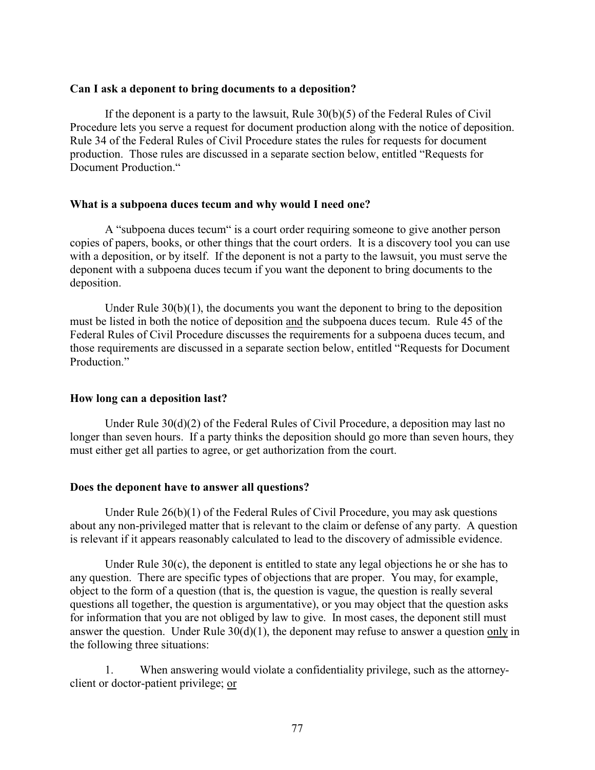**Can I ask a deponent to bring documents to a deposition?**

If the deponent is a party to the lawsuit, Rule 30(b)(5) of the Federal Rules of Civil Procedure lets you serve a request for document production along with the notice of deposition. Rule 34 of the Federal Rules of Civil Procedure states the rules for requests for document production. Those rules are discussed in a separate section below, entitled "Requests for Document Production."

**What is a subpoena duces tecum and why would I need one?**

A "subpoena duces tecum" is a court order requiring someone to give another person copies of papers, books, or other things that the court orders. It is a discovery tool you can use with a deposition, or by itself. If the deponent is not a party to the lawsuit, you must serve the deponent with a subpoena duces tecum if you want the deponent to bring documents to the deposition.

Under Rule 30(b)(1), the documents you want the deponent to bring to the deposition must be listed in both the notice of deposition <u>and</u> the subpoena duces tecum. Rule 45 of the Federal Rules of Civil Procedure discusses the requirements for a subpoena duces tecum, and those requirements are discussed in a separate section below, entitled "Requests for Document Production."

**How long can a deposition last?**

Under Rule 30(d)(2) of the Federal Rules of Civil Procedure, a deposition may last no longer than seven hours. If a party thinks the deposition should go more than seven hours, they must either get all parties to agree, or get authorization from the court.

**Does the deponent have to answer all questions?**

Under Rule 26(b)(1) of the Federal Rules of Civil Procedure, you may ask questions about any non-privileged matter that is relevant to the claim or defense of any party. A question is relevant if it appears reasonably calculated to lead to the discovery of admissible evidence.

Under Rule 30(c), the deponent is entitled to state any legal objections he or she has to any question. There are specific types of objections that are proper. You may, for example, object to the form of a question (that is, the question is vague, the question is really several questions all together, the question is argumentative), or you may object that the question asks for information that you are not obliged by law to give. In most cases, the deponent still must answer the question. Under Rule 30(d)(1), the deponent may refuse to answer a question <u>only</u> in the following three situations:

1. When answering would violate a confidentiality privilege, such as the attorney-client or doctor-patient privilege; <u>or</u>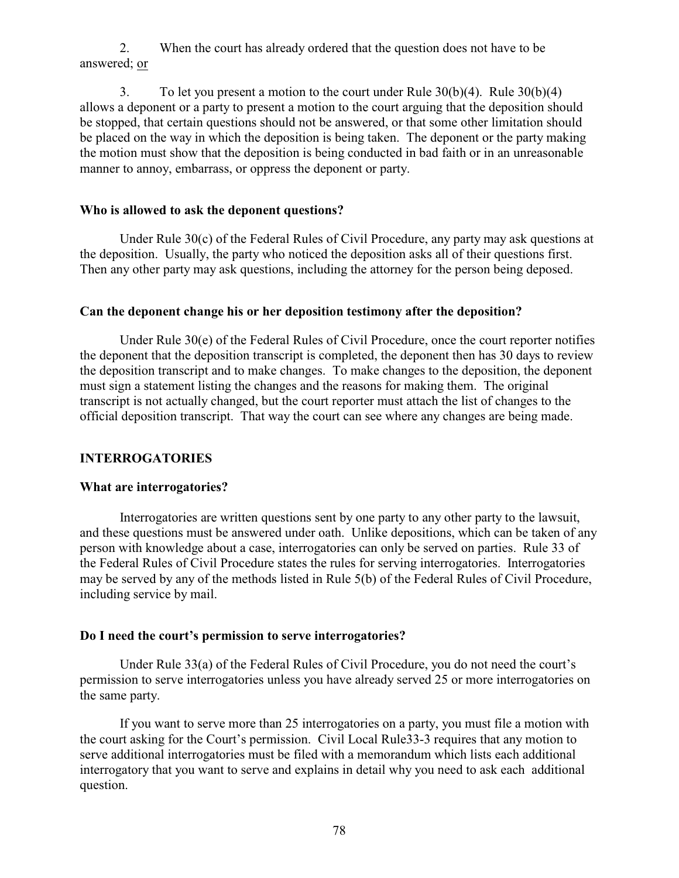2. When the court has already ordered that the question does not have to be answered; or

3. To let you present a motion to the court under Rule 30(b)(4). Rule 30(b)(4) allows a deponent or a party to present a motion to the court arguing that the deposition should be stopped, that certain questions should not be answered, or that some other limitation should be placed on the way in which the deposition is being taken. The deponent or the party making the motion must show that the deposition is being conducted in bad faith or in an unreasonable manner to annoy, embarrass, or oppress the deponent or party.

### Who is allowed to ask the deponent questions?

Under Rule 30(c) of the Federal Rules of Civil Procedure, any party may ask questions at the deposition. Usually, the party who noticed the deposition asks all of their questions first. Then any other party may ask questions, including the attorney for the person being deposed.

### Can the deponent change his or her deposition testimony after the deposition?

Under Rule 30(e) of the Federal Rules of Civil Procedure, once the court reporter notifies the deponent that the deposition transcript is completed, the deponent then has 30 days to review the deposition transcript and to make changes. To make changes to the deposition, the deponent must sign a statement listing the changes and the reasons for making them. The original transcript is not actually changed, but the court reporter must attach the list of changes to the official deposition transcript. That way the court can see where any changes are being made.

## INTERROGATORIES

### What are interrogatories?

Interrogatories are written questions sent by one party to any other party to the lawsuit, and these questions must be answered under oath. Unlike depositions, which can be taken of any person with knowledge about a case, interrogatories can only be served on parties. Rule 33 of the Federal Rules of Civil Procedure states the rules for serving interrogatories. Interrogatories may be served by any of the methods listed in Rule 5(b) of the Federal Rules of Civil Procedure, including service by mail.

### Do I need the court's permission to serve interrogatories?

Under Rule 33(a) of the Federal Rules of Civil Procedure, you do not need the court's permission to serve interrogatories unless you have already served 25 or more interrogatories on the same party.

If you want to serve more than 25 interrogatories on a party, you must file a motion with the court asking for the Court's permission. Civil Local Rule33-3 requires that any motion to serve additional interrogatories must be filed with a memorandum which lists each additional interrogatory that you want to serve and explains in detail why you need to ask each additional question.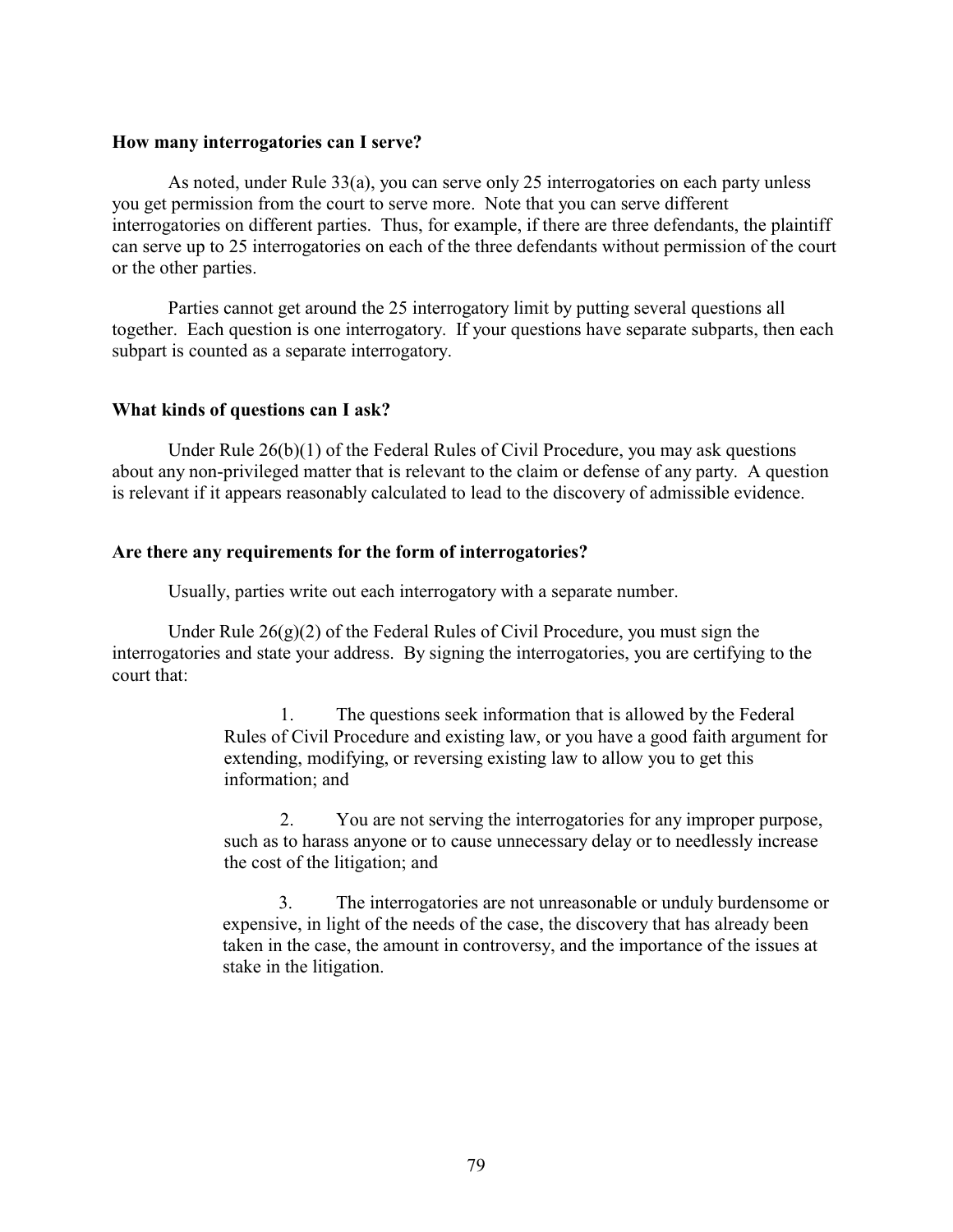**How many interrogatories can I serve?**

As noted, under Rule 33(a), you can serve only 25 interrogatories on each party unless you get permission from the court to serve more. Note that you can serve different interrogatories on different parties. Thus, for example, if there are three defendants, the plaintiff can serve up to 25 interrogatories on each of the three defendants without permission of the court or the other parties.

Parties cannot get around the 25 interrogatory limit by putting several questions all together. Each question is one interrogatory. If your questions have separate subparts, then each subpart is counted as a separate interrogatory.

**What kinds of questions can I ask?**

Under Rule 26(b)(1) of the Federal Rules of Civil Procedure, you may ask questions about any non-privileged matter that is relevant to the claim or defense of any party. A question is relevant if it appears reasonably calculated to lead to the discovery of admissible evidence.

**Are there any requirements for the form of interrogatories?**

Usually, parties write out each interrogatory with a separate number.

Under Rule 26(g)(2) of the Federal Rules of Civil Procedure, you must sign the interrogatories and state your address. By signing the interrogatories, you are certifying to the court that:

> 1. The questions seek information that is allowed by the Federal Rules of Civil Procedure and existing law, or you have a good faith argument for extending, modifying, or reversing existing law to allow you to get this information; and
>
> 2. You are not serving the interrogatories for any improper purpose, such as to harass anyone or to cause unnecessary delay or to needlessly increase the cost of the litigation; and
>
> 3. The interrogatories are not unreasonable or unduly burdensome or expensive, in light of the needs of the case, the discovery that has already been taken in the case, the amount in controversy, and the importance of the issues at stake in the litigation.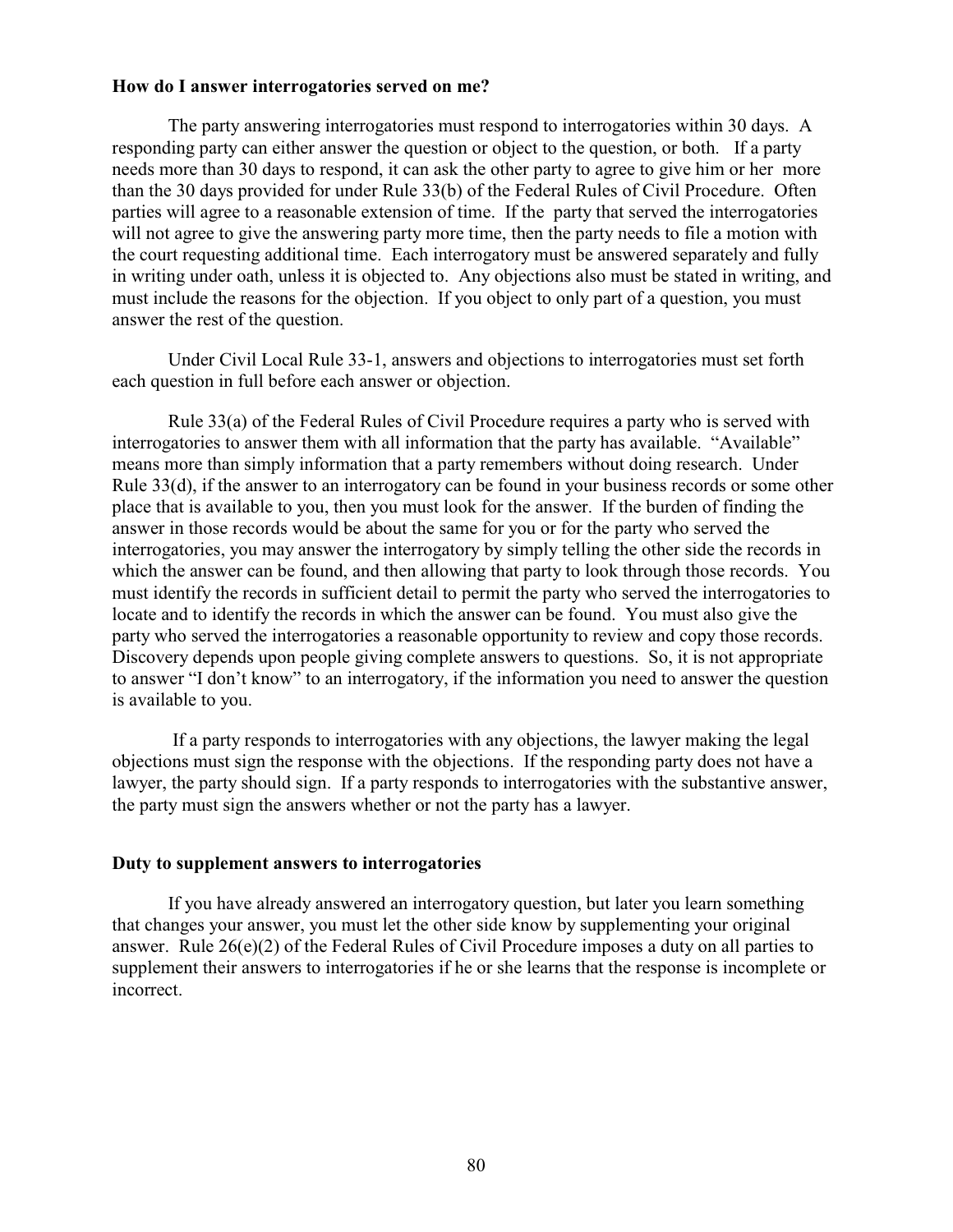### How do I answer interrogatories served on me?

The party answering interrogatories must respond to interrogatories within 30 days. A responding party can either answer the question or object to the question, or both. If a party needs more than 30 days to respond, it can ask the other party to agree to give him or her more than the 30 days provided for under Rule 33(b) of the Federal Rules of Civil Procedure. Often parties will agree to a reasonable extension of time. If the party that served the interrogatories will not agree to give the answering party more time, then the party needs to file a motion with the court requesting additional time. Each interrogatory must be answered separately and fully in writing under oath, unless it is objected to. Any objections also must be stated in writing, and must include the reasons for the objection. If you object to only part of a question, you must answer the rest of the question.

Under Civil Local Rule 33-1, answers and objections to interrogatories must set forth each question in full before each answer or objection.

Rule 33(a) of the Federal Rules of Civil Procedure requires a party who is served with interrogatories to answer them with all information that the party has available. "Available" means more than simply information that a party remembers without doing research. Under Rule 33(d), if the answer to an interrogatory can be found in your business records or some other place that is available to you, then you must look for the answer. If the burden of finding the answer in those records would be about the same for you or for the party who served the interrogatories, you may answer the interrogatory by simply telling the other side the records in which the answer can be found, and then allowing that party to look through those records. You must identify the records in sufficient detail to permit the party who served the interrogatories to locate and to identify the records in which the answer can be found. You must also give the party who served the interrogatories a reasonable opportunity to review and copy those records. Discovery depends upon people giving complete answers to questions. So, it is not appropriate to answer "I don't know" to an interrogatory, if the information you need to answer the question is available to you.

If a party responds to interrogatories with any objections, the lawyer making the legal objections must sign the response with the objections. If the responding party does not have a lawyer, the party should sign. If a party responds to interrogatories with the substantive answer, the party must sign the answers whether or not the party has a lawyer.

### Duty to supplement answers to interrogatories

If you have already answered an interrogatory question, but later you learn something that changes your answer, you must let the other side know by supplementing your original answer. Rule 26(e)(2) of the Federal Rules of Civil Procedure imposes a duty on all parties to supplement their answers to interrogatories if he or she learns that the response is incomplete or incorrect.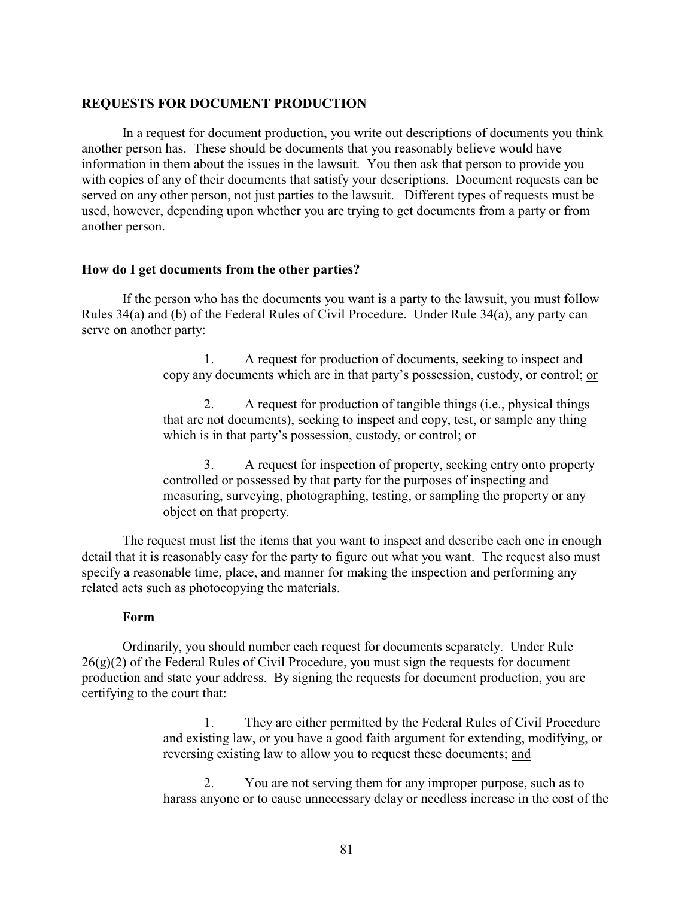## REQUESTS FOR DOCUMENT PRODUCTION

In a request for document production, you write out descriptions of documents you think another person has. These should be documents that you reasonably believe would have information in them about the issues in the lawsuit. You then ask that person to provide you with copies of any of their documents that satisfy your descriptions. Document requests can be served on any other person, not just parties to the lawsuit. Different types of requests must be used, however, depending upon whether you are trying to get documents from a party or from another person.

### How do I get documents from the other parties?

If the person who has the documents you want is a party to the lawsuit, you must follow Rules 34(a) and (b) of the Federal Rules of Civil Procedure. Under Rule 34(a), any party can serve on another party:

> 1. A request for production of documents, seeking to inspect and copy any documents which are in that party's possession, custody, or control; <u>or</u>
>
> 2. A request for production of tangible things (i.e., physical things that are not documents), seeking to inspect and copy, test, or sample any thing which is in that party's possession, custody, or control; <u>or</u>
>
> 3. A request for inspection of property, seeking entry onto property controlled or possessed by that party for the purposes of inspecting and measuring, surveying, photographing, testing, or sampling the property or any object on that property.

The request must list the items that you want to inspect and describe each one in enough detail that it is reasonably easy for the party to figure out what you want. The request also must specify a reasonable time, place, and manner for making the inspection and performing any related acts such as photocopying the materials.

#### Form

Ordinarily, you should number each request for documents separately. Under Rule 26(g)(2) of the Federal Rules of Civil Procedure, you must sign the requests for document production and state your address. By signing the requests for document production, you are certifying to the court that:

> 1. They are either permitted by the Federal Rules of Civil Procedure and existing law, or you have a good faith argument for extending, modifying, or reversing existing law to allow you to request these documents; <u>and</u>
>
> 2. You are not serving them for any improper purpose, such as to harass anyone or to cause unnecessary delay or needless increase in the cost of the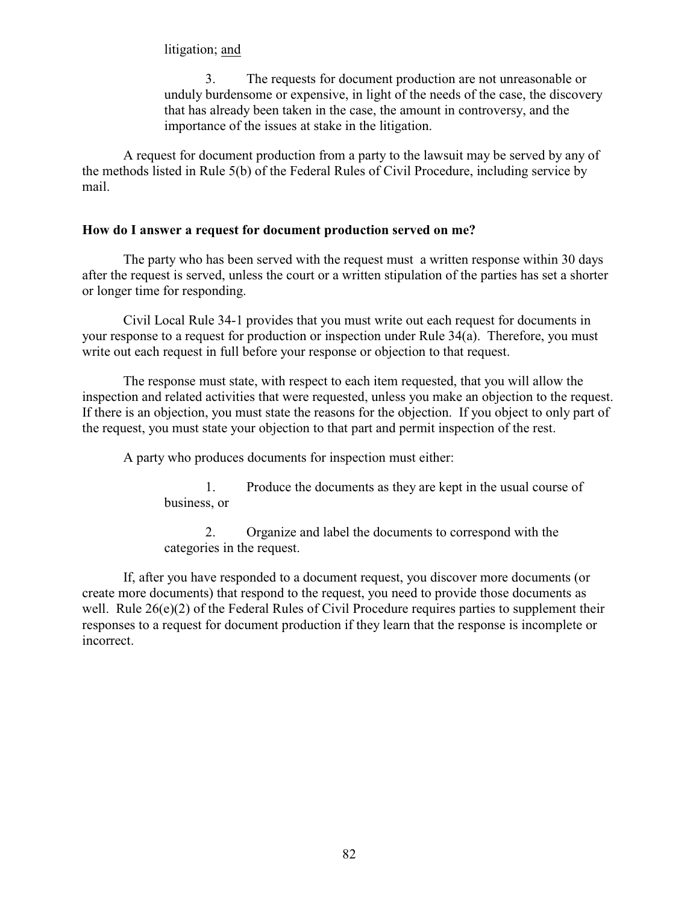litigation; and

3. The requests for document production are not unreasonable or unduly burdensome or expensive, in light of the needs of the case, the discovery that has already been taken in the case, the amount in controversy, and the importance of the issues at stake in the litigation.

A request for document production from a party to the lawsuit may be served by any of the methods listed in Rule 5(b) of the Federal Rules of Civil Procedure, including service by mail.

**How do I answer a request for document production served on me?**

The party who has been served with the request must a written response within 30 days after the request is served, unless the court or a written stipulation of the parties has set a shorter or longer time for responding.

Civil Local Rule 34-1 provides that you must write out each request for documents in your response to a request for production or inspection under Rule 34(a). Therefore, you must write out each request in full before your response or objection to that request.

The response must state, with respect to each item requested, that you will allow the inspection and related activities that were requested, unless you make an objection to the request. If there is an objection, you must state the reasons for the objection. If you object to only part of the request, you must state your objection to that part and permit inspection of the rest.

A party who produces documents for inspection must either:

1. Produce the documents as they are kept in the usual course of business, or

2. Organize and label the documents to correspond with the categories in the request.

If, after you have responded to a document request, you discover more documents (or create more documents) that respond to the request, you need to provide those documents as well. Rule 26(e)(2) of the Federal Rules of Civil Procedure requires parties to supplement their responses to a request for document production if they learn that the response is incomplete or incorrect.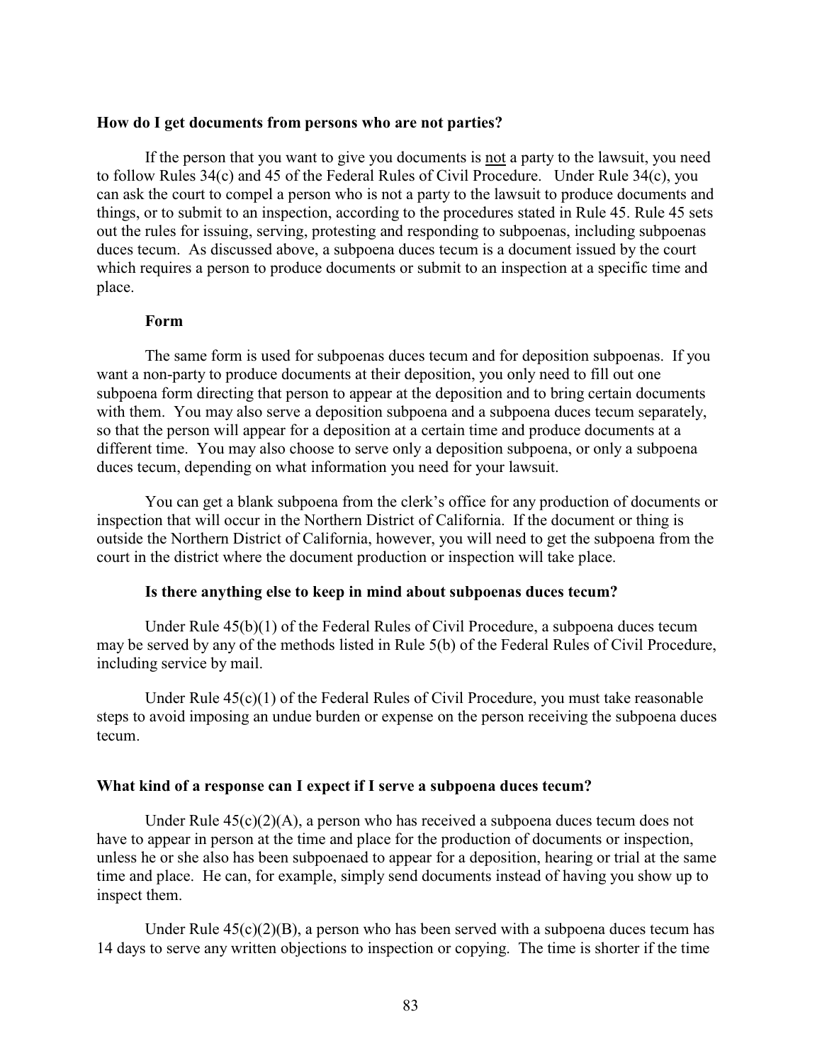**How do I get documents from persons who are not parties?**

If the person that you want to give you documents is not a party to the lawsuit, you need to follow Rules 34(c) and 45 of the Federal Rules of Civil Procedure. Under Rule 34(c), you can ask the court to compel a person who is not a party to the lawsuit to produce documents and things, or to submit to an inspection, according to the procedures stated in Rule 45. Rule 45 sets out the rules for issuing, serving, protesting and responding to subpoenas, including subpoenas duces tecum. As discussed above, a subpoena duces tecum is a document issued by the court which requires a person to produce documents or submit to an inspection at a specific time and place.

**Form**

The same form is used for subpoenas duces tecum and for deposition subpoenas. If you want a non-party to produce documents at their deposition, you only need to fill out one subpoena form directing that person to appear at the deposition and to bring certain documents with them. You may also serve a deposition subpoena and a subpoena duces tecum separately, so that the person will appear for a deposition at a certain time and produce documents at a different time. You may also choose to serve only a deposition subpoena, or only a subpoena duces tecum, depending on what information you need for your lawsuit.

You can get a blank subpoena from the clerk's office for any production of documents or inspection that will occur in the Northern District of California. If the document or thing is outside the Northern District of California, however, you will need to get the subpoena from the court in the district where the document production or inspection will take place.

**Is there anything else to keep in mind about subpoenas duces tecum?**

Under Rule 45(b)(1) of the Federal Rules of Civil Procedure, a subpoena duces tecum may be served by any of the methods listed in Rule 5(b) of the Federal Rules of Civil Procedure, including service by mail.

Under Rule 45(c)(1) of the Federal Rules of Civil Procedure, you must take reasonable steps to avoid imposing an undue burden or expense on the person receiving the subpoena duces tecum.

**What kind of a response can I expect if I serve a subpoena duces tecum?**

Under Rule 45(c)(2)(A), a person who has received a subpoena duces tecum does not have to appear in person at the time and place for the production of documents or inspection, unless he or she also has been subpoenaed to appear for a deposition, hearing or trial at the same time and place. He can, for example, simply send documents instead of having you show up to inspect them.

Under Rule 45(c)(2)(B), a person who has been served with a subpoena duces tecum has 14 days to serve any written objections to inspection or copying. The time is shorter if the time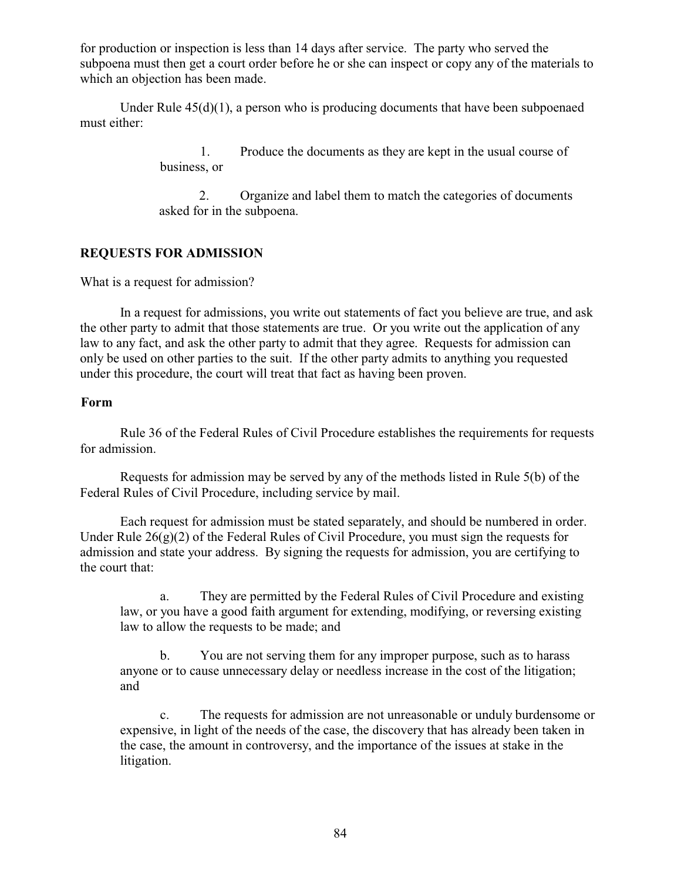for production or inspection is less than 14 days after service. The party who served the subpoena must then get a court order before he or she can inspect or copy any of the materials to which an objection has been made.

Under Rule 45(d)(1), a person who is producing documents that have been subpoenaed must either:

1. Produce the documents as they are kept in the usual course of business, or

2. Organize and label them to match the categories of documents asked for in the subpoena.

## REQUESTS FOR ADMISSION

What is a request for admission?

In a request for admissions, you write out statements of fact you believe are true, and ask the other party to admit that those statements are true. Or you write out the application of any law to any fact, and ask the other party to admit that they agree. Requests for admission can only be used on other parties to the suit. If the other party admits to anything you requested under this procedure, the court will treat that fact as having been proven.

### Form

Rule 36 of the Federal Rules of Civil Procedure establishes the requirements for requests for admission.

Requests for admission may be served by any of the methods listed in Rule 5(b) of the Federal Rules of Civil Procedure, including service by mail.

Each request for admission must be stated separately, and should be numbered in order. Under Rule 26(g)(2) of the Federal Rules of Civil Procedure, you must sign the requests for admission and state your address. By signing the requests for admission, you are certifying to the court that:

a. They are permitted by the Federal Rules of Civil Procedure and existing law, or you have a good faith argument for extending, modifying, or reversing existing law to allow the requests to be made; and

b. You are not serving them for any improper purpose, such as to harass anyone or to cause unnecessary delay or needless increase in the cost of the litigation; and

c. The requests for admission are not unreasonable or unduly burdensome or expensive, in light of the needs of the case, the discovery that has already been taken in the case, the amount in controversy, and the importance of the issues at stake in the litigation.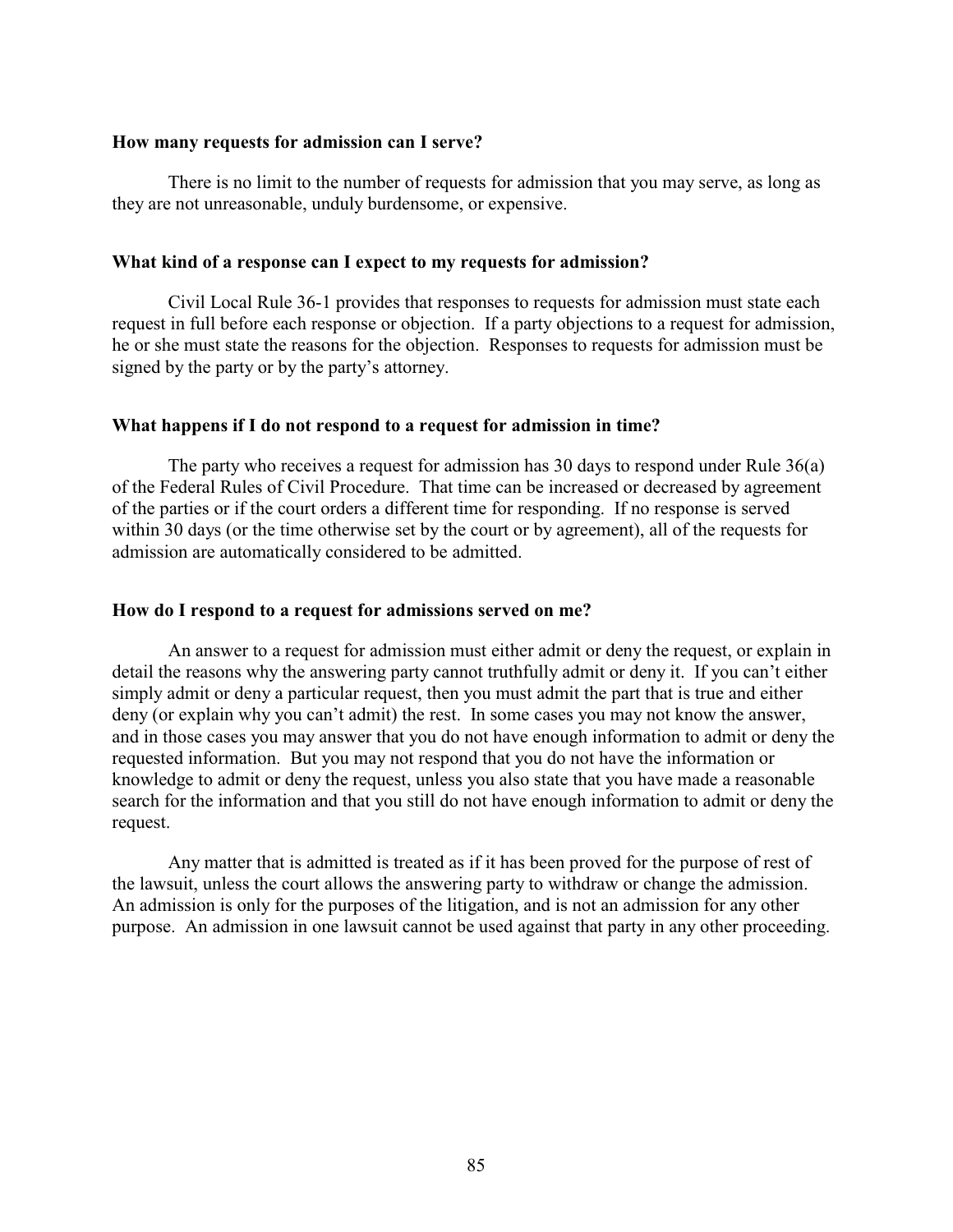### How many requests for admission can I serve?

There is no limit to the number of requests for admission that you may serve, as long as they are not unreasonable, unduly burdensome, or expensive.

### What kind of a response can I expect to my requests for admission?

Civil Local Rule 36-1 provides that responses to requests for admission must state each request in full before each response or objection. If a party objections to a request for admission, he or she must state the reasons for the objection. Responses to requests for admission must be signed by the party or by the party's attorney.

### What happens if I do not respond to a request for admission in time?

The party who receives a request for admission has 30 days to respond under Rule 36(a) of the Federal Rules of Civil Procedure. That time can be increased or decreased by agreement of the parties or if the court orders a different time for responding. If no response is served within 30 days (or the time otherwise set by the court or by agreement), all of the requests for admission are automatically considered to be admitted.

### How do I respond to a request for admissions served on me?

An answer to a request for admission must either admit or deny the request, or explain in detail the reasons why the answering party cannot truthfully admit or deny it. If you can't either simply admit or deny a particular request, then you must admit the part that is true and either deny (or explain why you can't admit) the rest. In some cases you may not know the answer, and in those cases you may answer that you do not have enough information to admit or deny the requested information. But you may not respond that you do not have the information or knowledge to admit or deny the request, unless you also state that you have made a reasonable search for the information and that you still do not have enough information to admit or deny the request.

Any matter that is admitted is treated as if it has been proved for the purpose of rest of the lawsuit, unless the court allows the answering party to withdraw or change the admission. An admission is only for the purposes of the litigation, and is not an admission for any other purpose. An admission in one lawsuit cannot be used against that party in any other proceeding.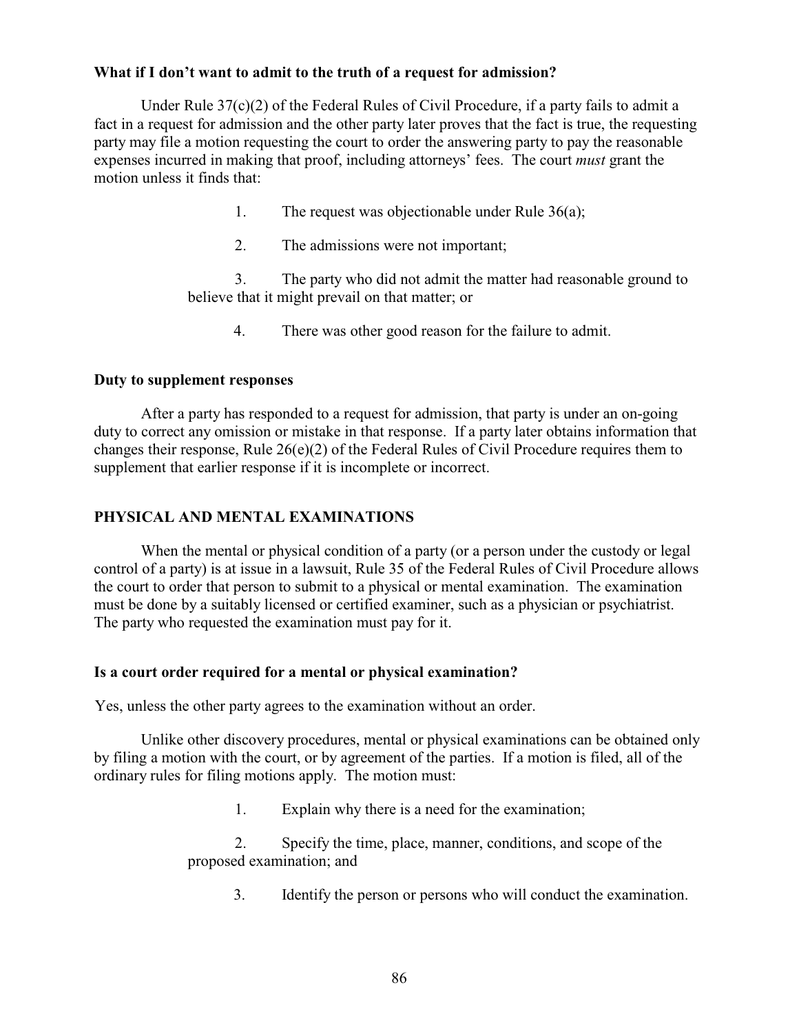**What if I don't want to admit to the truth of a request for admission?**

Under Rule 37(c)(2) of the Federal Rules of Civil Procedure, if a party fails to admit a fact in a request for admission and the other party later proves that the fact is true, the requesting party may file a motion requesting the court to order the answering party to pay the reasonable expenses incurred in making that proof, including attorneys' fees. The court *must* grant the motion unless it finds that:

1. The request was objectionable under Rule 36(a);
2. The admissions were not important;
3. The party who did not admit the matter had reasonable ground to believe that it might prevail on that matter; or
4. There was other good reason for the failure to admit.

**Duty to supplement responses**

After a party has responded to a request for admission, that party is under an on-going duty to correct any omission or mistake in that response. If a party later obtains information that changes their response, Rule 26(e)(2) of the Federal Rules of Civil Procedure requires them to supplement that earlier response if it is incomplete or incorrect.

## PHYSICAL AND MENTAL EXAMINATIONS

When the mental or physical condition of a party (or a person under the custody or legal control of a party) is at issue in a lawsuit, Rule 35 of the Federal Rules of Civil Procedure allows the court to order that person to submit to a physical or mental examination. The examination must be done by a suitably licensed or certified examiner, such as a physician or psychiatrist. The party who requested the examination must pay for it.

**Is a court order required for a mental or physical examination?**

Yes, unless the other party agrees to the examination without an order.

Unlike other discovery procedures, mental or physical examinations can be obtained only by filing a motion with the court, or by agreement of the parties. If a motion is filed, all of the ordinary rules for filing motions apply. The motion must:

1. Explain why there is a need for the examination;
2. Specify the time, place, manner, conditions, and scope of the proposed examination; and
3. Identify the person or persons who will conduct the examination.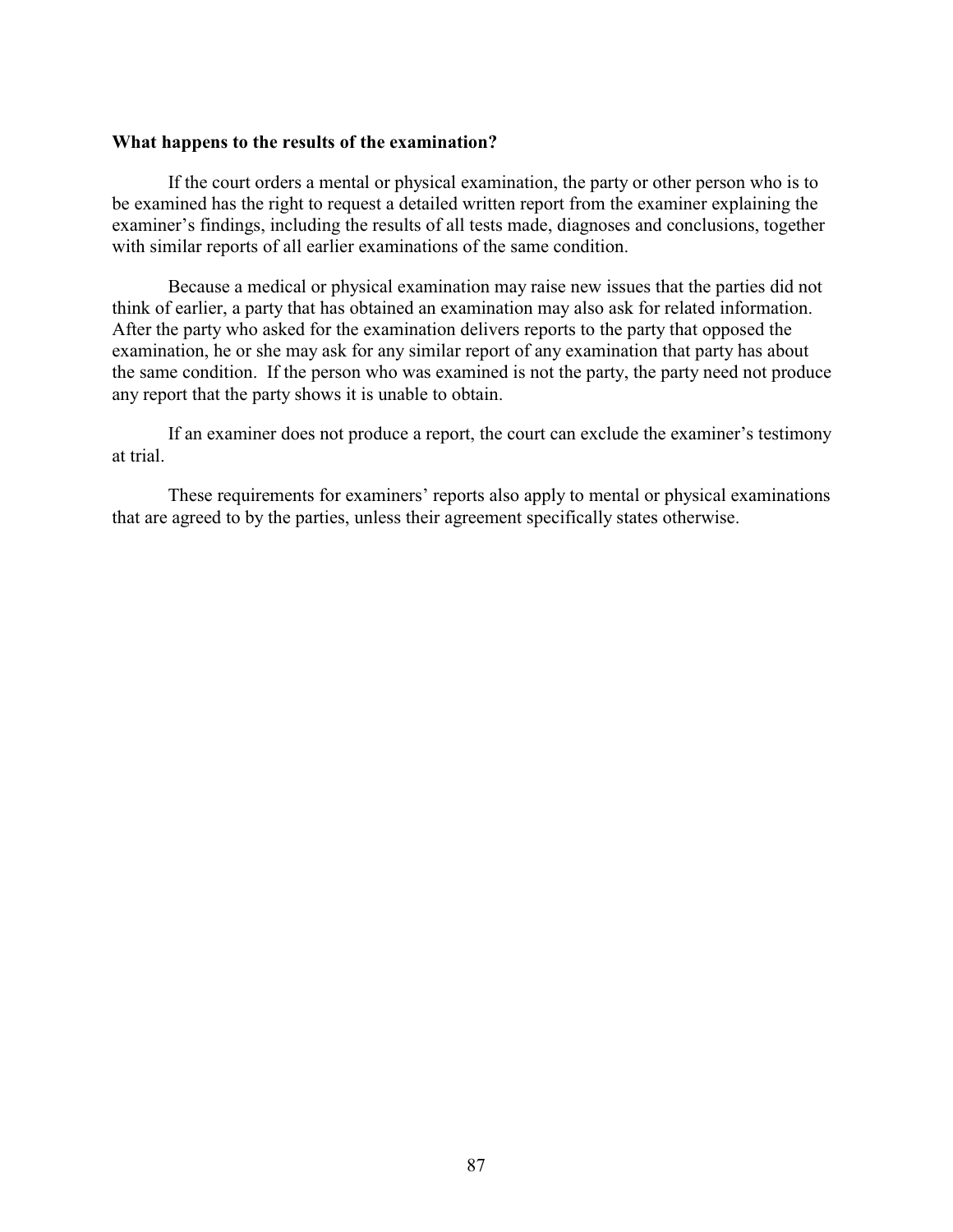**What happens to the results of the examination?**

If the court orders a mental or physical examination, the party or other person who is to be examined has the right to request a detailed written report from the examiner explaining the examiner's findings, including the results of all tests made, diagnoses and conclusions, together with similar reports of all earlier examinations of the same condition.

Because a medical or physical examination may raise new issues that the parties did not think of earlier, a party that has obtained an examination may also ask for related information. After the party who asked for the examination delivers reports to the party that opposed the examination, he or she may ask for any similar report of any examination that party has about the same condition. If the person who was examined is not the party, the party need not produce any report that the party shows it is unable to obtain.

If an examiner does not produce a report, the court can exclude the examiner's testimony at trial.

These requirements for examiners' reports also apply to mental or physical examinations that are agreed to by the parties, unless their agreement specifically states otherwise.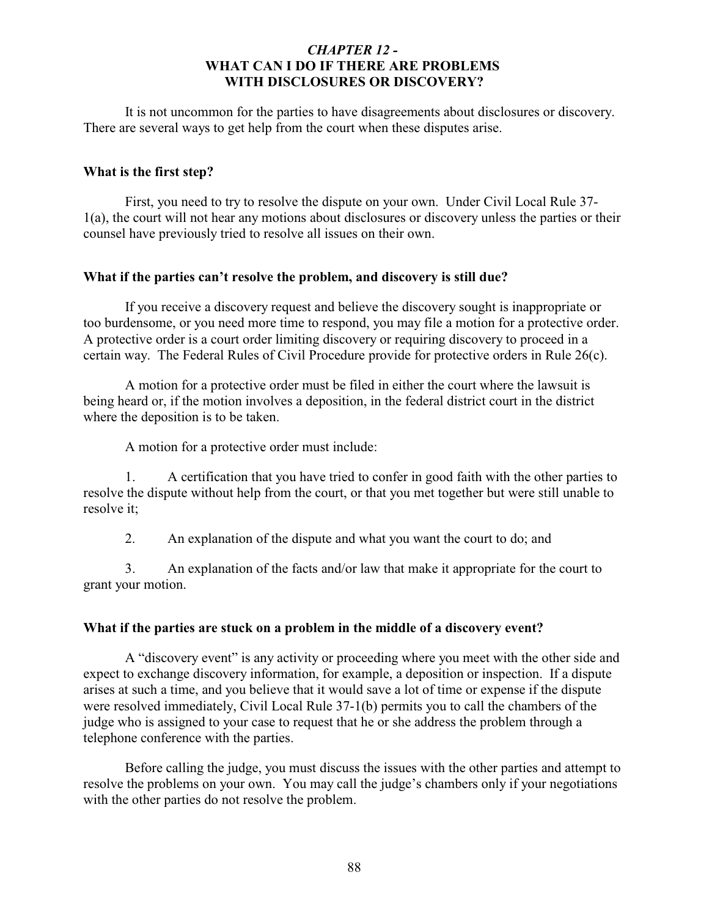## *CHAPTER 12 -*
## WHAT CAN I DO IF THERE ARE PROBLEMS WITH DISCLOSURES OR DISCOVERY?

It is not uncommon for the parties to have disagreements about disclosures or discovery. There are several ways to get help from the court when these disputes arise.

### What is the first step?

First, you need to try to resolve the dispute on your own. Under Civil Local Rule 37-1(a), the court will not hear any motions about disclosures or discovery unless the parties or their counsel have previously tried to resolve all issues on their own.

### What if the parties can't resolve the problem, and discovery is still due?

If you receive a discovery request and believe the discovery sought is inappropriate or too burdensome, or you need more time to respond, you may file a motion for a protective order. A protective order is a court order limiting discovery or requiring discovery to proceed in a certain way. The Federal Rules of Civil Procedure provide for protective orders in Rule 26(c).

A motion for a protective order must be filed in either the court where the lawsuit is being heard or, if the motion involves a deposition, in the federal district court in the district where the deposition is to be taken.

A motion for a protective order must include:

1. A certification that you have tried to confer in good faith with the other parties to resolve the dispute without help from the court, or that you met together but were still unable to resolve it;

2. An explanation of the dispute and what you want the court to do; and

3. An explanation of the facts and/or law that make it appropriate for the court to grant your motion.

### What if the parties are stuck on a problem in the middle of a discovery event?

A "discovery event" is any activity or proceeding where you meet with the other side and expect to exchange discovery information, for example, a deposition or inspection. If a dispute arises at such a time, and you believe that it would save a lot of time or expense if the dispute were resolved immediately, Civil Local Rule 37-1(b) permits you to call the chambers of the judge who is assigned to your case to request that he or she address the problem through a telephone conference with the parties.

Before calling the judge, you must discuss the issues with the other parties and attempt to resolve the problems on your own. You may call the judge's chambers only if your negotiations with the other parties do not resolve the problem.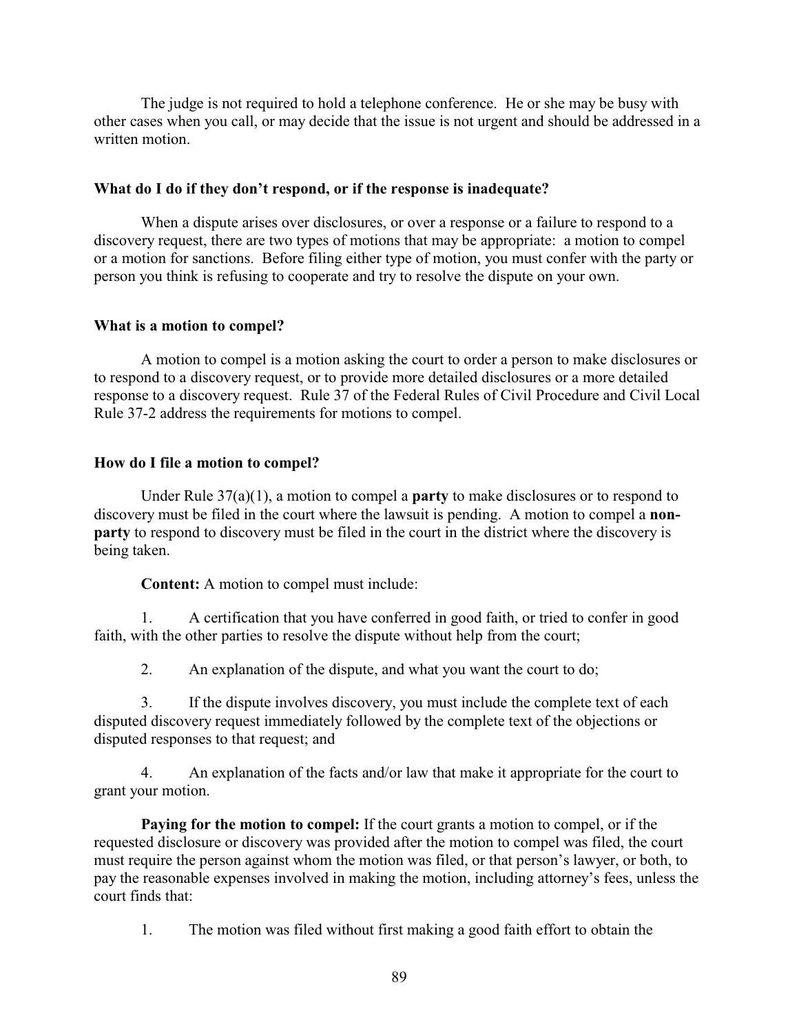The judge is not required to hold a telephone conference. He or she may be busy with other cases when you call, or may decide that the issue is not urgent and should be addressed in a written motion.

### What do I do if they don't respond, or if the response is inadequate?

When a dispute arises over disclosures, or over a response or a failure to respond to a discovery request, there are two types of motions that may be appropriate: a motion to compel or a motion for sanctions. Before filing either type of motion, you must confer with the party or person you think is refusing to cooperate and try to resolve the dispute on your own.

### What is a motion to compel?

A motion to compel is a motion asking the court to order a person to make disclosures or to respond to a discovery request, or to provide more detailed disclosures or a more detailed response to a discovery request. Rule 37 of the Federal Rules of Civil Procedure and Civil Local Rule 37-2 address the requirements for motions to compel.

### How do I file a motion to compel?

Under Rule 37(a)(1), a motion to compel a **party** to make disclosures or to respond to discovery must be filed in the court where the lawsuit is pending. A motion to compel a **non-party** to respond to discovery must be filed in the court in the district where the discovery is being taken.

**Content:** A motion to compel must include:

1. A certification that you have conferred in good faith, or tried to confer in good faith, with the other parties to resolve the dispute without help from the court;

2. An explanation of the dispute, and what you want the court to do;

3. If the dispute involves discovery, you must include the complete text of each disputed discovery request immediately followed by the complete text of the objections or disputed responses to that request; and

4. An explanation of the facts and/or law that make it appropriate for the court to grant your motion.

**Paying for the motion to compel:** If the court grants a motion to compel, or if the requested disclosure or discovery was provided after the motion to compel was filed, the court must require the person against whom the motion was filed, or that person's lawyer, or both, to pay the reasonable expenses involved in making the motion, including attorney's fees, unless the court finds that:

1. The motion was filed without first making a good faith effort to obtain the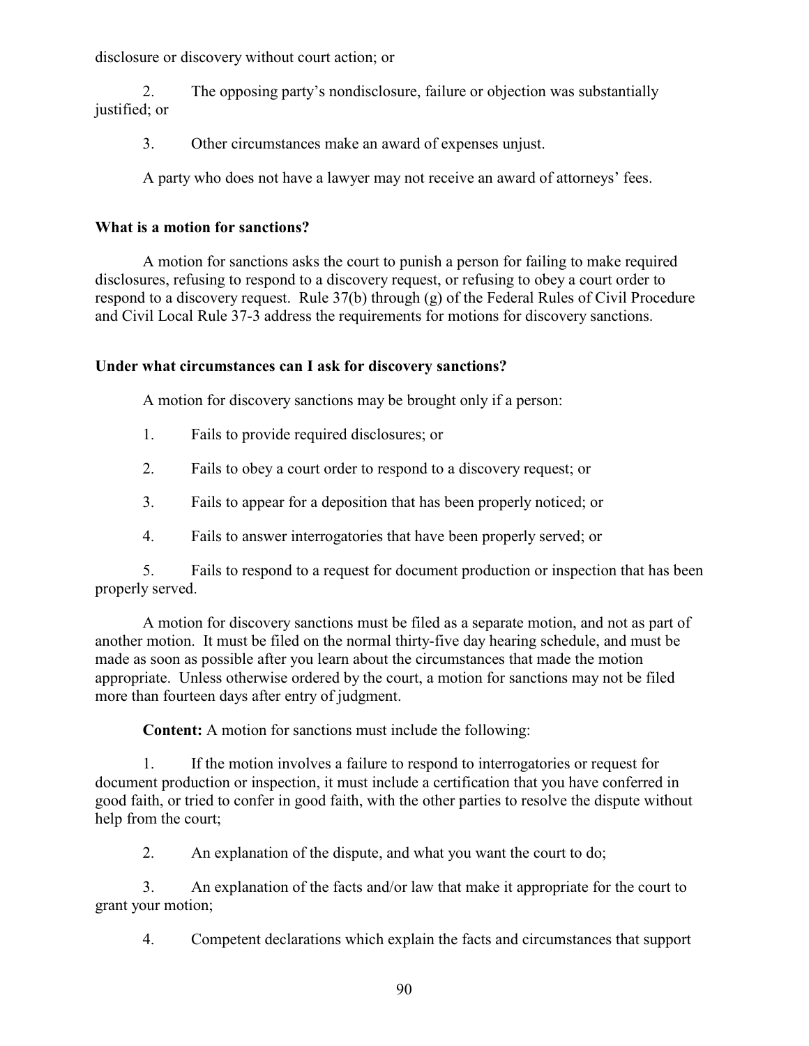disclosure or discovery without court action; or

2. The opposing party's nondisclosure, failure or objection was substantially justified; or

3. Other circumstances make an award of expenses unjust.

A party who does not have a lawyer may not receive an award of attorneys' fees.

**What is a motion for sanctions?**

A motion for sanctions asks the court to punish a person for failing to make required disclosures, refusing to respond to a discovery request, or refusing to obey a court order to respond to a discovery request. Rule 37(b) through (g) of the Federal Rules of Civil Procedure and Civil Local Rule 37-3 address the requirements for motions for discovery sanctions.

**Under what circumstances can I ask for discovery sanctions?**

A motion for discovery sanctions may be brought only if a person:

1. Fails to provide required disclosures; or

2. Fails to obey a court order to respond to a discovery request; or

3. Fails to appear for a deposition that has been properly noticed; or

4. Fails to answer interrogatories that have been properly served; or

5. Fails to respond to a request for document production or inspection that has been properly served.

A motion for discovery sanctions must be filed as a separate motion, and not as part of another motion. It must be filed on the normal thirty-five day hearing schedule, and must be made as soon as possible after you learn about the circumstances that made the motion appropriate. Unless otherwise ordered by the court, a motion for sanctions may not be filed more than fourteen days after entry of judgment.

**Content:** A motion for sanctions must include the following:

1. If the motion involves a failure to respond to interrogatories or request for document production or inspection, it must include a certification that you have conferred in good faith, or tried to confer in good faith, with the other parties to resolve the dispute without help from the court;

2. An explanation of the dispute, and what you want the court to do;

3. An explanation of the facts and/or law that make it appropriate for the court to grant your motion;

4. Competent declarations which explain the facts and circumstances that support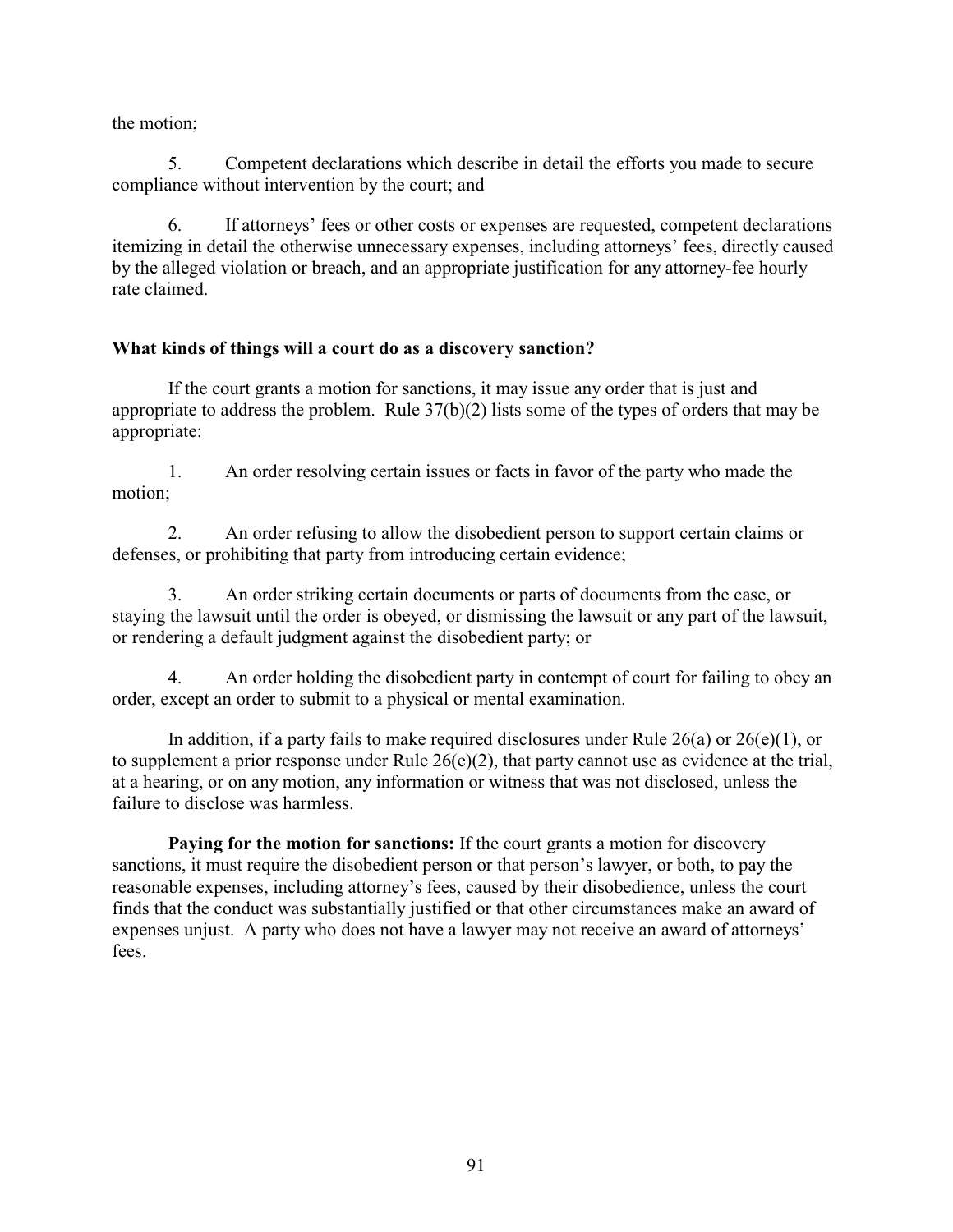the motion;

5. Competent declarations which describe in detail the efforts you made to secure compliance without intervention by the court; and

6. If attorneys' fees or other costs or expenses are requested, competent declarations itemizing in detail the otherwise unnecessary expenses, including attorneys' fees, directly caused by the alleged violation or breach, and an appropriate justification for any attorney-fee hourly rate claimed.

**What kinds of things will a court do as a discovery sanction?**

If the court grants a motion for sanctions, it may issue any order that is just and appropriate to address the problem. Rule 37(b)(2) lists some of the types of orders that may be appropriate:

1. An order resolving certain issues or facts in favor of the party who made the motion;

2. An order refusing to allow the disobedient person to support certain claims or defenses, or prohibiting that party from introducing certain evidence;

3. An order striking certain documents or parts of documents from the case, or staying the lawsuit until the order is obeyed, or dismissing the lawsuit or any part of the lawsuit, or rendering a default judgment against the disobedient party; or

4. An order holding the disobedient party in contempt of court for failing to obey an order, except an order to submit to a physical or mental examination.

In addition, if a party fails to make required disclosures under Rule 26(a) or 26(e)(1), or to supplement a prior response under Rule 26(e)(2), that party cannot use as evidence at the trial, at a hearing, or on any motion, any information or witness that was not disclosed, unless the failure to disclose was harmless.

**Paying for the motion for sanctions:** If the court grants a motion for discovery sanctions, it must require the disobedient person or that person's lawyer, or both, to pay the reasonable expenses, including attorney's fees, caused by their disobedience, unless the court finds that the conduct was substantially justified or that other circumstances make an award of expenses unjust. A party who does not have a lawyer may not receive an award of attorneys' fees.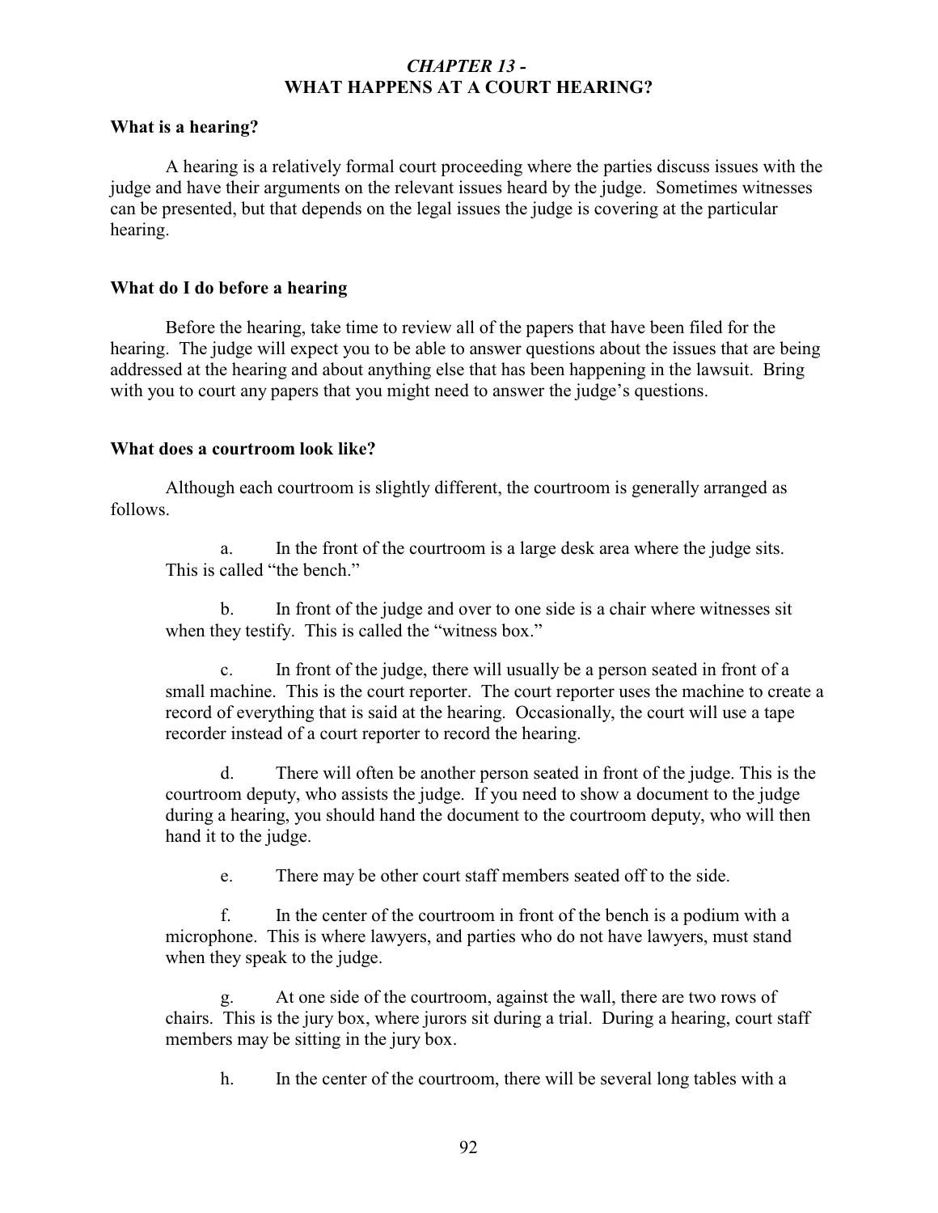# *CHAPTER 13 -* WHAT HAPPENS AT A COURT HEARING?

**What is a hearing?**

A hearing is a relatively formal court proceeding where the parties discuss issues with the judge and have their arguments on the relevant issues heard by the judge. Sometimes witnesses can be presented, but that depends on the legal issues the judge is covering at the particular hearing.

**What do I do before a hearing**

Before the hearing, take time to review all of the papers that have been filed for the hearing. The judge will expect you to be able to answer questions about the issues that are being addressed at the hearing and about anything else that has been happening in the lawsuit. Bring with you to court any papers that you might need to answer the judge's questions.

**What does a courtroom look like?**

Although each courtroom is slightly different, the courtroom is generally arranged as follows.

a. In the front of the courtroom is a large desk area where the judge sits. This is called "the bench."

b. In front of the judge and over to one side is a chair where witnesses sit when they testify. This is called the "witness box."

c. In front of the judge, there will usually be a person seated in front of a small machine. This is the court reporter. The court reporter uses the machine to create a record of everything that is said at the hearing. Occasionally, the court will use a tape recorder instead of a court reporter to record the hearing.

d. There will often be another person seated in front of the judge. This is the courtroom deputy, who assists the judge. If you need to show a document to the judge during a hearing, you should hand the document to the courtroom deputy, who will then hand it to the judge.

e. There may be other court staff members seated off to the side.

f. In the center of the courtroom in front of the bench is a podium with a microphone. This is where lawyers, and parties who do not have lawyers, must stand when they speak to the judge.

g. At one side of the courtroom, against the wall, there are two rows of chairs. This is the jury box, where jurors sit during a trial. During a hearing, court staff members may be sitting in the jury box.

h. In the center of the courtroom, there will be several long tables with a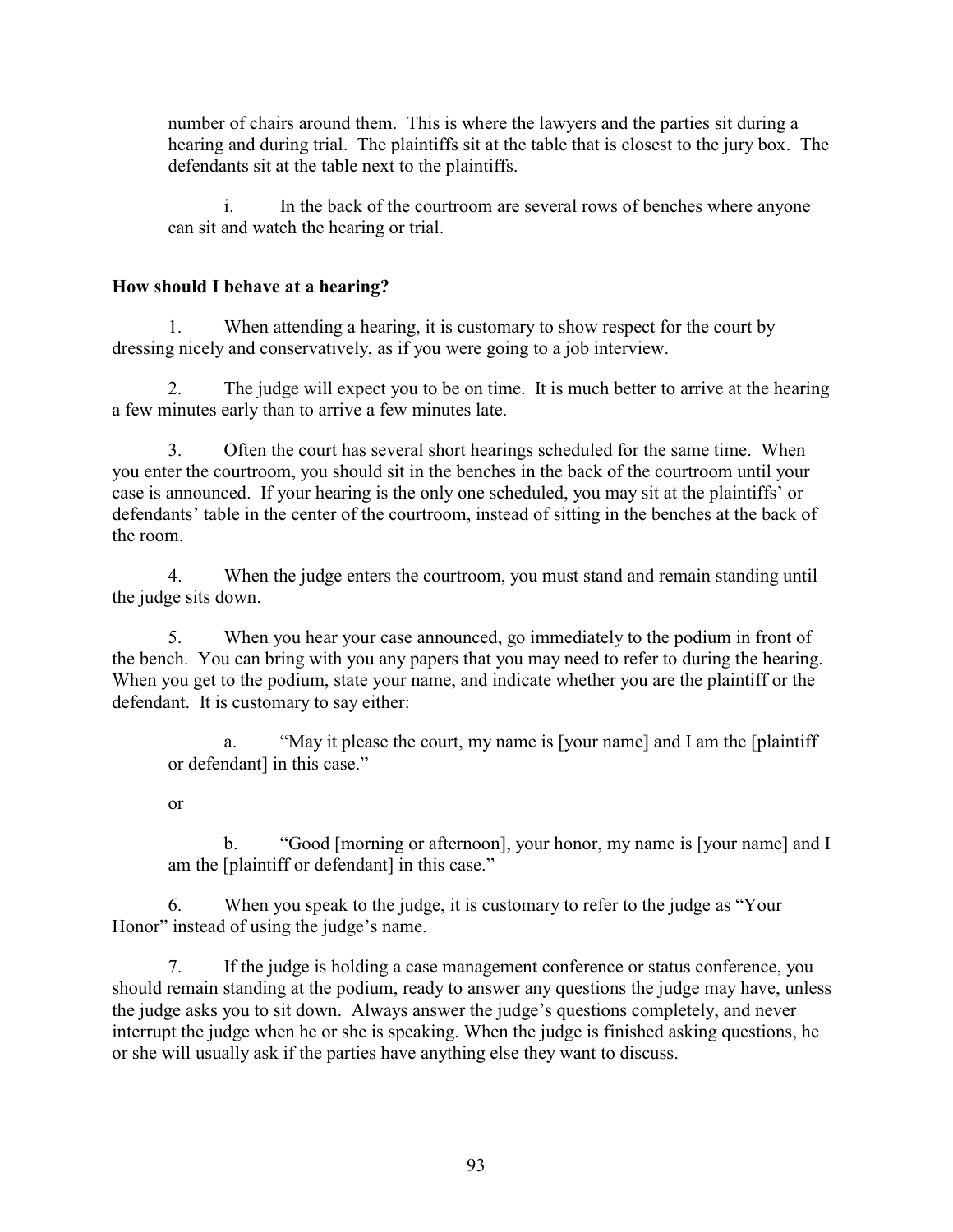number of chairs around them. This is where the lawyers and the parties sit during a hearing and during trial. The plaintiffs sit at the table that is closest to the jury box. The defendants sit at the table next to the plaintiffs.

i. In the back of the courtroom are several rows of benches where anyone can sit and watch the hearing or trial.

**How should I behave at a hearing?**

1. When attending a hearing, it is customary to show respect for the court by dressing nicely and conservatively, as if you were going to a job interview.

2. The judge will expect you to be on time. It is much better to arrive at the hearing a few minutes early than to arrive a few minutes late.

3. Often the court has several short hearings scheduled for the same time. When you enter the courtroom, you should sit in the benches in the back of the courtroom until your case is announced. If your hearing is the only one scheduled, you may sit at the plaintiffs' or defendants' table in the center of the courtroom, instead of sitting in the benches at the back of the room.

4. When the judge enters the courtroom, you must stand and remain standing until the judge sits down.

5. When you hear your case announced, go immediately to the podium in front of the bench. You can bring with you any papers that you may need to refer to during the hearing. When you get to the podium, state your name, and indicate whether you are the plaintiff or the defendant. It is customary to say either:

a. "May it please the court, my name is [your name] and I am the [plaintiff or defendant] in this case."

or

b. "Good [morning or afternoon], your honor, my name is [your name] and I am the [plaintiff or defendant] in this case."

6. When you speak to the judge, it is customary to refer to the judge as "Your Honor" instead of using the judge's name.

7. If the judge is holding a case management conference or status conference, you should remain standing at the podium, ready to answer any questions the judge may have, unless the judge asks you to sit down. Always answer the judge's questions completely, and never interrupt the judge when he or she is speaking. When the judge is finished asking questions, he or she will usually ask if the parties have anything else they want to discuss.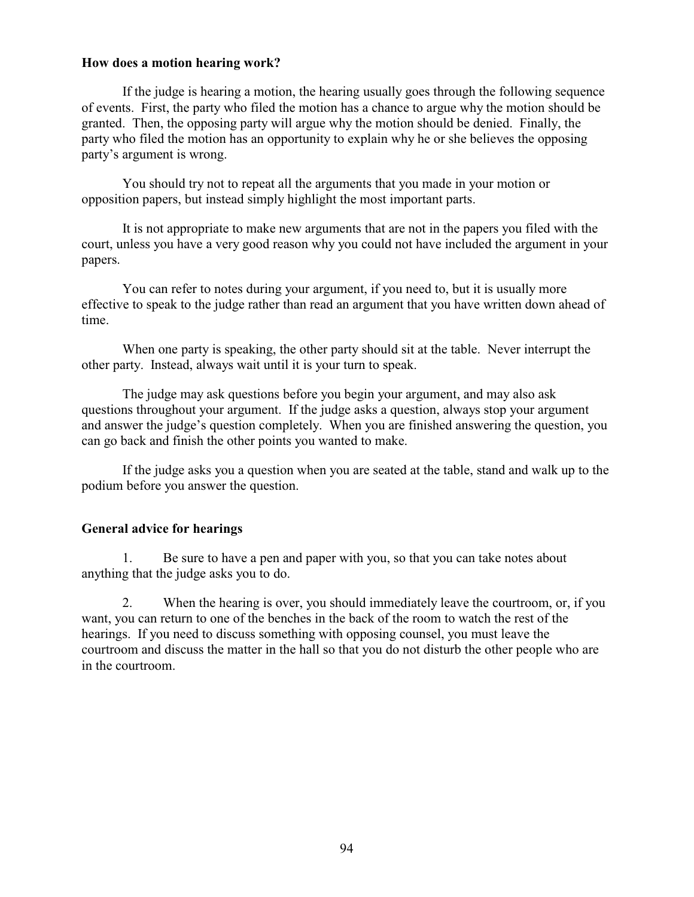**How does a motion hearing work?**

If the judge is hearing a motion, the hearing usually goes through the following sequence of events. First, the party who filed the motion has a chance to argue why the motion should be granted. Then, the opposing party will argue why the motion should be denied. Finally, the party who filed the motion has an opportunity to explain why he or she believes the opposing party's argument is wrong.

You should try not to repeat all the arguments that you made in your motion or opposition papers, but instead simply highlight the most important parts.

It is not appropriate to make new arguments that are not in the papers you filed with the court, unless you have a very good reason why you could not have included the argument in your papers.

You can refer to notes during your argument, if you need to, but it is usually more effective to speak to the judge rather than read an argument that you have written down ahead of time.

When one party is speaking, the other party should sit at the table. Never interrupt the other party. Instead, always wait until it is your turn to speak.

The judge may ask questions before you begin your argument, and may also ask questions throughout your argument. If the judge asks a question, always stop your argument and answer the judge's question completely. When you are finished answering the question, you can go back and finish the other points you wanted to make.

If the judge asks you a question when you are seated at the table, stand and walk up to the podium before you answer the question.

**General advice for hearings**

1. Be sure to have a pen and paper with you, so that you can take notes about anything that the judge asks you to do.

2. When the hearing is over, you should immediately leave the courtroom, or, if you want, you can return to one of the benches in the back of the room to watch the rest of the hearings. If you need to discuss something with opposing counsel, you must leave the courtroom and discuss the matter in the hall so that you do not disturb the other people who are in the courtroom.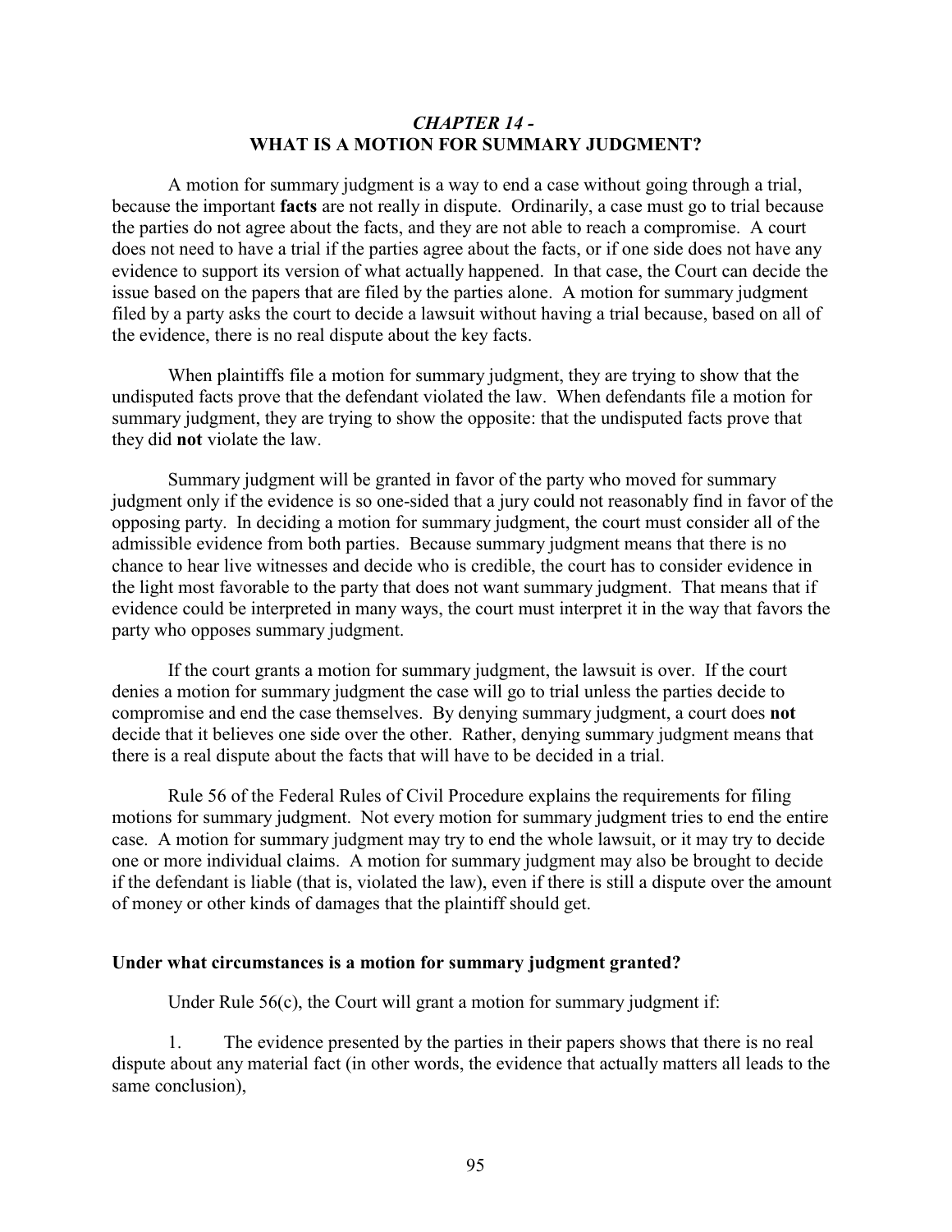## *CHAPTER 14 -*
## WHAT IS A MOTION FOR SUMMARY JUDGMENT?

A motion for summary judgment is a way to end a case without going through a trial, because the important **facts** are not really in dispute. Ordinarily, a case must go to trial because the parties do not agree about the facts, and they are not able to reach a compromise. A court does not need to have a trial if the parties agree about the facts, or if one side does not have any evidence to support its version of what actually happened. In that case, the Court can decide the issue based on the papers that are filed by the parties alone. A motion for summary judgment filed by a party asks the court to decide a lawsuit without having a trial because, based on all of the evidence, there is no real dispute about the key facts.

When plaintiffs file a motion for summary judgment, they are trying to show that the undisputed facts prove that the defendant violated the law. When defendants file a motion for summary judgment, they are trying to show the opposite: that the undisputed facts prove that they did **not** violate the law.

Summary judgment will be granted in favor of the party who moved for summary judgment only if the evidence is so one-sided that a jury could not reasonably find in favor of the opposing party. In deciding a motion for summary judgment, the court must consider all of the admissible evidence from both parties. Because summary judgment means that there is no chance to hear live witnesses and decide who is credible, the court has to consider evidence in the light most favorable to the party that does not want summary judgment. That means that if evidence could be interpreted in many ways, the court must interpret it in the way that favors the party who opposes summary judgment.

If the court grants a motion for summary judgment, the lawsuit is over. If the court denies a motion for summary judgment the case will go to trial unless the parties decide to compromise and end the case themselves. By denying summary judgment, a court does **not** decide that it believes one side over the other. Rather, denying summary judgment means that there is a real dispute about the facts that will have to be decided in a trial.

Rule 56 of the Federal Rules of Civil Procedure explains the requirements for filing motions for summary judgment. Not every motion for summary judgment tries to end the entire case. A motion for summary judgment may try to end the whole lawsuit, or it may try to decide one or more individual claims. A motion for summary judgment may also be brought to decide if the defendant is liable (that is, violated the law), even if there is still a dispute over the amount of money or other kinds of damages that the plaintiff should get.

### Under what circumstances is a motion for summary judgment granted?

Under Rule 56(c), the Court will grant a motion for summary judgment if:

1. The evidence presented by the parties in their papers shows that there is no real dispute about any material fact (in other words, the evidence that actually matters all leads to the same conclusion),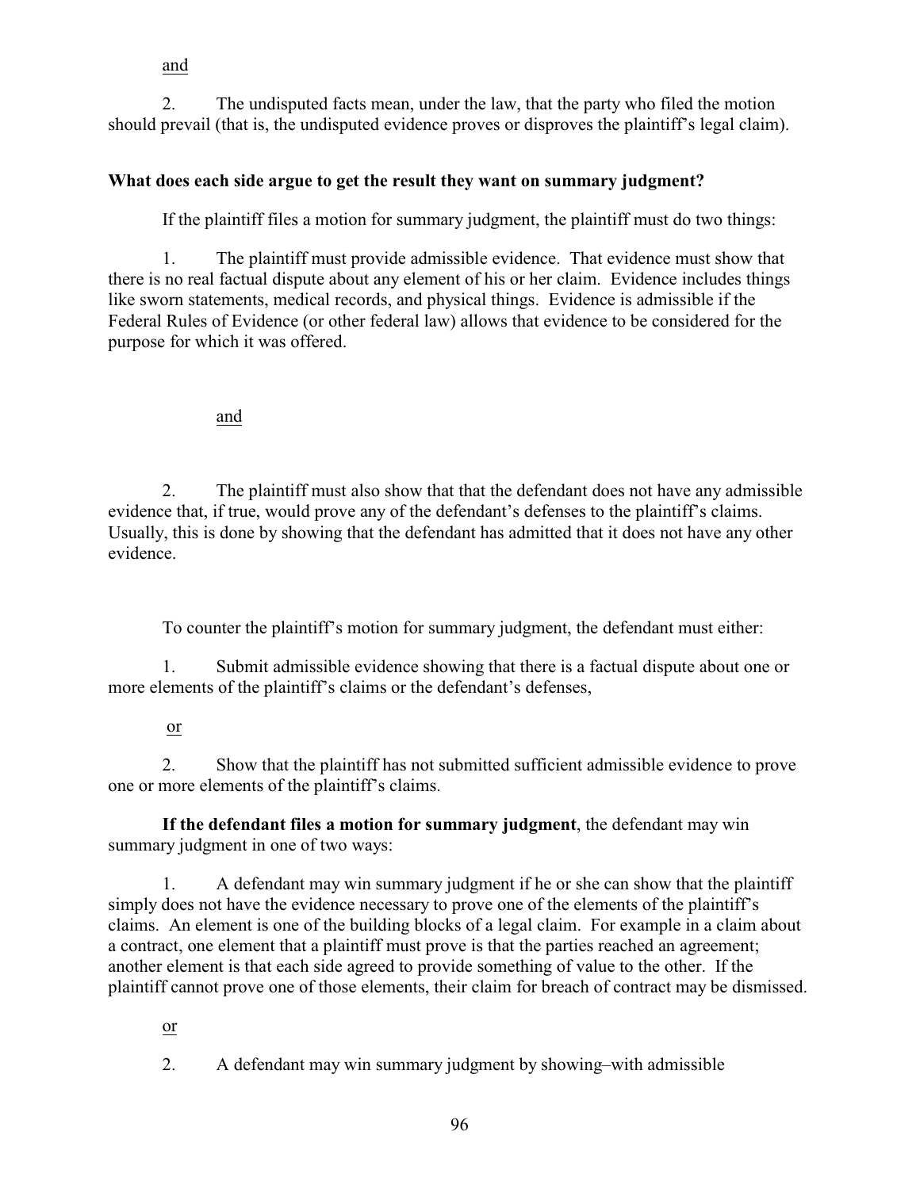<u>and</u>

2. The undisputed facts mean, under the law, that the party who filed the motion should prevail (that is, the undisputed evidence proves or disproves the plaintiff's legal claim).

**What does each side argue to get the result they want on summary judgment?**

If the plaintiff files a motion for summary judgment, the plaintiff must do two things:

1. The plaintiff must provide admissible evidence. That evidence must show that there is no real factual dispute about any element of his or her claim. Evidence includes things like sworn statements, medical records, and physical things. Evidence is admissible if the Federal Rules of Evidence (or other federal law) allows that evidence to be considered for the purpose for which it was offered.

<u>and</u>

2. The plaintiff must also show that that the defendant does not have any admissible evidence that, if true, would prove any of the defendant's defenses to the plaintiff's claims. Usually, this is done by showing that the defendant has admitted that it does not have any other evidence.

To counter the plaintiff's motion for summary judgment, the defendant must either:

1. Submit admissible evidence showing that there is a factual dispute about one or more elements of the plaintiff's claims or the defendant's defenses,

<u>or</u>

2. Show that the plaintiff has not submitted sufficient admissible evidence to prove one or more elements of the plaintiff's claims.

**If the defendant files a motion for summary judgment**, the defendant may win summary judgment in one of two ways:

1. A defendant may win summary judgment if he or she can show that the plaintiff simply does not have the evidence necessary to prove one of the elements of the plaintiff's claims. An element is one of the building blocks of a legal claim. For example in a claim about a contract, one element that a plaintiff must prove is that the parties reached an agreement; another element is that each side agreed to provide something of value to the other. If the plaintiff cannot prove one of those elements, their claim for breach of contract may be dismissed.

<u>or</u>

2. A defendant may win summary judgment by showing–with admissible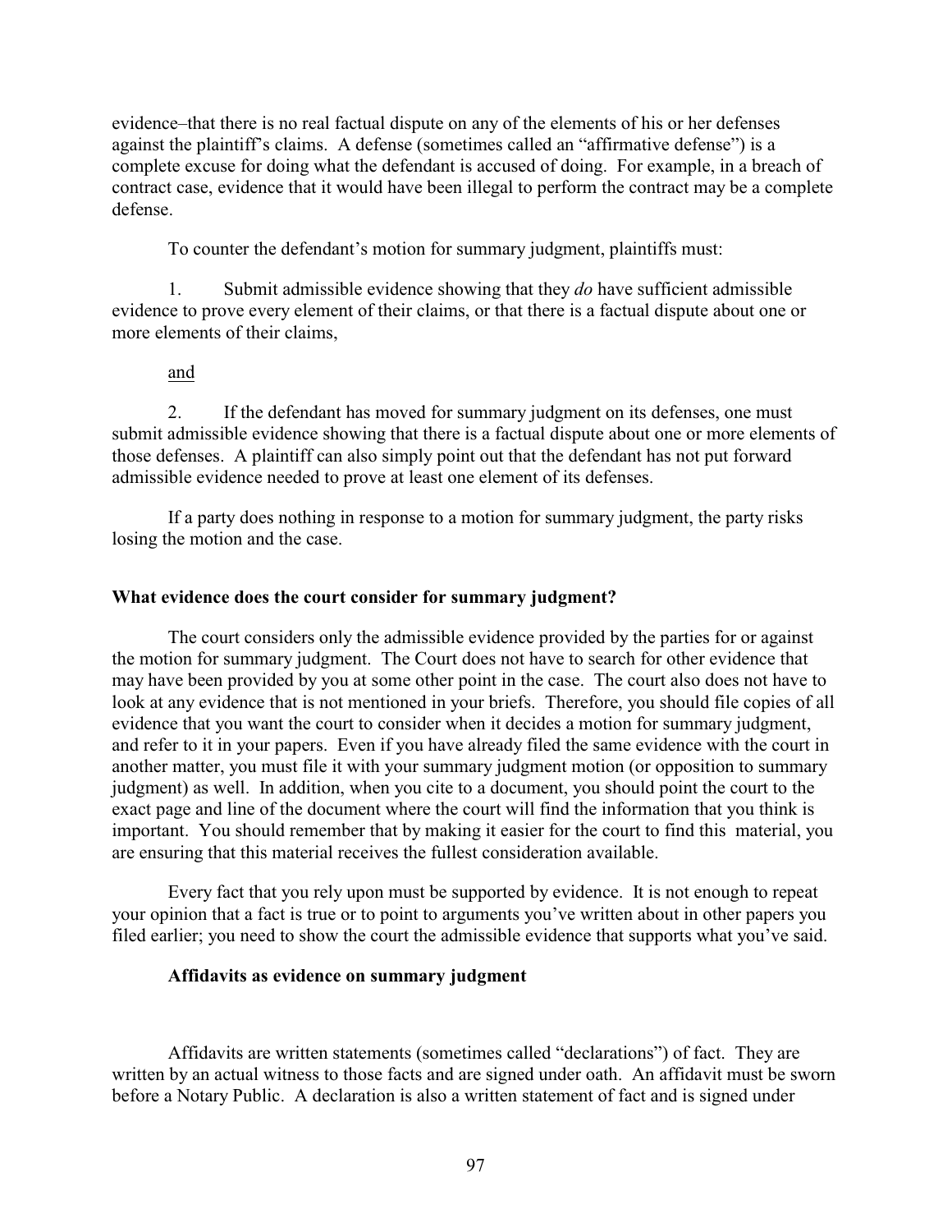evidence–that there is no real factual dispute on any of the elements of his or her defenses against the plaintiff's claims. A defense (sometimes called an "affirmative defense") is a complete excuse for doing what the defendant is accused of doing. For example, in a breach of contract case, evidence that it would have been illegal to perform the contract may be a complete defense.

To counter the defendant's motion for summary judgment, plaintiffs must:

1. Submit admissible evidence showing that they *do* have sufficient admissible evidence to prove every element of their claims, or that there is a factual dispute about one or more elements of their claims,

<u>and</u>

2. If the defendant has moved for summary judgment on its defenses, one must submit admissible evidence showing that there is a factual dispute about one or more elements of those defenses. A plaintiff can also simply point out that the defendant has not put forward admissible evidence needed to prove at least one element of its defenses.

If a party does nothing in response to a motion for summary judgment, the party risks losing the motion and the case.

### What evidence does the court consider for summary judgment?

The court considers only the admissible evidence provided by the parties for or against the motion for summary judgment. The Court does not have to search for other evidence that may have been provided by you at some other point in the case. The court also does not have to look at any evidence that is not mentioned in your briefs. Therefore, you should file copies of all evidence that you want the court to consider when it decides a motion for summary judgment, and refer to it in your papers. Even if you have already filed the same evidence with the court in another matter, you must file it with your summary judgment motion (or opposition to summary judgment) as well. In addition, when you cite to a document, you should point the court to the exact page and line of the document where the court will find the information that you think is important. You should remember that by making it easier for the court to find this material, you are ensuring that this material receives the fullest consideration available.

Every fact that you rely upon must be supported by evidence. It is not enough to repeat your opinion that a fact is true or to point to arguments you've written about in other papers you filed earlier; you need to show the court the admissible evidence that supports what you've said.

#### Affidavits as evidence on summary judgment

Affidavits are written statements (sometimes called "declarations") of fact. They are written by an actual witness to those facts and are signed under oath. An affidavit must be sworn before a Notary Public. A declaration is also a written statement of fact and is signed under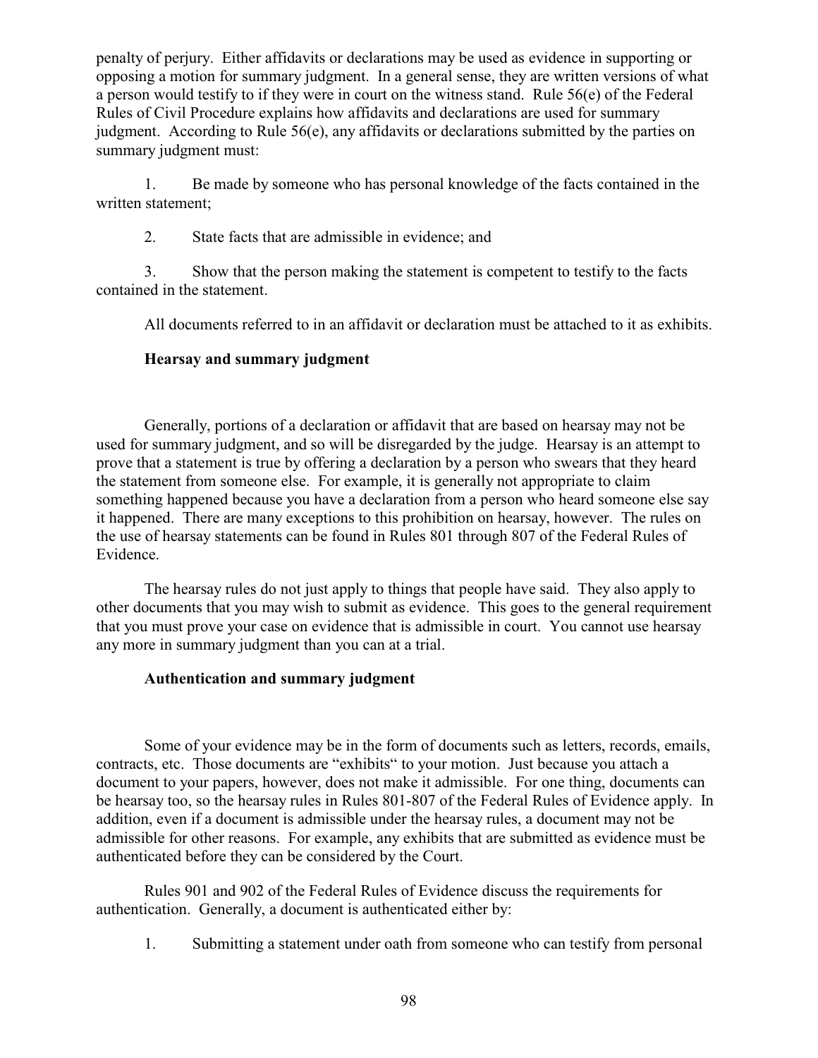penalty of perjury. Either affidavits or declarations may be used as evidence in supporting or opposing a motion for summary judgment. In a general sense, they are written versions of what a person would testify to if they were in court on the witness stand. Rule 56(e) of the Federal Rules of Civil Procedure explains how affidavits and declarations are used for summary judgment. According to Rule 56(e), any affidavits or declarations submitted by the parties on summary judgment must:

1. Be made by someone who has personal knowledge of the facts contained in the written statement;

2. State facts that are admissible in evidence; and

3. Show that the person making the statement is competent to testify to the facts contained in the statement.

All documents referred to in an affidavit or declaration must be attached to it as exhibits.

**Hearsay and summary judgment**

Generally, portions of a declaration or affidavit that are based on hearsay may not be used for summary judgment, and so will be disregarded by the judge. Hearsay is an attempt to prove that a statement is true by offering a declaration by a person who swears that they heard the statement from someone else. For example, it is generally not appropriate to claim something happened because you have a declaration from a person who heard someone else say it happened. There are many exceptions to this prohibition on hearsay, however. The rules on the use of hearsay statements can be found in Rules 801 through 807 of the Federal Rules of Evidence.

The hearsay rules do not just apply to things that people have said. They also apply to other documents that you may wish to submit as evidence. This goes to the general requirement that you must prove your case on evidence that is admissible in court. You cannot use hearsay any more in summary judgment than you can at a trial.

**Authentication and summary judgment**

Some of your evidence may be in the form of documents such as letters, records, emails, contracts, etc. Those documents are "exhibits" to your motion. Just because you attach a document to your papers, however, does not make it admissible. For one thing, documents can be hearsay too, so the hearsay rules in Rules 801-807 of the Federal Rules of Evidence apply. In addition, even if a document is admissible under the hearsay rules, a document may not be admissible for other reasons. For example, any exhibits that are submitted as evidence must be authenticated before they can be considered by the Court.

Rules 901 and 902 of the Federal Rules of Evidence discuss the requirements for authentication. Generally, a document is authenticated either by:

1. Submitting a statement under oath from someone who can testify from personal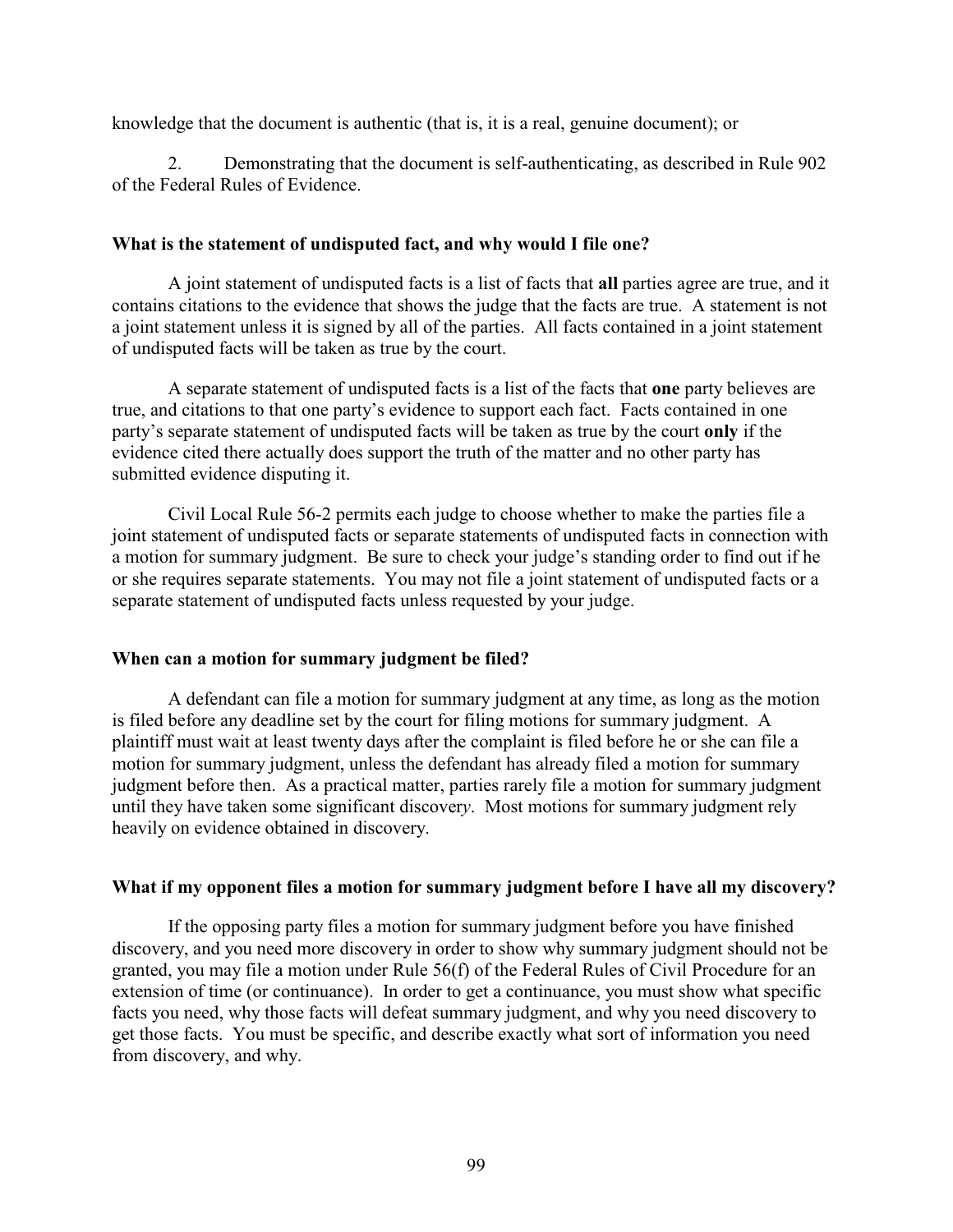knowledge that the document is authentic (that is, it is a real, genuine document); or

2. Demonstrating that the document is self-authenticating, as described in Rule 902 of the Federal Rules of Evidence.

### What is the statement of undisputed fact, and why would I file one?

A joint statement of undisputed facts is a list of facts that **all** parties agree are true, and it contains citations to the evidence that shows the judge that the facts are true. A statement is not a joint statement unless it is signed by all of the parties. All facts contained in a joint statement of undisputed facts will be taken as true by the court.

A separate statement of undisputed facts is a list of the facts that **one** party believes are true, and citations to that one party's evidence to support each fact. Facts contained in one party's separate statement of undisputed facts will be taken as true by the court **only** if the evidence cited there actually does support the truth of the matter and no other party has submitted evidence disputing it.

Civil Local Rule 56-2 permits each judge to choose whether to make the parties file a joint statement of undisputed facts or separate statements of undisputed facts in connection with a motion for summary judgment. Be sure to check your judge's standing order to find out if he or she requires separate statements. You may not file a joint statement of undisputed facts or a separate statement of undisputed facts unless requested by your judge.

### When can a motion for summary judgment be filed?

A defendant can file a motion for summary judgment at any time, as long as the motion is filed before any deadline set by the court for filing motions for summary judgment. A plaintiff must wait at least twenty days after the complaint is filed before he or she can file a motion for summary judgment, unless the defendant has already filed a motion for summary judgment before then. As a practical matter, parties rarely file a motion for summary judgment until they have taken some significant discover*y*. Most motions for summary judgment rely heavily on evidence obtained in discovery.

### What if my opponent files a motion for summary judgment before I have all my discovery?

If the opposing party files a motion for summary judgment before you have finished discovery, and you need more discovery in order to show why summary judgment should not be granted, you may file a motion under Rule 56(f) of the Federal Rules of Civil Procedure for an extension of time (or continuance). In order to get a continuance, you must show what specific facts you need, why those facts will defeat summary judgment, and why you need discovery to get those facts. You must be specific, and describe exactly what sort of information you need from discovery, and why.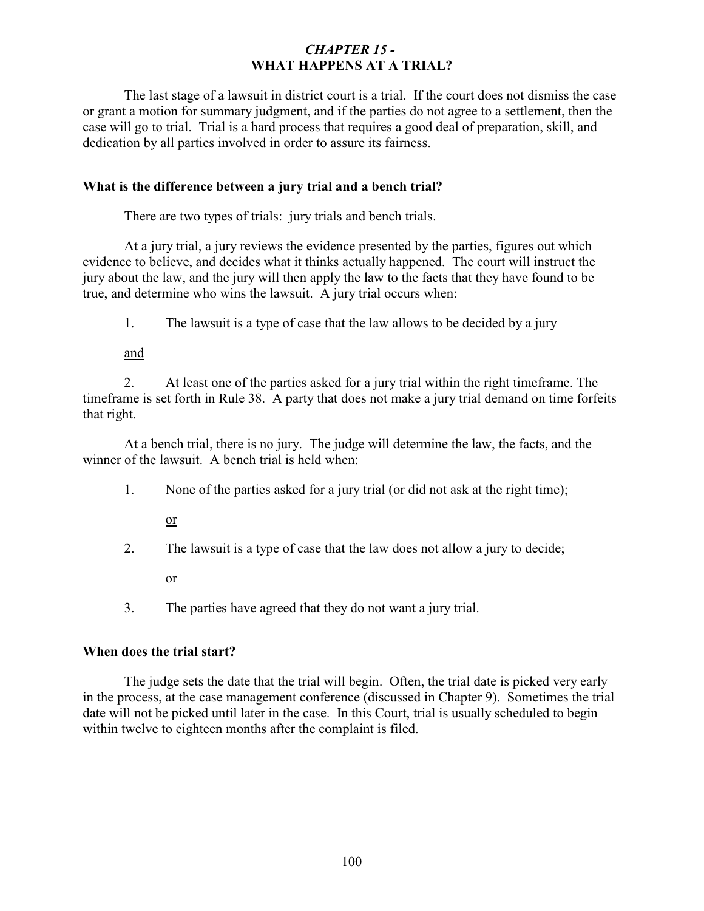# *CHAPTER 15 -*
# WHAT HAPPENS AT A TRIAL?

The last stage of a lawsuit in district court is a trial. If the court does not dismiss the case or grant a motion for summary judgment, and if the parties do not agree to a settlement, then the case will go to trial. Trial is a hard process that requires a good deal of preparation, skill, and dedication by all parties involved in order to assure its fairness.

### What is the difference between a jury trial and a bench trial?

There are two types of trials: jury trials and bench trials.

At a jury trial, a jury reviews the evidence presented by the parties, figures out which evidence to believe, and decides what it thinks actually happened. The court will instruct the jury about the law, and the jury will then apply the law to the facts that they have found to be true, and determine who wins the lawsuit. A jury trial occurs when:

1. The lawsuit is a type of case that the law allows to be decided by a jury

   <u>and</u>

2. At least one of the parties asked for a jury trial within the right timeframe. The timeframe is set forth in Rule 38. A party that does not make a jury trial demand on time forfeits that right.

At a bench trial, there is no jury. The judge will determine the law, the facts, and the winner of the lawsuit. A bench trial is held when:

1. None of the parties asked for a jury trial (or did not ask at the right time);

   <u>or</u>

2. The lawsuit is a type of case that the law does not allow a jury to decide;

   <u>or</u>

3. The parties have agreed that they do not want a jury trial.

### When does the trial start?

The judge sets the date that the trial will begin. Often, the trial date is picked very early in the process, at the case management conference (discussed in Chapter 9). Sometimes the trial date will not be picked until later in the case. In this Court, trial is usually scheduled to begin within twelve to eighteen months after the complaint is filed.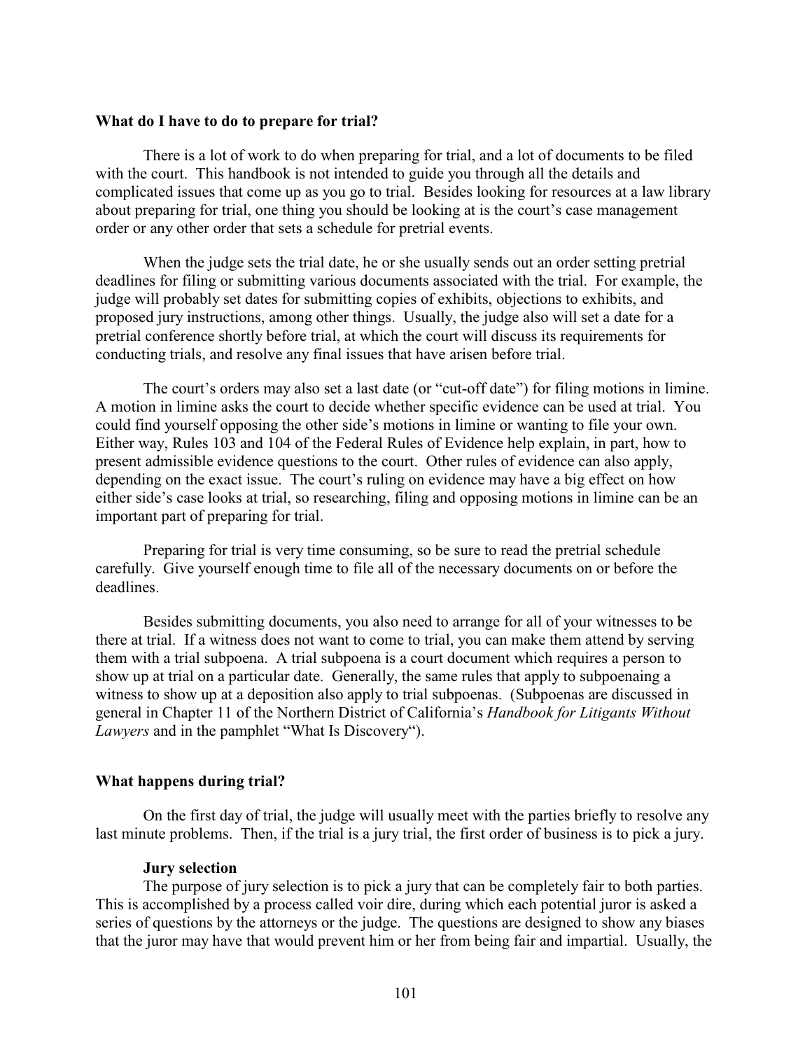### What do I have to do to prepare for trial?

There is a lot of work to do when preparing for trial, and a lot of documents to be filed with the court. This handbook is not intended to guide you through all the details and complicated issues that come up as you go to trial. Besides looking for resources at a law library about preparing for trial, one thing you should be looking at is the court's case management order or any other order that sets a schedule for pretrial events.

When the judge sets the trial date, he or she usually sends out an order setting pretrial deadlines for filing or submitting various documents associated with the trial. For example, the judge will probably set dates for submitting copies of exhibits, objections to exhibits, and proposed jury instructions, among other things. Usually, the judge also will set a date for a pretrial conference shortly before trial, at which the court will discuss its requirements for conducting trials, and resolve any final issues that have arisen before trial.

The court's orders may also set a last date (or "cut-off date") for filing motions in limine. A motion in limine asks the court to decide whether specific evidence can be used at trial. You could find yourself opposing the other side's motions in limine or wanting to file your own. Either way, Rules 103 and 104 of the Federal Rules of Evidence help explain, in part, how to present admissible evidence questions to the court. Other rules of evidence can also apply, depending on the exact issue. The court's ruling on evidence may have a big effect on how either side's case looks at trial, so researching, filing and opposing motions in limine can be an important part of preparing for trial.

Preparing for trial is very time consuming, so be sure to read the pretrial schedule carefully. Give yourself enough time to file all of the necessary documents on or before the deadlines.

Besides submitting documents, you also need to arrange for all of your witnesses to be there at trial. If a witness does not want to come to trial, you can make them attend by serving them with a trial subpoena. A trial subpoena is a court document which requires a person to show up at trial on a particular date. Generally, the same rules that apply to subpoenaing a witness to show up at a deposition also apply to trial subpoenas. (Subpoenas are discussed in general in Chapter 11 of the Northern District of California's *Handbook for Litigants Without Lawyers* and in the pamphlet "What Is Discovery").

### What happens during trial?

On the first day of trial, the judge will usually meet with the parties briefly to resolve any last minute problems. Then, if the trial is a jury trial, the first order of business is to pick a jury.

#### Jury selection

The purpose of jury selection is to pick a jury that can be completely fair to both parties. This is accomplished by a process called voir dire, during which each potential juror is asked a series of questions by the attorneys or the judge. The questions are designed to show any biases that the juror may have that would prevent him or her from being fair and impartial. Usually, the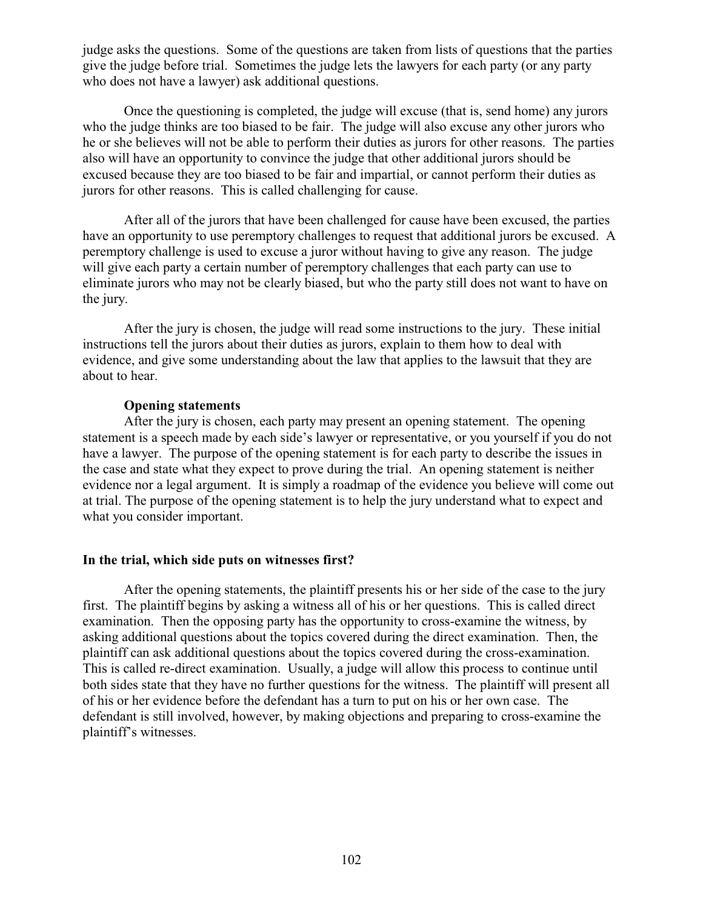judge asks the questions. Some of the questions are taken from lists of questions that the parties give the judge before trial. Sometimes the judge lets the lawyers for each party (or any party who does not have a lawyer) ask additional questions.

Once the questioning is completed, the judge will excuse (that is, send home) any jurors who the judge thinks are too biased to be fair. The judge will also excuse any other jurors who he or she believes will not be able to perform their duties as jurors for other reasons. The parties also will have an opportunity to convince the judge that other additional jurors should be excused because they are too biased to be fair and impartial, or cannot perform their duties as jurors for other reasons. This is called challenging for cause.

After all of the jurors that have been challenged for cause have been excused, the parties have an opportunity to use peremptory challenges to request that additional jurors be excused. A peremptory challenge is used to excuse a juror without having to give any reason. The judge will give each party a certain number of peremptory challenges that each party can use to eliminate jurors who may not be clearly biased, but who the party still does not want to have on the jury.

After the jury is chosen, the judge will read some instructions to the jury. These initial instructions tell the jurors about their duties as jurors, explain to them how to deal with evidence, and give some understanding about the law that applies to the lawsuit that they are about to hear.

**Opening statements**

After the jury is chosen, each party may present an opening statement. The opening statement is a speech made by each side's lawyer or representative, or you yourself if you do not have a lawyer. The purpose of the opening statement is for each party to describe the issues in the case and state what they expect to prove during the trial. An opening statement is neither evidence nor a legal argument. It is simply a roadmap of the evidence you believe will come out at trial. The purpose of the opening statement is to help the jury understand what to expect and what you consider important.

**In the trial, which side puts on witnesses first?**

After the opening statements, the plaintiff presents his or her side of the case to the jury first. The plaintiff begins by asking a witness all of his or her questions. This is called direct examination. Then the opposing party has the opportunity to cross-examine the witness, by asking additional questions about the topics covered during the direct examination. Then, the plaintiff can ask additional questions about the topics covered during the cross-examination. This is called re-direct examination. Usually, a judge will allow this process to continue until both sides state that they have no further questions for the witness. The plaintiff will present all of his or her evidence before the defendant has a turn to put on his or her own case. The defendant is still involved, however, by making objections and preparing to cross-examine the plaintiff's witnesses.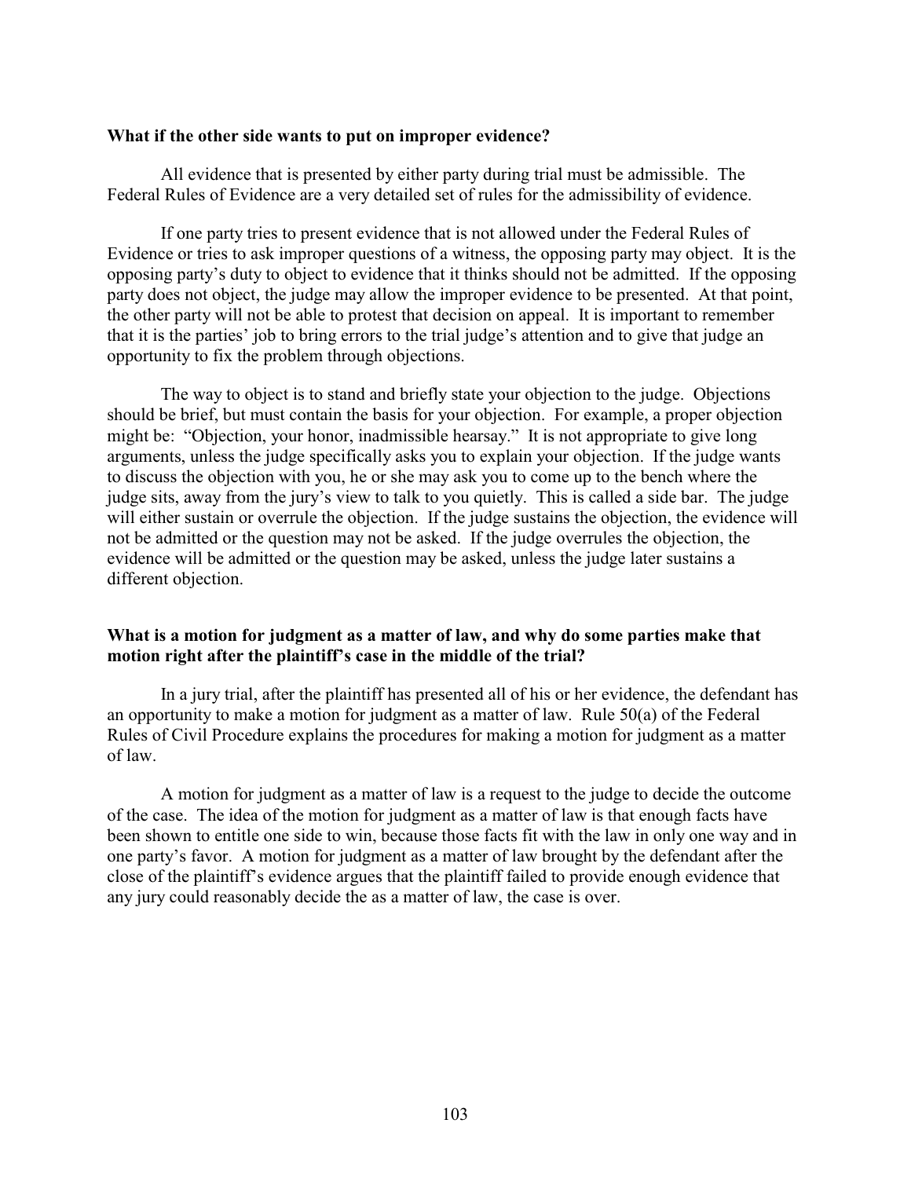**What if the other side wants to put on improper evidence?**

All evidence that is presented by either party during trial must be admissible. The Federal Rules of Evidence are a very detailed set of rules for the admissibility of evidence.

If one party tries to present evidence that is not allowed under the Federal Rules of Evidence or tries to ask improper questions of a witness, the opposing party may object. It is the opposing party's duty to object to evidence that it thinks should not be admitted. If the opposing party does not object, the judge may allow the improper evidence to be presented. At that point, the other party will not be able to protest that decision on appeal. It is important to remember that it is the parties' job to bring errors to the trial judge's attention and to give that judge an opportunity to fix the problem through objections.

The way to object is to stand and briefly state your objection to the judge. Objections should be brief, but must contain the basis for your objection. For example, a proper objection might be: "Objection, your honor, inadmissible hearsay." It is not appropriate to give long arguments, unless the judge specifically asks you to explain your objection. If the judge wants to discuss the objection with you, he or she may ask you to come up to the bench where the judge sits, away from the jury's view to talk to you quietly. This is called a side bar. The judge will either sustain or overrule the objection. If the judge sustains the objection, the evidence will not be admitted or the question may not be asked. If the judge overrules the objection, the evidence will be admitted or the question may be asked, unless the judge later sustains a different objection.

**What is a motion for judgment as a matter of law, and why do some parties make that motion right after the plaintiff's case in the middle of the trial?**

In a jury trial, after the plaintiff has presented all of his or her evidence, the defendant has an opportunity to make a motion for judgment as a matter of law. Rule 50(a) of the Federal Rules of Civil Procedure explains the procedures for making a motion for judgment as a matter of law.

A motion for judgment as a matter of law is a request to the judge to decide the outcome of the case. The idea of the motion for judgment as a matter of law is that enough facts have been shown to entitle one side to win, because those facts fit with the law in only one way and in one party's favor. A motion for judgment as a matter of law brought by the defendant after the close of the plaintiff's evidence argues that the plaintiff failed to provide enough evidence that any jury could reasonably decide the as a matter of law, the case is over.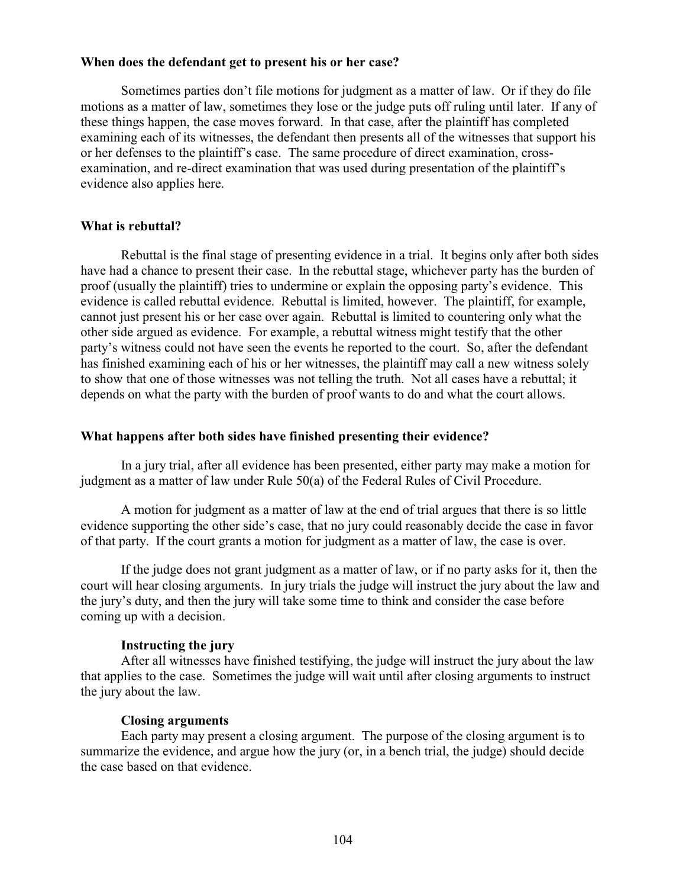### When does the defendant get to present his or her case?

Sometimes parties don't file motions for judgment as a matter of law. Or if they do file motions as a matter of law, sometimes they lose or the judge puts off ruling until later. If any of these things happen, the case moves forward. In that case, after the plaintiff has completed examining each of its witnesses, the defendant then presents all of the witnesses that support his or her defenses to the plaintiff's case. The same procedure of direct examination, cross-examination, and re-direct examination that was used during presentation of the plaintiff's evidence also applies here.

### What is rebuttal?

Rebuttal is the final stage of presenting evidence in a trial. It begins only after both sides have had a chance to present their case. In the rebuttal stage, whichever party has the burden of proof (usually the plaintiff) tries to undermine or explain the opposing party's evidence. This evidence is called rebuttal evidence. Rebuttal is limited, however. The plaintiff, for example, cannot just present his or her case over again. Rebuttal is limited to countering only what the other side argued as evidence. For example, a rebuttal witness might testify that the other party's witness could not have seen the events he reported to the court. So, after the defendant has finished examining each of his or her witnesses, the plaintiff may call a new witness solely to show that one of those witnesses was not telling the truth. Not all cases have a rebuttal; it depends on what the party with the burden of proof wants to do and what the court allows.

### What happens after both sides have finished presenting their evidence?

In a jury trial, after all evidence has been presented, either party may make a motion for judgment as a matter of law under Rule 50(a) of the Federal Rules of Civil Procedure.

A motion for judgment as a matter of law at the end of trial argues that there is so little evidence supporting the other side's case, that no jury could reasonably decide the case in favor of that party. If the court grants a motion for judgment as a matter of law, the case is over.

If the judge does not grant judgment as a matter of law, or if no party asks for it, then the court will hear closing arguments. In jury trials the judge will instruct the jury about the law and the jury's duty, and then the jury will take some time to think and consider the case before coming up with a decision.

#### Instructing the jury

After all witnesses have finished testifying, the judge will instruct the jury about the law that applies to the case. Sometimes the judge will wait until after closing arguments to instruct the jury about the law.

#### Closing arguments

Each party may present a closing argument. The purpose of the closing argument is to summarize the evidence, and argue how the jury (or, in a bench trial, the judge) should decide the case based on that evidence.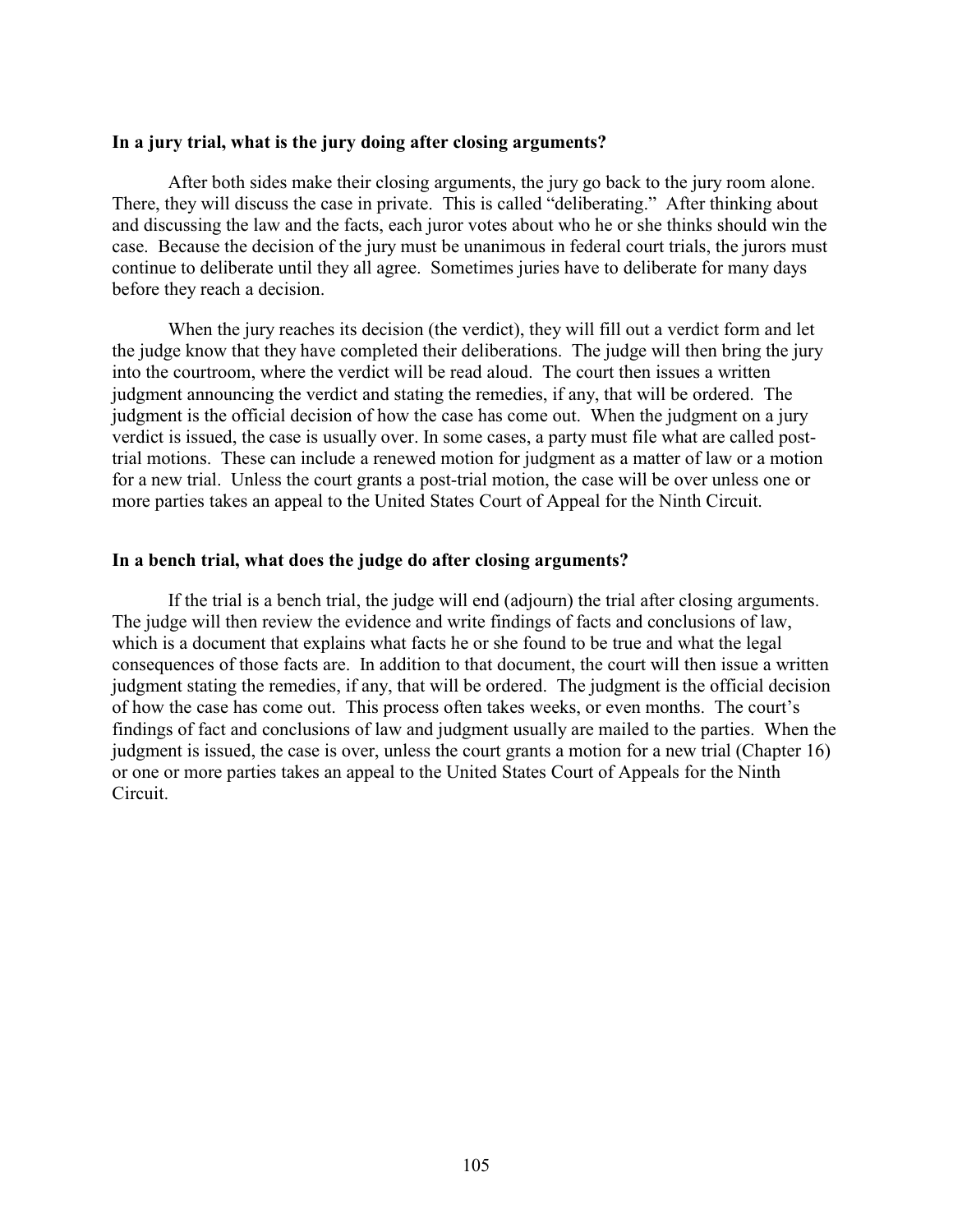### In a jury trial, what is the jury doing after closing arguments?

After both sides make their closing arguments, the jury go back to the jury room alone. There, they will discuss the case in private. This is called "deliberating." After thinking about and discussing the law and the facts, each juror votes about who he or she thinks should win the case. Because the decision of the jury must be unanimous in federal court trials, the jurors must continue to deliberate until they all agree. Sometimes juries have to deliberate for many days before they reach a decision.

When the jury reaches its decision (the verdict), they will fill out a verdict form and let the judge know that they have completed their deliberations. The judge will then bring the jury into the courtroom, where the verdict will be read aloud. The court then issues a written judgment announcing the verdict and stating the remedies, if any, that will be ordered. The judgment is the official decision of how the case has come out. When the judgment on a jury verdict is issued, the case is usually over. In some cases, a party must file what are called post-trial motions. These can include a renewed motion for judgment as a matter of law or a motion for a new trial. Unless the court grants a post-trial motion, the case will be over unless one or more parties takes an appeal to the United States Court of Appeal for the Ninth Circuit.

### In a bench trial, what does the judge do after closing arguments?

If the trial is a bench trial, the judge will end (adjourn) the trial after closing arguments. The judge will then review the evidence and write findings of facts and conclusions of law, which is a document that explains what facts he or she found to be true and what the legal consequences of those facts are. In addition to that document, the court will then issue a written judgment stating the remedies, if any, that will be ordered. The judgment is the official decision of how the case has come out. This process often takes weeks, or even months. The court's findings of fact and conclusions of law and judgment usually are mailed to the parties. When the judgment is issued, the case is over, unless the court grants a motion for a new trial (Chapter 16) or one or more parties takes an appeal to the United States Court of Appeals for the Ninth Circuit.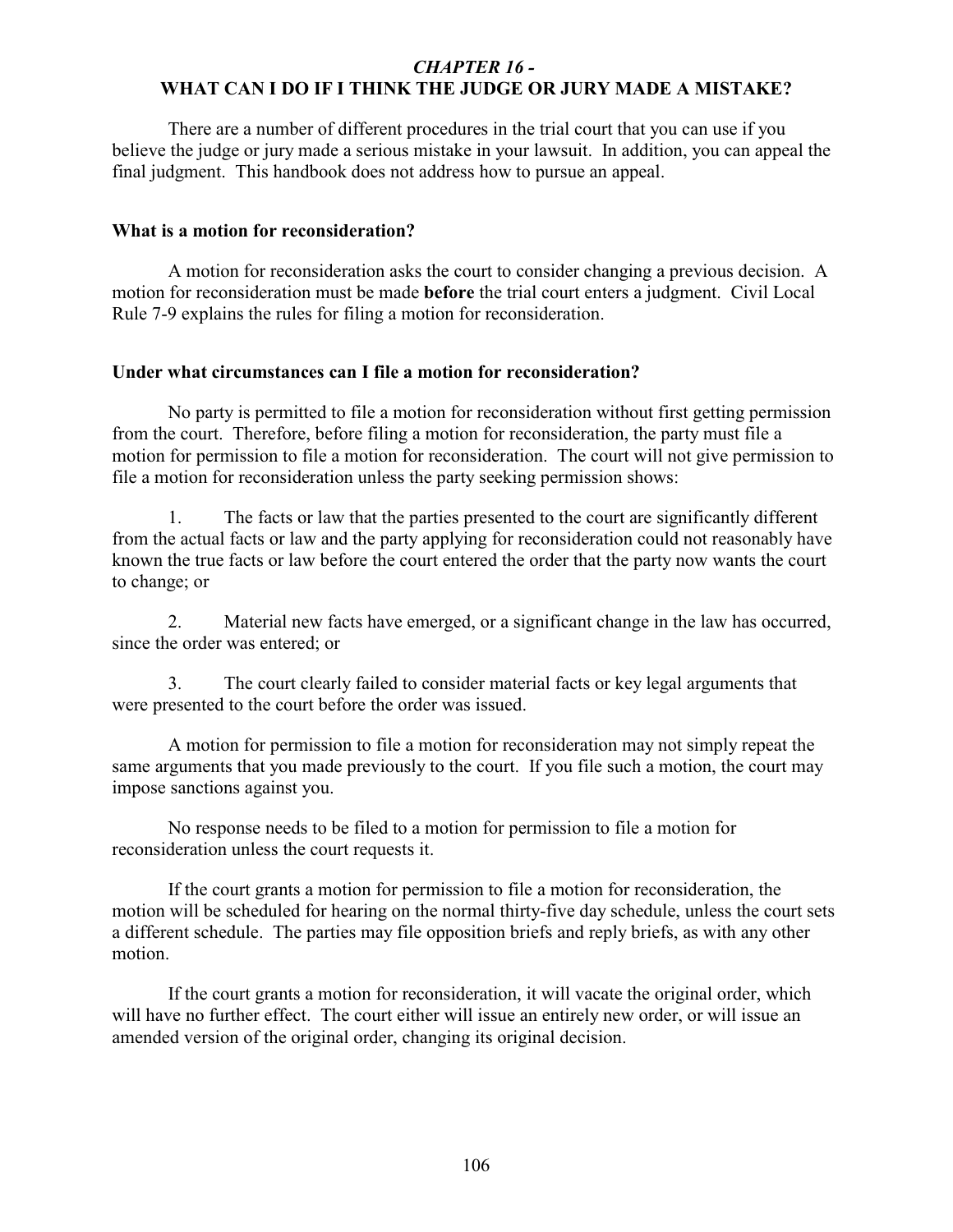## *CHAPTER 16 -*
## WHAT CAN I DO IF I THINK THE JUDGE OR JURY MADE A MISTAKE?

There are a number of different procedures in the trial court that you can use if you believe the judge or jury made a serious mistake in your lawsuit. In addition, you can appeal the final judgment. This handbook does not address how to pursue an appeal.

### What is a motion for reconsideration?

A motion for reconsideration asks the court to consider changing a previous decision. A motion for reconsideration must be made **before** the trial court enters a judgment. Civil Local Rule 7-9 explains the rules for filing a motion for reconsideration.

### Under what circumstances can I file a motion for reconsideration?

No party is permitted to file a motion for reconsideration without first getting permission from the court. Therefore, before filing a motion for reconsideration, the party must file a motion for permission to file a motion for reconsideration. The court will not give permission to file a motion for reconsideration unless the party seeking permission shows:

1. The facts or law that the parties presented to the court are significantly different from the actual facts or law and the party applying for reconsideration could not reasonably have known the true facts or law before the court entered the order that the party now wants the court to change; or

2. Material new facts have emerged, or a significant change in the law has occurred, since the order was entered; or

3. The court clearly failed to consider material facts or key legal arguments that were presented to the court before the order was issued.

A motion for permission to file a motion for reconsideration may not simply repeat the same arguments that you made previously to the court. If you file such a motion, the court may impose sanctions against you.

No response needs to be filed to a motion for permission to file a motion for reconsideration unless the court requests it.

If the court grants a motion for permission to file a motion for reconsideration, the motion will be scheduled for hearing on the normal thirty-five day schedule, unless the court sets a different schedule. The parties may file opposition briefs and reply briefs, as with any other motion.

If the court grants a motion for reconsideration, it will vacate the original order, which will have no further effect. The court either will issue an entirely new order, or will issue an amended version of the original order, changing its original decision.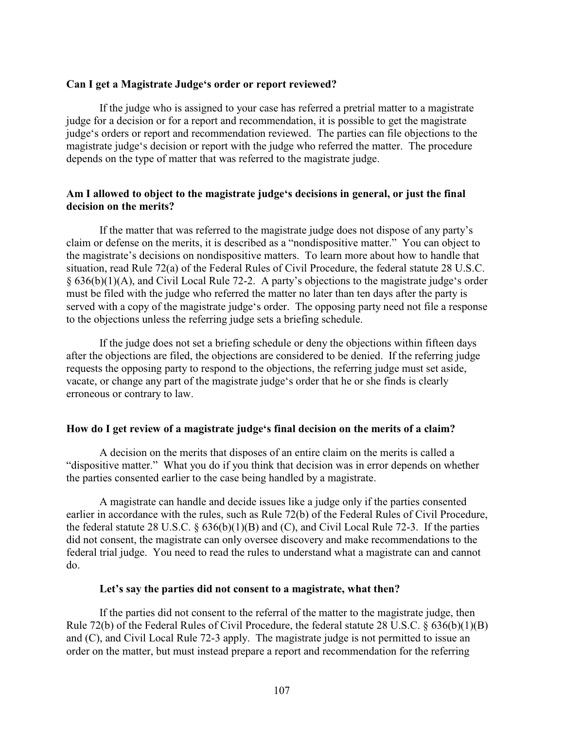**Can I get a Magistrate Judge's order or report reviewed?**

If the judge who is assigned to your case has referred a pretrial matter to a magistrate judge for a decision or for a report and recommendation, it is possible to get the magistrate judge's orders or report and recommendation reviewed. The parties can file objections to the magistrate judge's decision or report with the judge who referred the matter. The procedure depends on the type of matter that was referred to the magistrate judge.

**Am I allowed to object to the magistrate judge's decisions in general, or just the final decision on the merits?**

If the matter that was referred to the magistrate judge does not dispose of any party's claim or defense on the merits, it is described as a "nondispositive matter." You can object to the magistrate's decisions on nondispositive matters. To learn more about how to handle that situation, read Rule 72(a) of the Federal Rules of Civil Procedure, the federal statute 28 U.S.C. § 636(b)(1)(A), and Civil Local Rule 72-2. A party's objections to the magistrate judge's order must be filed with the judge who referred the matter no later than ten days after the party is served with a copy of the magistrate judge's order. The opposing party need not file a response to the objections unless the referring judge sets a briefing schedule.

If the judge does not set a briefing schedule or deny the objections within fifteen days after the objections are filed, the objections are considered to be denied. If the referring judge requests the opposing party to respond to the objections, the referring judge must set aside, vacate, or change any part of the magistrate judge's order that he or she finds is clearly erroneous or contrary to law.

**How do I get review of a magistrate judge's final decision on the merits of a claim?**

A decision on the merits that disposes of an entire claim on the merits is called a "dispositive matter." What you do if you think that decision was in error depends on whether the parties consented earlier to the case being handled by a magistrate.

A magistrate can handle and decide issues like a judge only if the parties consented earlier in accordance with the rules, such as Rule 72(b) of the Federal Rules of Civil Procedure, the federal statute 28 U.S.C. § 636(b)(1)(B) and (C), and Civil Local Rule 72-3. If the parties did not consent, the magistrate can only oversee discovery and make recommendations to the federal trial judge. You need to read the rules to understand what a magistrate can and cannot do.

**Let's say the parties did not consent to a magistrate, what then?**

If the parties did not consent to the referral of the matter to the magistrate judge, then Rule 72(b) of the Federal Rules of Civil Procedure, the federal statute 28 U.S.C. § 636(b)(1)(B) and (C), and Civil Local Rule 72-3 apply. The magistrate judge is not permitted to issue an order on the matter, but must instead prepare a report and recommendation for the referring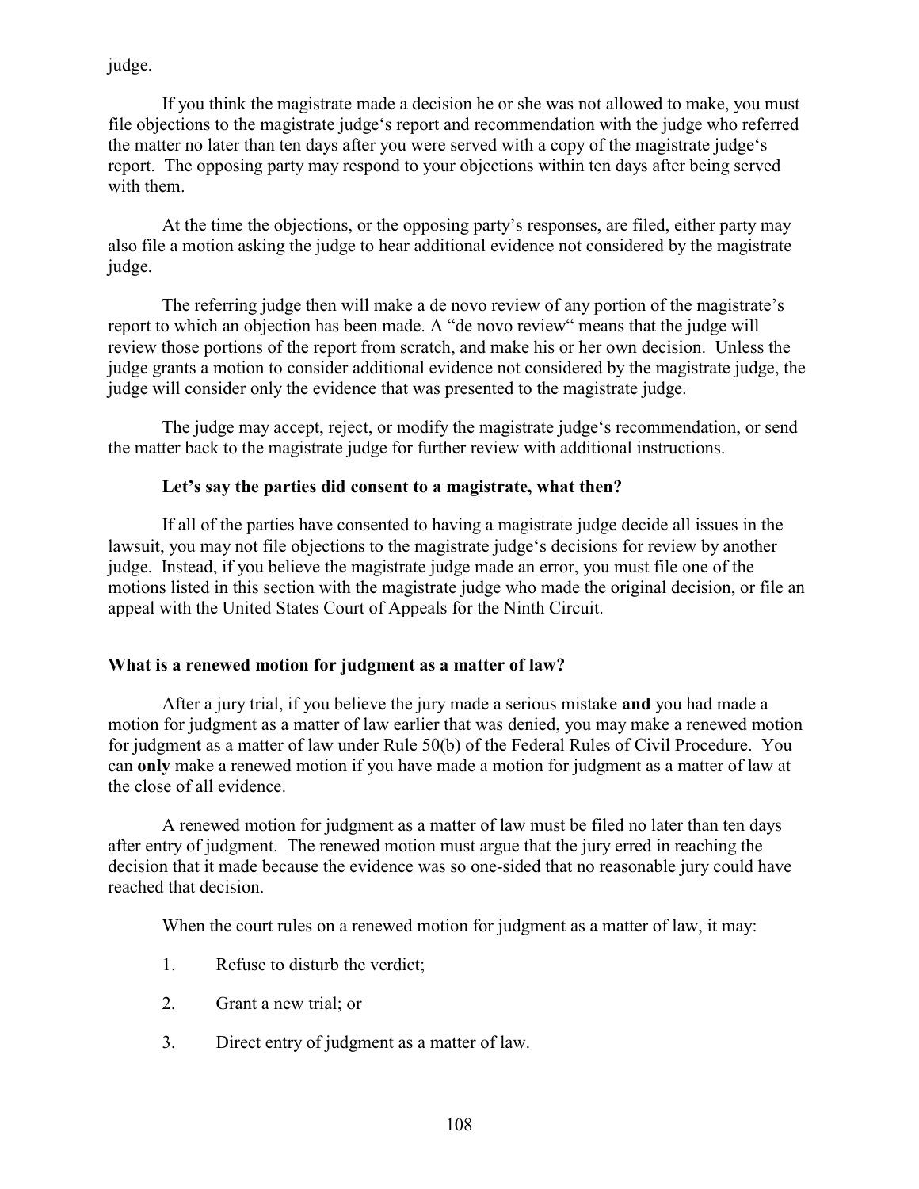judge.

If you think the magistrate made a decision he or she was not allowed to make, you must file objections to the magistrate judge's report and recommendation with the judge who referred the matter no later than ten days after you were served with a copy of the magistrate judge's report. The opposing party may respond to your objections within ten days after being served with them.

At the time the objections, or the opposing party's responses, are filed, either party may also file a motion asking the judge to hear additional evidence not considered by the magistrate judge.

The referring judge then will make a de novo review of any portion of the magistrate's report to which an objection has been made. A "de novo review" means that the judge will review those portions of the report from scratch, and make his or her own decision. Unless the judge grants a motion to consider additional evidence not considered by the magistrate judge, the judge will consider only the evidence that was presented to the magistrate judge.

The judge may accept, reject, or modify the magistrate judge's recommendation, or send the matter back to the magistrate judge for further review with additional instructions.

**Let's say the parties did consent to a magistrate, what then?**

If all of the parties have consented to having a magistrate judge decide all issues in the lawsuit, you may not file objections to the magistrate judge's decisions for review by another judge. Instead, if you believe the magistrate judge made an error, you must file one of the motions listed in this section with the magistrate judge who made the original decision, or file an appeal with the United States Court of Appeals for the Ninth Circuit.

### What is a renewed motion for judgment as a matter of law?

After a jury trial, if you believe the jury made a serious mistake **and** you had made a motion for judgment as a matter of law earlier that was denied, you may make a renewed motion for judgment as a matter of law under Rule 50(b) of the Federal Rules of Civil Procedure. You can **only** make a renewed motion if you have made a motion for judgment as a matter of law at the close of all evidence.

A renewed motion for judgment as a matter of law must be filed no later than ten days after entry of judgment. The renewed motion must argue that the jury erred in reaching the decision that it made because the evidence was so one-sided that no reasonable jury could have reached that decision.

When the court rules on a renewed motion for judgment as a matter of law, it may:

1. Refuse to disturb the verdict;
2. Grant a new trial; or
3. Direct entry of judgment as a matter of law.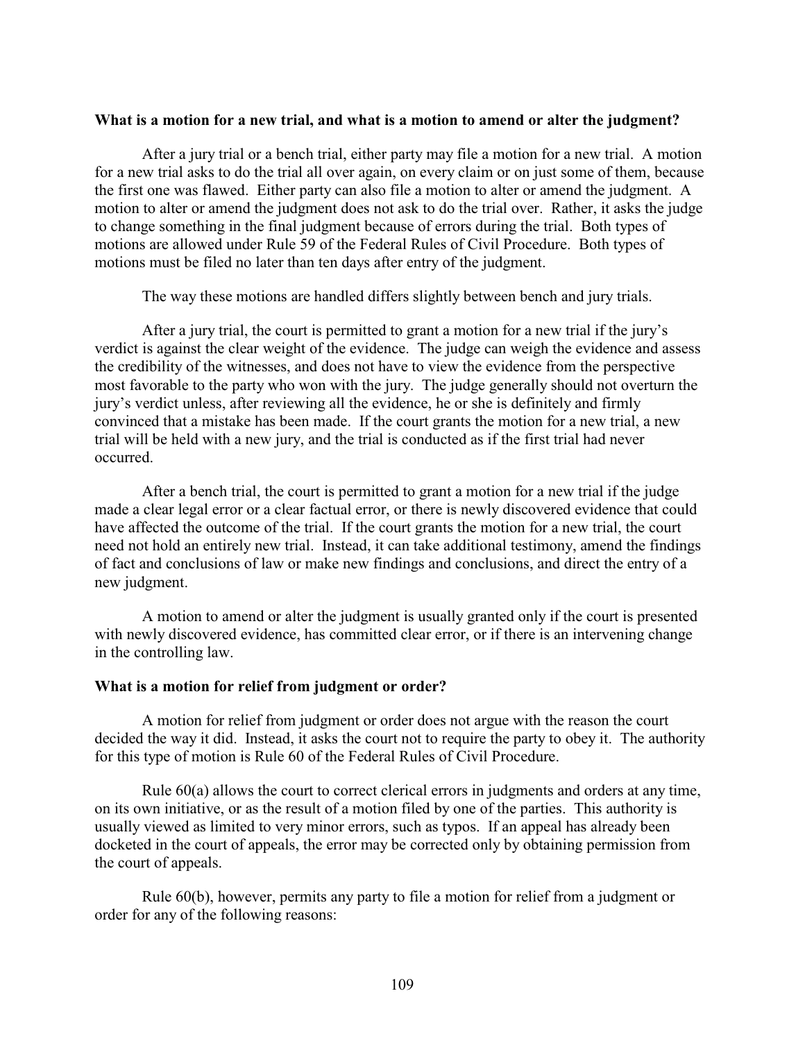**What is a motion for a new trial, and what is a motion to amend or alter the judgment?**

After a jury trial or a bench trial, either party may file a motion for a new trial. A motion for a new trial asks to do the trial all over again, on every claim or on just some of them, because the first one was flawed. Either party can also file a motion to alter or amend the judgment. A motion to alter or amend the judgment does not ask to do the trial over. Rather, it asks the judge to change something in the final judgment because of errors during the trial. Both types of motions are allowed under Rule 59 of the Federal Rules of Civil Procedure. Both types of motions must be filed no later than ten days after entry of the judgment.

The way these motions are handled differs slightly between bench and jury trials.

After a jury trial, the court is permitted to grant a motion for a new trial if the jury's verdict is against the clear weight of the evidence. The judge can weigh the evidence and assess the credibility of the witnesses, and does not have to view the evidence from the perspective most favorable to the party who won with the jury. The judge generally should not overturn the jury's verdict unless, after reviewing all the evidence, he or she is definitely and firmly convinced that a mistake has been made. If the court grants the motion for a new trial, a new trial will be held with a new jury, and the trial is conducted as if the first trial had never occurred.

After a bench trial, the court is permitted to grant a motion for a new trial if the judge made a clear legal error or a clear factual error, or there is newly discovered evidence that could have affected the outcome of the trial. If the court grants the motion for a new trial, the court need not hold an entirely new trial. Instead, it can take additional testimony, amend the findings of fact and conclusions of law or make new findings and conclusions, and direct the entry of a new judgment.

A motion to amend or alter the judgment is usually granted only if the court is presented with newly discovered evidence, has committed clear error, or if there is an intervening change in the controlling law.

**What is a motion for relief from judgment or order?**

A motion for relief from judgment or order does not argue with the reason the court decided the way it did. Instead, it asks the court not to require the party to obey it. The authority for this type of motion is Rule 60 of the Federal Rules of Civil Procedure.

Rule 60(a) allows the court to correct clerical errors in judgments and orders at any time, on its own initiative, or as the result of a motion filed by one of the parties. This authority is usually viewed as limited to very minor errors, such as typos. If an appeal has already been docketed in the court of appeals, the error may be corrected only by obtaining permission from the court of appeals.

Rule 60(b), however, permits any party to file a motion for relief from a judgment or order for any of the following reasons: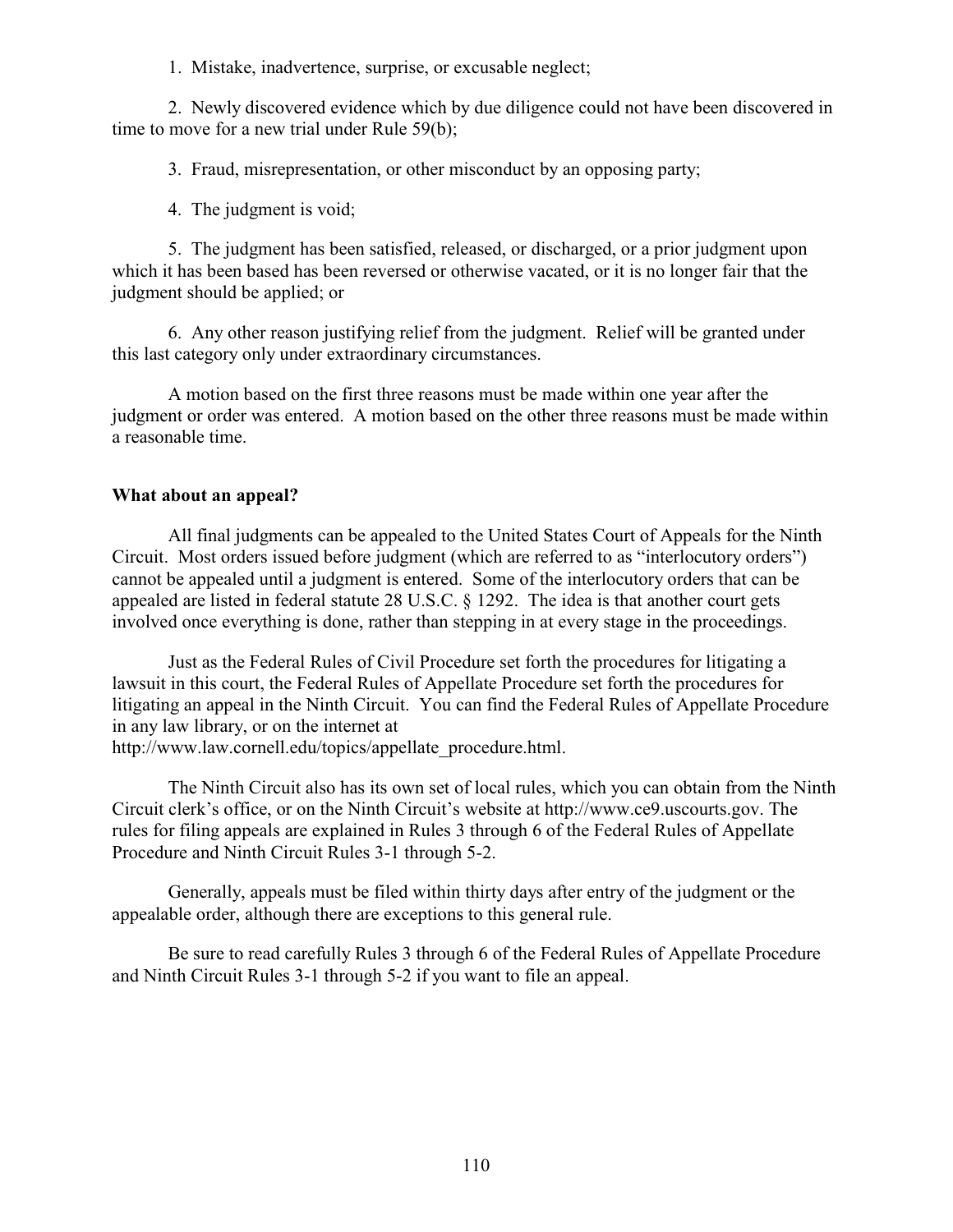1. Mistake, inadvertence, surprise, or excusable neglect;

2. Newly discovered evidence which by due diligence could not have been discovered in time to move for a new trial under Rule 59(b);

3. Fraud, misrepresentation, or other misconduct by an opposing party;

4. The judgment is void;

5. The judgment has been satisfied, released, or discharged, or a prior judgment upon which it has been based has been reversed or otherwise vacated, or it is no longer fair that the judgment should be applied; or

6. Any other reason justifying relief from the judgment. Relief will be granted under this last category only under extraordinary circumstances.

A motion based on the first three reasons must be made within one year after the judgment or order was entered. A motion based on the other three reasons must be made within a reasonable time.

**What about an appeal?**

All final judgments can be appealed to the United States Court of Appeals for the Ninth Circuit. Most orders issued before judgment (which are referred to as "interlocutory orders") cannot be appealed until a judgment is entered. Some of the interlocutory orders that can be appealed are listed in federal statute 28 U.S.C. § 1292. The idea is that another court gets involved once everything is done, rather than stepping in at every stage in the proceedings.

Just as the Federal Rules of Civil Procedure set forth the procedures for litigating a lawsuit in this court, the Federal Rules of Appellate Procedure set forth the procedures for litigating an appeal in the Ninth Circuit. You can find the Federal Rules of Appellate Procedure in any law library, or on the internet at http://www.law.cornell.edu/topics/appellate_procedure.html.

The Ninth Circuit also has its own set of local rules, which you can obtain from the Ninth Circuit clerk's office, or on the Ninth Circuit's website at http://www.ce9.uscourts.gov. The rules for filing appeals are explained in Rules 3 through 6 of the Federal Rules of Appellate Procedure and Ninth Circuit Rules 3-1 through 5-2.

Generally, appeals must be filed within thirty days after entry of the judgment or the appealable order, although there are exceptions to this general rule.

Be sure to read carefully Rules 3 through 6 of the Federal Rules of Appellate Procedure and Ninth Circuit Rules 3-1 through 5-2 if you want to file an appeal.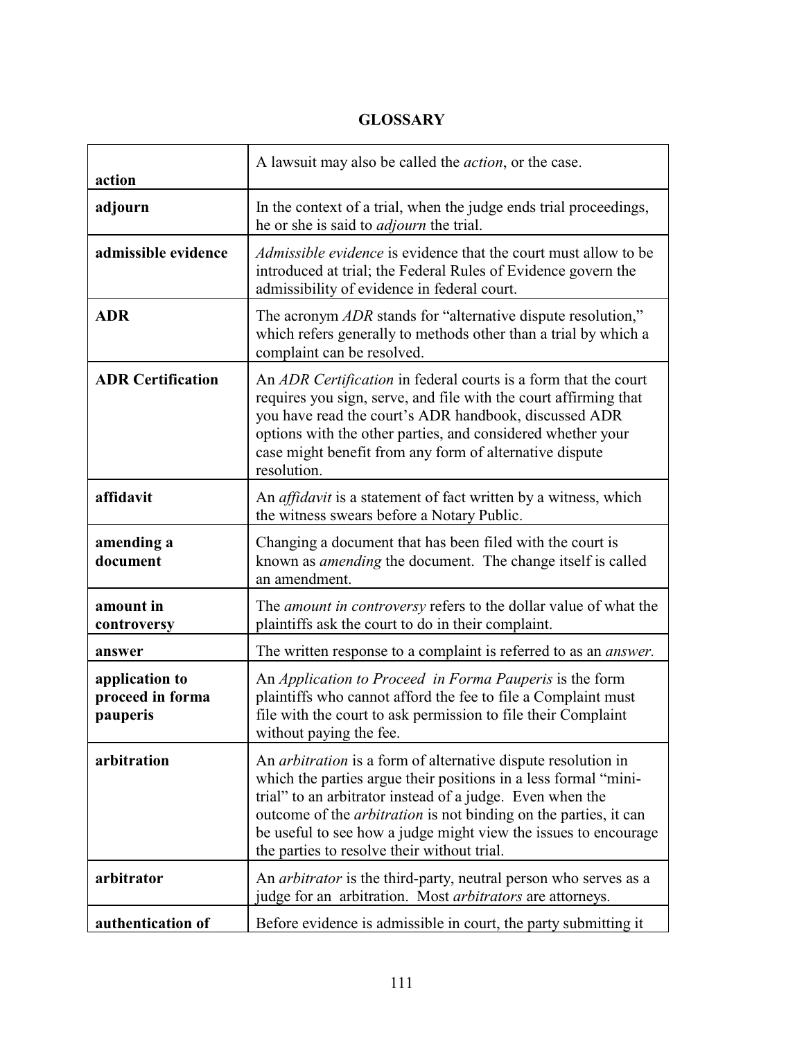# GLOSSARY

| | |
|---|---|
| **action** | A lawsuit may also be called the *action*, or the case. |
| **adjourn** | In the context of a trial, when the judge ends trial proceedings, he or she is said to *adjourn* the trial. |
| **admissible evidence** | *Admissible evidence* is evidence that the court must allow to be introduced at trial; the Federal Rules of Evidence govern the admissibility of evidence in federal court. |
| **ADR** | The acronym *ADR* stands for "alternative dispute resolution," which refers generally to methods other than a trial by which a complaint can be resolved. |
| **ADR Certification** | An *ADR Certification* in federal courts is a form that the court requires you sign, serve, and file with the court affirming that you have read the court's ADR handbook, discussed ADR options with the other parties, and considered whether your case might benefit from any form of alternative dispute resolution. |
| **affidavit** | An *affidavit* is a statement of fact written by a witness, which the witness swears before a Notary Public. |
| **amending a document** | Changing a document that has been filed with the court is known as *amending* the document. The change itself is called an amendment. |
| **amount in controversy** | The *amount in controversy* refers to the dollar value of what the plaintiffs ask the court to do in their complaint. |
| **answer** | The written response to a complaint is referred to as an *answer.* |
| **application to proceed in forma pauperis** | An *Application to Proceed in Forma Pauperis* is the form plaintiffs who cannot afford the fee to file a Complaint must file with the court to ask permission to file their Complaint without paying the fee. |
| **arbitration** | An *arbitration* is a form of alternative dispute resolution in which the parties argue their positions in a less formal "mini-trial" to an arbitrator instead of a judge. Even when the outcome of the *arbitration* is not binding on the parties, it can be useful to see how a judge might view the issues to encourage the parties to resolve their without trial. |
| **arbitrator** | An *arbitrator* is the third-party, neutral person who serves as a judge for an arbitration. Most *arbitrators* are attorneys. |
| **authentication of** | Before evidence is admissible in court, the party submitting it |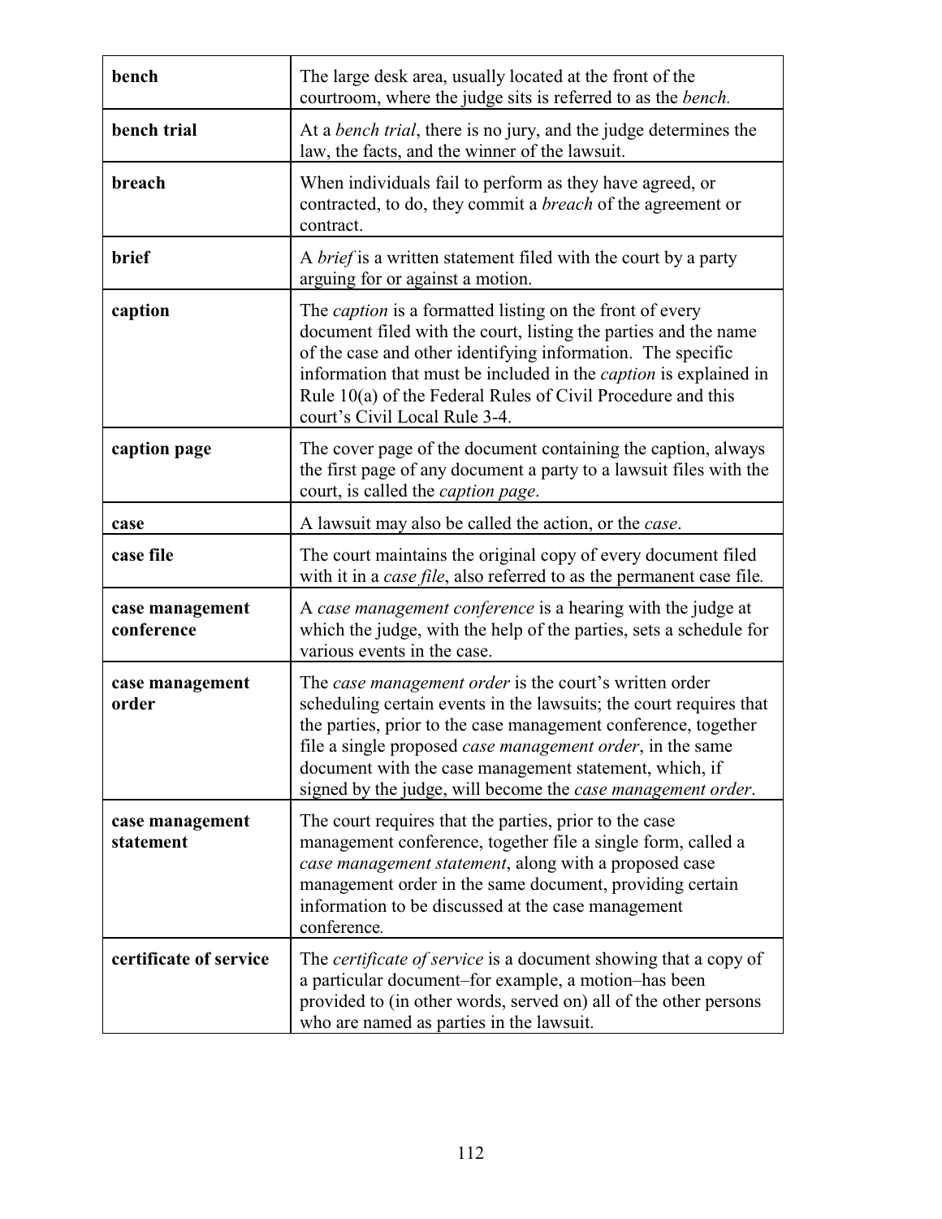| | |
|---|---|
| **bench** | The large desk area, usually located at the front of the courtroom, where the judge sits is referred to as the *bench.* |
| **bench trial** | At a *bench trial*, there is no jury, and the judge determines the law, the facts, and the winner of the lawsuit. |
| **breach** | When individuals fail to perform as they have agreed, or contracted, to do, they commit a *breach* of the agreement or contract. |
| **brief** | A *brief* is a written statement filed with the court by a party arguing for or against a motion. |
| **caption** | The *caption* is a formatted listing on the front of every document filed with the court, listing the parties and the name of the case and other identifying information. The specific information that must be included in the *caption* is explained in Rule 10(a) of the Federal Rules of Civil Procedure and this court's Civil Local Rule 3-4. |
| **caption page** | The cover page of the document containing the caption, always the first page of any document a party to a lawsuit files with the court, is called the *caption page*. |
| **case** | A lawsuit may also be called the action, or the *case*. |
| **case file** | The court maintains the original copy of every document filed with it in a *case file*, also referred to as the permanent case file. |
| **case management conference** | A *case management conference* is a hearing with the judge at which the judge, with the help of the parties, sets a schedule for various events in the case. |
| **case management order** | The *case management order* is the court's written order scheduling certain events in the lawsuits; the court requires that the parties, prior to the case management conference, together file a single proposed *case management order*, in the same document with the case management statement, which, if signed by the judge, will become the *case management order*. |
| **case management statement** | The court requires that the parties, prior to the case management conference, together file a single form, called a *case management statement*, along with a proposed case management order in the same document, providing certain information to be discussed at the case management conference. |
| **certificate of service** | The *certificate of service* is a document showing that a copy of a particular document–for example, a motion–has been provided to (in other words, served on) all of the other persons who are named as parties in the lawsuit. |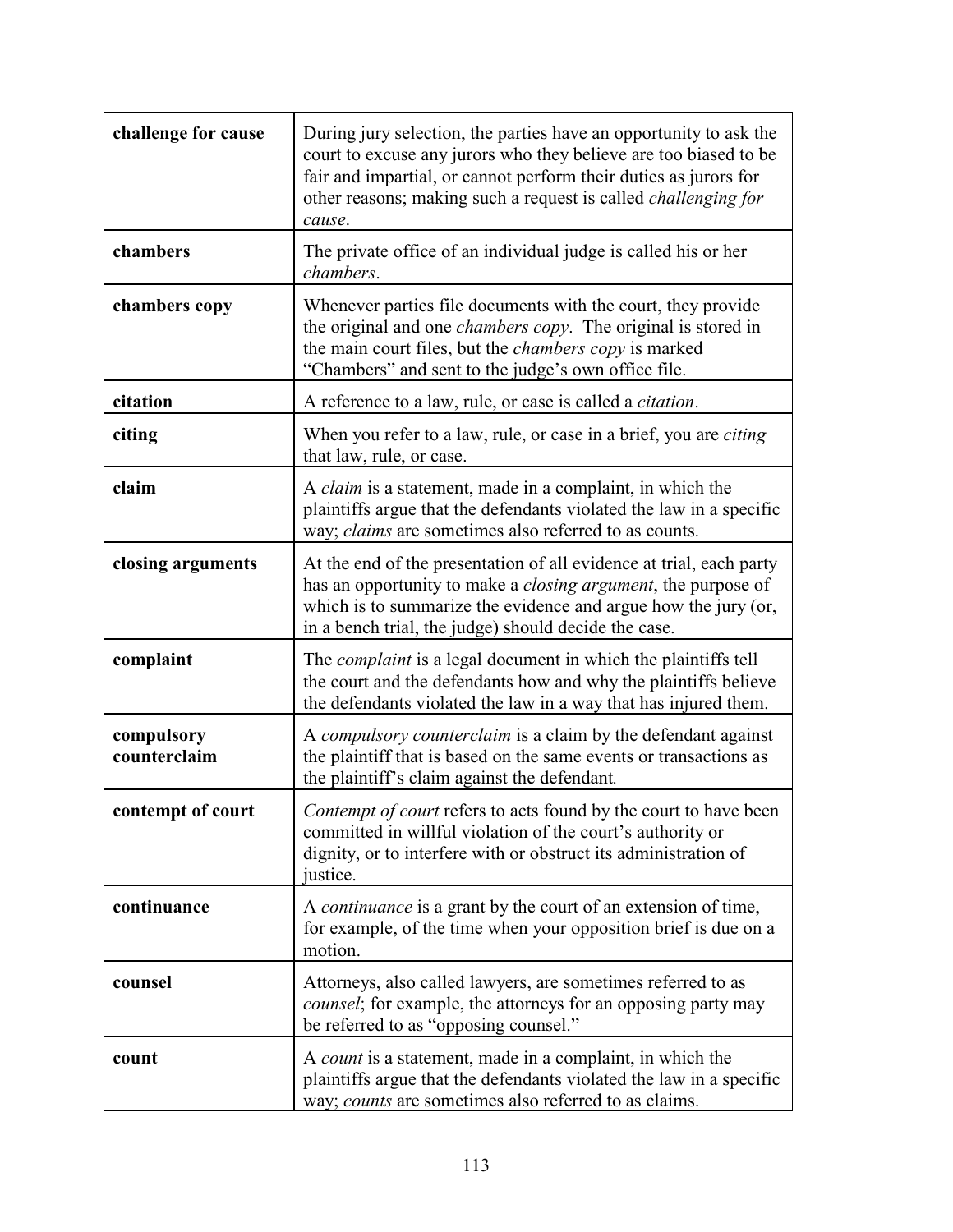| | |
|---|---|
| **challenge for cause** | During jury selection, the parties have an opportunity to ask the court to excuse any jurors who they believe are too biased to be fair and impartial, or cannot perform their duties as jurors for other reasons; making such a request is called *challenging for cause*. |
| **chambers** | The private office of an individual judge is called his or her *chambers*. |
| **chambers copy** | Whenever parties file documents with the court, they provide the original and one *chambers copy*. The original is stored in the main court files, but the *chambers copy* is marked "Chambers" and sent to the judge's own office file. |
| **citation** | A reference to a law, rule, or case is called a *citation*. |
| **citing** | When you refer to a law, rule, or case in a brief, you are *citing* that law, rule, or case. |
| **claim** | A *claim* is a statement, made in a complaint, in which the plaintiffs argue that the defendants violated the law in a specific way; *claims* are sometimes also referred to as counts. |
| **closing arguments** | At the end of the presentation of all evidence at trial, each party has an opportunity to make a *closing argument*, the purpose of which is to summarize the evidence and argue how the jury (or, in a bench trial, the judge) should decide the case. |
| **complaint** | The *complaint* is a legal document in which the plaintiffs tell the court and the defendants how and why the plaintiffs believe the defendants violated the law in a way that has injured them. |
| **compulsory counterclaim** | A *compulsory counterclaim* is a claim by the defendant against the plaintiff that is based on the same events or transactions as the plaintiff's claim against the defendant. |
| **contempt of court** | *Contempt of court* refers to acts found by the court to have been committed in willful violation of the court's authority or dignity, or to interfere with or obstruct its administration of justice. |
| **continuance** | A *continuance* is a grant by the court of an extension of time, for example, of the time when your opposition brief is due on a motion. |
| **counsel** | Attorneys, also called lawyers, are sometimes referred to as *counsel*; for example, the attorneys for an opposing party may be referred to as "opposing counsel." |
| **count** | A *count* is a statement, made in a complaint, in which the plaintiffs argue that the defendants violated the law in a specific way; *counts* are sometimes also referred to as claims. |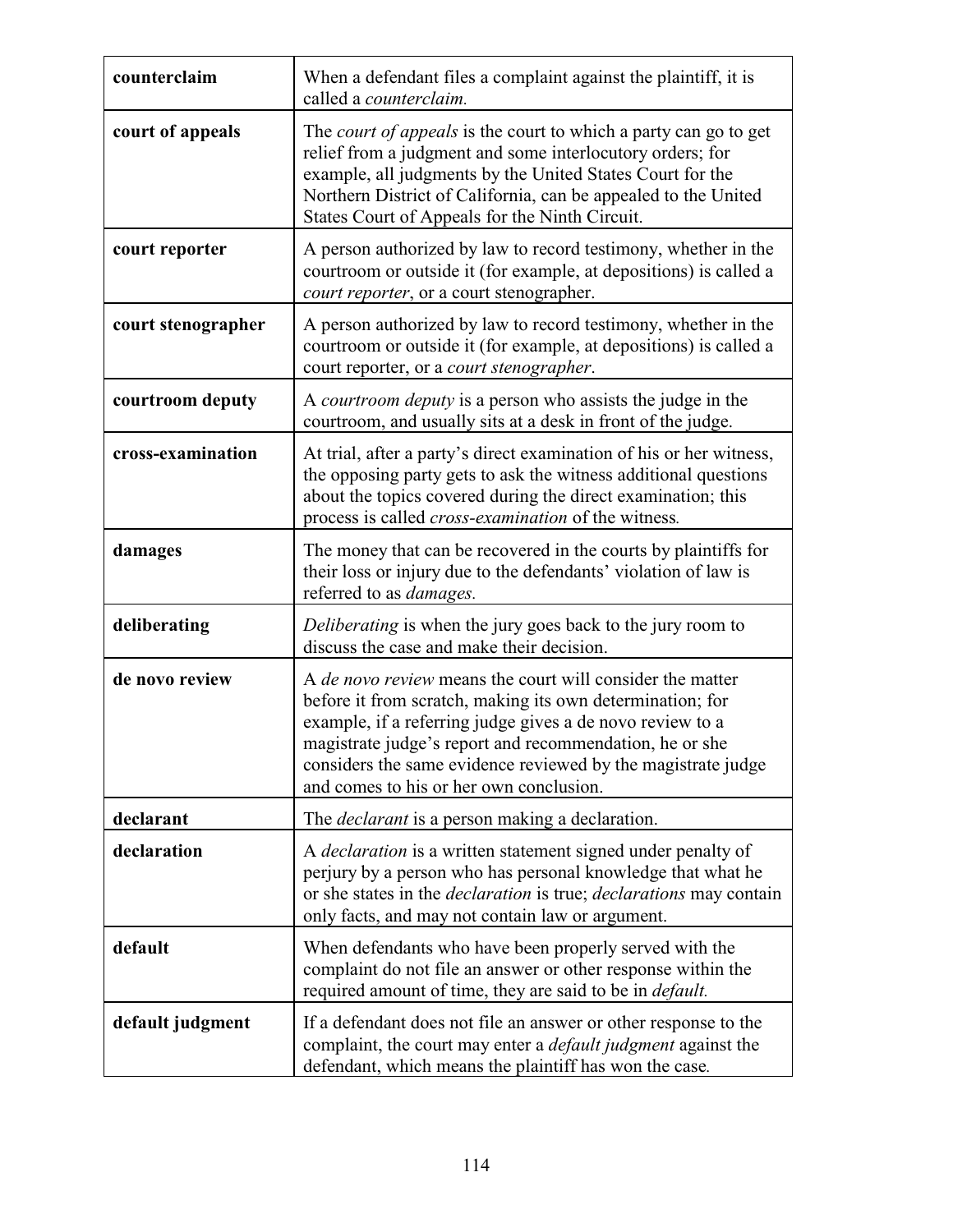| | |
|---|---|
| **counterclaim** | When a defendant files a complaint against the plaintiff, it is called a *counterclaim.* |
| **court of appeals** | The *court of appeals* is the court to which a party can go to get relief from a judgment and some interlocutory orders; for example, all judgments by the United States Court for the Northern District of California, can be appealed to the United States Court of Appeals for the Ninth Circuit. |
| **court reporter** | A person authorized by law to record testimony, whether in the courtroom or outside it (for example, at depositions) is called a *court reporter*, or a court stenographer. |
| **court stenographer** | A person authorized by law to record testimony, whether in the courtroom or outside it (for example, at depositions) is called a court reporter, or a *court stenographer*. |
| **courtroom deputy** | A *courtroom deputy* is a person who assists the judge in the courtroom, and usually sits at a desk in front of the judge. |
| **cross-examination** | At trial, after a party's direct examination of his or her witness, the opposing party gets to ask the witness additional questions about the topics covered during the direct examination; this process is called *cross-examination* of the witness*.* |
| **damages** | The money that can be recovered in the courts by plaintiffs for their loss or injury due to the defendants' violation of law is referred to as *damages.* |
| **deliberating** | *Deliberating* is when the jury goes back to the jury room to discuss the case and make their decision. |
| **de novo review** | A *de novo review* means the court will consider the matter before it from scratch, making its own determination; for example, if a referring judge gives a de novo review to a magistrate judge's report and recommendation, he or she considers the same evidence reviewed by the magistrate judge and comes to his or her own conclusion. |
| **declarant** | The *declarant* is a person making a declaration. |
| **declaration** | A *declaration* is a written statement signed under penalty of perjury by a person who has personal knowledge that what he or she states in the *declaration* is true; *declarations* may contain only facts, and may not contain law or argument. |
| **default** | When defendants who have been properly served with the complaint do not file an answer or other response within the required amount of time, they are said to be in *default.* |
| **default judgment** | If a defendant does not file an answer or other response to the complaint, the court may enter a *default judgment* against the defendant, which means the plaintiff has won the case*.* |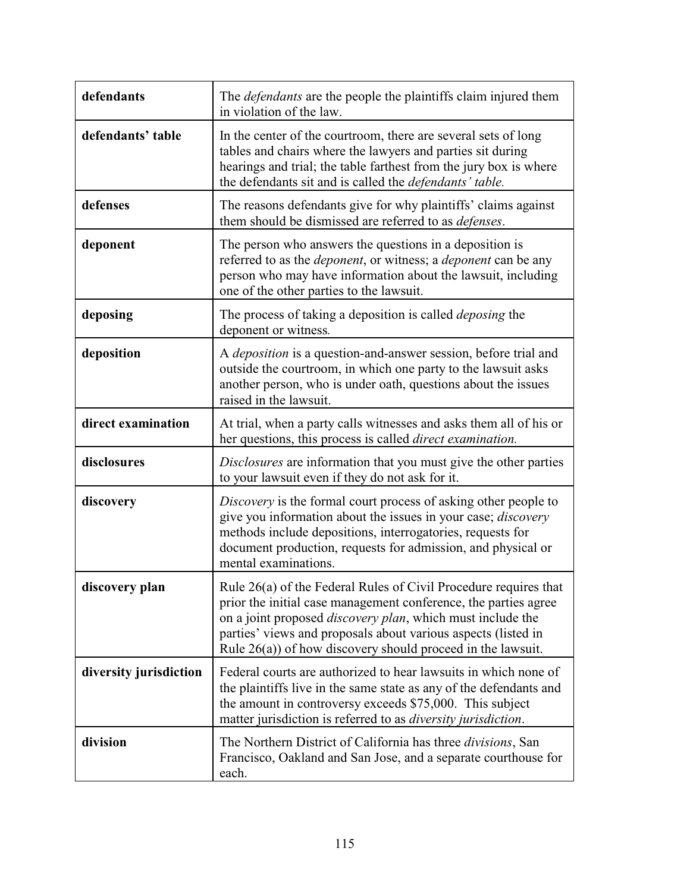| | |
|---|---|
| **defendants** | The *defendants* are the people the plaintiffs claim injured them in violation of the law. |
| **defendants' table** | In the center of the courtroom, there are several sets of long tables and chairs where the lawyers and parties sit during hearings and trial; the table farthest from the jury box is where the defendants sit and is called the *defendants' table.* |
| **defenses** | The reasons defendants give for why plaintiffs' claims against them should be dismissed are referred to as *defenses*. |
| **deponent** | The person who answers the questions in a deposition is referred to as the *deponent*, or witness; a *deponent* can be any person who may have information about the lawsuit, including one of the other parties to the lawsuit. |
| **deposing** | The process of taking a deposition is called *deposing* the deponent or witness*.* |
| **deposition** | A *deposition* is a question-and-answer session, before trial and outside the courtroom, in which one party to the lawsuit asks another person, who is under oath, questions about the issues raised in the lawsuit. |
| **direct examination** | At trial, when a party calls witnesses and asks them all of his or her questions, this process is called *direct examination.* |
| **disclosures** | *Disclosures* are information that you must give the other parties to your lawsuit even if they do not ask for it. |
| **discovery** | *Discovery* is the formal court process of asking other people to give you information about the issues in your case; *discovery* methods include depositions, interrogatories, requests for document production, requests for admission, and physical or mental examinations. |
| **discovery plan** | Rule 26(a) of the Federal Rules of Civil Procedure requires that prior the initial case management conference, the parties agree on a joint proposed *discovery plan*, which must include the parties' views and proposals about various aspects (listed in Rule 26(a)) of how discovery should proceed in the lawsuit. |
| **diversity jurisdiction** | Federal courts are authorized to hear lawsuits in which none of the plaintiffs live in the same state as any of the defendants and the amount in controversy exceeds $75,000. This subject matter jurisdiction is referred to as *diversity jurisdiction*. |
| **division** | The Northern District of California has three *divisions*, San Francisco, Oakland and San Jose, and a separate courthouse for each. |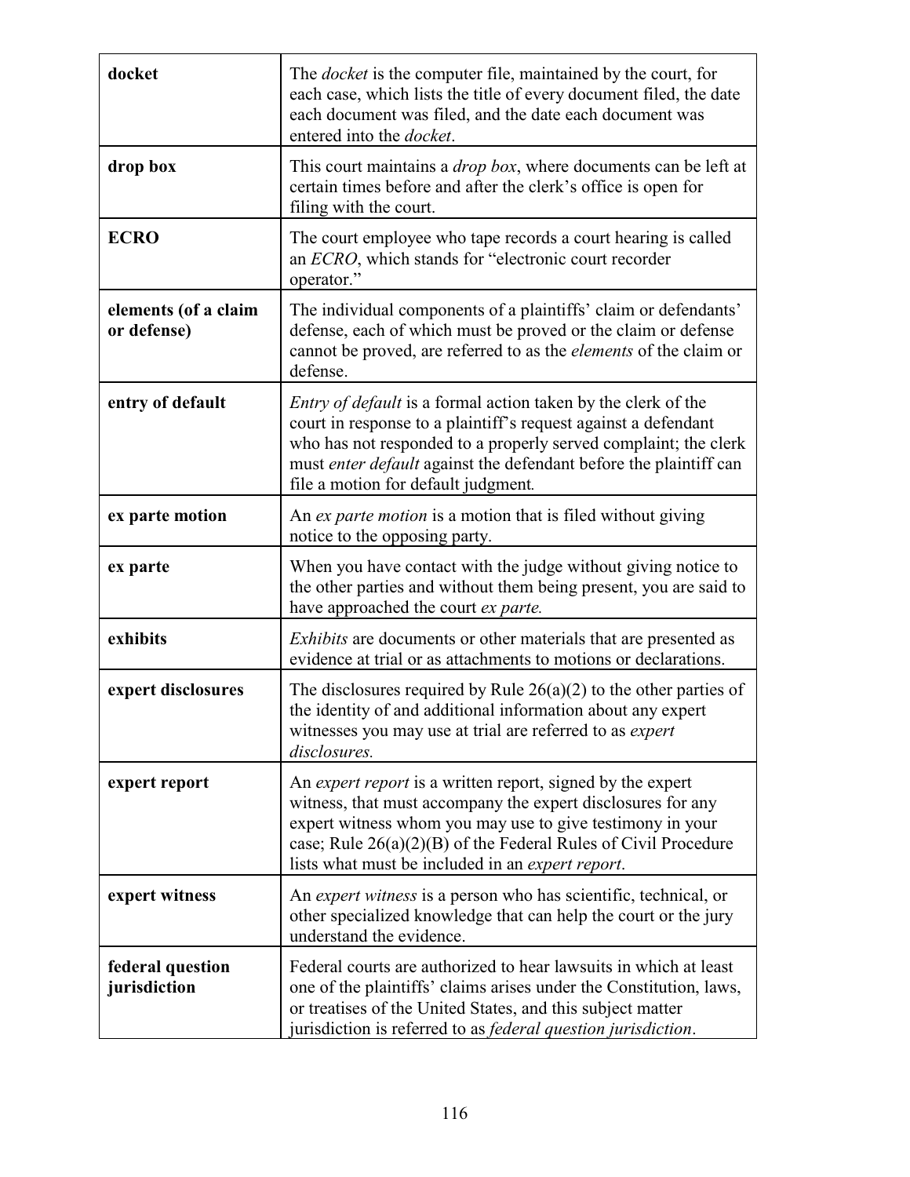| | |
|---|---|
| **docket** | The *docket* is the computer file, maintained by the court, for each case, which lists the title of every document filed, the date each document was filed, and the date each document was entered into the *docket*. |
| **drop box** | This court maintains a *drop box*, where documents can be left at certain times before and after the clerk's office is open for filing with the court. |
| **ECRO** | The court employee who tape records a court hearing is called an *ECRO*, which stands for "electronic court recorder operator." |
| **elements (of a claim or defense)** | The individual components of a plaintiffs' claim or defendants' defense, each of which must be proved or the claim or defense cannot be proved, are referred to as the *elements* of the claim or defense. |
| **entry of default** | *Entry of default* is a formal action taken by the clerk of the court in response to a plaintiff's request against a defendant who has not responded to a properly served complaint; the clerk must *enter default* against the defendant before the plaintiff can file a motion for default judgment. |
| **ex parte motion** | An *ex parte motion* is a motion that is filed without giving notice to the opposing party. |
| **ex parte** | When you have contact with the judge without giving notice to the other parties and without them being present, you are said to have approached the court *ex parte.* |
| **exhibits** | *Exhibits* are documents or other materials that are presented as evidence at trial or as attachments to motions or declarations. |
| **expert disclosures** | The disclosures required by Rule 26(a)(2) to the other parties of the identity of and additional information about any expert witnesses you may use at trial are referred to as *expert disclosures.* |
| **expert report** | An *expert report* is a written report, signed by the expert witness, that must accompany the expert disclosures for any expert witness whom you may use to give testimony in your case; Rule 26(a)(2)(B) of the Federal Rules of Civil Procedure lists what must be included in an *expert report*. |
| **expert witness** | An *expert witness* is a person who has scientific, technical, or other specialized knowledge that can help the court or the jury understand the evidence. |
| **federal question jurisdiction** | Federal courts are authorized to hear lawsuits in which at least one of the plaintiffs' claims arises under the Constitution, laws, or treatises of the United States, and this subject matter jurisdiction is referred to as *federal question jurisdiction*. |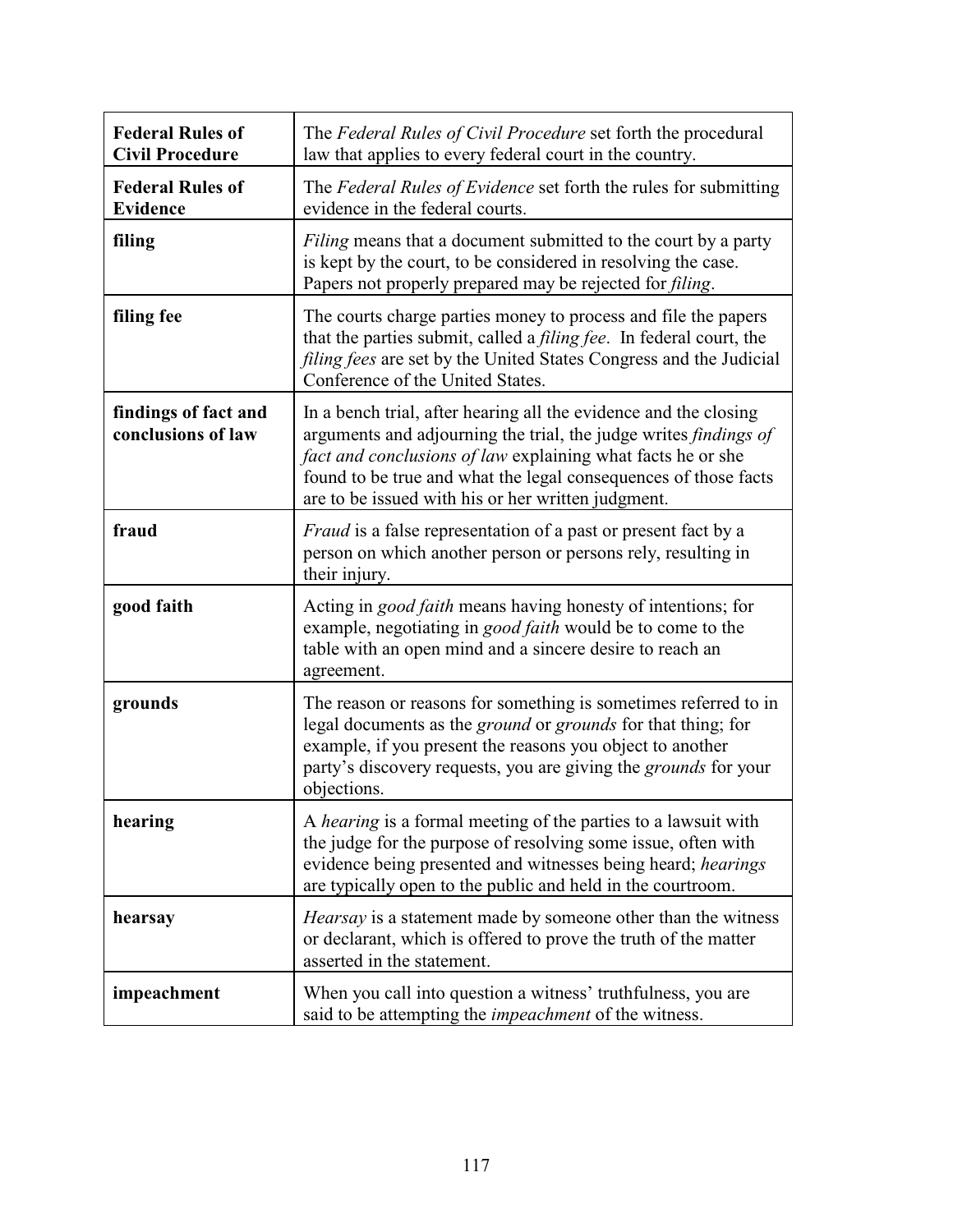| | |
|---|---|
| **Federal Rules of Civil Procedure** | The *Federal Rules of Civil Procedure* set forth the procedural law that applies to every federal court in the country. |
| **Federal Rules of Evidence** | The *Federal Rules of Evidence* set forth the rules for submitting evidence in the federal courts. |
| **filing** | *Filing* means that a document submitted to the court by a party is kept by the court, to be considered in resolving the case. Papers not properly prepared may be rejected for *filing*. |
| **filing fee** | The courts charge parties money to process and file the papers that the parties submit, called a *filing fee*. In federal court, the *filing fees* are set by the United States Congress and the Judicial Conference of the United States. |
| **findings of fact and conclusions of law** | In a bench trial, after hearing all the evidence and the closing arguments and adjourning the trial, the judge writes *findings of fact and conclusions of law* explaining what facts he or she found to be true and what the legal consequences of those facts are to be issued with his or her written judgment. |
| **fraud** | *Fraud* is a false representation of a past or present fact by a person on which another person or persons rely, resulting in their injury. |
| **good faith** | Acting in *good faith* means having honesty of intentions; for example, negotiating in *good faith* would be to come to the table with an open mind and a sincere desire to reach an agreement. |
| **grounds** | The reason or reasons for something is sometimes referred to in legal documents as the *ground* or *grounds* for that thing; for example, if you present the reasons you object to another party's discovery requests, you are giving the *grounds* for your objections. |
| **hearing** | A *hearing* is a formal meeting of the parties to a lawsuit with the judge for the purpose of resolving some issue, often with evidence being presented and witnesses being heard; *hearings* are typically open to the public and held in the courtroom. |
| **hearsay** | *Hearsay* is a statement made by someone other than the witness or declarant, which is offered to prove the truth of the matter asserted in the statement. |
| **impeachment** | When you call into question a witness' truthfulness, you are said to be attempting the *impeachment* of the witness. |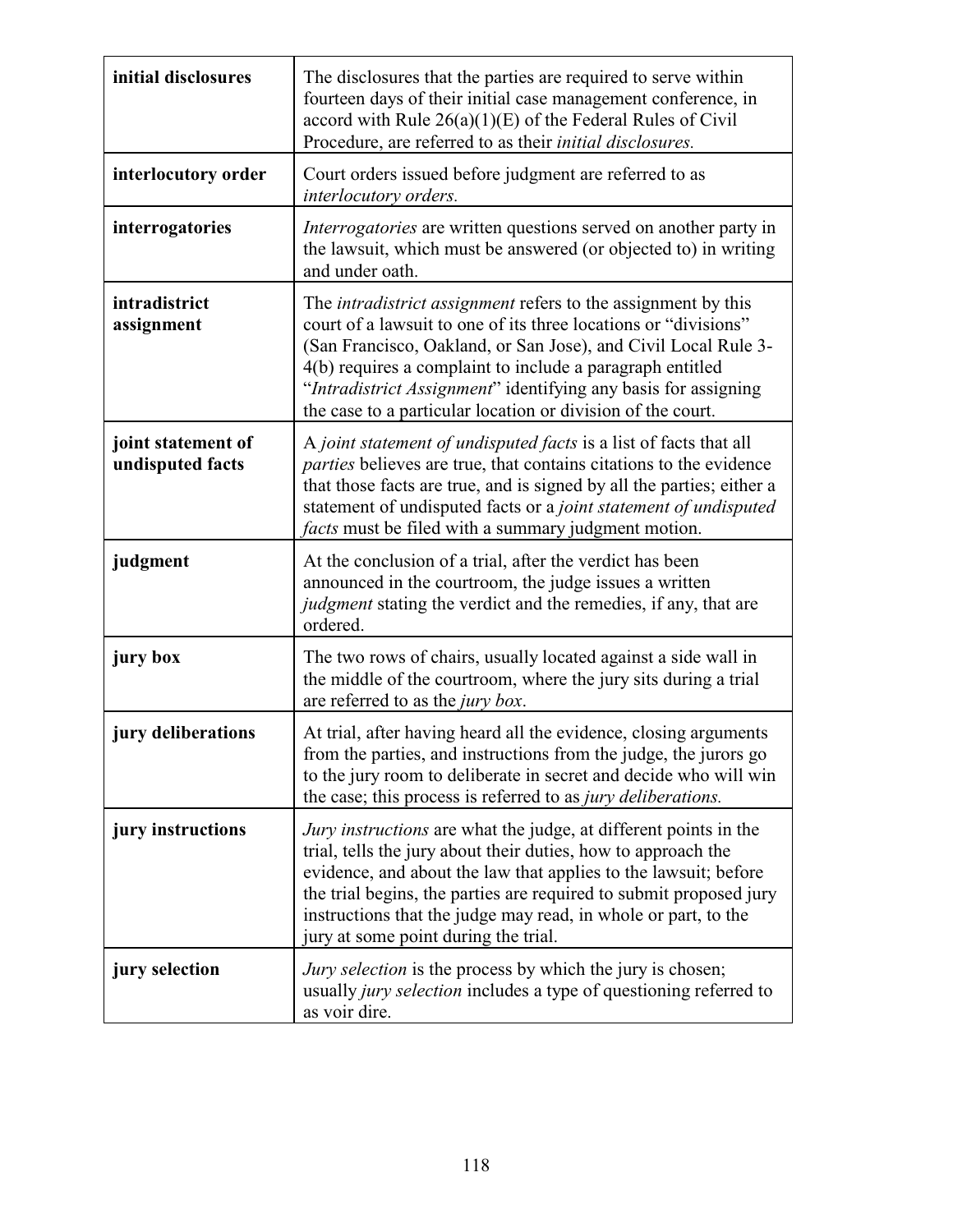| | |
|---|---|
| **initial disclosures** | The disclosures that the parties are required to serve within fourteen days of their initial case management conference, in accord with Rule 26(a)(1)(E) of the Federal Rules of Civil Procedure, are referred to as their *initial disclosures.* |
| **interlocutory order** | Court orders issued before judgment are referred to as *interlocutory orders.* |
| **interrogatories** | *Interrogatories* are written questions served on another party in the lawsuit, which must be answered (or objected to) in writing and under oath. |
| **intradistrict assignment** | The *intradistrict assignment* refers to the assignment by this court of a lawsuit to one of its three locations or "divisions" (San Francisco, Oakland, or San Jose), and Civil Local Rule 3-4(b) requires a complaint to include a paragraph entitled "*Intradistrict Assignment*" identifying any basis for assigning the case to a particular location or division of the court. |
| **joint statement of undisputed facts** | A *joint statement of undisputed facts* is a list of facts that all *parties* believes are true, that contains citations to the evidence that those facts are true, and is signed by all the parties; either a statement of undisputed facts or a *joint statement of undisputed facts* must be filed with a summary judgment motion. |
| **judgment** | At the conclusion of a trial, after the verdict has been announced in the courtroom, the judge issues a written *judgment* stating the verdict and the remedies, if any, that are ordered. |
| **jury box** | The two rows of chairs, usually located against a side wall in the middle of the courtroom, where the jury sits during a trial are referred to as the *jury box*. |
| **jury deliberations** | At trial, after having heard all the evidence, closing arguments from the parties, and instructions from the judge, the jurors go to the jury room to deliberate in secret and decide who will win the case; this process is referred to as *jury deliberations.* |
| **jury instructions** | *Jury instructions* are what the judge, at different points in the trial, tells the jury about their duties, how to approach the evidence, and about the law that applies to the lawsuit; before the trial begins, the parties are required to submit proposed jury instructions that the judge may read, in whole or part, to the jury at some point during the trial. |
| **jury selection** | *Jury selection* is the process by which the jury is chosen; usually *jury selection* includes a type of questioning referred to as voir dire. |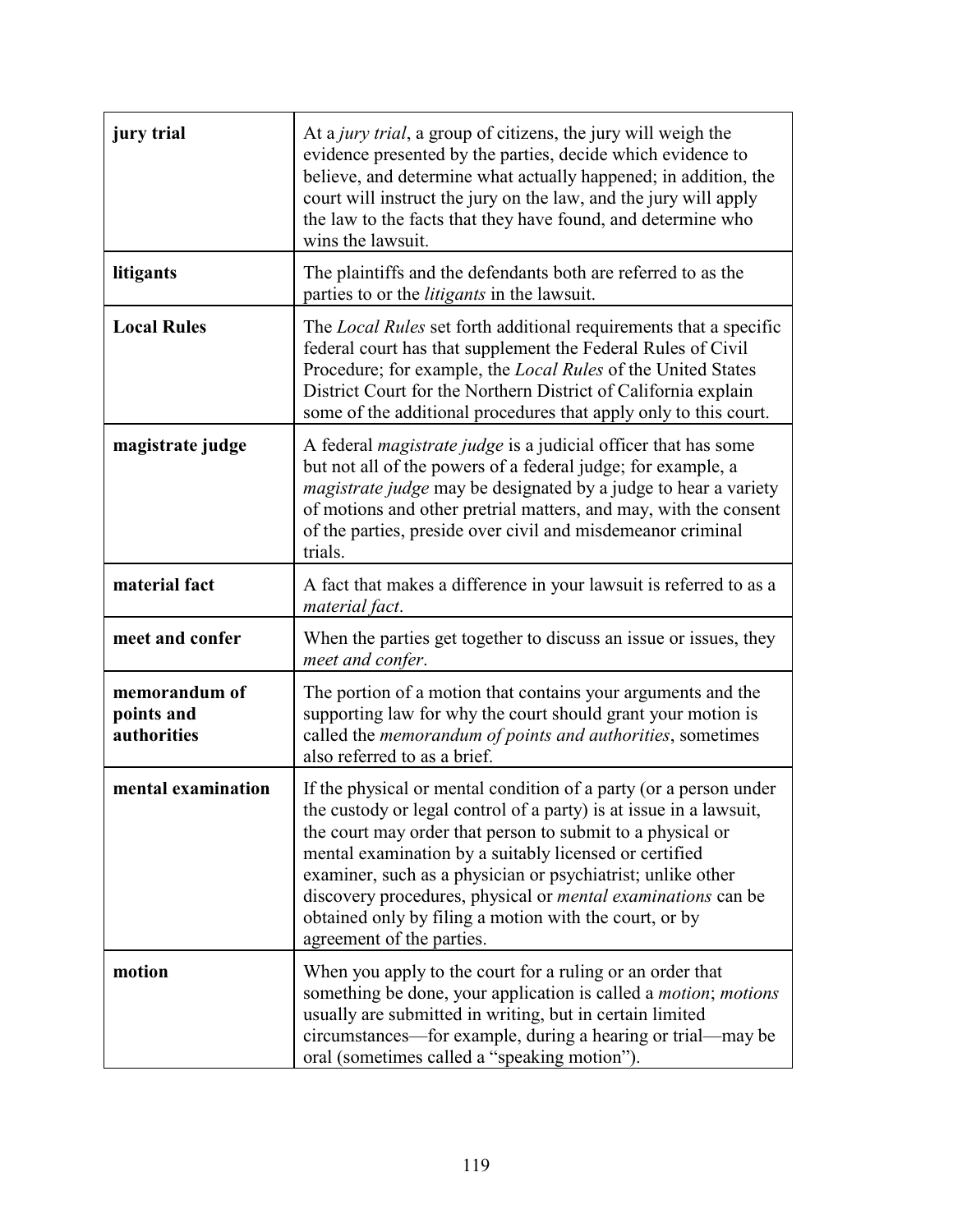| | |
|---|---|
| **jury trial** | At a *jury trial*, a group of citizens, the jury will weigh the evidence presented by the parties, decide which evidence to believe, and determine what actually happened; in addition, the court will instruct the jury on the law, and the jury will apply the law to the facts that they have found, and determine who wins the lawsuit. |
| **litigants** | The plaintiffs and the defendants both are referred to as the parties to or the *litigants* in the lawsuit. |
| **Local Rules** | The *Local Rules* set forth additional requirements that a specific federal court has that supplement the Federal Rules of Civil Procedure; for example, the *Local Rules* of the United States District Court for the Northern District of California explain some of the additional procedures that apply only to this court. |
| **magistrate judge** | A federal *magistrate judge* is a judicial officer that has some but not all of the powers of a federal judge; for example, a *magistrate judge* may be designated by a judge to hear a variety of motions and other pretrial matters, and may, with the consent of the parties, preside over civil and misdemeanor criminal trials. |
| **material fact** | A fact that makes a difference in your lawsuit is referred to as a *material fact*. |
| **meet and confer** | When the parties get together to discuss an issue or issues, they *meet and confer*. |
| **memorandum of points and authorities** | The portion of a motion that contains your arguments and the supporting law for why the court should grant your motion is called the *memorandum of points and authorities*, sometimes also referred to as a brief. |
| **mental examination** | If the physical or mental condition of a party (or a person under the custody or legal control of a party) is at issue in a lawsuit, the court may order that person to submit to a physical or mental examination by a suitably licensed or certified examiner, such as a physician or psychiatrist; unlike other discovery procedures, physical or *mental examinations* can be obtained only by filing a motion with the court, or by agreement of the parties. |
| **motion** | When you apply to the court for a ruling or an order that something be done, your application is called a *motion*; *motions* usually are submitted in writing, but in certain limited circumstances—for example, during a hearing or trial—may be oral (sometimes called a "speaking motion"). |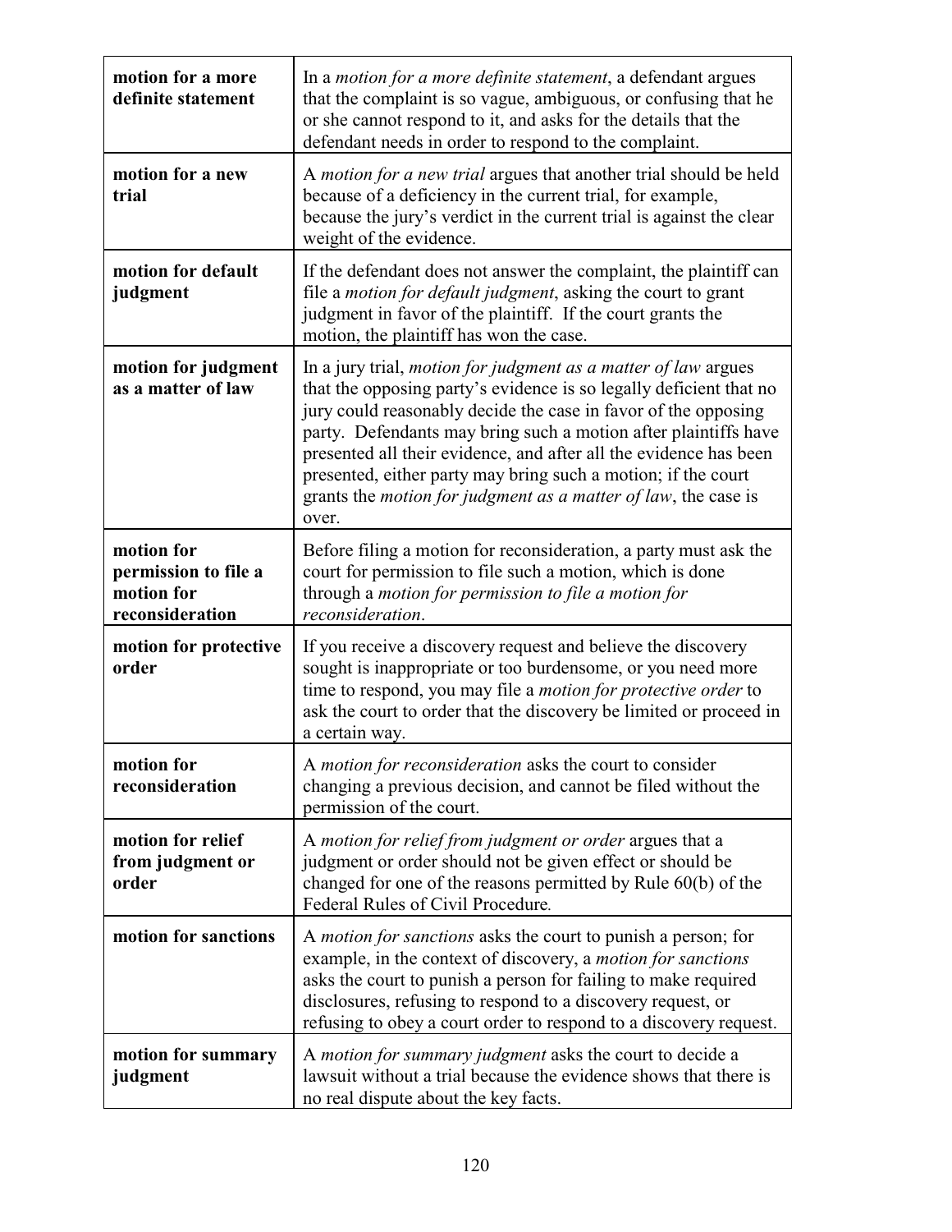| | |
|---|---|
| **motion for a more definite statement** | In a *motion for a more definite statement*, a defendant argues that the complaint is so vague, ambiguous, or confusing that he or she cannot respond to it, and asks for the details that the defendant needs in order to respond to the complaint. |
| **motion for a new trial** | A *motion for a new trial* argues that another trial should be held because of a deficiency in the current trial, for example, because the jury's verdict in the current trial is against the clear weight of the evidence. |
| **motion for default judgment** | If the defendant does not answer the complaint, the plaintiff can file a *motion for default judgment*, asking the court to grant judgment in favor of the plaintiff. If the court grants the motion, the plaintiff has won the case. |
| **motion for judgment as a matter of law** | In a jury trial, *motion for judgment as a matter of law* argues that the opposing party's evidence is so legally deficient that no jury could reasonably decide the case in favor of the opposing party. Defendants may bring such a motion after plaintiffs have presented all their evidence, and after all the evidence has been presented, either party may bring such a motion; if the court grants the *motion for judgment as a matter of law*, the case is over. |
| **motion for permission to file a motion for reconsideration** | Before filing a motion for reconsideration, a party must ask the court for permission to file such a motion, which is done through a *motion for permission to file a motion for reconsideration*. |
| **motion for protective order** | If you receive a discovery request and believe the discovery sought is inappropriate or too burdensome, or you need more time to respond, you may file a *motion for protective order* to ask the court to order that the discovery be limited or proceed in a certain way. |
| **motion for reconsideration** | A *motion for reconsideration* asks the court to consider changing a previous decision, and cannot be filed without the permission of the court. |
| **motion for relief from judgment or order** | A *motion for relief from judgment or order* argues that a judgment or order should not be given effect or should be changed for one of the reasons permitted by Rule 60(b) of the Federal Rules of Civil Procedure. |
| **motion for sanctions** | A *motion for sanctions* asks the court to punish a person; for example, in the context of discovery, a *motion for sanctions* asks the court to punish a person for failing to make required disclosures, refusing to respond to a discovery request, or refusing to obey a court order to respond to a discovery request. |
| **motion for summary judgment** | A *motion for summary judgment* asks the court to decide a lawsuit without a trial because the evidence shows that there is no real dispute about the key facts. |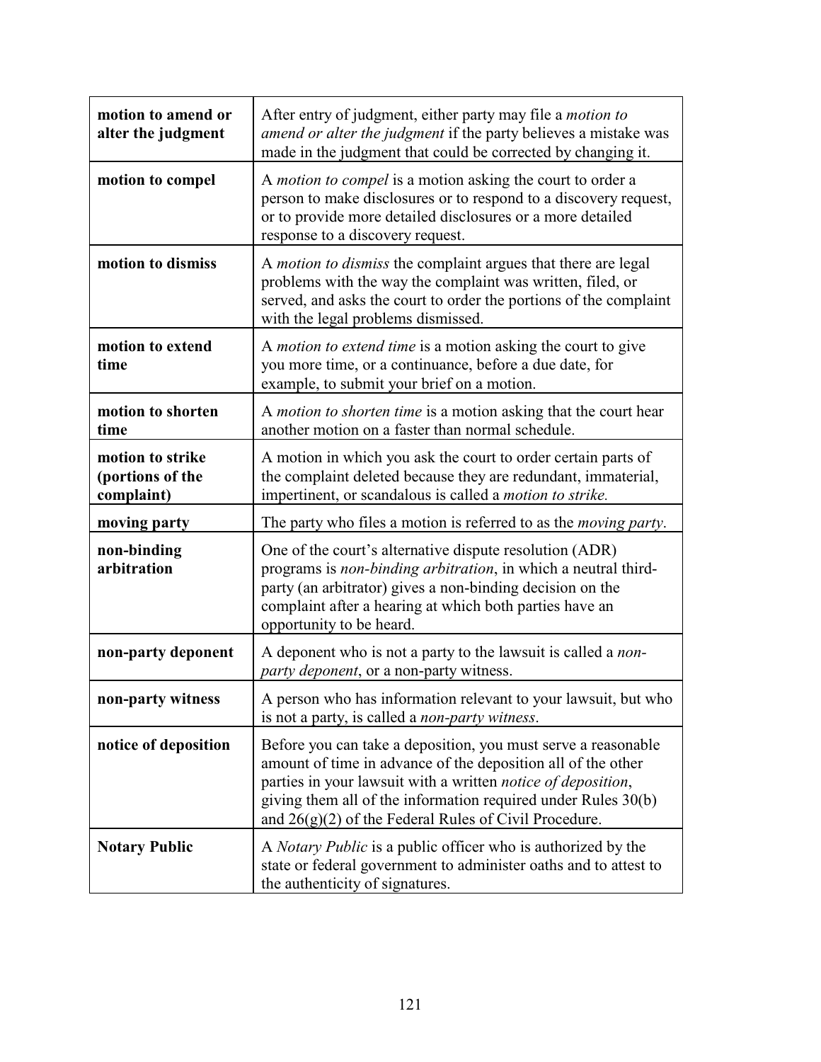| | |
|---|---|
| **motion to amend or alter the judgment** | After entry of judgment, either party may file a *motion to amend or alter the judgment* if the party believes a mistake was made in the judgment that could be corrected by changing it. |
| **motion to compel** | A *motion to compel* is a motion asking the court to order a person to make disclosures or to respond to a discovery request, or to provide more detailed disclosures or a more detailed response to a discovery request. |
| **motion to dismiss** | A *motion to dismiss* the complaint argues that there are legal problems with the way the complaint was written, filed, or served, and asks the court to order the portions of the complaint with the legal problems dismissed. |
| **motion to extend time** | A *motion to extend time* is a motion asking the court to give you more time, or a continuance, before a due date, for example, to submit your brief on a motion. |
| **motion to shorten time** | A *motion to shorten time* is a motion asking that the court hear another motion on a faster than normal schedule. |
| **motion to strike (portions of the complaint)** | A motion in which you ask the court to order certain parts of the complaint deleted because they are redundant, immaterial, impertinent, or scandalous is called a *motion to strike.* |
| **moving party** | The party who files a motion is referred to as the *moving party*. |
| **non-binding arbitration** | One of the court's alternative dispute resolution (ADR) programs is *non-binding arbitration*, in which a neutral third-party (an arbitrator) gives a non-binding decision on the complaint after a hearing at which both parties have an opportunity to be heard. |
| **non-party deponent** | A deponent who is not a party to the lawsuit is called a *non-party deponent*, or a non-party witness. |
| **non-party witness** | A person who has information relevant to your lawsuit, but who is not a party, is called a *non-party witness*. |
| **notice of deposition** | Before you can take a deposition, you must serve a reasonable amount of time in advance of the deposition all of the other parties in your lawsuit with a written *notice of deposition*, giving them all of the information required under Rules 30(b) and 26(g)(2) of the Federal Rules of Civil Procedure. |
| **Notary Public** | A *Notary Public* is a public officer who is authorized by the state or federal government to administer oaths and to attest to the authenticity of signatures. |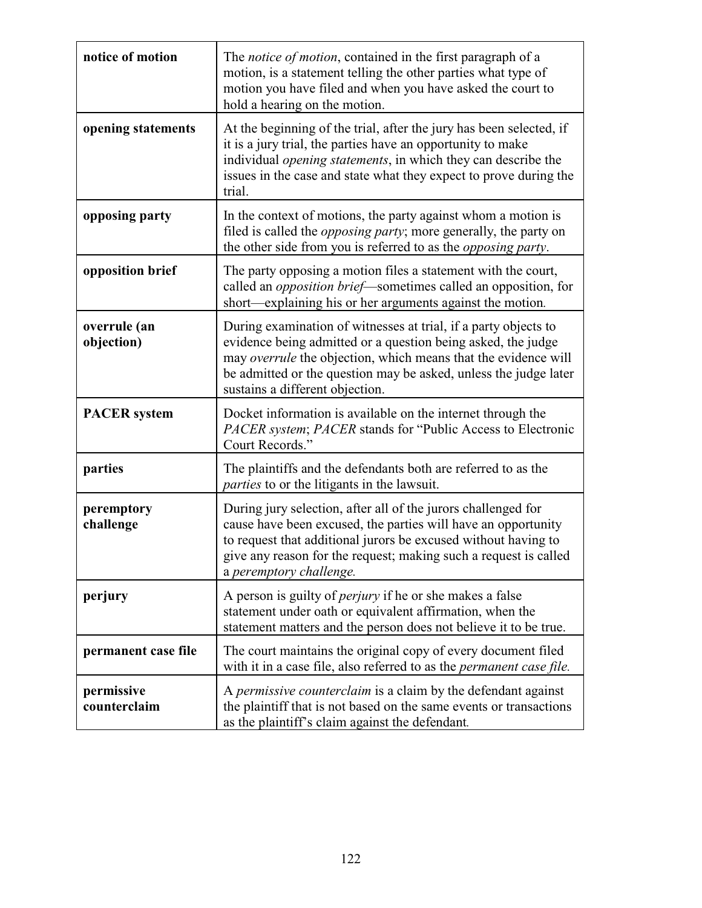| | |
|---|---|
| **notice of motion** | The *notice of motion*, contained in the first paragraph of a motion, is a statement telling the other parties what type of motion you have filed and when you have asked the court to hold a hearing on the motion. |
| **opening statements** | At the beginning of the trial, after the jury has been selected, if it is a jury trial, the parties have an opportunity to make individual *opening statements*, in which they can describe the issues in the case and state what they expect to prove during the trial. |
| **opposing party** | In the context of motions, the party against whom a motion is filed is called the *opposing party*; more generally, the party on the other side from you is referred to as the *opposing party*. |
| **opposition brief** | The party opposing a motion files a statement with the court, called an *opposition brief*—sometimes called an opposition, for short—explaining his or her arguments against the motion. |
| **overrule (an objection)** | During examination of witnesses at trial, if a party objects to evidence being admitted or a question being asked, the judge may *overrule* the objection, which means that the evidence will be admitted or the question may be asked, unless the judge later sustains a different objection. |
| **PACER system** | Docket information is available on the internet through the *PACER system*; *PACER* stands for "Public Access to Electronic Court Records." |
| **parties** | The plaintiffs and the defendants both are referred to as the *parties* to or the litigants in the lawsuit. |
| **peremptory challenge** | During jury selection, after all of the jurors challenged for cause have been excused, the parties will have an opportunity to request that additional jurors be excused without having to give any reason for the request; making such a request is called a *peremptory challenge.* |
| **perjury** | A person is guilty of *perjury* if he or she makes a false statement under oath or equivalent affirmation, when the statement matters and the person does not believe it to be true. |
| **permanent case file** | The court maintains the original copy of every document filed with it in a case file, also referred to as the *permanent case file.* |
| **permissive counterclaim** | A *permissive counterclaim* is a claim by the defendant against the plaintiff that is not based on the same events or transactions as the plaintiff's claim against the defendant. |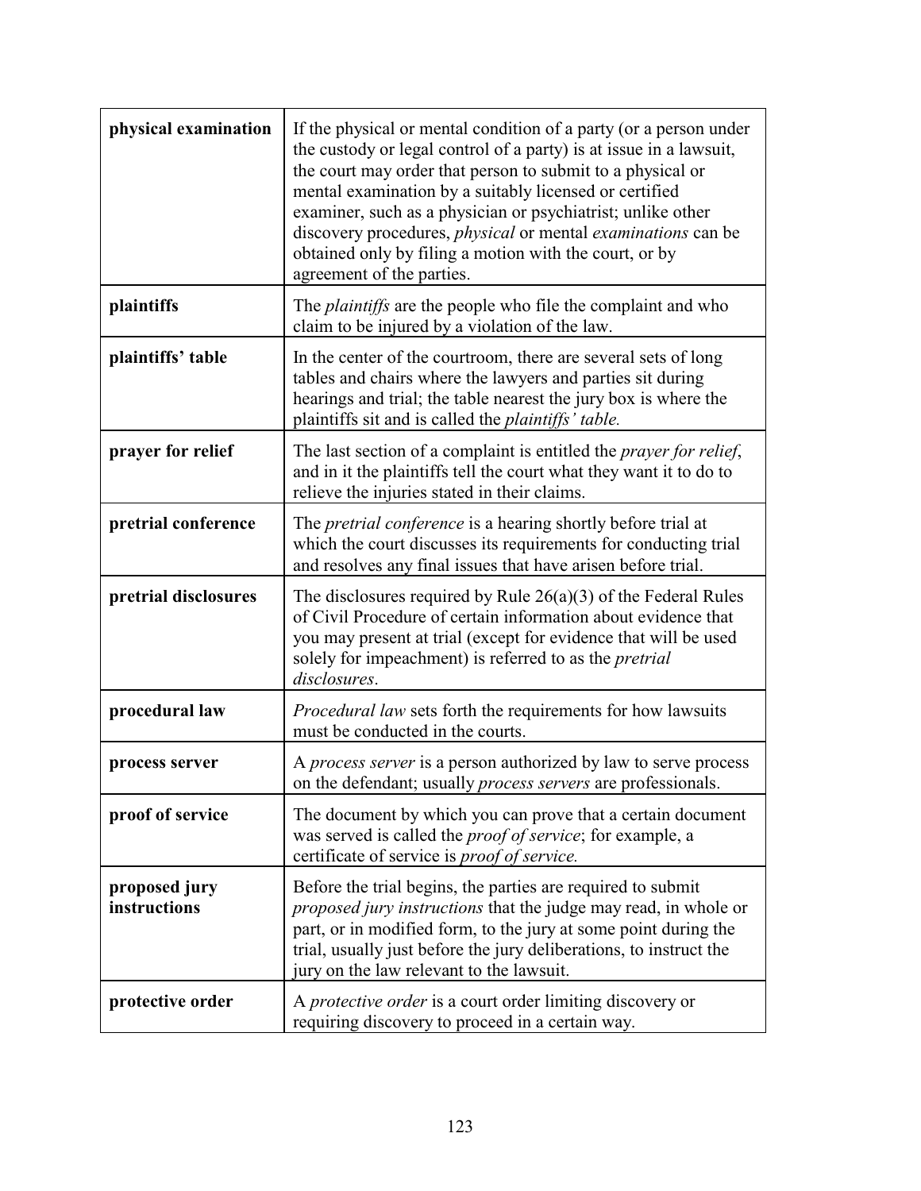| | |
|---|---|
| **physical examination** | If the physical or mental condition of a party (or a person under the custody or legal control of a party) is at issue in a lawsuit, the court may order that person to submit to a physical or mental examination by a suitably licensed or certified examiner, such as a physician or psychiatrist; unlike other discovery procedures, *physical* or mental *examinations* can be obtained only by filing a motion with the court, or by agreement of the parties. |
| **plaintiffs** | The *plaintiffs* are the people who file the complaint and who claim to be injured by a violation of the law. |
| **plaintiffs' table** | In the center of the courtroom, there are several sets of long tables and chairs where the lawyers and parties sit during hearings and trial; the table nearest the jury box is where the plaintiffs sit and is called the *plaintiffs' table.* |
| **prayer for relief** | The last section of a complaint is entitled the *prayer for relief*, and in it the plaintiffs tell the court what they want it to do to relieve the injuries stated in their claims. |
| **pretrial conference** | The *pretrial conference* is a hearing shortly before trial at which the court discusses its requirements for conducting trial and resolves any final issues that have arisen before trial. |
| **pretrial disclosures** | The disclosures required by Rule 26(a)(3) of the Federal Rules of Civil Procedure of certain information about evidence that you may present at trial (except for evidence that will be used solely for impeachment) is referred to as the *pretrial disclosures*. |
| **procedural law** | *Procedural law* sets forth the requirements for how lawsuits must be conducted in the courts. |
| **process server** | A *process server* is a person authorized by law to serve process on the defendant; usually *process servers* are professionals. |
| **proof of service** | The document by which you can prove that a certain document was served is called the *proof of service*; for example, a certificate of service is *proof of service.* |
| **proposed jury instructions** | Before the trial begins, the parties are required to submit *proposed jury instructions* that the judge may read, in whole or part, or in modified form, to the jury at some point during the trial, usually just before the jury deliberations, to instruct the jury on the law relevant to the lawsuit. |
| **protective order** | A *protective order* is a court order limiting discovery or requiring discovery to proceed in a certain way. |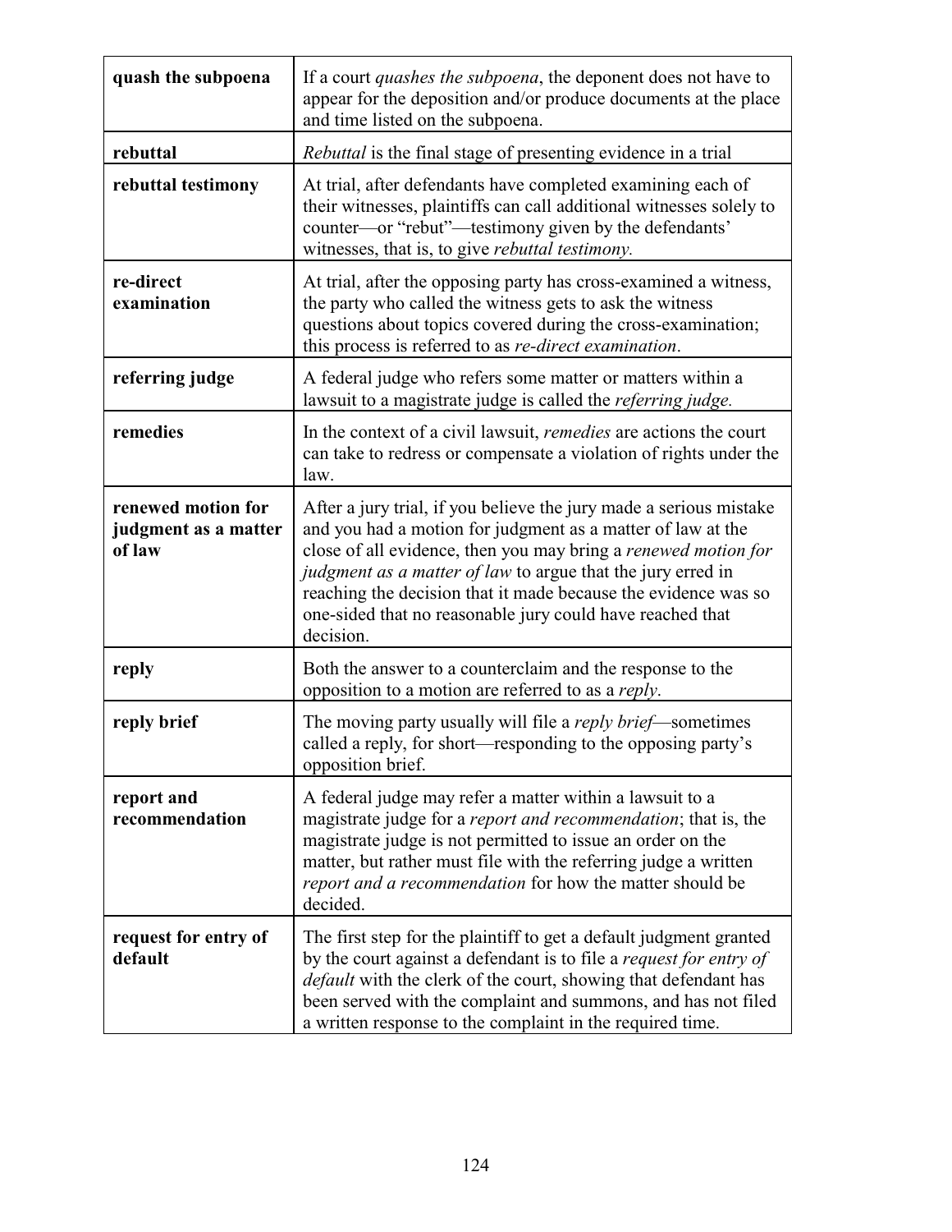| | |
|---|---|
| **quash the subpoena** | If a court *quashes the subpoena*, the deponent does not have to appear for the deposition and/or produce documents at the place and time listed on the subpoena. |
| **rebuttal** | *Rebuttal* is the final stage of presenting evidence in a trial |
| **rebuttal testimony** | At trial, after defendants have completed examining each of their witnesses, plaintiffs can call additional witnesses solely to counter—or "rebut"—testimony given by the defendants' witnesses, that is, to give *rebuttal testimony.* |
| **re-direct examination** | At trial, after the opposing party has cross-examined a witness, the party who called the witness gets to ask the witness questions about topics covered during the cross-examination; this process is referred to as *re-direct examination*. |
| **referring judge** | A federal judge who refers some matter or matters within a lawsuit to a magistrate judge is called the *referring judge.* |
| **remedies** | In the context of a civil lawsuit, *remedies* are actions the court can take to redress or compensate a violation of rights under the law. |
| **renewed motion for judgment as a matter of law** | After a jury trial, if you believe the jury made a serious mistake and you had a motion for judgment as a matter of law at the close of all evidence, then you may bring a *renewed motion for judgment as a matter of law* to argue that the jury erred in reaching the decision that it made because the evidence was so one-sided that no reasonable jury could have reached that decision. |
| **reply** | Both the answer to a counterclaim and the response to the opposition to a motion are referred to as a *reply*. |
| **reply brief** | The moving party usually will file a *reply brief*—sometimes called a reply, for short—responding to the opposing party's opposition brief. |
| **report and recommendation** | A federal judge may refer a matter within a lawsuit to a magistrate judge for a *report and recommendation*; that is, the magistrate judge is not permitted to issue an order on the matter, but rather must file with the referring judge a written *report and a recommendation* for how the matter should be decided. |
| **request for entry of default** | The first step for the plaintiff to get a default judgment granted by the court against a defendant is to file a *request for entry of default* with the clerk of the court, showing that defendant has been served with the complaint and summons, and has not filed a written response to the complaint in the required time. |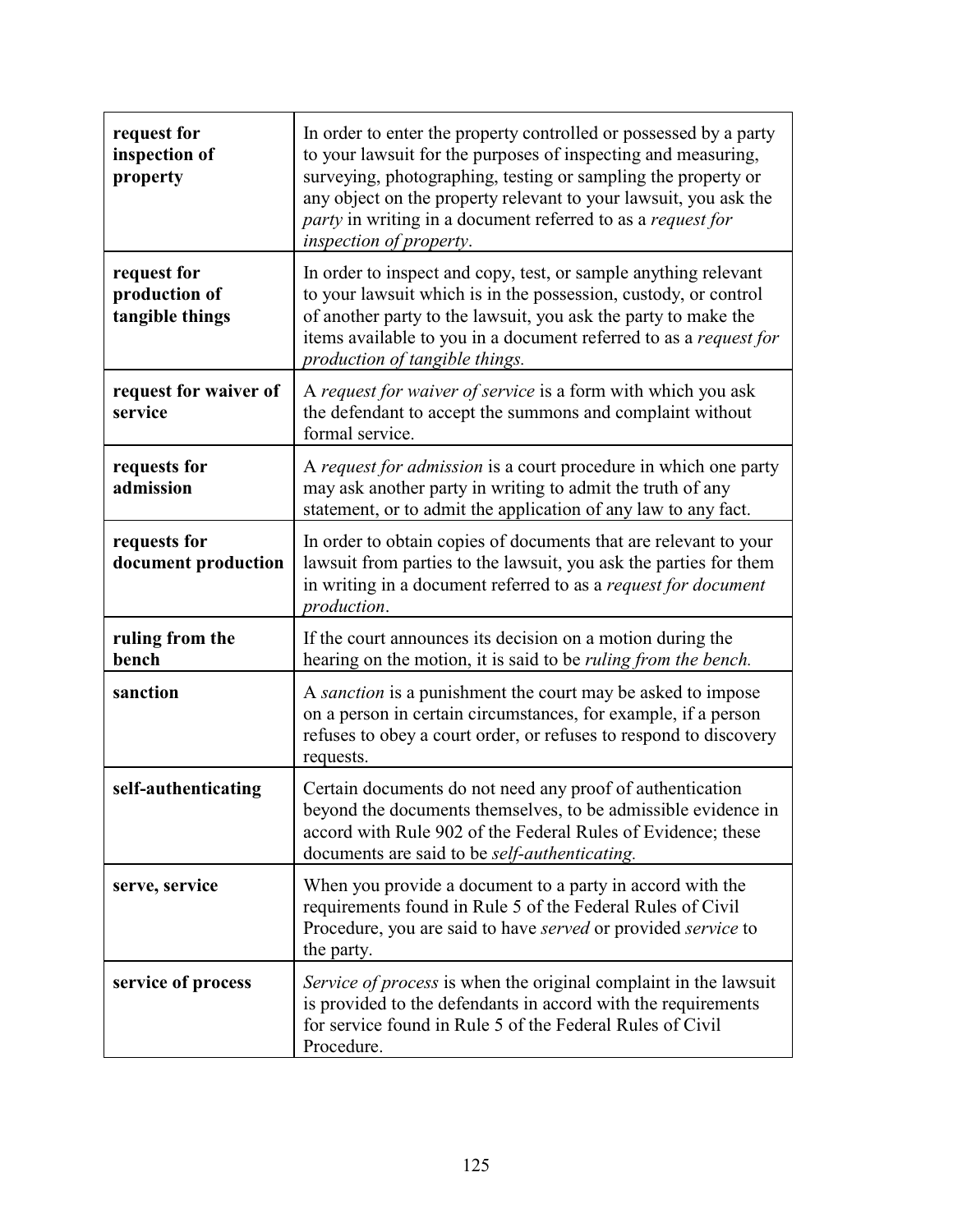| | |
|---|---|
| **request for inspection of property** | In order to enter the property controlled or possessed by a party to your lawsuit for the purposes of inspecting and measuring, surveying, photographing, testing or sampling the property or any object on the property relevant to your lawsuit, you ask the *party* in writing in a document referred to as a *request for inspection of property*. |
| **request for production of tangible things** | In order to inspect and copy, test, or sample anything relevant to your lawsuit which is in the possession, custody, or control of another party to the lawsuit, you ask the party to make the items available to you in a document referred to as a *request for production of tangible things.* |
| **request for waiver of service** | A *request for waiver of service* is a form with which you ask the defendant to accept the summons and complaint without formal service. |
| **requests for admission** | A *request for admission* is a court procedure in which one party may ask another party in writing to admit the truth of any statement, or to admit the application of any law to any fact. |
| **requests for document production** | In order to obtain copies of documents that are relevant to your lawsuit from parties to the lawsuit, you ask the parties for them in writing in a document referred to as a *request for document production*. |
| **ruling from the bench** | If the court announces its decision on a motion during the hearing on the motion, it is said to be *ruling from the bench.* |
| **sanction** | A *sanction* is a punishment the court may be asked to impose on a person in certain circumstances, for example, if a person refuses to obey a court order, or refuses to respond to discovery requests. |
| **self-authenticating** | Certain documents do not need any proof of authentication beyond the documents themselves, to be admissible evidence in accord with Rule 902 of the Federal Rules of Evidence; these documents are said to be *self-authenticating.* |
| **serve, service** | When you provide a document to a party in accord with the requirements found in Rule 5 of the Federal Rules of Civil Procedure, you are said to have *served* or provided *service* to the party. |
| **service of process** | *Service of process* is when the original complaint in the lawsuit is provided to the defendants in accord with the requirements for service found in Rule 5 of the Federal Rules of Civil Procedure. |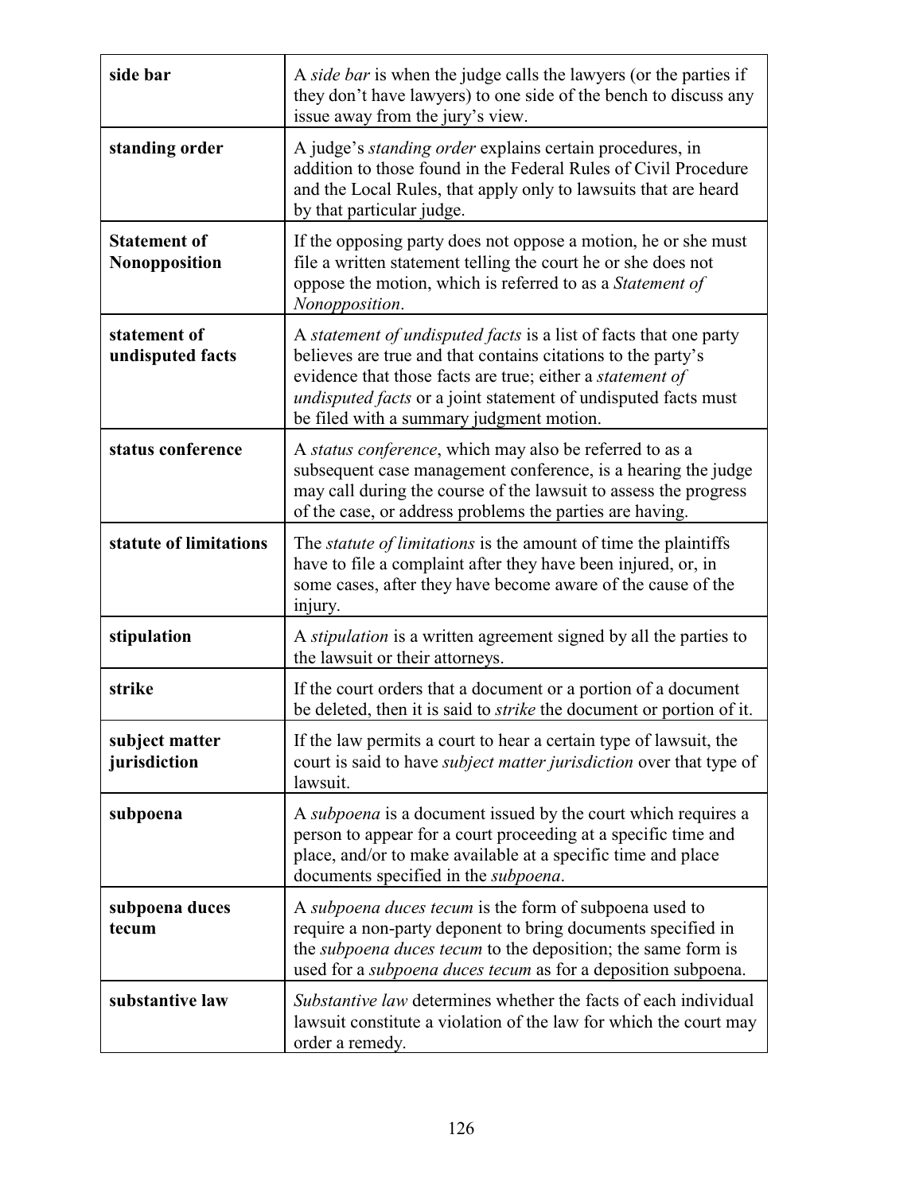| | |
|---|---|
| **side bar** | A *side bar* is when the judge calls the lawyers (or the parties if they don't have lawyers) to one side of the bench to discuss any issue away from the jury's view. |
| **standing order** | A judge's *standing order* explains certain procedures, in addition to those found in the Federal Rules of Civil Procedure and the Local Rules, that apply only to lawsuits that are heard by that particular judge. |
| **Statement of Nonopposition** | If the opposing party does not oppose a motion, he or she must file a written statement telling the court he or she does not oppose the motion, which is referred to as a *Statement of Nonopposition*. |
| **statement of undisputed facts** | A *statement of undisputed facts* is a list of facts that one party believes are true and that contains citations to the party's evidence that those facts are true; either a *statement of undisputed facts* or a joint statement of undisputed facts must be filed with a summary judgment motion. |
| **status conference** | A *status conference*, which may also be referred to as a subsequent case management conference, is a hearing the judge may call during the course of the lawsuit to assess the progress of the case, or address problems the parties are having. |
| **statute of limitations** | The *statute of limitations* is the amount of time the plaintiffs have to file a complaint after they have been injured, or, in some cases, after they have become aware of the cause of the injury. |
| **stipulation** | A *stipulation* is a written agreement signed by all the parties to the lawsuit or their attorneys. |
| **strike** | If the court orders that a document or a portion of a document be deleted, then it is said to *strike* the document or portion of it. |
| **subject matter jurisdiction** | If the law permits a court to hear a certain type of lawsuit, the court is said to have *subject matter jurisdiction* over that type of lawsuit. |
| **subpoena** | A *subpoena* is a document issued by the court which requires a person to appear for a court proceeding at a specific time and place, and/or to make available at a specific time and place documents specified in the *subpoena*. |
| **subpoena duces tecum** | A *subpoena duces tecum* is the form of subpoena used to require a non-party deponent to bring documents specified in the *subpoena duces tecum* to the deposition; the same form is used for a *subpoena duces tecum* as for a deposition subpoena. |
| **substantive law** | *Substantive law* determines whether the facts of each individual lawsuit constitute a violation of the law for which the court may order a remedy. |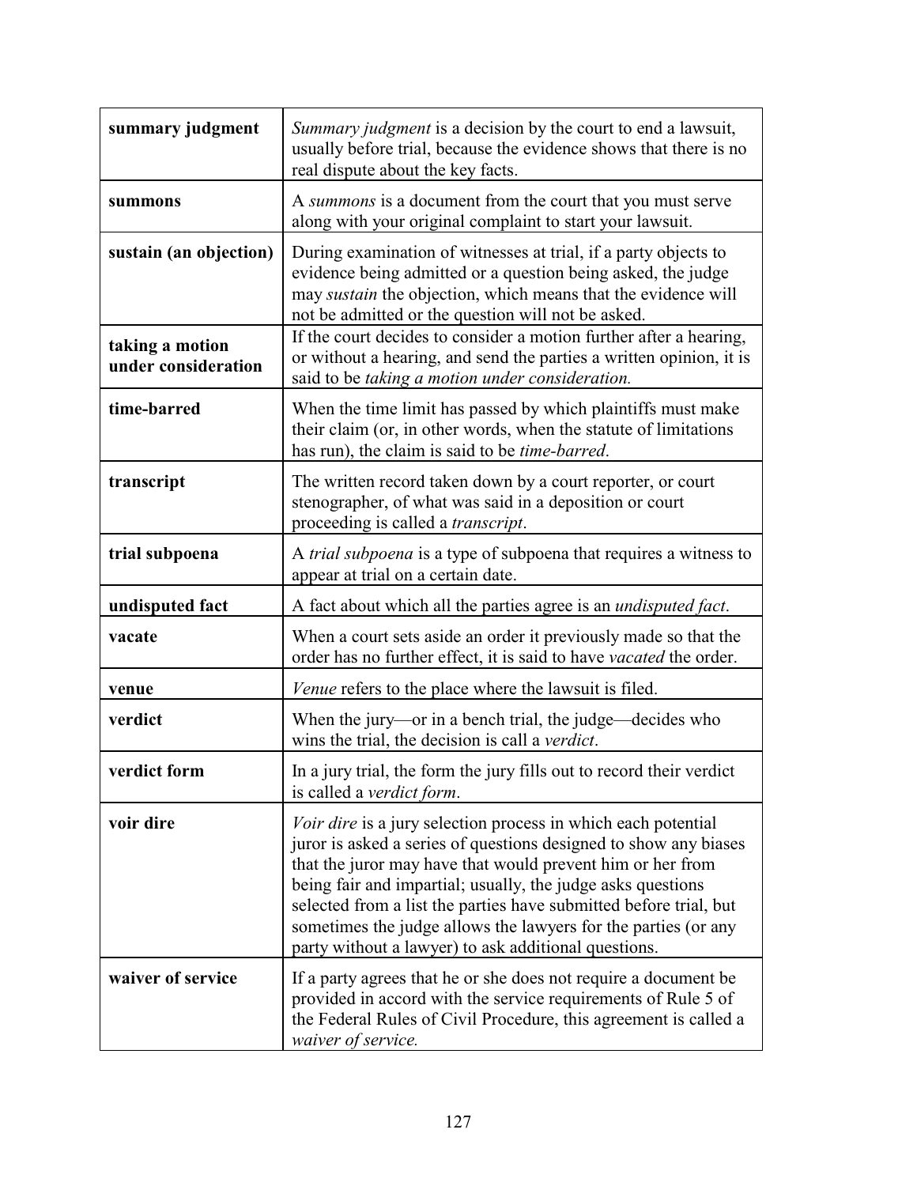| | |
|---|---|
| **summary judgment** | *Summary judgment* is a decision by the court to end a lawsuit, usually before trial, because the evidence shows that there is no real dispute about the key facts. |
| **summons** | A *summons* is a document from the court that you must serve along with your original complaint to start your lawsuit. |
| **sustain (an objection)** | During examination of witnesses at trial, if a party objects to evidence being admitted or a question being asked, the judge may *sustain* the objection, which means that the evidence will not be admitted or the question will not be asked. |
| **taking a motion under consideration** | If the court decides to consider a motion further after a hearing, or without a hearing, and send the parties a written opinion, it is said to be *taking a motion under consideration.* |
| **time-barred** | When the time limit has passed by which plaintiffs must make their claim (or, in other words, when the statute of limitations has run), the claim is said to be *time-barred*. |
| **transcript** | The written record taken down by a court reporter, or court stenographer, of what was said in a deposition or court proceeding is called a *transcript*. |
| **trial subpoena** | A *trial subpoena* is a type of subpoena that requires a witness to appear at trial on a certain date. |
| **undisputed fact** | A fact about which all the parties agree is an *undisputed fact*. |
| **vacate** | When a court sets aside an order it previously made so that the order has no further effect, it is said to have *vacated* the order. |
| **venue** | *Venue* refers to the place where the lawsuit is filed. |
| **verdict** | When the jury—or in a bench trial, the judge—decides who wins the trial, the decision is call a *verdict*. |
| **verdict form** | In a jury trial, the form the jury fills out to record their verdict is called a *verdict form*. |
| **voir dire** | *Voir dire* is a jury selection process in which each potential juror is asked a series of questions designed to show any biases that the juror may have that would prevent him or her from being fair and impartial; usually, the judge asks questions selected from a list the parties have submitted before trial, but sometimes the judge allows the lawyers for the parties (or any party without a lawyer) to ask additional questions. |
| **waiver of service** | If a party agrees that he or she does not require a document be provided in accord with the service requirements of Rule 5 of the Federal Rules of Civil Procedure, this agreement is called a *waiver of service.* |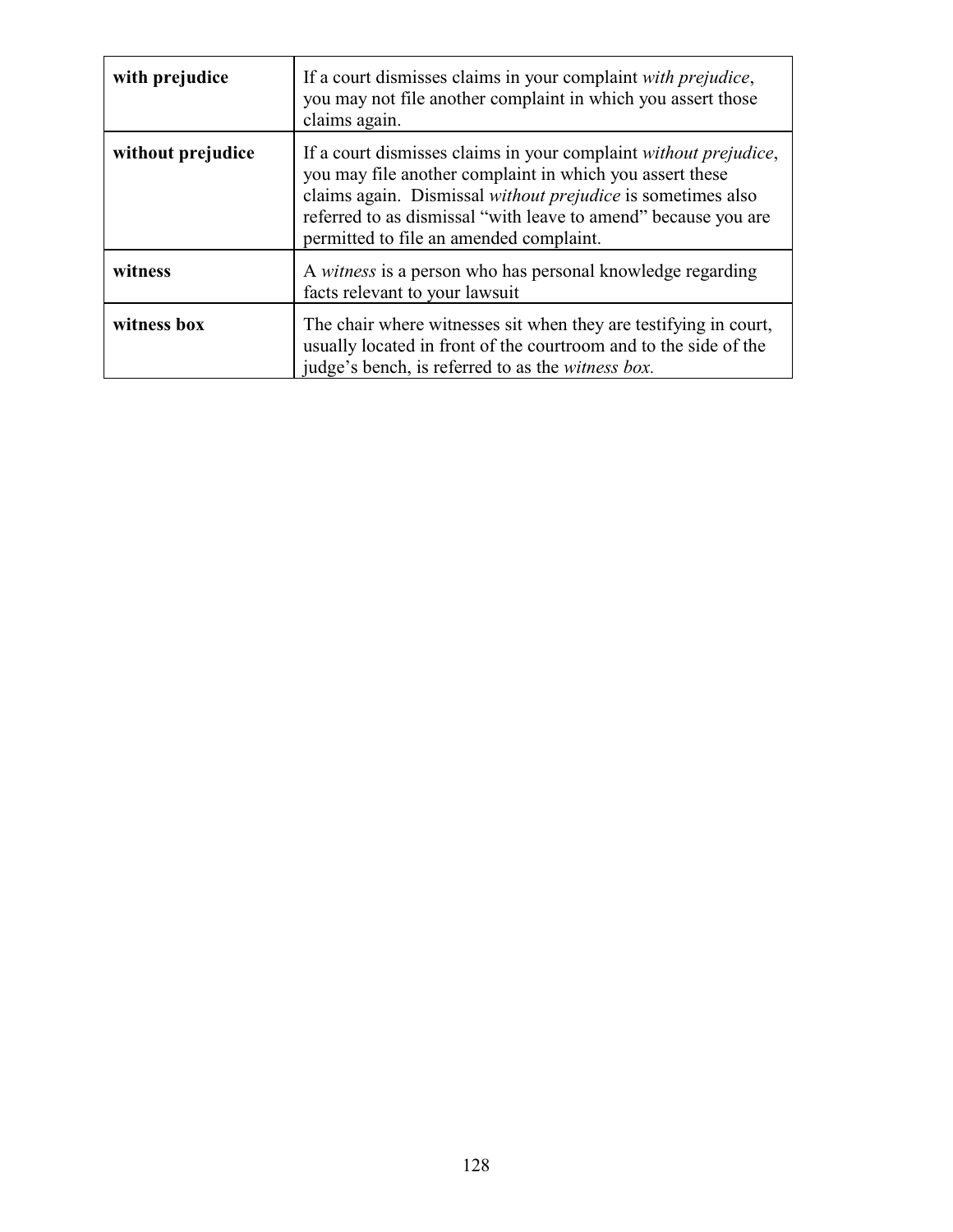| | |
|---|---|
| **with prejudice** | If a court dismisses claims in your complaint *with prejudice*, you may not file another complaint in which you assert those claims again. |
| **without prejudice** | If a court dismisses claims in your complaint *without prejudice*, you may file another complaint in which you assert these claims again. Dismissal *without prejudice* is sometimes also referred to as dismissal "with leave to amend" because you are permitted to file an amended complaint. |
| **witness** | A *witness* is a person who has personal knowledge regarding facts relevant to your lawsuit |
| **witness box** | The chair where witnesses sit when they are testifying in court, usually located in front of the courtroom and to the side of the judge's bench, is referred to as the *witness box.* |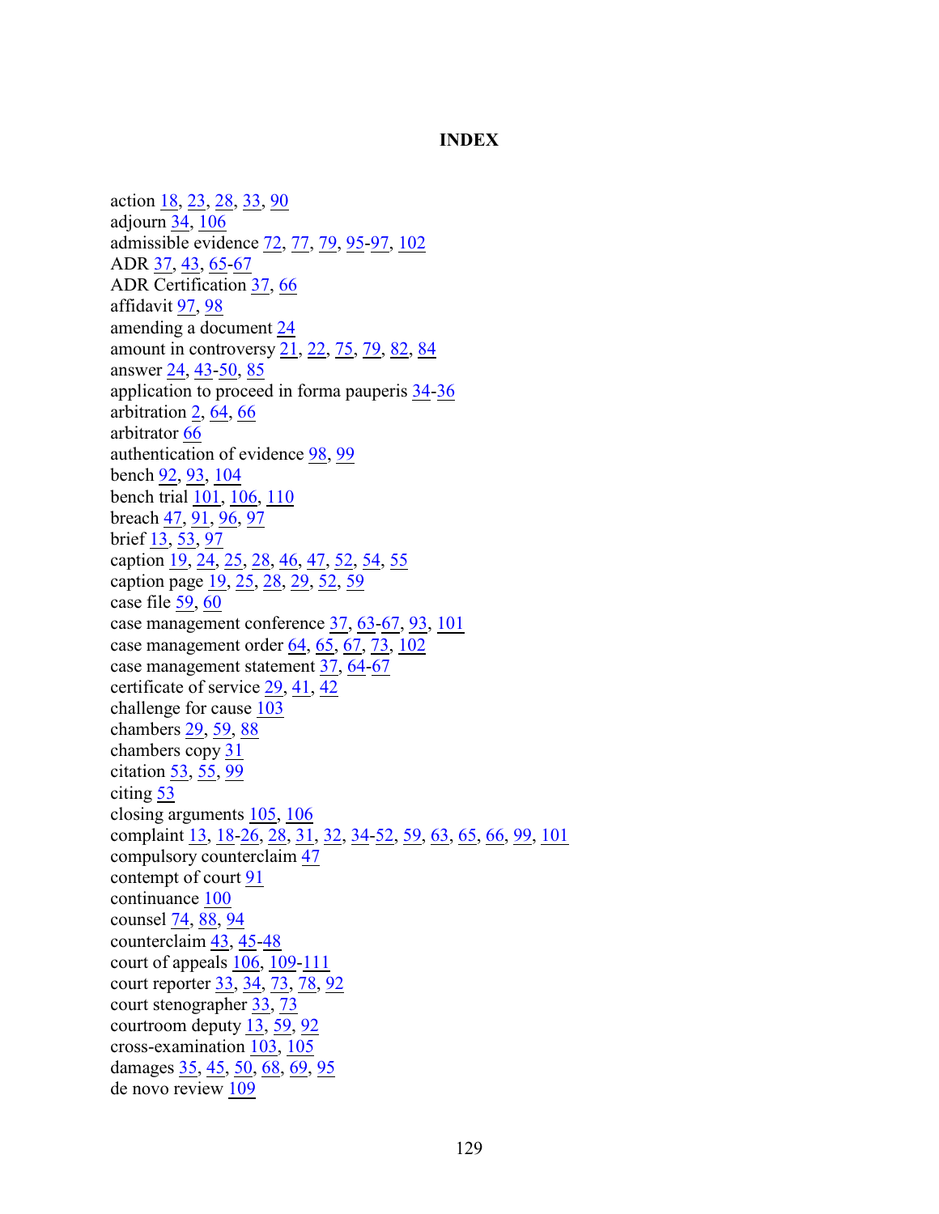# INDEX

action 18, 23, 28, 33, 90
adjourn 34, 106
admissible evidence 72, 77, 79, 95-97, 102
ADR 37, 43, 65-67
ADR Certification 37, 66
affidavit 97, 98
amending a document 24
amount in controversy 21, 22, 75, 79, 82, 84
answer 24, 43-50, 85
application to proceed in forma pauperis 34-36
arbitration 2, 64, 66
arbitrator 66
authentication of evidence 98, 99
bench 92, 93, 104
bench trial 101, 106, 110
breach 47, 91, 96, 97
brief 13, 53, 97
caption 19, 24, 25, 28, 46, 47, 52, 54, 55
caption page 19, 25, 28, 29, 52, 59
case file 59, 60
case management conference 37, 63-67, 93, 101
case management order 64, 65, 67, 73, 102
case management statement 37, 64-67
certificate of service 29, 41, 42
challenge for cause 103
chambers 29, 59, 88
chambers copy 31
citation 53, 55, 99
citing 53
closing arguments 105, 106
complaint 13, 18-26, 28, 31, 32, 34-52, 59, 63, 65, 66, 99, 101
compulsory counterclaim 47
contempt of court 91
continuance 100
counsel 74, 88, 94
counterclaim 43, 45-48
court of appeals 106, 109-111
court reporter 33, 34, 73, 78, 92
court stenographer 33, 73
courtroom deputy 13, 59, 92
cross-examination 103, 105
damages 35, 45, 50, 68, 69, 95
de novo review 109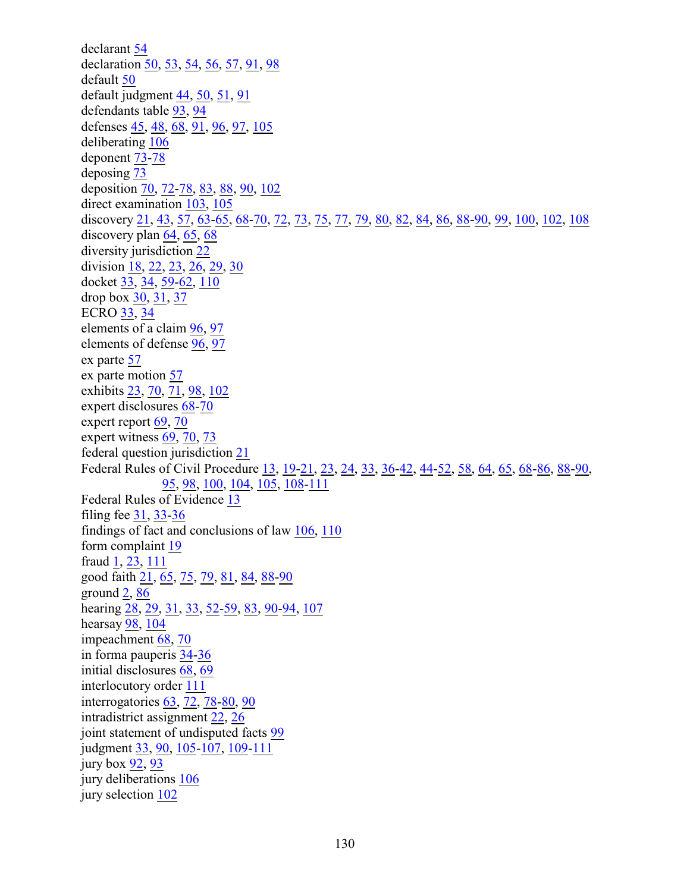declarant 54
declaration 50, 53, 54, 56, 57, 91, 98
default 50
default judgment 44, 50, 51, 91
defendants table 93, 94
defenses 45, 48, 68, 91, 96, 97, 105
deliberating 106
deponent 73-78
deposing 73
deposition 70, 72-78, 83, 88, 90, 102
direct examination 103, 105
discovery 21, 43, 57, 63-65, 68-70, 72, 73, 75, 77, 79, 80, 82, 84, 86, 88-90, 99, 100, 102, 108
discovery plan 64, 65, 68
diversity jurisdiction 22
division 18, 22, 23, 26, 29, 30
docket 33, 34, 59-62, 110
drop box 30, 31, 37
ECRO 33, 34
elements of a claim 96, 97
elements of defense 96, 97
ex parte 57
ex parte motion 57
exhibits 23, 70, 71, 98, 102
expert disclosures 68-70
expert report 69, 70
expert witness 69, 70, 73
federal question jurisdiction 21
Federal Rules of Civil Procedure 13, 19-21, 23, 24, 33, 36-42, 44-52, 58, 64, 65, 68-86, 88-90, 95, 98, 100, 104, 105, 108-111
Federal Rules of Evidence 13
filing fee 31, 33-36
findings of fact and conclusions of law 106, 110
form complaint 19
fraud 1, 23, 111
good faith 21, 65, 75, 79, 81, 84, 88-90
ground 2, 86
hearing 28, 29, 31, 33, 52-59, 83, 90-94, 107
hearsay 98, 104
impeachment 68, 70
in forma pauperis 34-36
initial disclosures 68, 69
interlocutory order 111
interrogatories 63, 72, 78-80, 90
intradistrict assignment 22, 26
joint statement of undisputed facts 99
judgment 33, 90, 105-107, 109-111
jury box 92, 93
jury deliberations 106
jury selection 102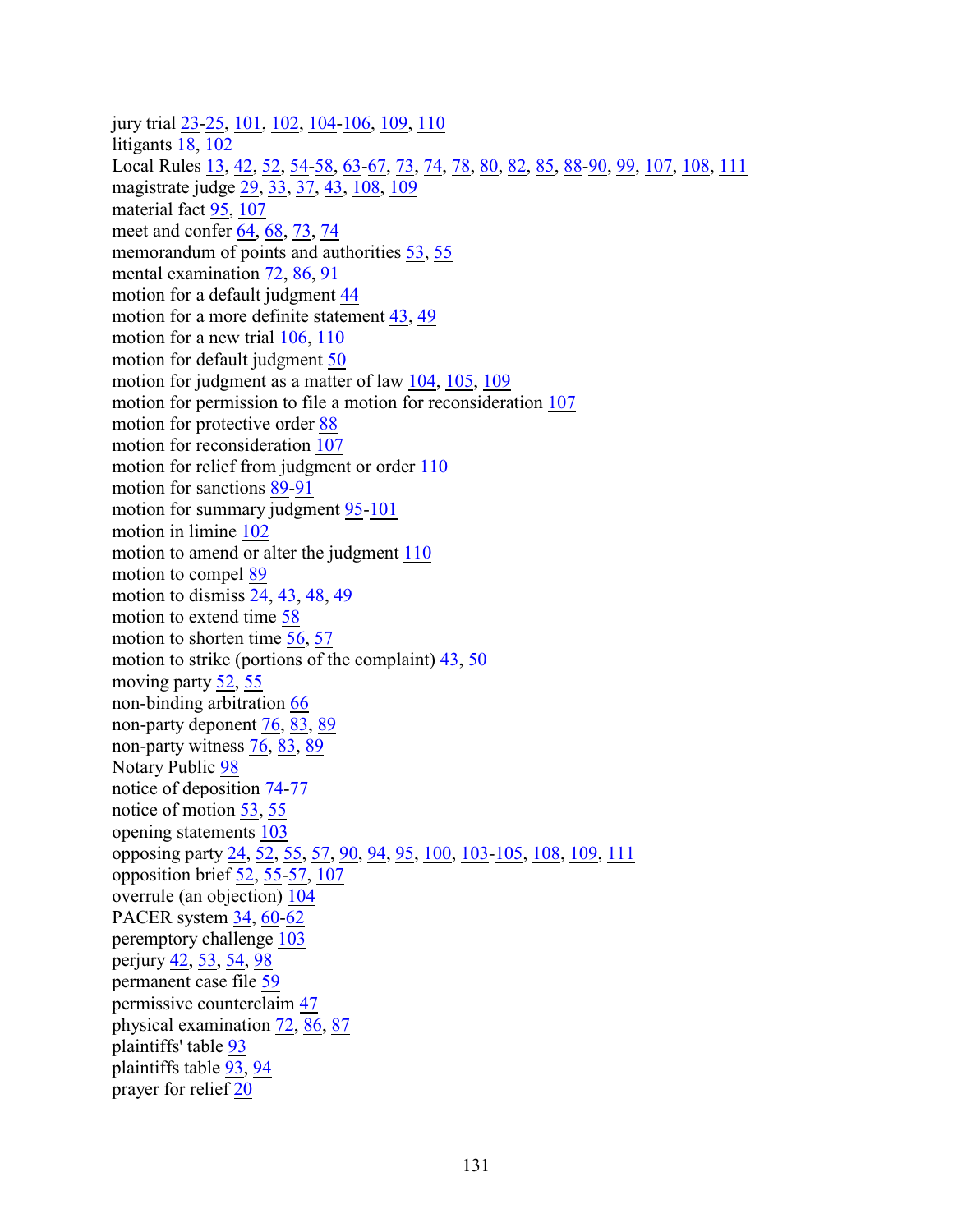jury trial 23-25, 101, 102, 104-106, 109, 110  
litigants 18, 102  
Local Rules 13, 42, 52, 54-58, 63-67, 73, 74, 78, 80, 82, 85, 88-90, 99, 107, 108, 111  
magistrate judge 29, 33, 37, 43, 108, 109  
material fact 95, 107  
meet and confer 64, 68, 73, 74  
memorandum of points and authorities 53, 55  
mental examination 72, 86, 91  
motion for a default judgment 44  
motion for a more definite statement 43, 49  
motion for a new trial 106, 110  
motion for default judgment 50  
motion for judgment as a matter of law 104, 105, 109  
motion for permission to file a motion for reconsideration 107  
motion for protective order 88  
motion for reconsideration 107  
motion for relief from judgment or order 110  
motion for sanctions 89-91  
motion for summary judgment 95-101  
motion in limine 102  
motion to amend or alter the judgment 110  
motion to compel 89  
motion to dismiss 24, 43, 48, 49  
motion to extend time 58  
motion to shorten time 56, 57  
motion to strike (portions of the complaint) 43, 50  
moving party 52, 55  
non-binding arbitration 66  
non-party deponent 76, 83, 89  
non-party witness 76, 83, 89  
Notary Public 98  
notice of deposition 74-77  
notice of motion 53, 55  
opening statements 103  
opposing party 24, 52, 55, 57, 90, 94, 95, 100, 103-105, 108, 109, 111  
opposition brief 52, 55-57, 107  
overrule (an objection) 104  
PACER system 34, 60-62  
peremptory challenge 103  
perjury 42, 53, 54, 98  
permanent case file 59  
permissive counterclaim 47  
physical examination 72, 86, 87  
plaintiffs' table 93  
plaintiffs table 93, 94  
prayer for relief 20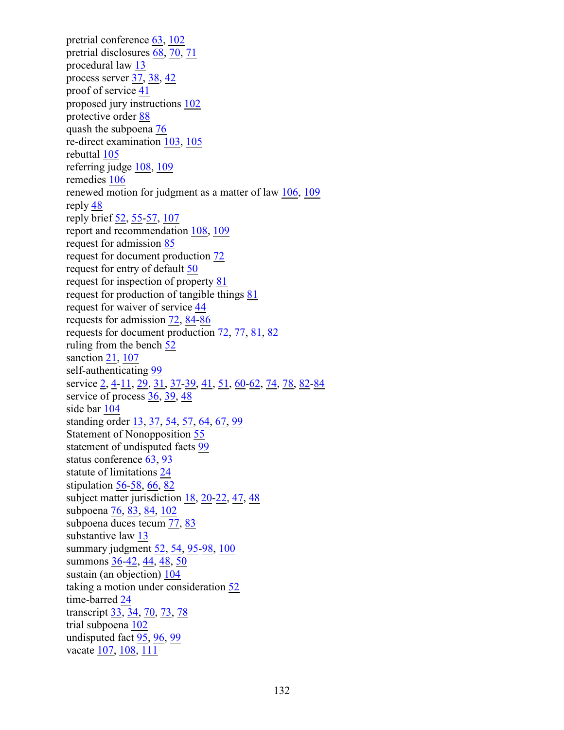pretrial conference 63, 102
pretrial disclosures 68, 70, 71
procedural law 13
process server 37, 38, 42
proof of service 41
proposed jury instructions 102
protective order 88
quash the subpoena 76
re-direct examination 103, 105
rebuttal 105
referring judge 108, 109
remedies 106
renewed motion for judgment as a matter of law 106, 109
reply 48
reply brief 52, 55-57, 107
report and recommendation 108, 109
request for admission 85
request for document production 72
request for entry of default 50
request for inspection of property 81
request for production of tangible things 81
request for waiver of service 44
requests for admission 72, 84-86
requests for document production 72, 77, 81, 82
ruling from the bench 52
sanction 21, 107
self-authenticating 99
service 2, 4-11, 29, 31, 37-39, 41, 51, 60-62, 74, 78, 82-84
service of process 36, 39, 48
side bar 104
standing order 13, 37, 54, 57, 64, 67, 99
Statement of Nonopposition 55
statement of undisputed facts 99
status conference 63, 93
statute of limitations 24
stipulation 56-58, 66, 82
subject matter jurisdiction 18, 20-22, 47, 48
subpoena 76, 83, 84, 102
subpoena duces tecum 77, 83
substantive law 13
summary judgment 52, 54, 95-98, 100
summons 36-42, 44, 48, 50
sustain (an objection) 104
taking a motion under consideration 52
time-barred 24
transcript 33, 34, 70, 73, 78
trial subpoena 102
undisputed fact 95, 96, 99
vacate 107, 108, 111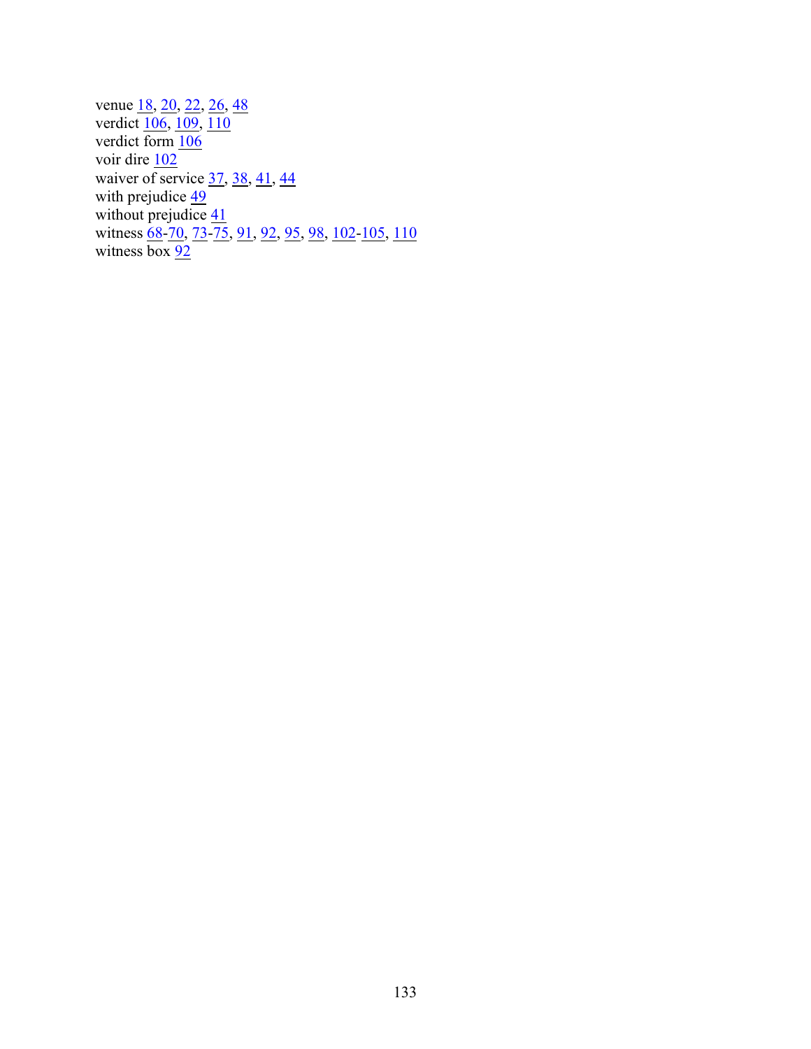venue 18, 20, 22, 26, 48
verdict 106, 109, 110
verdict form 106
voir dire 102
waiver of service 37, 38, 41, 44
with prejudice 49
without prejudice 41
witness 68-70, 73-75, 91, 92, 95, 98, 102-105, 110
witness box 92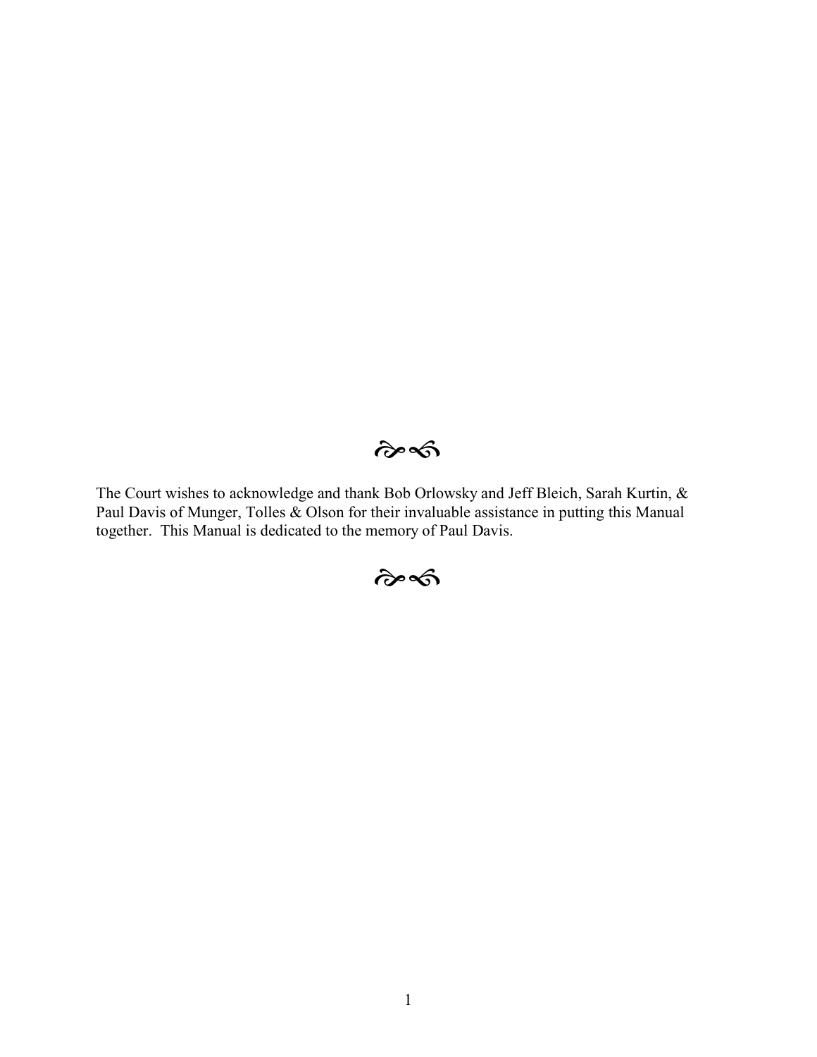☙❧

The Court wishes to acknowledge and thank Bob Orlowsky and Jeff Bleich, Sarah Kurtin, & Paul Davis of Munger, Tolles & Olson for their invaluable assistance in putting this Manual together. This Manual is dedicated to the memory of Paul Davis.

☙❧